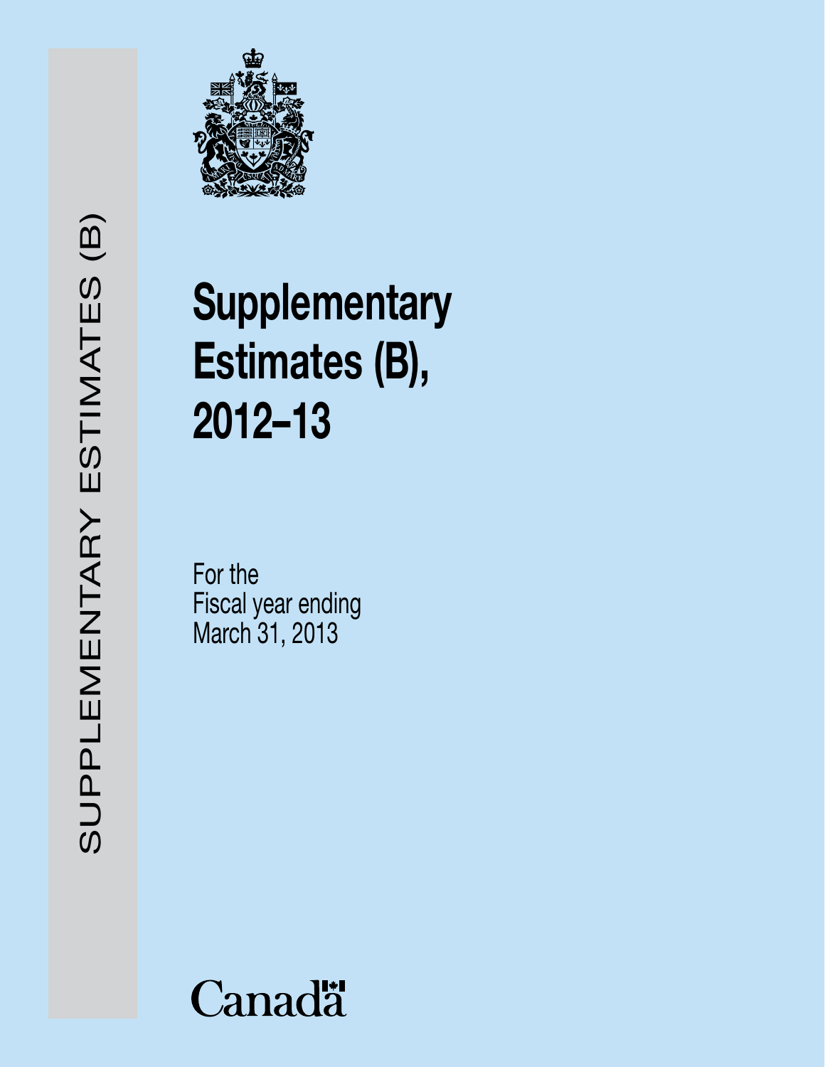SUPPLEMENTARY ESTIMATES (B)

# Supplementary Estimates (B), 2012–13

For the
Fiscal year ending
March 31, 2013

Canada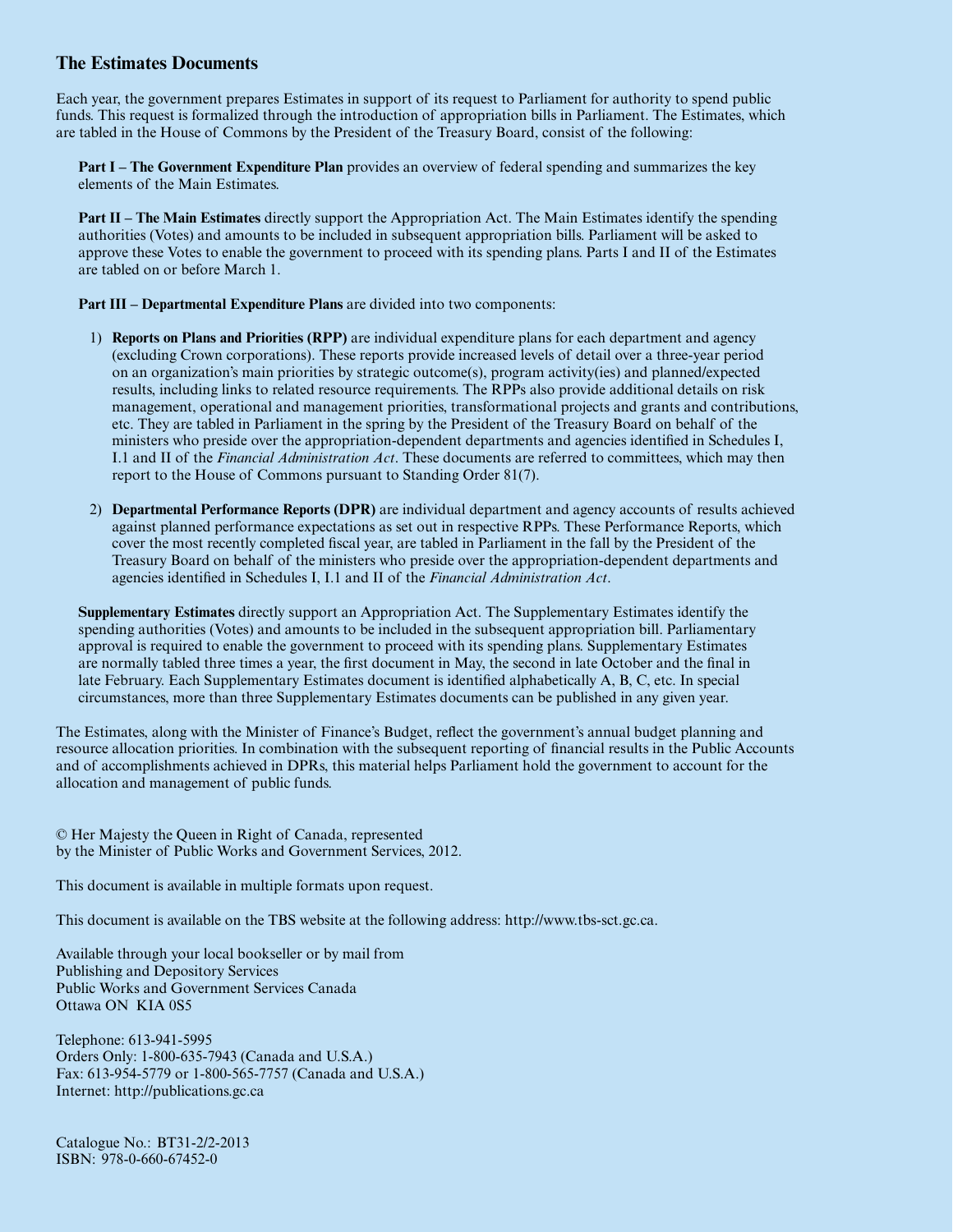## The Estimates Documents

Each year, the government prepares Estimates in support of its request to Parliament for authority to spend public funds. This request is formalized through the introduction of appropriation bills in Parliament. The Estimates, which are tabled in the House of Commons by the President of the Treasury Board, consist of the following:

**Part I – The Government Expenditure Plan** provides an overview of federal spending and summarizes the key elements of the Main Estimates.

**Part II – The Main Estimates** directly support the Appropriation Act. The Main Estimates identify the spending authorities (Votes) and amounts to be included in subsequent appropriation bills. Parliament will be asked to approve these Votes to enable the government to proceed with its spending plans. Parts I and II of the Estimates are tabled on or before March 1.

**Part III – Departmental Expenditure Plans** are divided into two components:

1) **Reports on Plans and Priorities (RPP)** are individual expenditure plans for each department and agency (excluding Crown corporations). These reports provide increased levels of detail over a three-year period on an organization's main priorities by strategic outcome(s), program activity(ies) and planned/expected results, including links to related resource requirements. The RPPs also provide additional details on risk management, operational and management priorities, transformational projects and grants and contributions, etc. They are tabled in Parliament in the spring by the President of the Treasury Board on behalf of the ministers who preside over the appropriation-dependent departments and agencies identified in Schedules I, I.1 and II of the *Financial Administration Act*. These documents are referred to committees, which may then report to the House of Commons pursuant to Standing Order 81(7).

2) **Departmental Performance Reports (DPR)** are individual department and agency accounts of results achieved against planned performance expectations as set out in respective RPPs. These Performance Reports, which cover the most recently completed fiscal year, are tabled in Parliament in the fall by the President of the Treasury Board on behalf of the ministers who preside over the appropriation-dependent departments and agencies identified in Schedules I, I.1 and II of the *Financial Administration Act*.

**Supplementary Estimates** directly support an Appropriation Act. The Supplementary Estimates identify the spending authorities (Votes) and amounts to be included in the subsequent appropriation bill. Parliamentary approval is required to enable the government to proceed with its spending plans. Supplementary Estimates are normally tabled three times a year, the first document in May, the second in late October and the final in late February. Each Supplementary Estimates document is identified alphabetically A, B, C, etc. In special circumstances, more than three Supplementary Estimates documents can be published in any given year.

The Estimates, along with the Minister of Finance's Budget, reflect the government's annual budget planning and resource allocation priorities. In combination with the subsequent reporting of financial results in the Public Accounts and of accomplishments achieved in DPRs, this material helps Parliament hold the government to account for the allocation and management of public funds.

© Her Majesty the Queen in Right of Canada, represented
by the Minister of Public Works and Government Services, 2012.

This document is available in multiple formats upon request.

This document is available on the TBS website at the following address: http://www.tbs-sct.gc.ca.

Available through your local bookseller or by mail from
Publishing and Depository Services
Public Works and Government Services Canada
Ottawa ON KIA 0S5

Telephone: 613-941-5995
Orders Only: 1-800-635-7943 (Canada and U.S.A.)
Fax: 613-954-5779 or 1-800-565-7757 (Canada and U.S.A.)
Internet: http://publications.gc.ca

Catalogue No.: BT31-2/2-2013
ISBN: 978-0-660-67452-0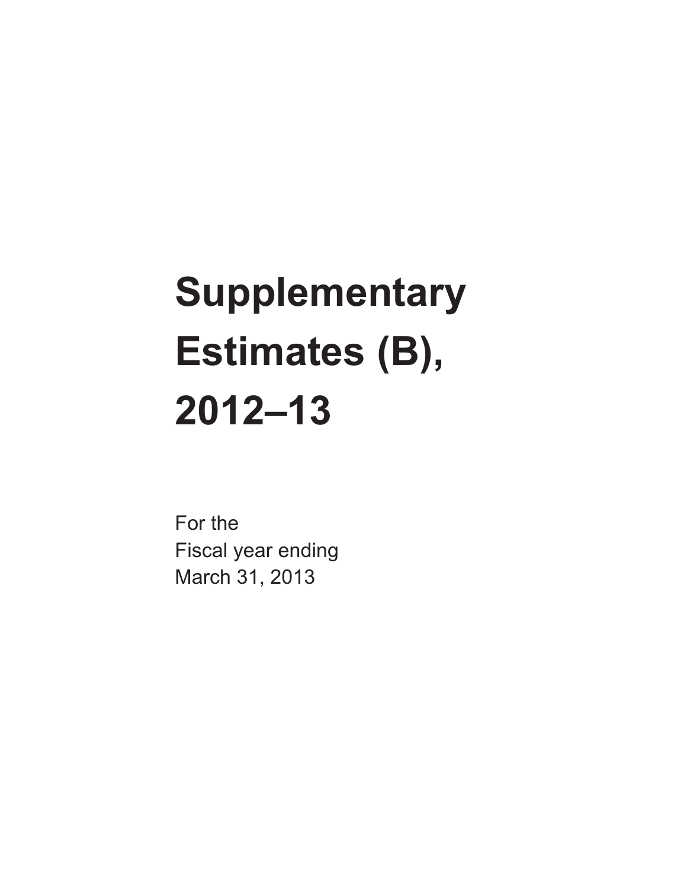# Supplementary Estimates (B), 2012–13

For the
Fiscal year ending
March 31, 2013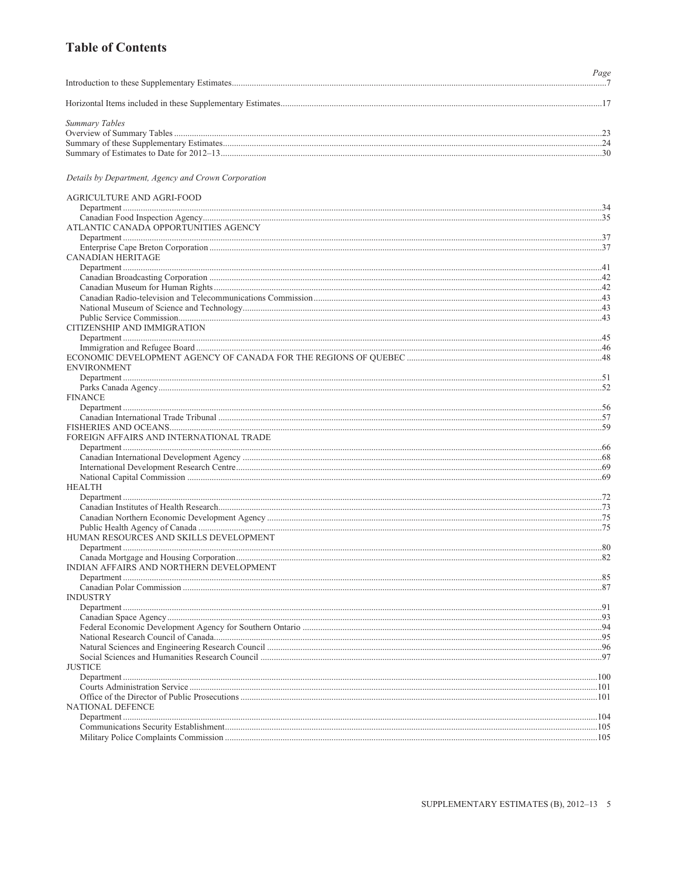# Table of Contents

| | Page |
|---|---|
| Introduction to these Supplementary Estimates | 7 |
| Horizontal Items included in these Supplementary Estimates | 17 |
| *Summary Tables* | |
| Overview of Summary Tables | 23 |
| Summary of these Supplementary Estimates | 24 |
| Summary of Estimates to Date for 2012–13 | 30 |
| *Details by Department, Agency and Crown Corporation* | |
| AGRICULTURE AND AGRI-FOOD | |
| Department | 34 |
| Canadian Food Inspection Agency | 35 |
| ATLANTIC CANADA OPPORTUNITIES AGENCY | |
| Department | 37 |
| Enterprise Cape Breton Corporation | 37 |
| CANADIAN HERITAGE | |
| Department | 41 |
| Canadian Broadcasting Corporation | 42 |
| Canadian Museum for Human Rights | 42 |
| Canadian Radio-television and Telecommunications Commission | 43 |
| National Museum of Science and Technology | 43 |
| Public Service Commission | 43 |
| CITIZENSHIP AND IMMIGRATION | |
| Department | 45 |
| Immigration and Refugee Board | 46 |
| ECONOMIC DEVELOPMENT AGENCY OF CANADA FOR THE REGIONS OF QUEBEC | 48 |
| ENVIRONMENT | |
| Department | 51 |
| Parks Canada Agency | 52 |
| FINANCE | |
| Department | 56 |
| Canadian International Trade Tribunal | 57 |
| FISHERIES AND OCEANS | 59 |
| FOREIGN AFFAIRS AND INTERNATIONAL TRADE | |
| Department | 66 |
| Canadian International Development Agency | 68 |
| International Development Research Centre | 69 |
| National Capital Commission | 69 |
| HEALTH | |
| Department | 72 |
| Canadian Institutes of Health Research | 73 |
| Canadian Northern Economic Development Agency | 75 |
| Public Health Agency of Canada | 75 |
| HUMAN RESOURCES AND SKILLS DEVELOPMENT | |
| Department | 80 |
| Canada Mortgage and Housing Corporation | 82 |
| INDIAN AFFAIRS AND NORTHERN DEVELOPMENT | |
| Department | 85 |
| Canadian Polar Commission | 87 |
| INDUSTRY | |
| Department | 91 |
| Canadian Space Agency | 93 |
| Federal Economic Development Agency for Southern Ontario | 94 |
| National Research Council of Canada | 95 |
| Natural Sciences and Engineering Research Council | 96 |
| Social Sciences and Humanities Research Council | 97 |
| JUSTICE | |
| Department | 100 |
| Courts Administration Service | 101 |
| Office of the Director of Public Prosecutions | 101 |
| NATIONAL DEFENCE | |
| Department | 104 |
| Communications Security Establishment | 105 |
| Military Police Complaints Commission | 105 |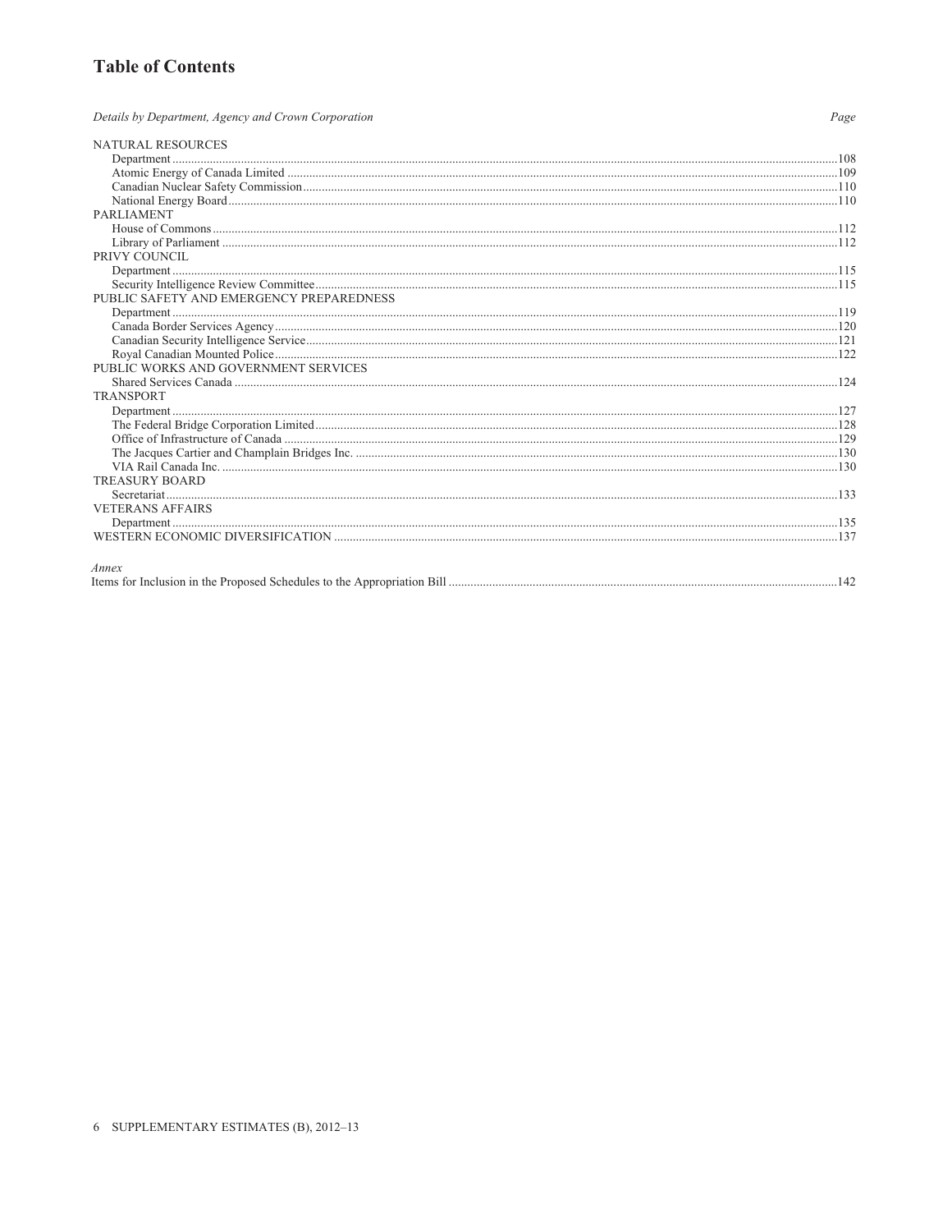# Table of Contents

| *Details by Department, Agency and Crown Corporation* | *Page* |
|---|---|
| NATURAL RESOURCES | |
| Department | 108 |
| Atomic Energy of Canada Limited | 109 |
| Canadian Nuclear Safety Commission | 110 |
| National Energy Board | 110 |
| PARLIAMENT | |
| House of Commons | 112 |
| Library of Parliament | 112 |
| PRIVY COUNCIL | |
| Department | 115 |
| Security Intelligence Review Committee | 115 |
| PUBLIC SAFETY AND EMERGENCY PREPAREDNESS | |
| Department | 119 |
| Canada Border Services Agency | 120 |
| Canadian Security Intelligence Service | 121 |
| Royal Canadian Mounted Police | 122 |
| PUBLIC WORKS AND GOVERNMENT SERVICES | |
| Shared Services Canada | 124 |
| TRANSPORT | |
| Department | 127 |
| The Federal Bridge Corporation Limited | 128 |
| Office of Infrastructure of Canada | 129 |
| The Jacques Cartier and Champlain Bridges Inc. | 130 |
| VIA Rail Canada Inc. | 130 |
| TREASURY BOARD | |
| Secretariat | 133 |
| VETERANS AFFAIRS | |
| Department | 135 |
| WESTERN ECONOMIC DIVERSIFICATION | 137 |

*Annex*

| | |
|---|---|
| Items for Inclusion in the Proposed Schedules to the Appropriation Bill | 142 |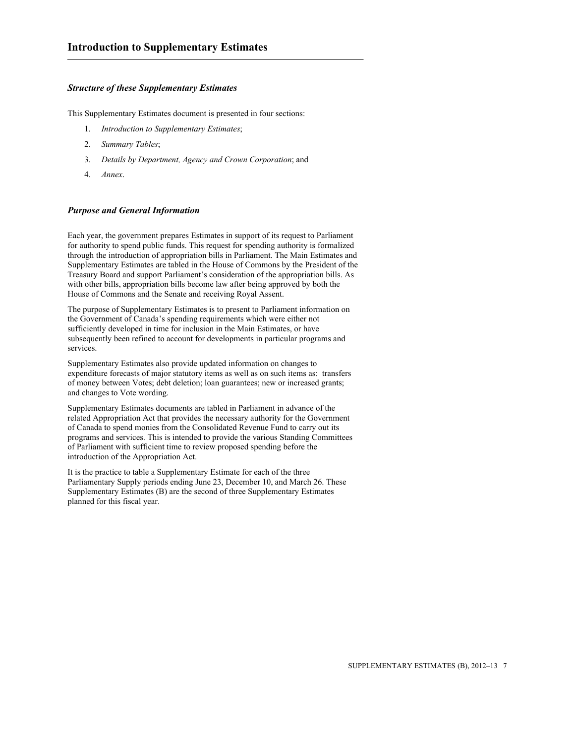# Introduction to Supplementary Estimates

### *Structure of these Supplementary Estimates*

This Supplementary Estimates document is presented in four sections:

1. *Introduction to Supplementary Estimates*;
2. *Summary Tables*;
3. *Details by Department, Agency and Crown Corporation*; and
4. *Annex*.

### *Purpose and General Information*

Each year, the government prepares Estimates in support of its request to Parliament for authority to spend public funds. This request for spending authority is formalized through the introduction of appropriation bills in Parliament. The Main Estimates and Supplementary Estimates are tabled in the House of Commons by the President of the Treasury Board and support Parliament's consideration of the appropriation bills. As with other bills, appropriation bills become law after being approved by both the House of Commons and the Senate and receiving Royal Assent.

The purpose of Supplementary Estimates is to present to Parliament information on the Government of Canada's spending requirements which were either not sufficiently developed in time for inclusion in the Main Estimates, or have subsequently been refined to account for developments in particular programs and services.

Supplementary Estimates also provide updated information on changes to expenditure forecasts of major statutory items as well as on such items as: transfers of money between Votes; debt deletion; loan guarantees; new or increased grants; and changes to Vote wording.

Supplementary Estimates documents are tabled in Parliament in advance of the related Appropriation Act that provides the necessary authority for the Government of Canada to spend monies from the Consolidated Revenue Fund to carry out its programs and services. This is intended to provide the various Standing Committees of Parliament with sufficient time to review proposed spending before the introduction of the Appropriation Act.

It is the practice to table a Supplementary Estimate for each of the three Parliamentary Supply periods ending June 23, December 10, and March 26. These Supplementary Estimates (B) are the second of three Supplementary Estimates planned for this fiscal year.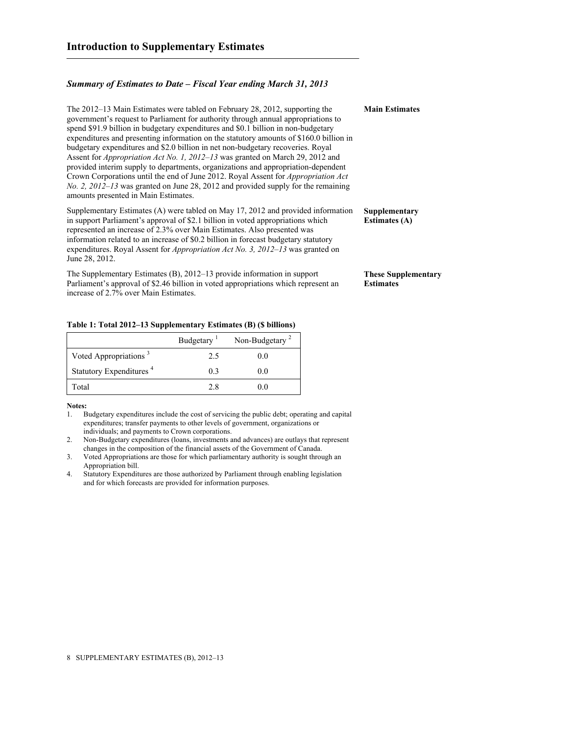# Introduction to Supplementary Estimates

## *Summary of Estimates to Date – Fiscal Year ending March 31, 2013*

**Main Estimates**

The 2012–13 Main Estimates were tabled on February 28, 2012, supporting the government's request to Parliament for authority through annual appropriations to spend $91.9 billion in budgetary expenditures and $0.1 billion in non-budgetary expenditures and presenting information on the statutory amounts of $160.0 billion in budgetary expenditures and $2.0 billion in net non-budgetary recoveries. Royal Assent for *Appropriation Act No. 1, 2012–13* was granted on March 29, 2012 and provided interim supply to departments, organizations and appropriation-dependent Crown Corporations until the end of June 2012. Royal Assent for *Appropriation Act No. 2, 2012–13* was granted on June 28, 2012 and provided supply for the remaining amounts presented in Main Estimates.

**Supplementary Estimates (A)**

Supplementary Estimates (A) were tabled on May 17, 2012 and provided information in support Parliament's approval of $2.1 billion in voted appropriations which represented an increase of 2.3% over Main Estimates. Also presented was information related to an increase of $0.2 billion in forecast budgetary statutory expenditures. Royal Assent for *Appropriation Act No. 3, 2012–13* was granted on June 28, 2012.

**These Supplementary Estimates**

The Supplementary Estimates (B), 2012–13 provide information in support Parliament's approval of $2.46 billion in voted appropriations which represent an increase of 2.7% over Main Estimates.

**Table 1: Total 2012–13 Supplementary Estimates (B) ($ billions)**

| | Budgetary [1] | Non-Budgetary [2] |
|---|---|---|
| Voted Appropriations [3] | 2.5 | 0.0 |
| Statutory Expenditures [4] | 0.3 | 0.0 |
| Total | 2.8 | 0.0 |

**Notes:**

1. Budgetary expenditures include the cost of servicing the public debt; operating and capital expenditures; transfer payments to other levels of government, organizations or individuals; and payments to Crown corporations.
2. Non-Budgetary expenditures (loans, investments and advances) are outlays that represent changes in the composition of the financial assets of the Government of Canada.
3. Voted Appropriations are those for which parliamentary authority is sought through an Appropriation bill.
4. Statutory Expenditures are those authorized by Parliament through enabling legislation and for which forecasts are provided for information purposes.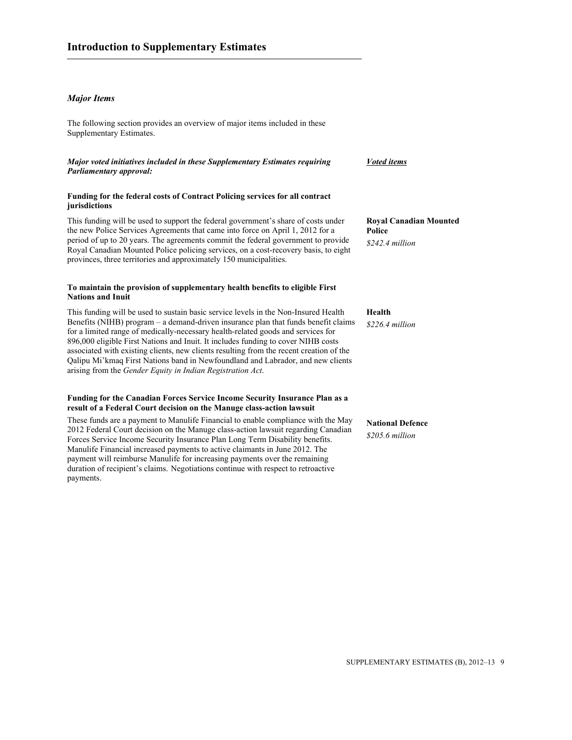# Introduction to Supplementary Estimates

## *Major Items*

The following section provides an overview of major items included in these Supplementary Estimates.

***Major voted initiatives included in these Supplementary Estimates requiring Parliamentary approval:***

***Voted items***

**Funding for the federal costs of Contract Policing services for all contract jurisdictions**

This funding will be used to support the federal government's share of costs under the new Police Services Agreements that came into force on April 1, 2012 for a period of up to 20 years. The agreements commit the federal government to provide Royal Canadian Mounted Police policing services, on a cost-recovery basis, to eight provinces, three territories and approximately 150 municipalities.

**Royal Canadian Mounted Police**
*$242.4 million*

**To maintain the provision of supplementary health benefits to eligible First Nations and Inuit**

This funding will be used to sustain basic service levels in the Non-Insured Health Benefits (NIHB) program – a demand-driven insurance plan that funds benefit claims for a limited range of medically-necessary health-related goods and services for 896,000 eligible First Nations and Inuit. It includes funding to cover NIHB costs associated with existing clients, new clients resulting from the recent creation of the Qalipu Mi'kmaq First Nations band in Newfoundland and Labrador, and new clients arising from the *Gender Equity in Indian Registration Act*.

**Health**
*$226.4 million*

**Funding for the Canadian Forces Service Income Security Insurance Plan as a result of a Federal Court decision on the Manuge class-action lawsuit**

These funds are a payment to Manulife Financial to enable compliance with the May 2012 Federal Court decision on the Manuge class-action lawsuit regarding Canadian Forces Service Income Security Insurance Plan Long Term Disability benefits. Manulife Financial increased payments to active claimants in June 2012. The payment will reimburse Manulife for increasing payments over the remaining duration of recipient's claims. Negotiations continue with respect to retroactive payments.

**National Defence**
*$205.6 million*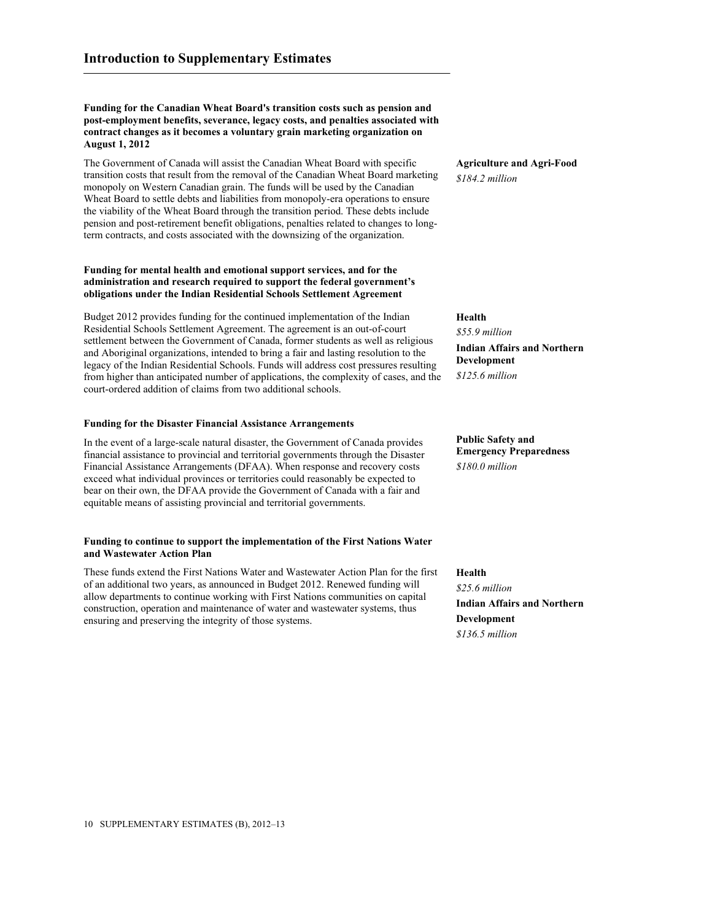**Funding for the Canadian Wheat Board's transition costs such as pension and post-employment benefits, severance, legacy costs, and penalties associated with contract changes as it becomes a voluntary grain marketing organization on August 1, 2012**

The Government of Canada will assist the Canadian Wheat Board with specific transition costs that result from the removal of the Canadian Wheat Board marketing monopoly on Western Canadian grain. The funds will be used by the Canadian Wheat Board to settle debts and liabilities from monopoly-era operations to ensure the viability of the Wheat Board through the transition period. These debts include pension and post-retirement benefit obligations, penalties related to changes to long-term contracts, and costs associated with the downsizing of the organization.

**Agriculture and Agri-Food**
*$184.2 million*

**Funding for mental health and emotional support services, and for the administration and research required to support the federal government's obligations under the Indian Residential Schools Settlement Agreement**

Budget 2012 provides funding for the continued implementation of the Indian Residential Schools Settlement Agreement. The agreement is an out-of-court settlement between the Government of Canada, former students as well as religious and Aboriginal organizations, intended to bring a fair and lasting resolution to the legacy of the Indian Residential Schools. Funds will address cost pressures resulting from higher than anticipated number of applications, the complexity of cases, and the court-ordered addition of claims from two additional schools.

**Health**
*$55.9 million*

**Indian Affairs and Northern Development**
*$125.6 million*

**Funding for the Disaster Financial Assistance Arrangements**

In the event of a large-scale natural disaster, the Government of Canada provides financial assistance to provincial and territorial governments through the Disaster Financial Assistance Arrangements (DFAA). When response and recovery costs exceed what individual provinces or territories could reasonably be expected to bear on their own, the DFAA provide the Government of Canada with a fair and equitable means of assisting provincial and territorial governments.

**Public Safety and Emergency Preparedness**
*$180.0 million*

**Funding to continue to support the implementation of the First Nations Water and Wastewater Action Plan**

These funds extend the First Nations Water and Wastewater Action Plan for the first of an additional two years, as announced in Budget 2012. Renewed funding will allow departments to continue working with First Nations communities on capital construction, operation and maintenance of water and wastewater systems, thus ensuring and preserving the integrity of those systems.

**Health**
*$25.6 million*

**Indian Affairs and Northern Development**
*$136.5 million*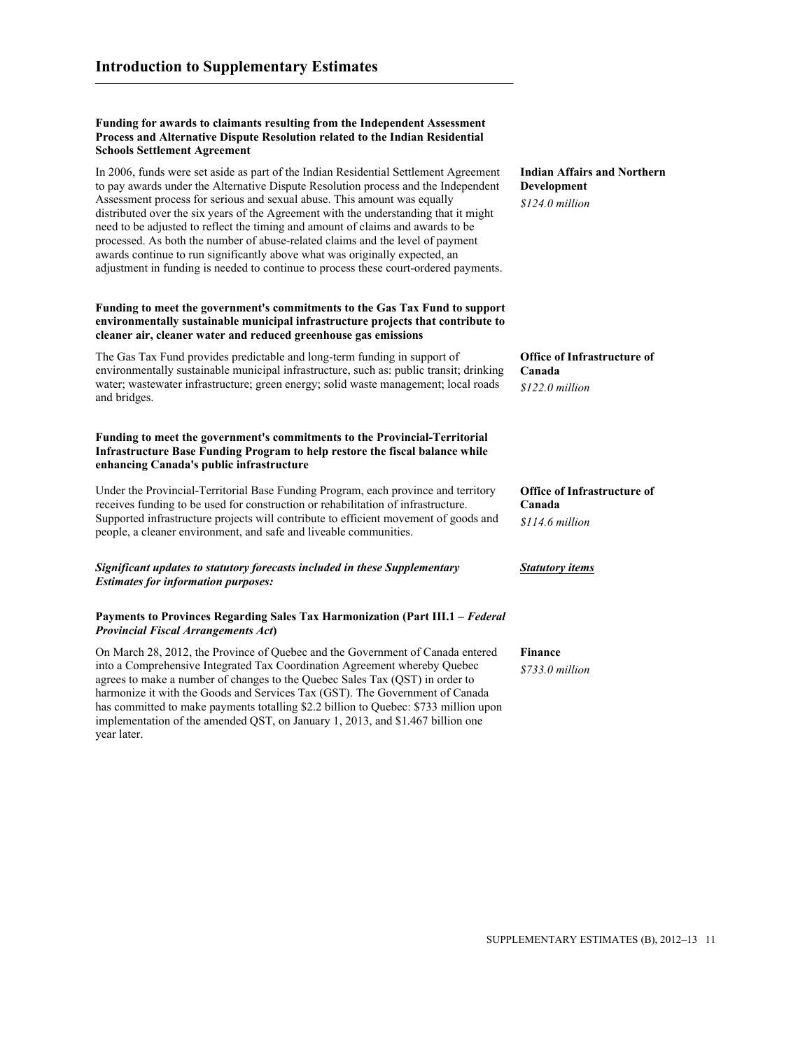**Funding for awards to claimants resulting from the Independent Assessment Process and Alternative Dispute Resolution related to the Indian Residential Schools Settlement Agreement**

In 2006, funds were set aside as part of the Indian Residential Settlement Agreement to pay awards under the Alternative Dispute Resolution process and the Independent Assessment process for serious and sexual abuse. This amount was equally distributed over the six years of the Agreement with the understanding that it might need to be adjusted to reflect the timing and amount of claims and awards to be processed. As both the number of abuse-related claims and the level of payment awards continue to run significantly above what was originally expected, an adjustment in funding is needed to continue to process these court-ordered payments.

**Indian Affairs and Northern Development**
*$124.0 million*

**Funding to meet the government's commitments to the Gas Tax Fund to support environmentally sustainable municipal infrastructure projects that contribute to cleaner air, cleaner water and reduced greenhouse gas emissions**

The Gas Tax Fund provides predictable and long-term funding in support of environmentally sustainable municipal infrastructure, such as: public transit; drinking water; wastewater infrastructure; green energy; solid waste management; local roads and bridges.

**Office of Infrastructure of Canada**
*$122.0 million*

**Funding to meet the government's commitments to the Provincial-Territorial Infrastructure Base Funding Program to help restore the fiscal balance while enhancing Canada's public infrastructure**

Under the Provincial-Territorial Base Funding Program, each province and territory receives funding to be used for construction or rehabilitation of infrastructure. Supported infrastructure projects will contribute to efficient movement of goods and people, a cleaner environment, and safe and liveable communities.

**Office of Infrastructure of Canada**
*$114.6 million*

***Significant updates to statutory forecasts included in these Supplementary Estimates for information purposes:***

***Statutory items***

**Payments to Provinces Regarding Sales Tax Harmonization (Part III.1 – *Federal Provincial Fiscal Arrangements Act*)**

On March 28, 2012, the Province of Quebec and the Government of Canada entered into a Comprehensive Integrated Tax Coordination Agreement whereby Quebec agrees to make a number of changes to the Quebec Sales Tax (QST) in order to harmonize it with the Goods and Services Tax (GST). The Government of Canada has committed to make payments totalling $2.2 billion to Quebec: $733 million upon implementation of the amended QST, on January 1, 2013, and $1.467 billion one year later.

**Finance**
*$733.0 million*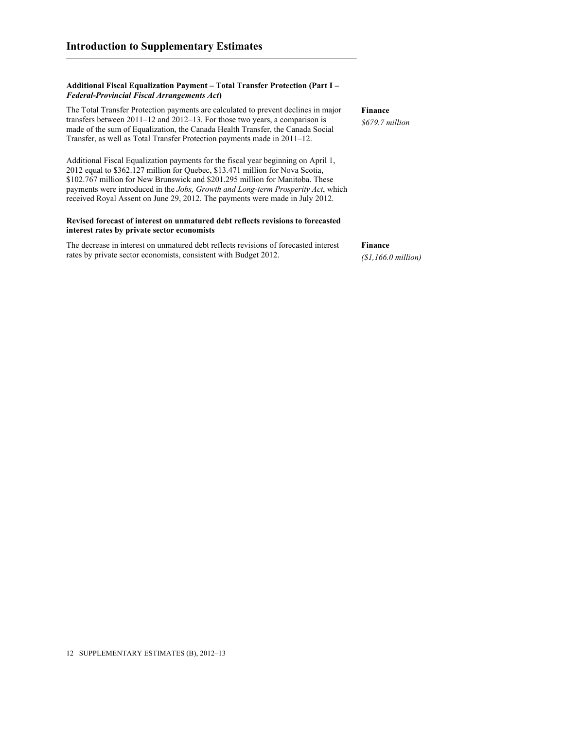**Additional Fiscal Equalization Payment – Total Transfer Protection (Part I – *Federal-Provincial Fiscal Arrangements Act*)**

The Total Transfer Protection payments are calculated to prevent declines in major transfers between 2011–12 and 2012–13. For those two years, a comparison is made of the sum of Equalization, the Canada Health Transfer, the Canada Social Transfer, as well as Total Transfer Protection payments made in 2011–12.

**Finance**
*$679.7 million*

Additional Fiscal Equalization payments for the fiscal year beginning on April 1, 2012 equal to $362.127 million for Quebec, $13.471 million for Nova Scotia, $102.767 million for New Brunswick and $201.295 million for Manitoba. These payments were introduced in the *Jobs, Growth and Long-term Prosperity Act*, which received Royal Assent on June 29, 2012. The payments were made in July 2012.

**Revised forecast of interest on unmatured debt reflects revisions to forecasted interest rates by private sector economists**

The decrease in interest on unmatured debt reflects revisions of forecasted interest rates by private sector economists, consistent with Budget 2012.

**Finance**
*($1,166.0 million)*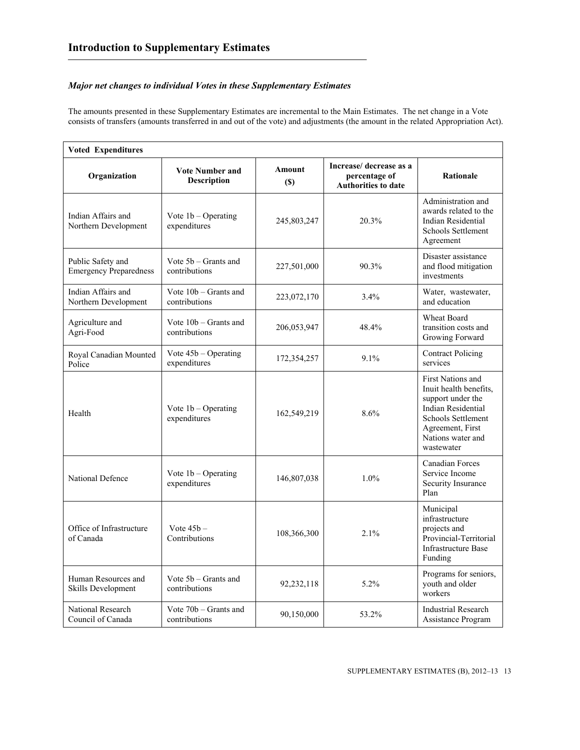## Introduction to Supplementary Estimates

### *Major net changes to individual Votes in these Supplementary Estimates*

The amounts presented in these Supplementary Estimates are incremental to the Main Estimates. The net change in a Vote consists of transfers (amounts transferred in and out of the vote) and adjustments (the amount in the related Appropriation Act).

| **Voted Expenditures** | | | | |
|---|---|---|---|---|
| **Organization** | **Vote Number and Description** | **Amount ($)** | **Increase/ decrease as a percentage of Authorities to date** | **Rationale** |
| Indian Affairs and Northern Development | Vote 1b – Operating expenditures | 245,803,247 | 20.3% | Administration and awards related to the Indian Residential Schools Settlement Agreement |
| Public Safety and Emergency Preparedness | Vote 5b – Grants and contributions | 227,501,000 | 90.3% | Disaster assistance and flood mitigation investments |
| Indian Affairs and Northern Development | Vote 10b – Grants and contributions | 223,072,170 | 3.4% | Water, wastewater, and education |
| Agriculture and Agri-Food | Vote 10b – Grants and contributions | 206,053,947 | 48.4% | Wheat Board transition costs and Growing Forward |
| Royal Canadian Mounted Police | Vote 45b – Operating expenditures | 172,354,257 | 9.1% | Contract Policing services |
| Health | Vote 1b – Operating expenditures | 162,549,219 | 8.6% | First Nations and Inuit health benefits, support under the Indian Residential Schools Settlement Agreement, First Nations water and wastewater |
| National Defence | Vote 1b – Operating expenditures | 146,807,038 | 1.0% | Canadian Forces Service Income Security Insurance Plan |
| Office of Infrastructure of Canada | Vote 45b – Contributions | 108,366,300 | 2.1% | Municipal infrastructure projects and Provincial-Territorial Infrastructure Base Funding |
| Human Resources and Skills Development | Vote 5b – Grants and contributions | 92,232,118 | 5.2% | Programs for seniors, youth and older workers |
| National Research Council of Canada | Vote 70b – Grants and contributions | 90,150,000 | 53.2% | Industrial Research Assistance Program |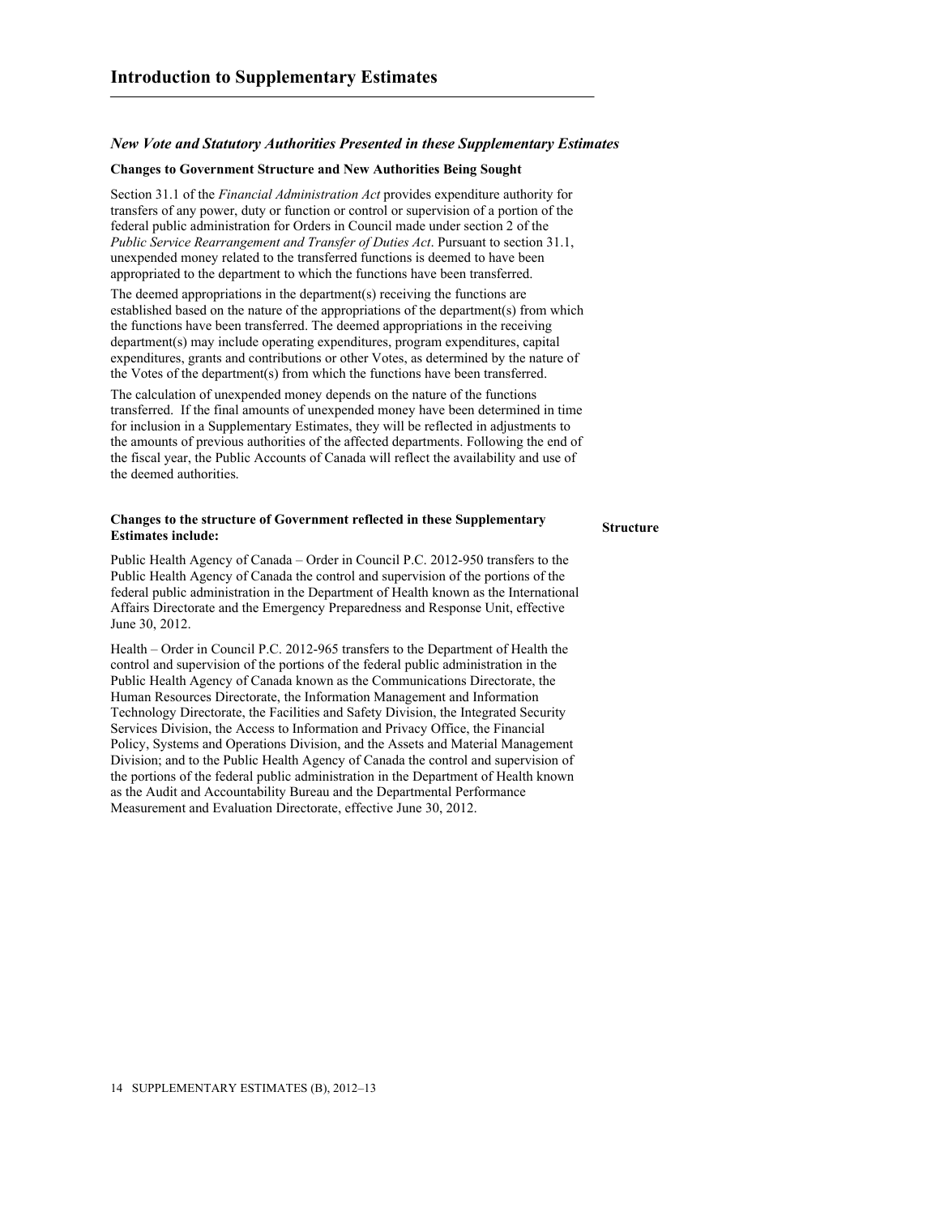# Introduction to Supplementary Estimates

### *New Vote and Statutory Authorities Presented in these Supplementary Estimates*

**Changes to Government Structure and New Authorities Being Sought**

Section 31.1 of the *Financial Administration Act* provides expenditure authority for transfers of any power, duty or function or control or supervision of a portion of the federal public administration for Orders in Council made under section 2 of the *Public Service Rearrangement and Transfer of Duties Act*. Pursuant to section 31.1, unexpended money related to the transferred functions is deemed to have been appropriated to the department to which the functions have been transferred.

The deemed appropriations in the department(s) receiving the functions are established based on the nature of the appropriations of the department(s) from which the functions have been transferred. The deemed appropriations in the receiving department(s) may include operating expenditures, program expenditures, capital expenditures, grants and contributions or other Votes, as determined by the nature of the Votes of the department(s) from which the functions have been transferred.

The calculation of unexpended money depends on the nature of the functions transferred. If the final amounts of unexpended money have been determined in time for inclusion in a Supplementary Estimates, they will be reflected in adjustments to the amounts of previous authorities of the affected departments. Following the end of the fiscal year, the Public Accounts of Canada will reflect the availability and use of the deemed authorities.

**Changes to the structure of Government reflected in these Supplementary Estimates include:**

**Structure**

Public Health Agency of Canada – Order in Council P.C. 2012-950 transfers to the Public Health Agency of Canada the control and supervision of the portions of the federal public administration in the Department of Health known as the International Affairs Directorate and the Emergency Preparedness and Response Unit, effective June 30, 2012.

Health – Order in Council P.C. 2012-965 transfers to the Department of Health the control and supervision of the portions of the federal public administration in the Public Health Agency of Canada known as the Communications Directorate, the Human Resources Directorate, the Information Management and Information Technology Directorate, the Facilities and Safety Division, the Integrated Security Services Division, the Access to Information and Privacy Office, the Financial Policy, Systems and Operations Division, and the Assets and Material Management Division; and to the Public Health Agency of Canada the control and supervision of the portions of the federal public administration in the Department of Health known as the Audit and Accountability Bureau and the Departmental Performance Measurement and Evaluation Directorate, effective June 30, 2012.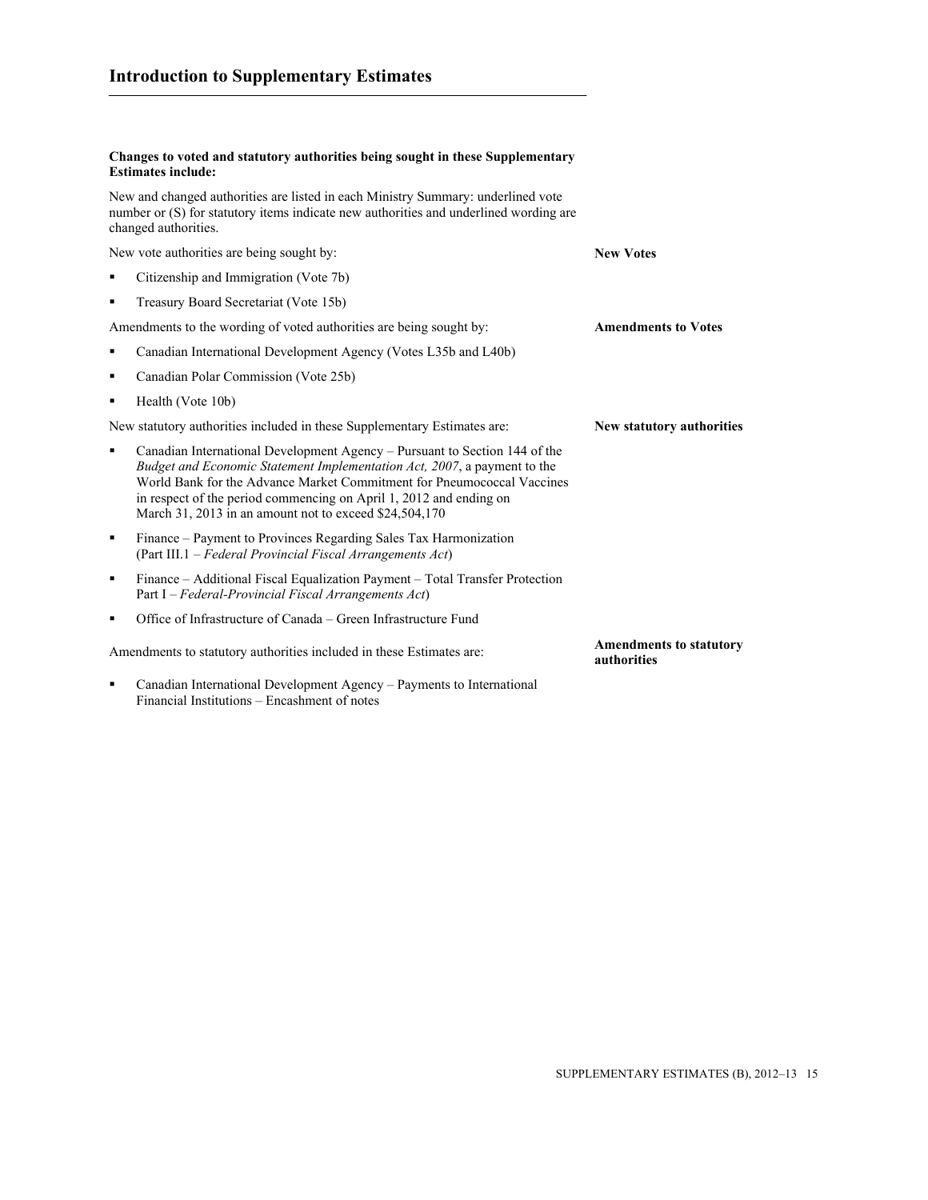# Introduction to Supplementary Estimates

**Changes to voted and statutory authorities being sought in these Supplementary Estimates include:**

New and changed authorities are listed in each Ministry Summary: underlined vote number or (S) for statutory items indicate new authorities and underlined wording are changed authorities.

**New Votes**

New vote authorities are being sought by:

- Citizenship and Immigration (Vote 7b)
- Treasury Board Secretariat (Vote 15b)

**Amendments to Votes**

Amendments to the wording of voted authorities are being sought by:

- Canadian International Development Agency (Votes L35b and L40b)
- Canadian Polar Commission (Vote 25b)
- Health (Vote 10b)

**New statutory authorities**

New statutory authorities included in these Supplementary Estimates are:

- Canadian International Development Agency – Pursuant to Section 144 of the *Budget and Economic Statement Implementation Act, 2007*, a payment to the World Bank for the Advance Market Commitment for Pneumococcal Vaccines in respect of the period commencing on April 1, 2012 and ending on March 31, 2013 in an amount not to exceed $24,504,170
- Finance – Payment to Provinces Regarding Sales Tax Harmonization (Part III.1 – *Federal Provincial Fiscal Arrangements Act*)
- Finance – Additional Fiscal Equalization Payment – Total Transfer Protection Part I – *Federal-Provincial Fiscal Arrangements Act*)
- Office of Infrastructure of Canada – Green Infrastructure Fund

**Amendments to statutory authorities**

Amendments to statutory authorities included in these Estimates are:

- Canadian International Development Agency – Payments to International Financial Institutions – Encashment of notes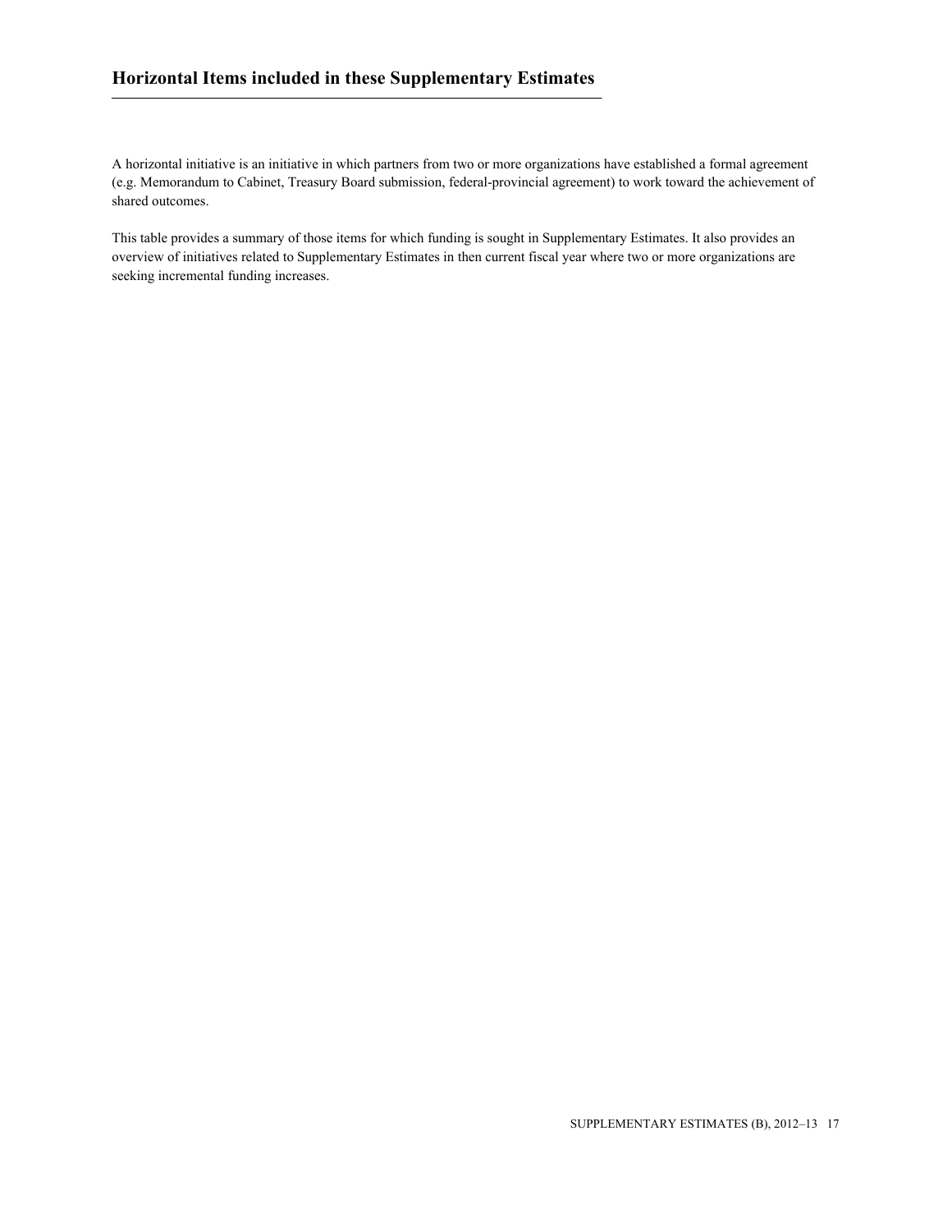## Horizontal Items included in these Supplementary Estimates

A horizontal initiative is an initiative in which partners from two or more organizations have established a formal agreement (e.g. Memorandum to Cabinet, Treasury Board submission, federal-provincial agreement) to work toward the achievement of shared outcomes.

This table provides a summary of those items for which funding is sought in Supplementary Estimates. It also provides an overview of initiatives related to Supplementary Estimates in then current fiscal year where two or more organizations are seeking incremental funding increases.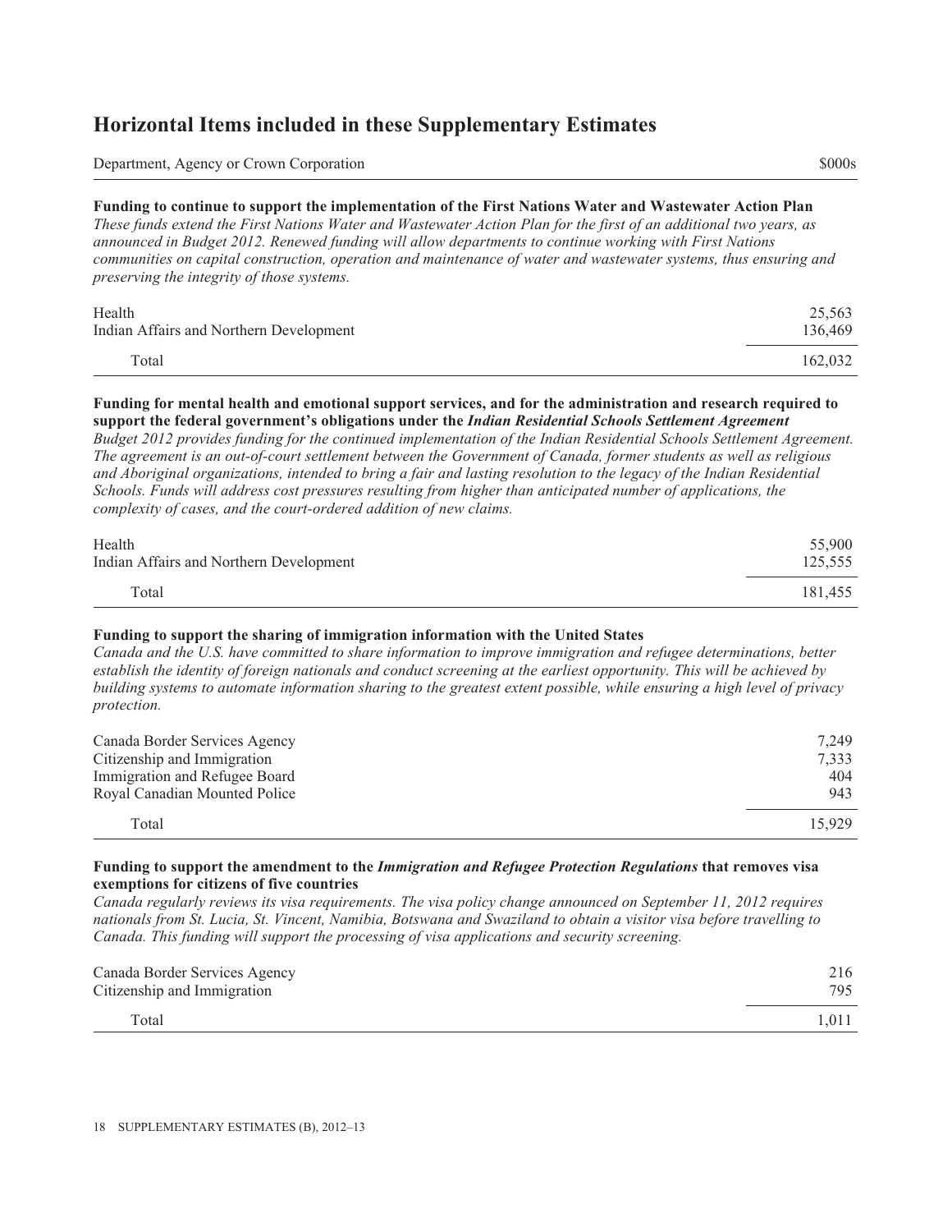## Horizontal Items included in these Supplementary Estimates

| Department, Agency or Crown Corporation | $000s |
| --- | --- |

**Funding to continue to support the implementation of the First Nations Water and Wastewater Action Plan**

*These funds extend the First Nations Water and Wastewater Action Plan for the first of an additional two years, as announced in Budget 2012. Renewed funding will allow departments to continue working with First Nations communities on capital construction, operation and maintenance of water and wastewater systems, thus ensuring and preserving the integrity of those systems.*

| | |
| --- | --- |
| Health | 25,563 |
| Indian Affairs and Northern Development | 136,469 |
| Total | 162,032 |

**Funding for mental health and emotional support services, and for the administration and research required to support the federal government's obligations under the *Indian Residential Schools Settlement Agreement***

*Budget 2012 provides funding for the continued implementation of the Indian Residential Schools Settlement Agreement. The agreement is an out-of-court settlement between the Government of Canada, former students as well as religious and Aboriginal organizations, intended to bring a fair and lasting resolution to the legacy of the Indian Residential Schools. Funds will address cost pressures resulting from higher than anticipated number of applications, the complexity of cases, and the court-ordered addition of new claims.*

| | |
| --- | --- |
| Health | 55,900 |
| Indian Affairs and Northern Development | 125,555 |
| Total | 181,455 |

**Funding to support the sharing of immigration information with the United States**

*Canada and the U.S. have committed to share information to improve immigration and refugee determinations, better establish the identity of foreign nationals and conduct screening at the earliest opportunity. This will be achieved by building systems to automate information sharing to the greatest extent possible, while ensuring a high level of privacy protection.*

| | |
| --- | --- |
| Canada Border Services Agency | 7,249 |
| Citizenship and Immigration | 7,333 |
| Immigration and Refugee Board | 404 |
| Royal Canadian Mounted Police | 943 |
| Total | 15,929 |

**Funding to support the amendment to the *Immigration and Refugee Protection Regulations* that removes visa exemptions for citizens of five countries**

*Canada regularly reviews its visa requirements. The visa policy change announced on September 11, 2012 requires nationals from St. Lucia, St. Vincent, Namibia, Botswana and Swaziland to obtain a visitor visa before travelling to Canada. This funding will support the processing of visa applications and security screening.*

| | |
| --- | --- |
| Canada Border Services Agency | 216 |
| Citizenship and Immigration | 795 |
| Total | 1,011 |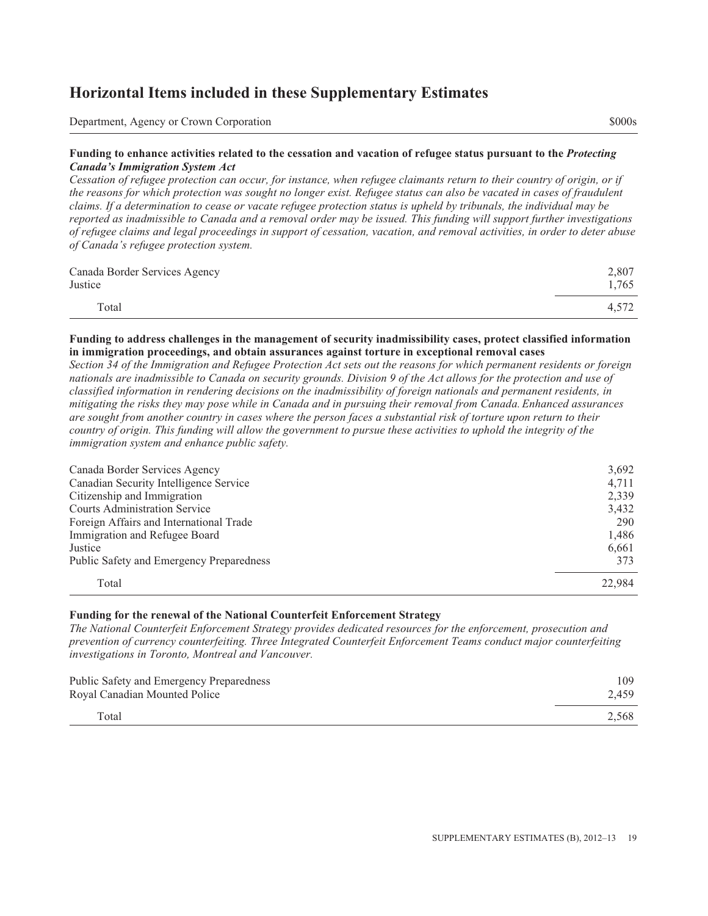## Horizontal Items included in these Supplementary Estimates

| Department, Agency or Crown Corporation | $000s |
| --- | --- |

**Funding to enhance activities related to the cessation and vacation of refugee status pursuant to the *Protecting Canada's Immigration System Act***

*Cessation of refugee protection can occur, for instance, when refugee claimants return to their country of origin, or if the reasons for which protection was sought no longer exist. Refugee status can also be vacated in cases of fraudulent claims. If a determination to cease or vacate refugee protection status is upheld by tribunals, the individual may be reported as inadmissible to Canada and a removal order may be issued. This funding will support further investigations of refugee claims and legal proceedings in support of cessation, vacation, and removal activities, in order to deter abuse of Canada's refugee protection system.*

| Department, Agency or Crown Corporation | $000s |
| --- | --- |
| Canada Border Services Agency | 2,807 |
| Justice | 1,765 |
| Total | 4,572 |

**Funding to address challenges in the management of security inadmissibility cases, protect classified information in immigration proceedings, and obtain assurances against torture in exceptional removal cases**

*Section 34 of the Immigration and Refugee Protection Act sets out the reasons for which permanent residents or foreign nationals are inadmissible to Canada on security grounds. Division 9 of the Act allows for the protection and use of classified information in rendering decisions on the inadmissibility of foreign nationals and permanent residents, in mitigating the risks they may pose while in Canada and in pursuing their removal from Canada. Enhanced assurances are sought from another country in cases where the person faces a substantial risk of torture upon return to their country of origin. This funding will allow the government to pursue these activities to uphold the integrity of the immigration system and enhance public safety.*

| Department, Agency or Crown Corporation | $000s |
| --- | --- |
| Canada Border Services Agency | 3,692 |
| Canadian Security Intelligence Service | 4,711 |
| Citizenship and Immigration | 2,339 |
| Courts Administration Service | 3,432 |
| Foreign Affairs and International Trade | 290 |
| Immigration and Refugee Board | 1,486 |
| Justice | 6,661 |
| Public Safety and Emergency Preparedness | 373 |
| Total | 22,984 |

**Funding for the renewal of the National Counterfeit Enforcement Strategy**

*The National Counterfeit Enforcement Strategy provides dedicated resources for the enforcement, prosecution and prevention of currency counterfeiting. Three Integrated Counterfeit Enforcement Teams conduct major counterfeiting investigations in Toronto, Montreal and Vancouver.*

| Department, Agency or Crown Corporation | $000s |
| --- | --- |
| Public Safety and Emergency Preparedness | 109 |
| Royal Canadian Mounted Police | 2,459 |
| Total | 2,568 |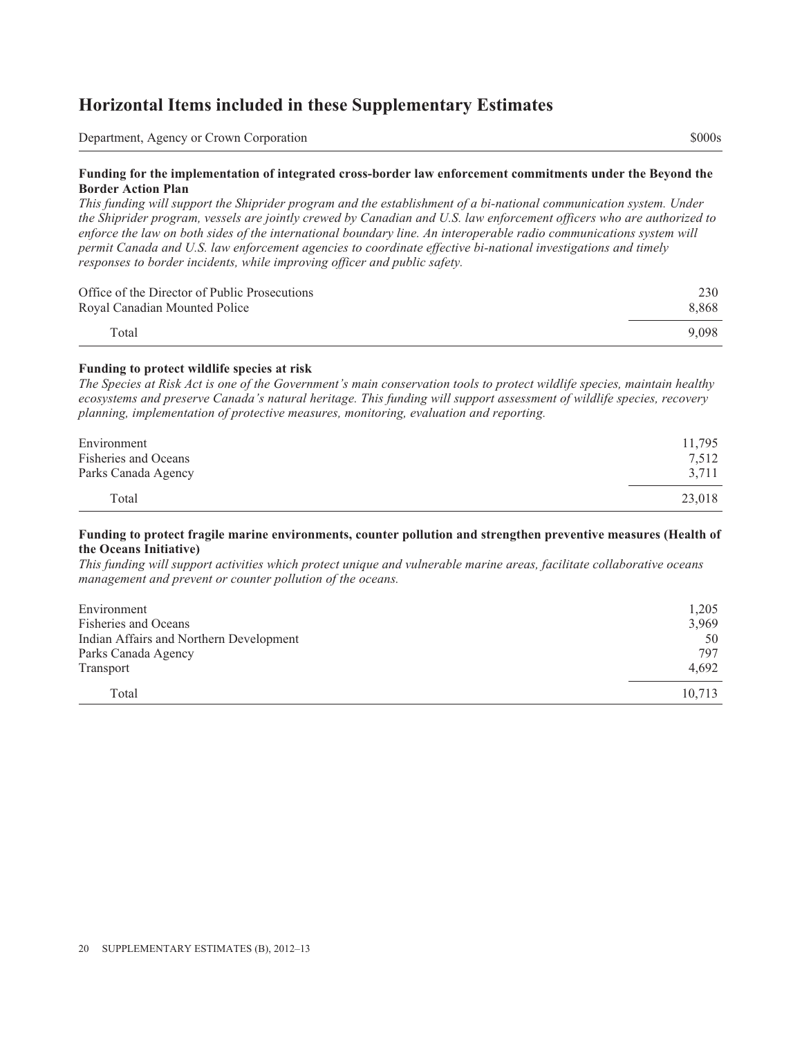## Horizontal Items included in these Supplementary Estimates

| Department, Agency or Crown Corporation | $000s |
| --- | --- |

**Funding for the implementation of integrated cross-border law enforcement commitments under the Beyond the Border Action Plan**

*This funding will support the Shiprider program and the establishment of a bi-national communication system. Under the Shiprider program, vessels are jointly crewed by Canadian and U.S. law enforcement officers who are authorized to enforce the law on both sides of the international boundary line. An interoperable radio communications system will permit Canada and U.S. law enforcement agencies to coordinate effective bi-national investigations and timely responses to border incidents, while improving officer and public safety.*

| Department, Agency or Crown Corporation | $000s |
| --- | --- |
| Office of the Director of Public Prosecutions | 230 |
| Royal Canadian Mounted Police | 8,868 |
| Total | 9,098 |

**Funding to protect wildlife species at risk**

*The Species at Risk Act is one of the Government's main conservation tools to protect wildlife species, maintain healthy ecosystems and preserve Canada's natural heritage. This funding will support assessment of wildlife species, recovery planning, implementation of protective measures, monitoring, evaluation and reporting.*

| Department, Agency or Crown Corporation | $000s |
| --- | --- |
| Environment | 11,795 |
| Fisheries and Oceans | 7,512 |
| Parks Canada Agency | 3,711 |
| Total | 23,018 |

**Funding to protect fragile marine environments, counter pollution and strengthen preventive measures (Health of the Oceans Initiative)**

*This funding will support activities which protect unique and vulnerable marine areas, facilitate collaborative oceans management and prevent or counter pollution of the oceans.*

| Department, Agency or Crown Corporation | $000s |
| --- | --- |
| Environment | 1,205 |
| Fisheries and Oceans | 3,969 |
| Indian Affairs and Northern Development | 50 |
| Parks Canada Agency | 797 |
| Transport | 4,692 |
| Total | 10,713 |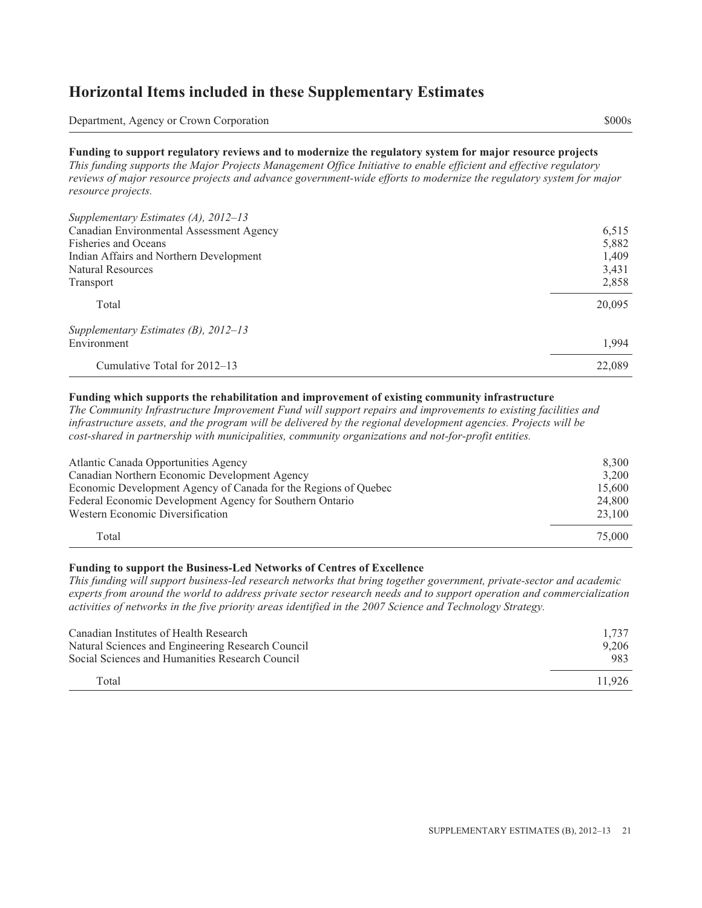# Horizontal Items included in these Supplementary Estimates

| Department, Agency or Crown Corporation | $000s |
|---|---|

**Funding to support regulatory reviews and to modernize the regulatory system for major resource projects**

*This funding supports the Major Projects Management Office Initiative to enable efficient and effective regulatory reviews of major resource projects and advance government-wide efforts to modernize the regulatory system for major resource projects.*

| | |
|---|---|
| *Supplementary Estimates (A), 2012–13* | |
| Canadian Environmental Assessment Agency | 6,515 |
| Fisheries and Oceans | 5,882 |
| Indian Affairs and Northern Development | 1,409 |
| Natural Resources | 3,431 |
| Transport | 2,858 |
| Total | 20,095 |
| *Supplementary Estimates (B), 2012–13* | |
| Environment | 1,994 |
| Cumulative Total for 2012–13 | 22,089 |

**Funding which supports the rehabilitation and improvement of existing community infrastructure**

*The Community Infrastructure Improvement Fund will support repairs and improvements to existing facilities and infrastructure assets, and the program will be delivered by the regional development agencies. Projects will be cost-shared in partnership with municipalities, community organizations and not-for-profit entities.*

| | |
|---|---|
| Atlantic Canada Opportunities Agency | 8,300 |
| Canadian Northern Economic Development Agency | 3,200 |
| Economic Development Agency of Canada for the Regions of Quebec | 15,600 |
| Federal Economic Development Agency for Southern Ontario | 24,800 |
| Western Economic Diversification | 23,100 |
| Total | 75,000 |

**Funding to support the Business-Led Networks of Centres of Excellence**

*This funding will support business-led research networks that bring together government, private-sector and academic experts from around the world to address private sector research needs and to support operation and commercialization activities of networks in the five priority areas identified in the 2007 Science and Technology Strategy.*

| | |
|---|---|
| Canadian Institutes of Health Research | 1,737 |
| Natural Sciences and Engineering Research Council | 9,206 |
| Social Sciences and Humanities Research Council | 983 |
| Total | 11,926 |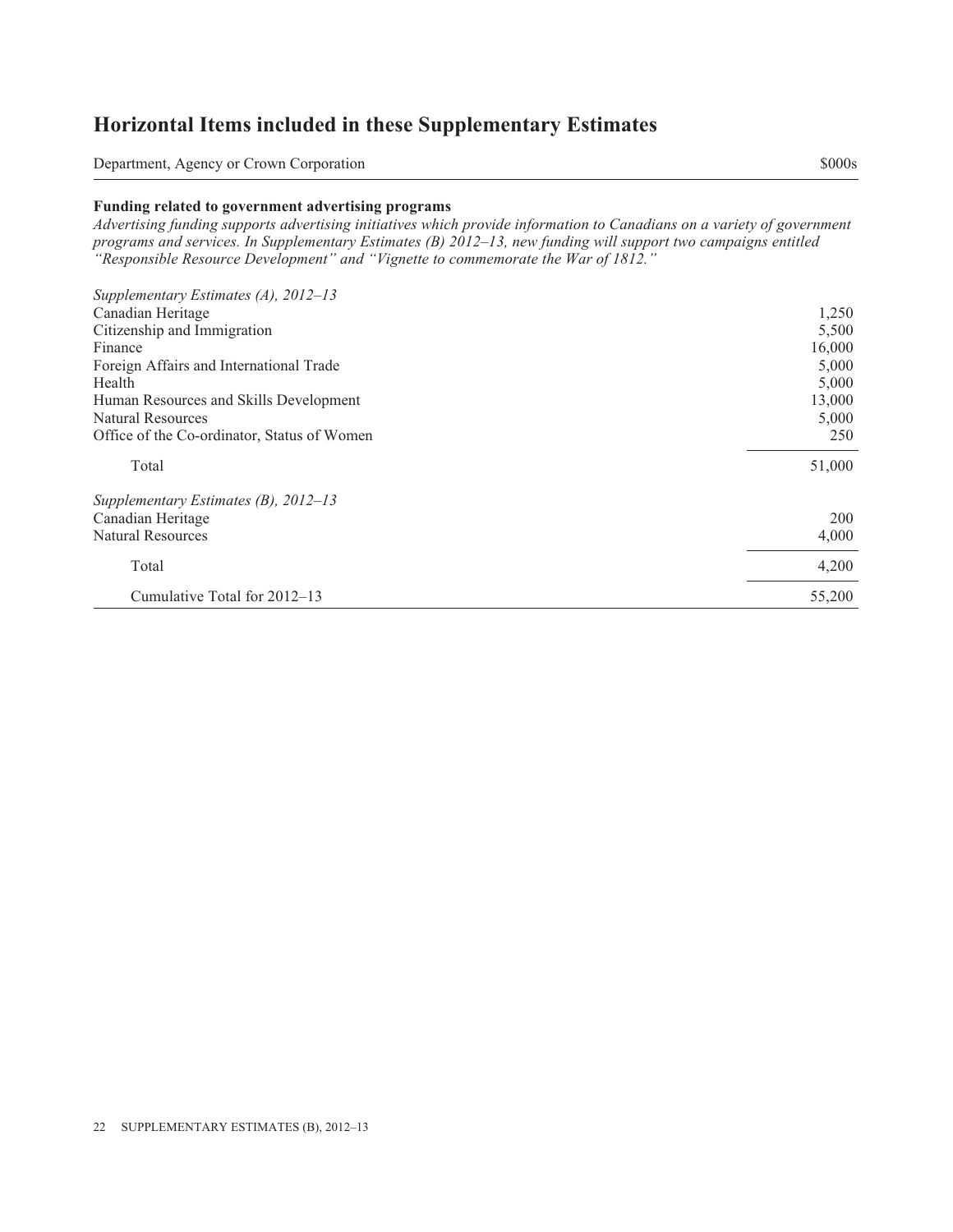## Horizontal Items included in these Supplementary Estimates

| Department, Agency or Crown Corporation | $000s |
|---|---|
| **Funding related to government advertising programs** | |
| *Advertising funding supports advertising initiatives which provide information to Canadians on a variety of government programs and services. In Supplementary Estimates (B) 2012–13, new funding will support two campaigns entitled "Responsible Resource Development" and "Vignette to commemorate the War of 1812."* | |
| *Supplementary Estimates (A), 2012–13* | |
| Canadian Heritage | 1,250 |
| Citizenship and Immigration | 5,500 |
| Finance | 16,000 |
| Foreign Affairs and International Trade | 5,000 |
| Health | 5,000 |
| Human Resources and Skills Development | 13,000 |
| Natural Resources | 5,000 |
| Office of the Co-ordinator, Status of Women | 250 |
| Total | 51,000 |
| *Supplementary Estimates (B), 2012–13* | |
| Canadian Heritage | 200 |
| Natural Resources | 4,000 |
| Total | 4,200 |
| Cumulative Total for 2012–13 | 55,200 |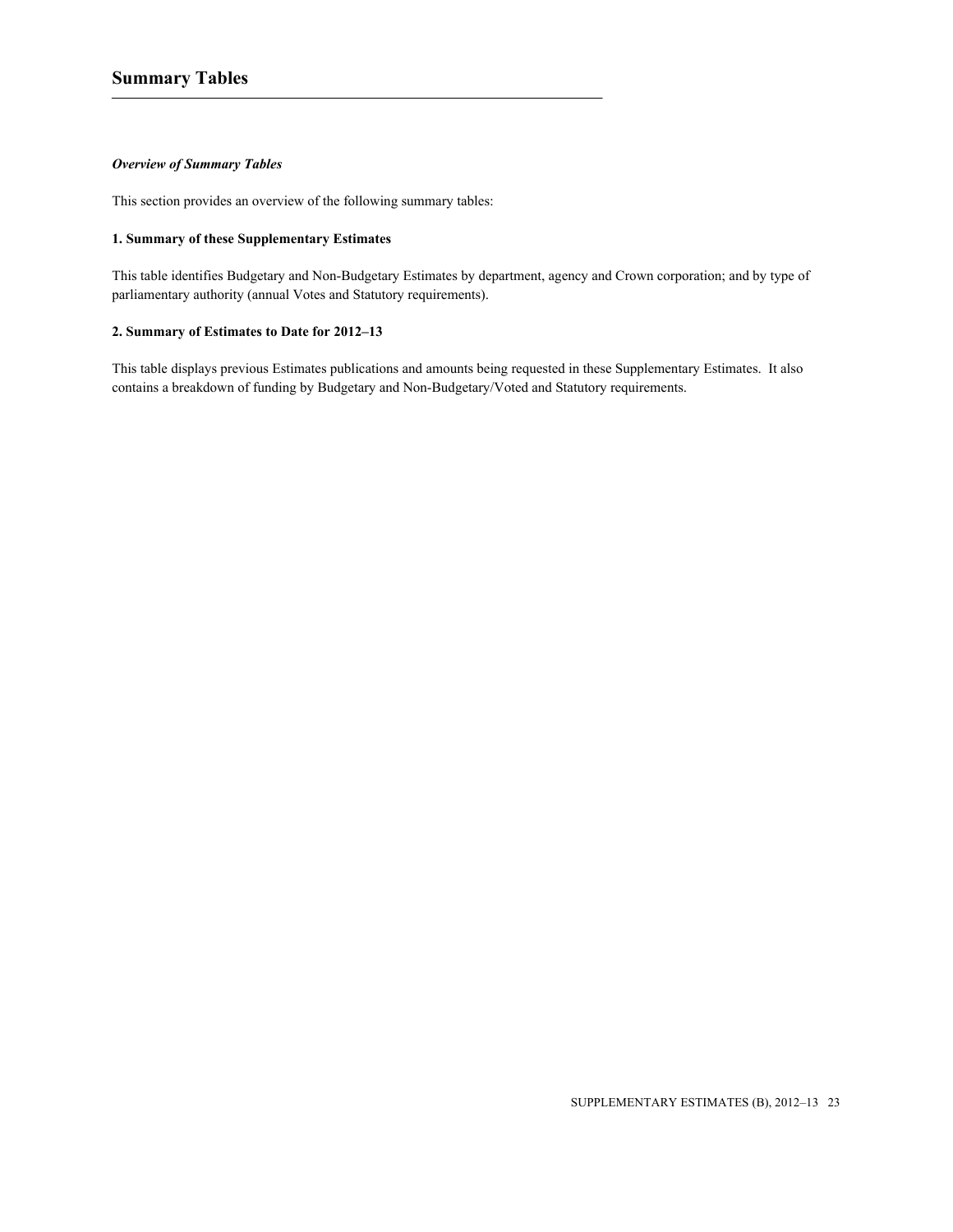## Summary Tables

***Overview of Summary Tables***

This section provides an overview of the following summary tables:

**1. Summary of these Supplementary Estimates**

This table identifies Budgetary and Non-Budgetary Estimates by department, agency and Crown corporation; and by type of parliamentary authority (annual Votes and Statutory requirements).

**2. Summary of Estimates to Date for 2012–13**

This table displays previous Estimates publications and amounts being requested in these Supplementary Estimates. It also contains a breakdown of funding by Budgetary and Non-Budgetary/Voted and Statutory requirements.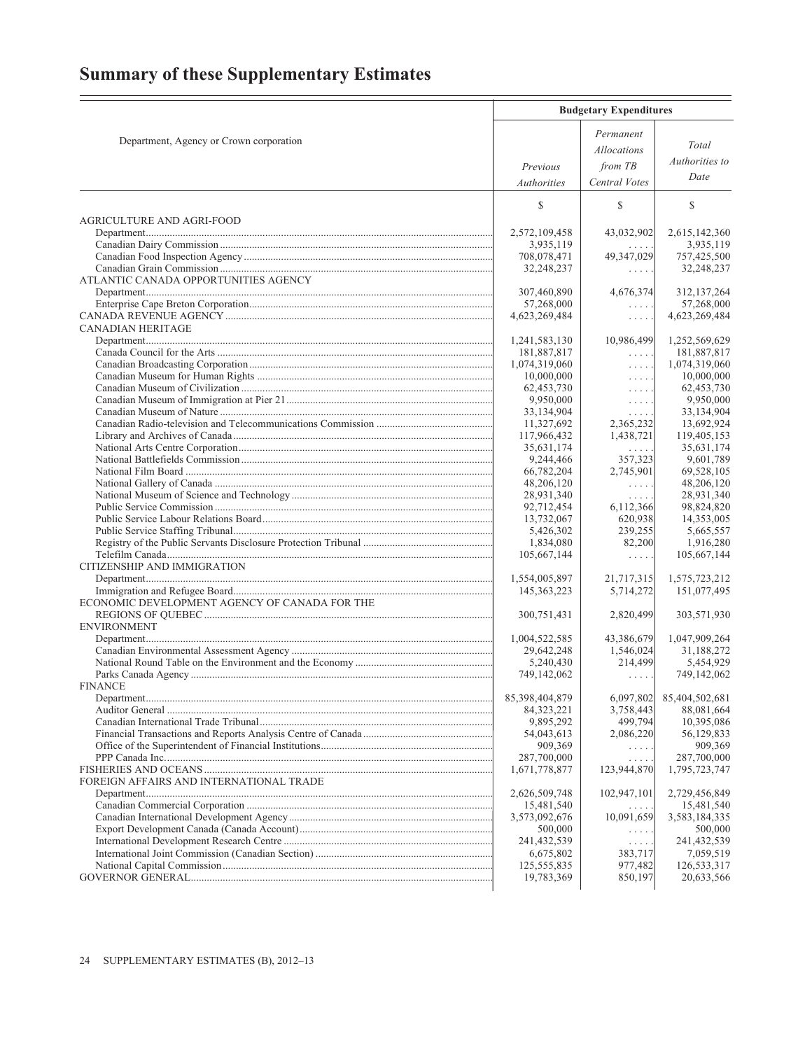# Summary of these Supplementary Estimates

| Department, Agency or Crown corporation | Budgetary Expenditures | | |
|---|---|---|---|
| | *Previous Authorities* | *Permanent Allocations from TB Central Votes* | *Total Authorities to Date* |
| | $ | $ | $ |
| AGRICULTURE AND AGRI-FOOD | | | |
| Department | 2,572,109,458 | 43,032,902 | 2,615,142,360 |
| Canadian Dairy Commission | 3,935,119 | . . . . . | 3,935,119 |
| Canadian Food Inspection Agency | 708,078,471 | 49,347,029 | 757,425,500 |
| Canadian Grain Commission | 32,248,237 | . . . . . | 32,248,237 |
| ATLANTIC CANADA OPPORTUNITIES AGENCY | | | |
| Department | 307,460,890 | 4,676,374 | 312,137,264 |
| Enterprise Cape Breton Corporation | 57,268,000 | . . . . . | 57,268,000 |
| CANADA REVENUE AGENCY | 4,623,269,484 | . . . . . | 4,623,269,484 |
| CANADIAN HERITAGE | | | |
| Department | 1,241,583,130 | 10,986,499 | 1,252,569,629 |
| Canada Council for the Arts | 181,887,817 | . . . . . | 181,887,817 |
| Canadian Broadcasting Corporation | 1,074,319,060 | . . . . . | 1,074,319,060 |
| Canadian Museum for Human Rights | 10,000,000 | . . . . . | 10,000,000 |
| Canadian Museum of Civilization | 62,453,730 | . . . . . | 62,453,730 |
| Canadian Museum of Immigration at Pier 21 | 9,950,000 | . . . . . | 9,950,000 |
| Canadian Museum of Nature | 33,134,904 | . . . . . | 33,134,904 |
| Canadian Radio-television and Telecommunications Commission | 11,327,692 | 2,365,232 | 13,692,924 |
| Library and Archives of Canada | 117,966,432 | 1,438,721 | 119,405,153 |
| National Arts Centre Corporation | 35,631,174 | . . . . . | 35,631,174 |
| National Battlefields Commission | 9,244,466 | 357,323 | 9,601,789 |
| National Film Board | 66,782,204 | 2,745,901 | 69,528,105 |
| National Gallery of Canada | 48,206,120 | . . . . . | 48,206,120 |
| National Museum of Science and Technology | 28,931,340 | . . . . . | 28,931,340 |
| Public Service Commission | 92,712,454 | 6,112,366 | 98,824,820 |
| Public Service Labour Relations Board | 13,732,067 | 620,938 | 14,353,005 |
| Public Service Staffing Tribunal | 5,426,302 | 239,255 | 5,665,557 |
| Registry of the Public Servants Disclosure Protection Tribunal | 1,834,080 | 82,200 | 1,916,280 |
| Telefilm Canada | 105,667,144 | . . . . . | 105,667,144 |
| CITIZENSHIP AND IMMIGRATION | | | |
| Department | 1,554,005,897 | 21,717,315 | 1,575,723,212 |
| Immigration and Refugee Board | 145,363,223 | 5,714,272 | 151,077,495 |
| ECONOMIC DEVELOPMENT AGENCY OF CANADA FOR THE REGIONS OF QUEBEC | 300,751,431 | 2,820,499 | 303,571,930 |
| ENVIRONMENT | | | |
| Department | 1,004,522,585 | 43,386,679 | 1,047,909,264 |
| Canadian Environmental Assessment Agency | 29,642,248 | 1,546,024 | 31,188,272 |
| National Round Table on the Environment and the Economy | 5,240,430 | 214,499 | 5,454,929 |
| Parks Canada Agency | 749,142,062 | . . . . . | 749,142,062 |
| FINANCE | | | |
| Department | 85,398,404,879 | 6,097,802 | 85,404,502,681 |
| Auditor General | 84,323,221 | 3,758,443 | 88,081,664 |
| Canadian International Trade Tribunal | 9,895,292 | 499,794 | 10,395,086 |
| Financial Transactions and Reports Analysis Centre of Canada | 54,043,613 | 2,086,220 | 56,129,833 |
| Office of the Superintendent of Financial Institutions | 909,369 | . . . . . | 909,369 |
| PPP Canada Inc. | 287,700,000 | . . . . . | 287,700,000 |
| FISHERIES AND OCEANS | 1,671,778,877 | 123,944,870 | 1,795,723,747 |
| FOREIGN AFFAIRS AND INTERNATIONAL TRADE | | | |
| Department | 2,626,509,748 | 102,947,101 | 2,729,456,849 |
| Canadian Commercial Corporation | 15,481,540 | . . . . . | 15,481,540 |
| Canadian International Development Agency | 3,573,092,676 | 10,091,659 | 3,583,184,335 |
| Export Development Canada (Canada Account) | 500,000 | . . . . . | 500,000 |
| International Development Research Centre | 241,432,539 | . . . . . | 241,432,539 |
| International Joint Commission (Canadian Section) | 6,675,802 | 383,717 | 7,059,519 |
| National Capital Commission | 125,555,835 | 977,482 | 126,533,317 |
| GOVERNOR GENERAL | 19,783,369 | 850,197 | 20,633,566 |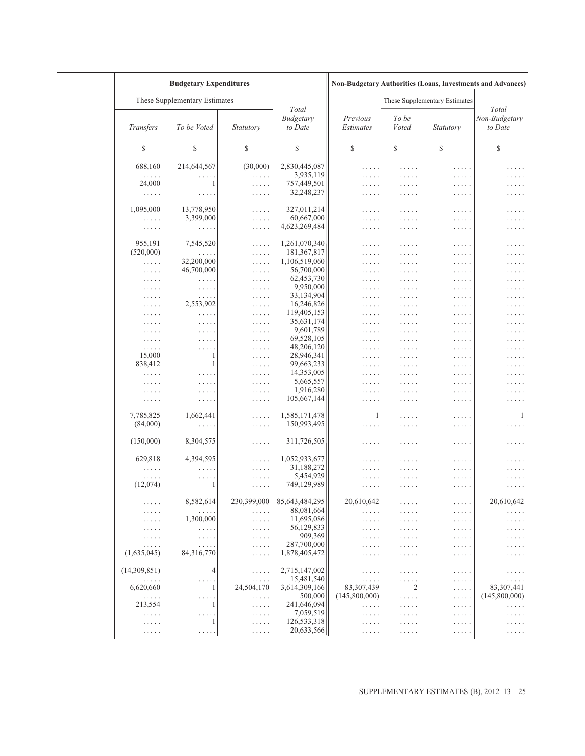| Budgetary Expenditures | | | | Non-Budgetary Authorities (Loans, Investments and Advances) | | | |
|---|---|---|---|---|---|---|---|
| These Supplementary Estimates | | | | | These Supplementary Estimates | | |
| *Transfers* | *To be Voted* | *Statutory* | *Total Budgetary to Date* | *Previous Estimates* | *To be Voted* | *Statutory* | *Total Non-Budgetary to Date* |
| $ | $ | $ | $ | $ | $ | $ | $ |
| 688,160 | 214,644,567 | (30,000) | 2,830,445,087 | ..... | ..... | ..... | ..... |
| ..... | ..... | ..... | 3,935,119 | ..... | ..... | ..... | ..... |
| 24,000 | 1 | ..... | 757,449,501 | ..... | ..... | ..... | ..... |
| ..... | ..... | ..... | 32,248,237 | ..... | ..... | ..... | ..... |
| 1,095,000 | 13,778,950 | ..... | 327,011,214 | ..... | ..... | ..... | ..... |
| ..... | 3,399,000 | ..... | 60,667,000 | ..... | ..... | ..... | ..... |
| ..... | ..... | ..... | 4,623,269,484 | ..... | ..... | ..... | ..... |
| 955,191 | 7,545,520 | ..... | 1,261,070,340 | ..... | ..... | ..... | ..... |
| (520,000) | ..... | ..... | 181,367,817 | ..... | ..... | ..... | ..... |
| ..... | 32,200,000 | ..... | 1,106,519,060 | ..... | ..... | ..... | ..... |
| ..... | 46,700,000 | ..... | 56,700,000 | ..... | ..... | ..... | ..... |
| ..... | ..... | ..... | 62,453,730 | ..... | ..... | ..... | ..... |
| ..... | ..... | ..... | 9,950,000 | ..... | ..... | ..... | ..... |
| ..... | ..... | ..... | 33,134,904 | ..... | ..... | ..... | ..... |
| ..... | 2,553,902 | ..... | 16,246,826 | ..... | ..... | ..... | ..... |
| ..... | ..... | ..... | 119,405,153 | ..... | ..... | ..... | ..... |
| ..... | ..... | ..... | 35,631,174 | ..... | ..... | ..... | ..... |
| ..... | ..... | ..... | 9,601,789 | ..... | ..... | ..... | ..... |
| ..... | ..... | ..... | 69,528,105 | ..... | ..... | ..... | ..... |
| ..... | ..... | ..... | 48,206,120 | ..... | ..... | ..... | ..... |
| 15,000 | 1 | ..... | 28,946,341 | ..... | ..... | ..... | ..... |
| 838,412 | 1 | ..... | 99,663,233 | ..... | ..... | ..... | ..... |
| ..... | ..... | ..... | 14,353,005 | ..... | ..... | ..... | ..... |
| ..... | ..... | ..... | 5,665,557 | ..... | ..... | ..... | ..... |
| ..... | ..... | ..... | 1,916,280 | ..... | ..... | ..... | ..... |
| ..... | ..... | ..... | 105,667,144 | ..... | ..... | ..... | ..... |
| 7,785,825 | 1,662,441 | ..... | 1,585,171,478 | 1 | ..... | ..... | 1 |
| (84,000) | ..... | ..... | 150,993,495 | ..... | ..... | ..... | ..... |
| (150,000) | 8,304,575 | ..... | 311,726,505 | ..... | ..... | ..... | ..... |
| 629,818 | 4,394,595 | ..... | 1,052,933,677 | ..... | ..... | ..... | ..... |
| ..... | ..... | ..... | 31,188,272 | ..... | ..... | ..... | ..... |
| ..... | ..... | ..... | 5,454,929 | ..... | ..... | ..... | ..... |
| (12,074) | 1 | ..... | 749,129,989 | ..... | ..... | ..... | ..... |
| ..... | 8,582,614 | 230,399,000 | 85,643,484,295 | 20,610,642 | ..... | ..... | 20,610,642 |
| ..... | ..... | ..... | 88,081,664 | ..... | ..... | ..... | ..... |
| ..... | 1,300,000 | ..... | 11,695,086 | ..... | ..... | ..... | ..... |
| ..... | ..... | ..... | 56,129,833 | ..... | ..... | ..... | ..... |
| ..... | ..... | ..... | 909,369 | ..... | ..... | ..... | ..... |
| ..... | ..... | ..... | 287,700,000 | ..... | ..... | ..... | ..... |
| (1,635,045) | 84,316,770 | ..... | 1,878,405,472 | ..... | ..... | ..... | ..... |
| (14,309,851) | 4 | ..... | 2,715,147,002 | ..... | ..... | ..... | ..... |
| ..... | ..... | ..... | 15,481,540 | ..... | ..... | ..... | ..... |
| 6,620,660 | 1 | 24,504,170 | 3,614,309,166 | 83,307,439 | 2 | ..... | 83,307,441 |
| ..... | ..... | ..... | 500,000 | (145,800,000) | ..... | ..... | (145,800,000) |
| 213,554 | 1 | ..... | 241,646,094 | ..... | ..... | ..... | ..... |
| ..... | ..... | ..... | 7,059,519 | ..... | ..... | ..... | ..... |
| ..... | 1 | ..... | 126,533,318 | ..... | ..... | ..... | ..... |
| ..... | ..... | ..... | 20,633,566 | ..... | ..... | ..... | ..... |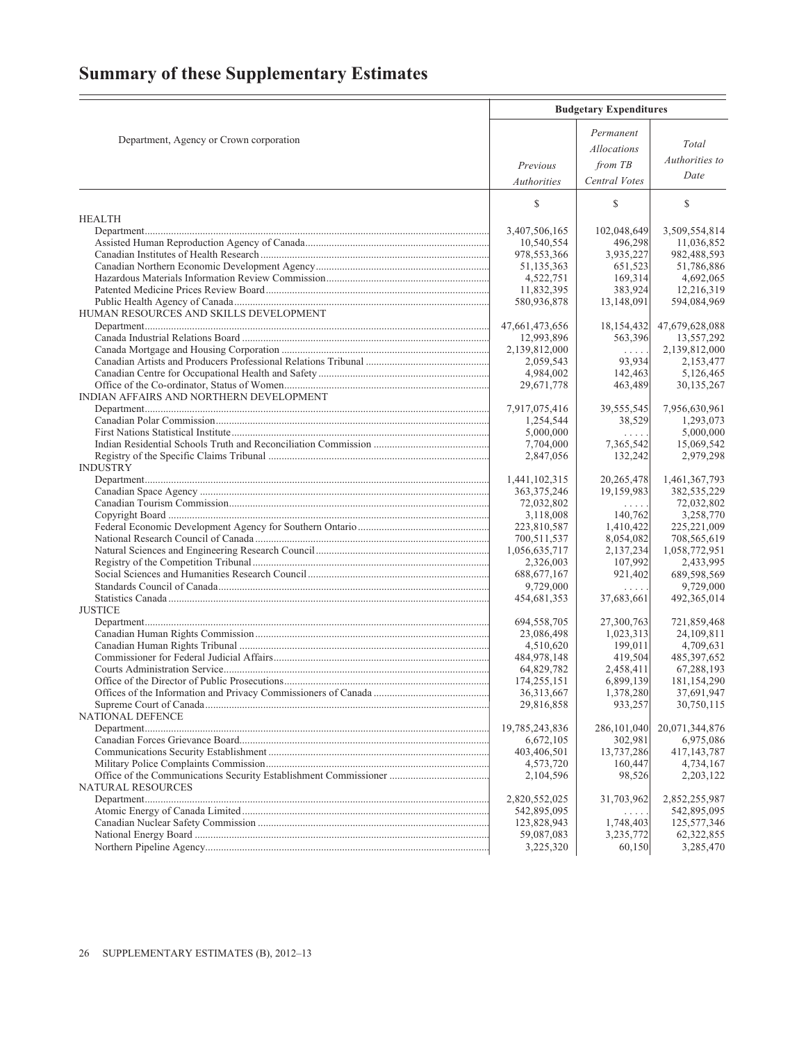# Summary of these Supplementary Estimates

| Department, Agency or Crown corporation | Budgetary Expenditures | | |
|---|---|---|---|
| | *Previous Authorities* | *Permanent Allocations from TB Central Votes* | *Total Authorities to Date* |
| | $ | $ | $ |
| HEALTH | | | |
| Department | 3,407,506,165 | 102,048,649 | 3,509,554,814 |
| Assisted Human Reproduction Agency of Canada | 10,540,554 | 496,298 | 11,036,852 |
| Canadian Institutes of Health Research | 978,553,366 | 3,935,227 | 982,488,593 |
| Canadian Northern Economic Development Agency | 51,135,363 | 651,523 | 51,786,886 |
| Hazardous Materials Information Review Commission | 4,522,751 | 169,314 | 4,692,065 |
| Patented Medicine Prices Review Board | 11,832,395 | 383,924 | 12,216,319 |
| Public Health Agency of Canada | 580,936,878 | 13,148,091 | 594,084,969 |
| HUMAN RESOURCES AND SKILLS DEVELOPMENT | | | |
| Department | 47,661,473,656 | 18,154,432 | 47,679,628,088 |
| Canada Industrial Relations Board | 12,993,896 | 563,396 | 13,557,292 |
| Canada Mortgage and Housing Corporation | 2,139,812,000 | . . . . . | 2,139,812,000 |
| Canadian Artists and Producers Professional Relations Tribunal | 2,059,543 | 93,934 | 2,153,477 |
| Canadian Centre for Occupational Health and Safety | 4,984,002 | 142,463 | 5,126,465 |
| Office of the Co-ordinator, Status of Women | 29,671,778 | 463,489 | 30,135,267 |
| INDIAN AFFAIRS AND NORTHERN DEVELOPMENT | | | |
| Department | 7,917,075,416 | 39,555,545 | 7,956,630,961 |
| Canadian Polar Commission | 1,254,544 | 38,529 | 1,293,073 |
| First Nations Statistical Institute | 5,000,000 | . . . . . | 5,000,000 |
| Indian Residential Schools Truth and Reconciliation Commission | 7,704,000 | 7,365,542 | 15,069,542 |
| Registry of the Specific Claims Tribunal | 2,847,056 | 132,242 | 2,979,298 |
| INDUSTRY | | | |
| Department | 1,441,102,315 | 20,265,478 | 1,461,367,793 |
| Canadian Space Agency | 363,375,246 | 19,159,983 | 382,535,229 |
| Canadian Tourism Commission | 72,032,802 | . . . . . | 72,032,802 |
| Copyright Board | 3,118,008 | 140,762 | 3,258,770 |
| Federal Economic Development Agency for Southern Ontario | 223,810,587 | 1,410,422 | 225,221,009 |
| National Research Council of Canada | 700,511,537 | 8,054,082 | 708,565,619 |
| Natural Sciences and Engineering Research Council | 1,056,635,717 | 2,137,234 | 1,058,772,951 |
| Registry of the Competition Tribunal | 2,326,003 | 107,992 | 2,433,995 |
| Social Sciences and Humanities Research Council | 688,677,167 | 921,402 | 689,598,569 |
| Standards Council of Canada | 9,729,000 | . . . . . | 9,729,000 |
| Statistics Canada | 454,681,353 | 37,683,661 | 492,365,014 |
| JUSTICE | | | |
| Department | 694,558,705 | 27,300,763 | 721,859,468 |
| Canadian Human Rights Commission | 23,086,498 | 1,023,313 | 24,109,811 |
| Canadian Human Rights Tribunal | 4,510,620 | 199,011 | 4,709,631 |
| Commissioner for Federal Judicial Affairs | 484,978,148 | 419,504 | 485,397,652 |
| Courts Administration Service | 64,829,782 | 2,458,411 | 67,288,193 |
| Office of the Director of Public Prosecutions | 174,255,151 | 6,899,139 | 181,154,290 |
| Offices of the Information and Privacy Commissioners of Canada | 36,313,667 | 1,378,280 | 37,691,947 |
| Supreme Court of Canada | 29,816,858 | 933,257 | 30,750,115 |
| NATIONAL DEFENCE | | | |
| Department | 19,785,243,836 | 286,101,040 | 20,071,344,876 |
| Canadian Forces Grievance Board | 6,672,105 | 302,981 | 6,975,086 |
| Communications Security Establishment | 403,406,501 | 13,737,286 | 417,143,787 |
| Military Police Complaints Commission | 4,573,720 | 160,447 | 4,734,167 |
| Office of the Communications Security Establishment Commissioner | 2,104,596 | 98,526 | 2,203,122 |
| NATURAL RESOURCES | | | |
| Department | 2,820,552,025 | 31,703,962 | 2,852,255,987 |
| Atomic Energy of Canada Limited | 542,895,095 | . . . . . | 542,895,095 |
| Canadian Nuclear Safety Commission | 123,828,943 | 1,748,403 | 125,577,346 |
| National Energy Board | 59,087,083 | 3,235,772 | 62,322,855 |
| Northern Pipeline Agency | 3,225,320 | 60,150 | 3,285,470 |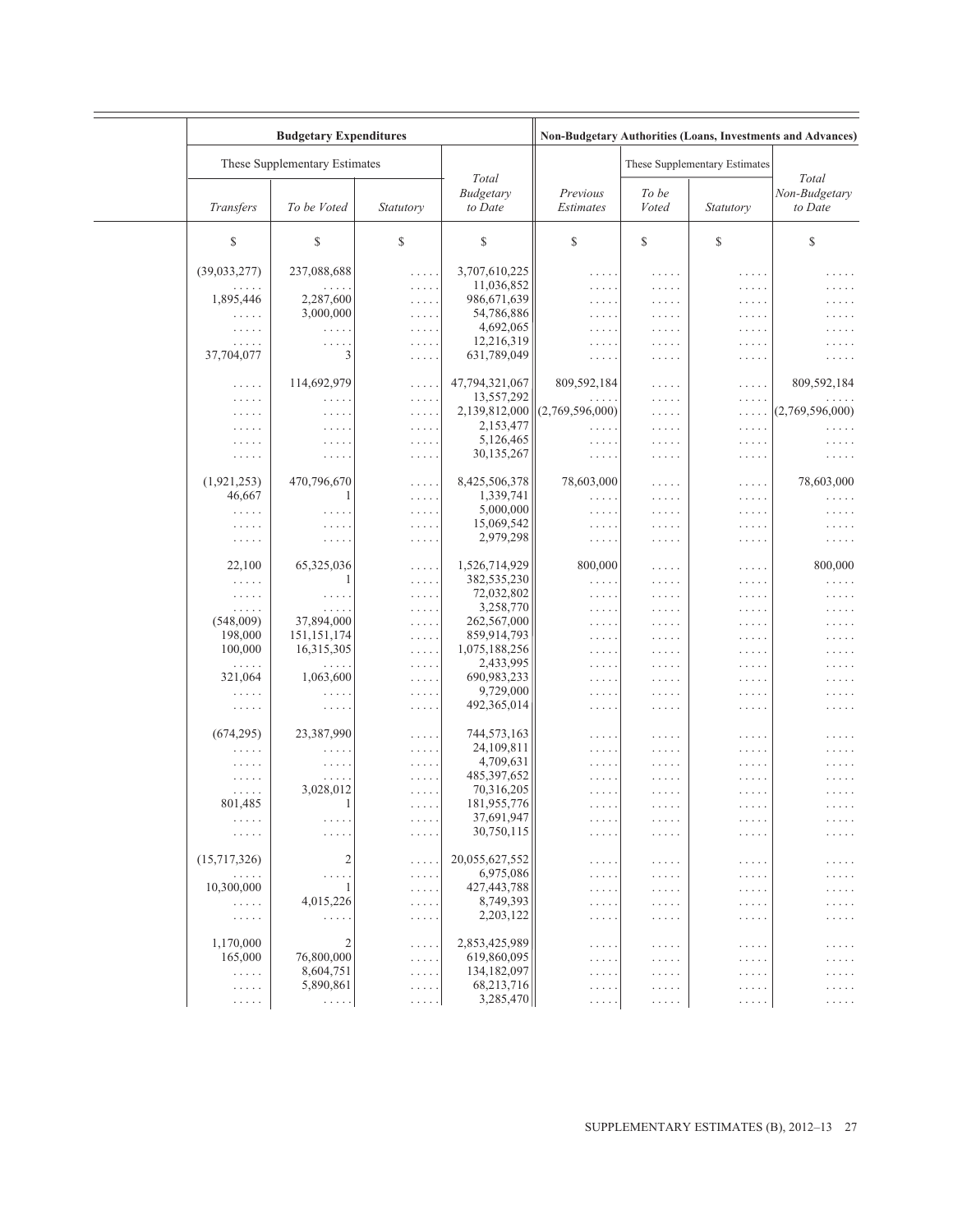| Budgetary Expenditures | | | | Non-Budgetary Authorities (Loans, Investments and Advances) | | | |
|---|---|---|---|---|---|---|---|
| These Supplementary Estimates | | | Total Budgetary to Date | Previous Estimates | These Supplementary Estimates | | Total Non-Budgetary to Date |
| *Transfers* | *To be Voted* | *Statutory* | | | *To be Voted* | *Statutory* | |
| $ | $ | $ | $ | $ | $ | $ | $ |
| (39,033,277) | 237,088,688 | ..... | 3,707,610,225 | ..... | ..... | ..... | ..... |
| ..... | ..... | ..... | 11,036,852 | ..... | ..... | ..... | ..... |
| 1,895,446 | 2,287,600 | ..... | 986,671,639 | ..... | ..... | ..... | ..... |
| ..... | 3,000,000 | ..... | 54,786,886 | ..... | ..... | ..... | ..... |
| ..... | ..... | ..... | 4,692,065 | ..... | ..... | ..... | ..... |
| ..... | ..... | ..... | 12,216,319 | ..... | ..... | ..... | ..... |
| 37,704,077 | 3 | ..... | 631,789,049 | ..... | ..... | ..... | ..... |
| ..... | 114,692,979 | ..... | 47,794,321,067 | 809,592,184 | ..... | ..... | 809,592,184 |
| ..... | ..... | ..... | 13,557,292 | ..... | ..... | ..... | ..... |
| ..... | ..... | ..... | 2,139,812,000 | (2,769,596,000) | ..... | ..... | (2,769,596,000) |
| ..... | ..... | ..... | 2,153,477 | ..... | ..... | ..... | ..... |
| ..... | ..... | ..... | 5,126,465 | ..... | ..... | ..... | ..... |
| ..... | ..... | ..... | 30,135,267 | ..... | ..... | ..... | ..... |
| (1,921,253) | 470,796,670 | ..... | 8,425,506,378 | 78,603,000 | ..... | ..... | 78,603,000 |
| 46,667 | 1 | ..... | 1,339,741 | ..... | ..... | ..... | ..... |
| ..... | ..... | ..... | 5,000,000 | ..... | ..... | ..... | ..... |
| ..... | ..... | ..... | 15,069,542 | ..... | ..... | ..... | ..... |
| ..... | ..... | ..... | 2,979,298 | ..... | ..... | ..... | ..... |
| 22,100 | 65,325,036 | ..... | 1,526,714,929 | 800,000 | ..... | ..... | 800,000 |
| ..... | 1 | ..... | 382,535,230 | ..... | ..... | ..... | ..... |
| ..... | ..... | ..... | 72,032,802 | ..... | ..... | ..... | ..... |
| ..... | ..... | ..... | 3,258,770 | ..... | ..... | ..... | ..... |
| (548,009) | 37,894,000 | ..... | 262,567,000 | ..... | ..... | ..... | ..... |
| 198,000 | 151,151,174 | ..... | 859,914,793 | ..... | ..... | ..... | ..... |
| 100,000 | 16,315,305 | ..... | 1,075,188,256 | ..... | ..... | ..... | ..... |
| ..... | ..... | ..... | 2,433,995 | ..... | ..... | ..... | ..... |
| 321,064 | 1,063,600 | ..... | 690,983,233 | ..... | ..... | ..... | ..... |
| ..... | ..... | ..... | 9,729,000 | ..... | ..... | ..... | ..... |
| ..... | ..... | ..... | 492,365,014 | ..... | ..... | ..... | ..... |
| (674,295) | 23,387,990 | ..... | 744,573,163 | ..... | ..... | ..... | ..... |
| ..... | ..... | ..... | 24,109,811 | ..... | ..... | ..... | ..... |
| ..... | ..... | ..... | 4,709,631 | ..... | ..... | ..... | ..... |
| ..... | ..... | ..... | 485,397,652 | ..... | ..... | ..... | ..... |
| ..... | 3,028,012 | ..... | 70,316,205 | ..... | ..... | ..... | ..... |
| 801,485 | 1 | ..... | 181,955,776 | ..... | ..... | ..... | ..... |
| ..... | ..... | ..... | 37,691,947 | ..... | ..... | ..... | ..... |
| ..... | ..... | ..... | 30,750,115 | ..... | ..... | ..... | ..... |
| (15,717,326) | 2 | ..... | 20,055,627,552 | ..... | ..... | ..... | ..... |
| ..... | ..... | ..... | 6,975,086 | ..... | ..... | ..... | ..... |
| 10,300,000 | 1 | ..... | 427,443,788 | ..... | ..... | ..... | ..... |
| ..... | 4,015,226 | ..... | 8,749,393 | ..... | ..... | ..... | ..... |
| ..... | ..... | ..... | 2,203,122 | ..... | ..... | ..... | ..... |
| 1,170,000 | 2 | ..... | 2,853,425,989 | ..... | ..... | ..... | ..... |
| 165,000 | 76,800,000 | ..... | 619,860,095 | ..... | ..... | ..... | ..... |
| ..... | 8,604,751 | ..... | 134,182,097 | ..... | ..... | ..... | ..... |
| ..... | 5,890,861 | ..... | 68,213,716 | ..... | ..... | ..... | ..... |
| ..... | ..... | ..... | 3,285,470 | ..... | ..... | ..... | ..... |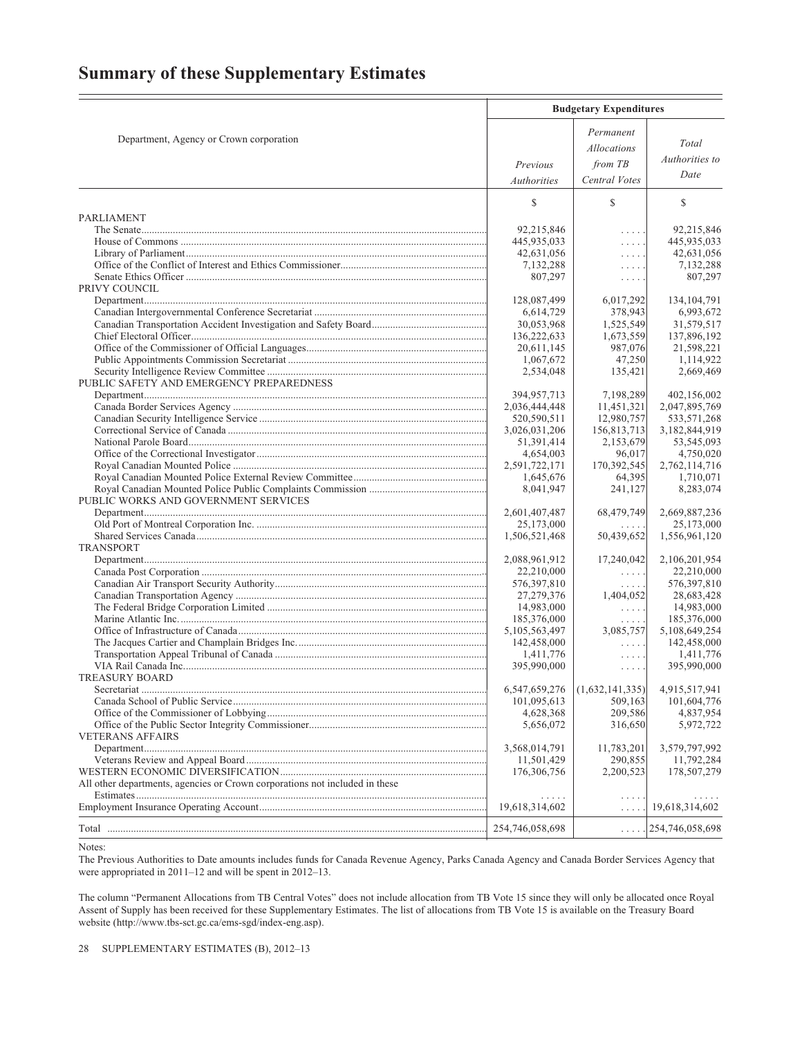## Summary of these Supplementary Estimates

| Department, Agency or Crown corporation | Budgetary Expenditures | | |
|---|---|---|---|
| | *Previous Authorities* | *Permanent Allocations from TB Central Votes* | *Total Authorities to Date* |
| | $ | $ | $ |
| PARLIAMENT | | | |
| The Senate | 92,215,846 | . . . . . | 92,215,846 |
| House of Commons | 445,935,033 | . . . . . | 445,935,033 |
| Library of Parliament | 42,631,056 | . . . . . | 42,631,056 |
| Office of the Conflict of Interest and Ethics Commissioner | 7,132,288 | . . . . . | 7,132,288 |
| Senate Ethics Officer | 807,297 | . . . . . | 807,297 |
| PRIVY COUNCIL | | | |
| Department | 128,087,499 | 6,017,292 | 134,104,791 |
| Canadian Intergovernmental Conference Secretariat | 6,614,729 | 378,943 | 6,993,672 |
| Canadian Transportation Accident Investigation and Safety Board | 30,053,968 | 1,525,549 | 31,579,517 |
| Chief Electoral Officer | 136,222,633 | 1,673,559 | 137,896,192 |
| Office of the Commissioner of Official Languages | 20,611,145 | 987,076 | 21,598,221 |
| Public Appointments Commission Secretariat | 1,067,672 | 47,250 | 1,114,922 |
| Security Intelligence Review Committee | 2,534,048 | 135,421 | 2,669,469 |
| PUBLIC SAFETY AND EMERGENCY PREPAREDNESS | | | |
| Department | 394,957,713 | 7,198,289 | 402,156,002 |
| Canada Border Services Agency | 2,036,444,448 | 11,451,321 | 2,047,895,769 |
| Canadian Security Intelligence Service | 520,590,511 | 12,980,757 | 533,571,268 |
| Correctional Service of Canada | 3,026,031,206 | 156,813,713 | 3,182,844,919 |
| National Parole Board | 51,391,414 | 2,153,679 | 53,545,093 |
| Office of the Correctional Investigator | 4,654,003 | 96,017 | 4,750,020 |
| Royal Canadian Mounted Police | 2,591,722,171 | 170,392,545 | 2,762,114,716 |
| Royal Canadian Mounted Police External Review Committee | 1,645,676 | 64,395 | 1,710,071 |
| Royal Canadian Mounted Police Public Complaints Commission | 8,041,947 | 241,127 | 8,283,074 |
| PUBLIC WORKS AND GOVERNMENT SERVICES | | | |
| Department | 2,601,407,487 | 68,479,749 | 2,669,887,236 |
| Old Port of Montreal Corporation Inc. | 25,173,000 | . . . . . | 25,173,000 |
| Shared Services Canada | 1,506,521,468 | 50,439,652 | 1,556,961,120 |
| TRANSPORT | | | |
| Department | 2,088,961,912 | 17,240,042 | 2,106,201,954 |
| Canada Post Corporation | 22,210,000 | . . . . . | 22,210,000 |
| Canadian Air Transport Security Authority | 576,397,810 | . . . . . | 576,397,810 |
| Canadian Transportation Agency | 27,279,376 | 1,404,052 | 28,683,428 |
| The Federal Bridge Corporation Limited | 14,983,000 | . . . . . | 14,983,000 |
| Marine Atlantic Inc. | 185,376,000 | . . . . . | 185,376,000 |
| Office of Infrastructure of Canada | 5,105,563,497 | 3,085,757 | 5,108,649,254 |
| The Jacques Cartier and Champlain Bridges Inc. | 142,458,000 | . . . . . | 142,458,000 |
| Transportation Appeal Tribunal of Canada | 1,411,776 | . . . . . | 1,411,776 |
| VIA Rail Canada Inc. | 395,990,000 | . . . . . | 395,990,000 |
| TREASURY BOARD | | | |
| Secretariat | 6,547,659,276 | (1,632,141,335) | 4,915,517,941 |
| Canada School of Public Service | 101,095,613 | 509,163 | 101,604,776 |
| Office of the Commissioner of Lobbying | 4,628,368 | 209,586 | 4,837,954 |
| Office of the Public Sector Integrity Commissioner | 5,656,072 | 316,650 | 5,972,722 |
| VETERANS AFFAIRS | | | |
| Department | 3,568,014,791 | 11,783,201 | 3,579,797,992 |
| Veterans Review and Appeal Board | 11,501,429 | 290,855 | 11,792,284 |
| WESTERN ECONOMIC DIVERSIFICATION | 176,306,756 | 2,200,523 | 178,507,279 |
| All other departments, agencies or Crown corporations not included in these Estimates | . . . . . | . . . . . | . . . . . |
| Employment Insurance Operating Account | 19,618,314,602 | . . . . . | 19,618,314,602 |
| Total | 254,746,058,698 | . . . . . | 254,746,058,698 |

Notes:

The Previous Authorities to Date amounts includes funds for Canada Revenue Agency, Parks Canada Agency and Canada Border Services Agency that were appropriated in 2011–12 and will be spent in 2012–13.

The column "Permanent Allocations from TB Central Votes" does not include allocation from TB Vote 15 since they will only be allocated once Royal Assent of Supply has been received for these Supplementary Estimates. The list of allocations from TB Vote 15 is available on the Treasury Board website (http://www.tbs-sct.gc.ca/ems-sgd/index-eng.asp).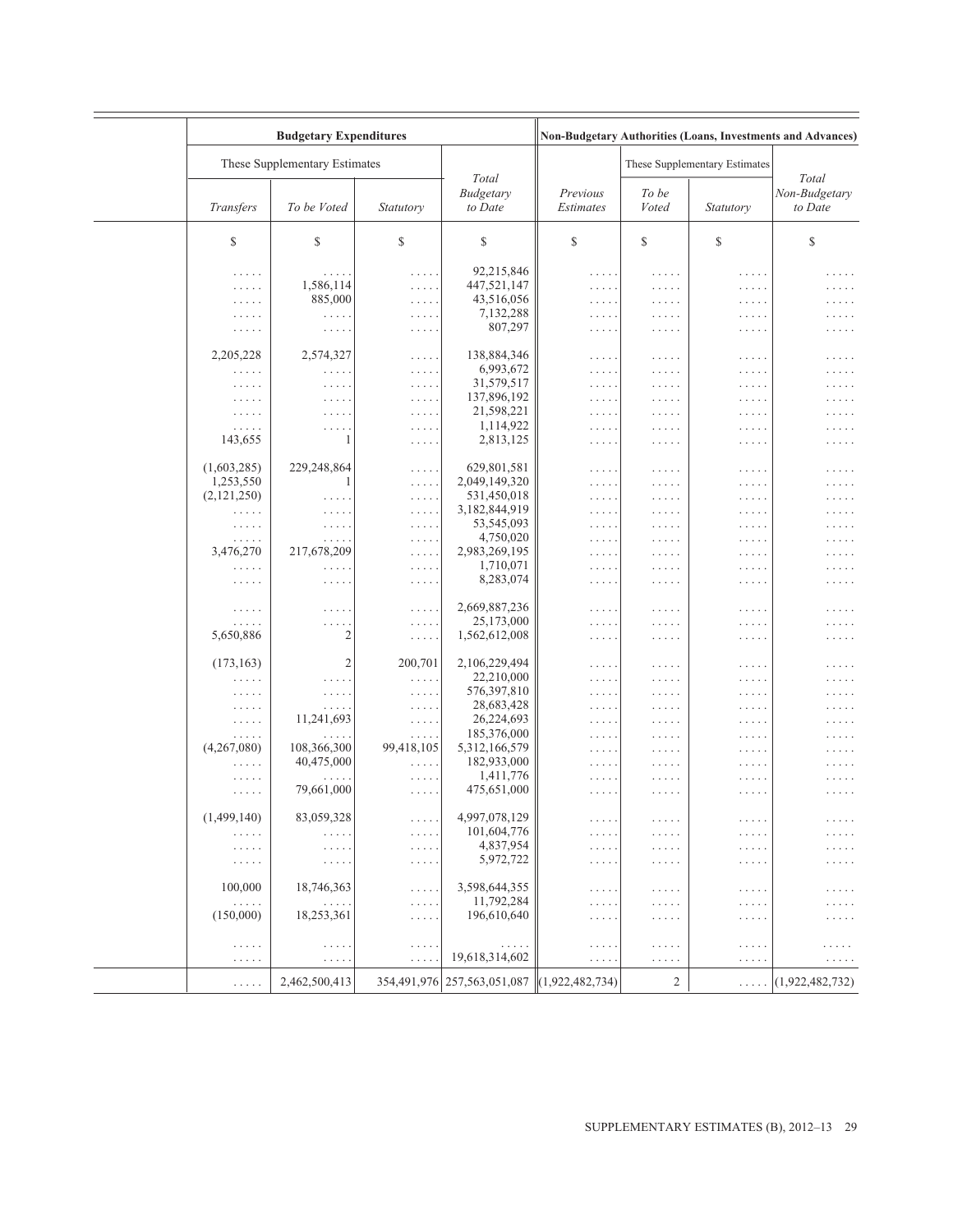| Budgetary Expenditures | | | | Non-Budgetary Authorities (Loans, Investments and Advances) | | | |
|---|---|---|---|---|---|---|---|
| These Supplementary Estimates | | | Total Budgetary to Date | Previous Estimates | These Supplementary Estimates | | Total Non-Budgetary to Date |
| *Transfers* | *To be Voted* | *Statutory* | | | *To be Voted* | *Statutory* | |
| $ | $ | $ | $ | $ | $ | $ | $ |
| ..... | ..... | ..... | 92,215,846 | ..... | ..... | ..... | ..... |
| ..... | 1,586,114 | ..... | 447,521,147 | ..... | ..... | ..... | ..... |
| ..... | 885,000 | ..... | 43,516,056 | ..... | ..... | ..... | ..... |
| ..... | ..... | ..... | 7,132,288 | ..... | ..... | ..... | ..... |
| ..... | ..... | ..... | 807,297 | ..... | ..... | ..... | ..... |
| 2,205,228 | 2,574,327 | ..... | 138,884,346 | ..... | ..... | ..... | ..... |
| ..... | ..... | ..... | 6,993,672 | ..... | ..... | ..... | ..... |
| ..... | ..... | ..... | 31,579,517 | ..... | ..... | ..... | ..... |
| ..... | ..... | ..... | 137,896,192 | ..... | ..... | ..... | ..... |
| ..... | ..... | ..... | 21,598,221 | ..... | ..... | ..... | ..... |
| ..... | ..... | ..... | 1,114,922 | ..... | ..... | ..... | ..... |
| 143,655 | 1 | ..... | 2,813,125 | ..... | ..... | ..... | ..... |
| (1,603,285) | 229,248,864 | ..... | 629,801,581 | ..... | ..... | ..... | ..... |
| 1,253,550 | 1 | ..... | 2,049,149,320 | ..... | ..... | ..... | ..... |
| (2,121,250) | ..... | ..... | 531,450,018 | ..... | ..... | ..... | ..... |
| ..... | ..... | ..... | 3,182,844,919 | ..... | ..... | ..... | ..... |
| ..... | ..... | ..... | 53,545,093 | ..... | ..... | ..... | ..... |
| ..... | ..... | ..... | 4,750,020 | ..... | ..... | ..... | ..... |
| 3,476,270 | 217,678,209 | ..... | 2,983,269,195 | ..... | ..... | ..... | ..... |
| ..... | ..... | ..... | 1,710,071 | ..... | ..... | ..... | ..... |
| ..... | ..... | ..... | 8,283,074 | ..... | ..... | ..... | ..... |
| ..... | ..... | ..... | 2,669,887,236 | ..... | ..... | ..... | ..... |
| ..... | ..... | ..... | 25,173,000 | ..... | ..... | ..... | ..... |
| 5,650,886 | 2 | ..... | 1,562,612,008 | ..... | ..... | ..... | ..... |
| (173,163) | 2 | 200,701 | 2,106,229,494 | ..... | ..... | ..... | ..... |
| ..... | ..... | ..... | 22,210,000 | ..... | ..... | ..... | ..... |
| ..... | ..... | ..... | 576,397,810 | ..... | ..... | ..... | ..... |
| ..... | ..... | ..... | 28,683,428 | ..... | ..... | ..... | ..... |
| ..... | 11,241,693 | ..... | 26,224,693 | ..... | ..... | ..... | ..... |
| ..... | ..... | ..... | 185,376,000 | ..... | ..... | ..... | ..... |
| (4,267,080) | 108,366,300 | 99,418,105 | 5,312,166,579 | ..... | ..... | ..... | ..... |
| ..... | 40,475,000 | ..... | 182,933,000 | ..... | ..... | ..... | ..... |
| ..... | ..... | ..... | 1,411,776 | ..... | ..... | ..... | ..... |
| ..... | 79,661,000 | ..... | 475,651,000 | ..... | ..... | ..... | ..... |
| (1,499,140) | 83,059,328 | ..... | 4,997,078,129 | ..... | ..... | ..... | ..... |
| ..... | ..... | ..... | 101,604,776 | ..... | ..... | ..... | ..... |
| ..... | ..... | ..... | 4,837,954 | ..... | ..... | ..... | ..... |
| ..... | ..... | ..... | 5,972,722 | ..... | ..... | ..... | ..... |
| 100,000 | 18,746,363 | ..... | 3,598,644,355 | ..... | ..... | ..... | ..... |
| ..... | ..... | ..... | 11,792,284 | ..... | ..... | ..... | ..... |
| (150,000) | 18,253,361 | ..... | 196,610,640 | ..... | ..... | ..... | ..... |
| ..... | ..... | ..... | ..... | ..... | ..... | ..... | ..... |
| ..... | ..... | ..... | 19,618,314,602 | ..... | ..... | ..... | ..... |
| ..... | 2,462,500,413 | 354,491,976 | 257,563,051,087 | (1,922,482,734) | 2 | ..... | (1,922,482,732) |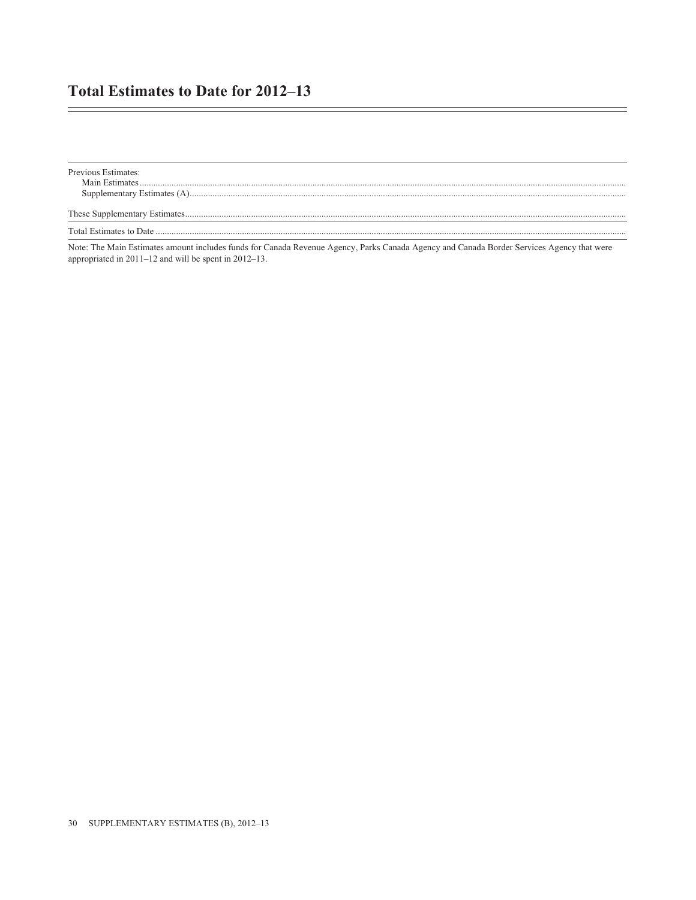# Total Estimates to Date for 2012–13

| | |
|---|---|
| Previous Estimates: | |
| Main Estimates | |
| Supplementary Estimates (A) | |
| These Supplementary Estimates | |
| Total Estimates to Date | |

Note: The Main Estimates amount includes funds for Canada Revenue Agency, Parks Canada Agency and Canada Border Services Agency that were appropriated in 2011–12 and will be spent in 2012–13.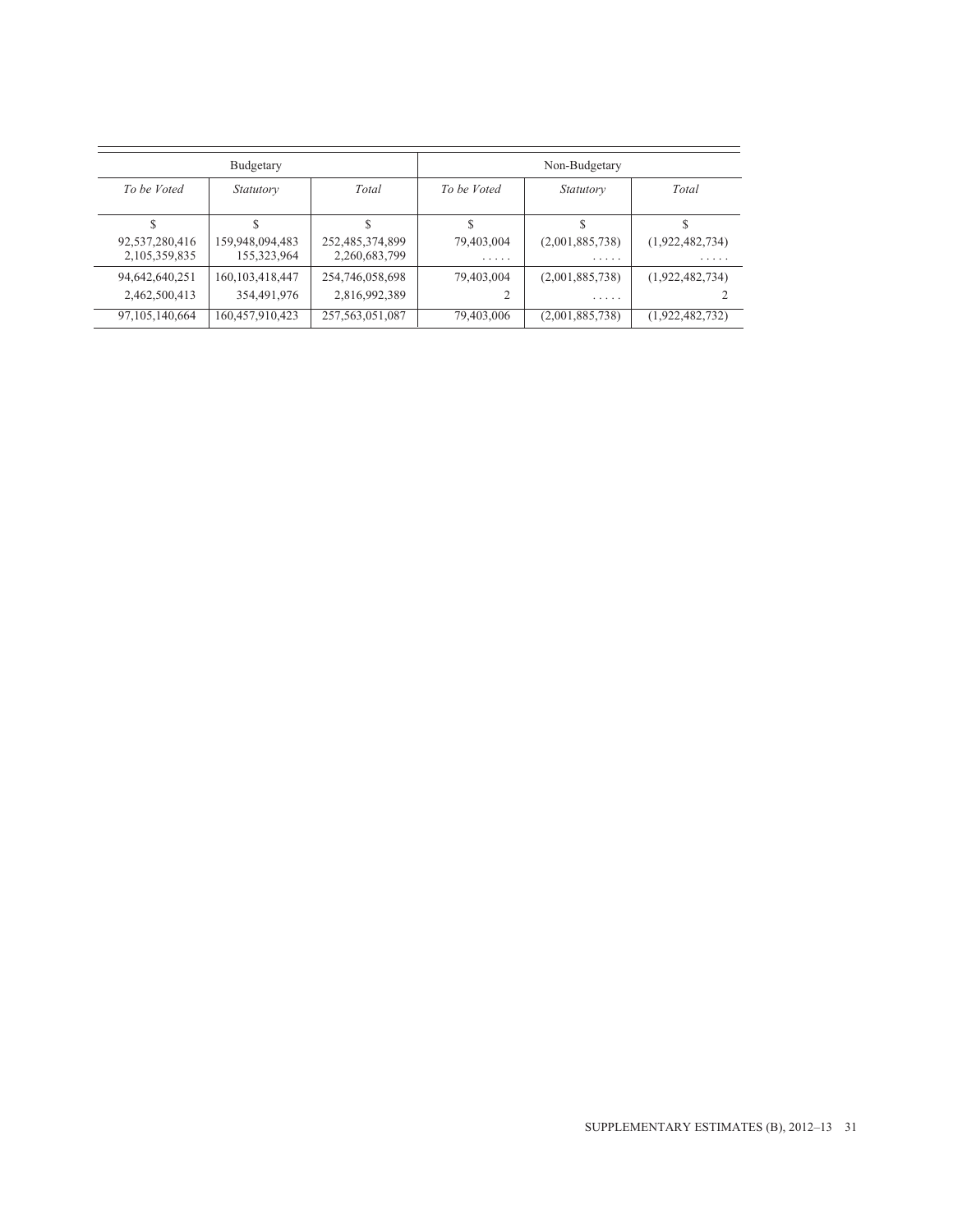| Budgetary | | | Non-Budgetary | | |
|---|---|---|---|---|---|
| *To be Voted* | *Statutory* | *Total* | *To be Voted* | *Statutory* | *Total* |
| $ | $ | $ | $ | $ | $ |
| 92,537,280,416 | 159,948,094,483 | 252,485,374,899 | 79,403,004 | (2,001,885,738) | (1,922,482,734) |
| 2,105,359,835 | 155,323,964 | 2,260,683,799 | ..... | ..... | ..... |
| 94,642,640,251 | 160,103,418,447 | 254,746,058,698 | 79,403,004 | (2,001,885,738) | (1,922,482,734) |
| 2,462,500,413 | 354,491,976 | 2,816,992,389 | 2 | ..... | 2 |
| 97,105,140,664 | 160,457,910,423 | 257,563,051,087 | 79,403,006 | (2,001,885,738) | (1,922,482,732) |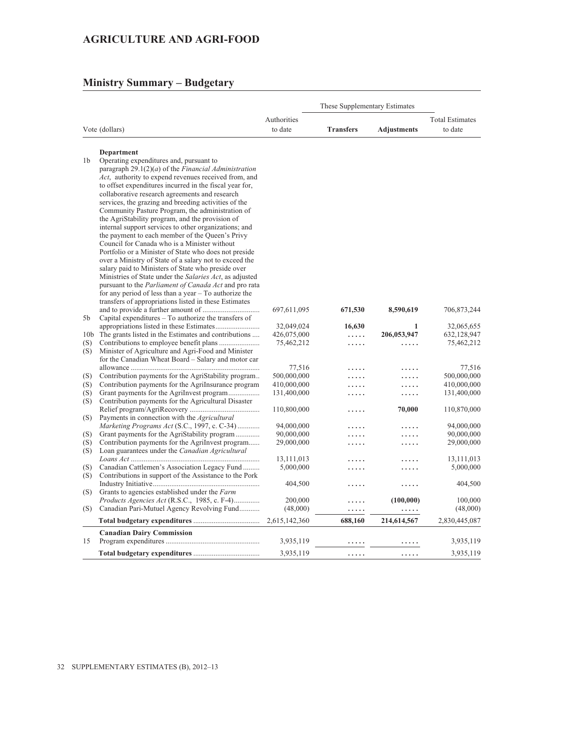## AGRICULTURE AND AGRI-FOOD

### Ministry Summary – Budgetary

| | Vote (dollars) | Authorities to date | These Supplementary Estimates Transfers | These Supplementary Estimates Adjustments | Total Estimates to date |
|---|---|---|---|---|---|
| | **Department** | | | | |
| 1b | Operating expenditures and, pursuant to paragraph 29.1(2)(*a*) of the *Financial Administration Act*, authority to expend revenues received from, and to offset expenditures incurred in the fiscal year for, collaborative research agreements and research services, the grazing and breeding activities of the Community Pasture Program, the administration of the AgriStability program, and the provision of internal support services to other organizations; and the payment to each member of the Queen's Privy Council for Canada who is a Minister without Portfolio or a Minister of State who does not preside over a Ministry of State of a salary not to exceed the salary paid to Ministers of State who preside over Ministries of State under the *Salaries Act*, as adjusted pursuant to the *Parliament of Canada Act* and pro rata for any period of less than a year – To authorize the transfers of appropriations listed in these Estimates and to provide a further amount of | 697,611,095 | **671,530** | **8,590,619** | 706,873,244 |
| 5b | Capital expenditures – To authorize the transfers of appropriations listed in these Estimates | 32,049,024 | **16,630** | **1** | 32,065,655 |
| 10b | The grants listed in the Estimates and contributions | 426,075,000 | ..... | **206,053,947** | 632,128,947 |
| (S) | Contributions to employee benefit plans | 75,462,212 | ..... | ..... | 75,462,212 |
| (S) | Minister of Agriculture and Agri-Food and Minister for the Canadian Wheat Board – Salary and motor car allowance | 77,516 | ..... | ..... | 77,516 |
| (S) | Contribution payments for the AgriStability program | 500,000,000 | ..... | ..... | 500,000,000 |
| (S) | Contribution payments for the AgriInsurance program | 410,000,000 | ..... | ..... | 410,000,000 |
| (S) | Grant payments for the AgriInvest program | 131,400,000 | ..... | ..... | 131,400,000 |
| (S) | Contribution payments for the Agricultural Disaster Relief program/AgriRecovery | 110,800,000 | ..... | **70,000** | 110,870,000 |
| (S) | Payments in connection with the *Agricultural Marketing Programs Act* (S.C., 1997, c. C-34) | 94,000,000 | ..... | ..... | 94,000,000 |
| (S) | Grant payments for the AgriStability program | 90,000,000 | ..... | ..... | 90,000,000 |
| (S) | Contribution payments for the AgriInvest program | 29,000,000 | ..... | ..... | 29,000,000 |
| (S) | Loan guarantees under the *Canadian Agricultural Loans Act* | 13,111,013 | ..... | ..... | 13,111,013 |
| (S) | Canadian Cattlemen's Association Legacy Fund | 5,000,000 | ..... | ..... | 5,000,000 |
| (S) | Contributions in support of the Assistance to the Pork Industry Initiative | 404,500 | ..... | ..... | 404,500 |
| (S) | Grants to agencies established under the *Farm Products Agencies Act* (R.S.C., 1985, c. F-4) | 200,000 | ..... | **(100,000)** | 100,000 |
| (S) | Canadian Pari-Mutuel Agency Revolving Fund | (48,000) | ..... | ..... | (48,000) |
| | **Total budgetary expenditures** | 2,615,142,360 | **688,160** | **214,614,567** | 2,830,445,087 |
| | **Canadian Dairy Commission** | | | | |
| 15 | Program expenditures | 3,935,119 | ..... | ..... | 3,935,119 |
| | **Total budgetary expenditures** | 3,935,119 | ..... | ..... | 3,935,119 |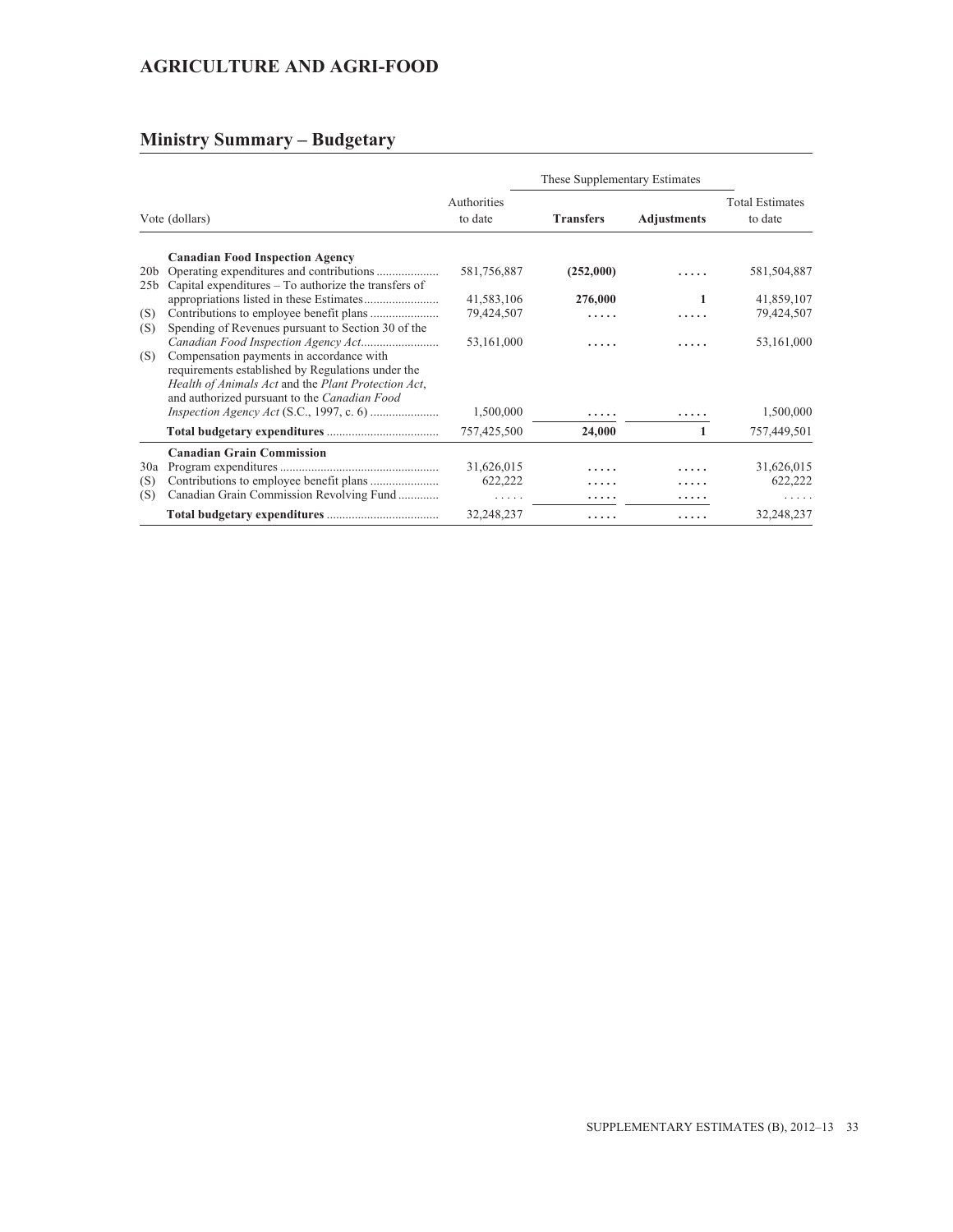## AGRICULTURE AND AGRI-FOOD

## Ministry Summary – Budgetary

| Vote (dollars) | | Authorities to date | These Supplementary Estimates | | Total Estimates to date |
|---|---|---|---|---|---|
| | | | **Transfers** | **Adjustments** | |
| | **Canadian Food Inspection Agency** | | | | |
| 20b | Operating expenditures and contributions | 581,756,887 | **(252,000)** | ..... | 581,504,887 |
| 25b | Capital expenditures – To authorize the transfers of appropriations listed in these Estimates | 41,583,106 | **276,000** | **1** | 41,859,107 |
| (S) | Contributions to employee benefit plans | 79,424,507 | ..... | ..... | 79,424,507 |
| (S) | Spending of Revenues pursuant to Section 30 of the *Canadian Food Inspection Agency Act* | 53,161,000 | ..... | ..... | 53,161,000 |
| (S) | Compensation payments in accordance with requirements established by Regulations under the *Health of Animals Act* and the *Plant Protection Act*, and authorized pursuant to the *Canadian Food Inspection Agency Act* (S.C., 1997, c. 6) | 1,500,000 | ..... | ..... | 1,500,000 |
| | **Total budgetary expenditures** | 757,425,500 | **24,000** | **1** | 757,449,501 |
| | **Canadian Grain Commission** | | | | |
| 30a | Program expenditures | 31,626,015 | ..... | ..... | 31,626,015 |
| (S) | Contributions to employee benefit plans | 622,222 | ..... | ..... | 622,222 |
| (S) | Canadian Grain Commission Revolving Fund | ..... | ..... | ..... | ..... |
| | **Total budgetary expenditures** | 32,248,237 | ..... | ..... | 32,248,237 |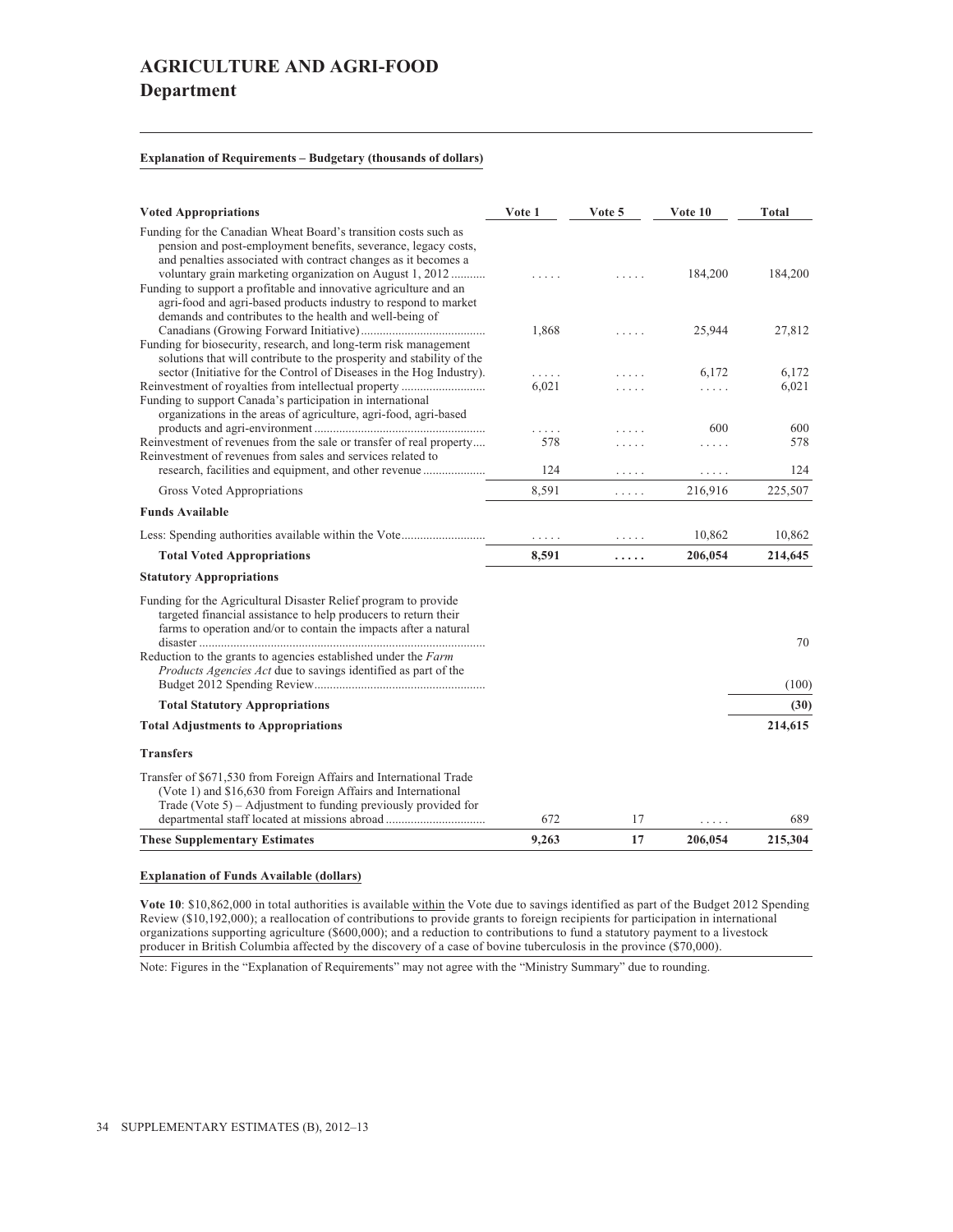# AGRICULTURE AND AGRI-FOOD

## Department

**Explanation of Requirements – Budgetary (thousands of dollars)**

| Voted Appropriations | Vote 1 | Vote 5 | Vote 10 | Total |
|---|---|---|---|---|
| Funding for the Canadian Wheat Board's transition costs such as pension and post-employment benefits, severance, legacy costs, and penalties associated with contract changes as it becomes a voluntary grain marketing organization on August 1, 2012 | ..... | ..... | 184,200 | 184,200 |
| Funding to support a profitable and innovative agriculture and an agri-food and agri-based products industry to respond to market demands and contributes to the health and well-being of Canadians (Growing Forward Initiative) | 1,868 | ..... | 25,944 | 27,812 |
| Funding for biosecurity, research, and long-term risk management solutions that will contribute to the prosperity and stability of the sector (Initiative for the Control of Diseases in the Hog Industry) | ..... | ..... | 6,172 | 6,172 |
| Reinvestment of royalties from intellectual property | 6,021 | ..... | ..... | 6,021 |
| Funding to support Canada's participation in international organizations in the areas of agriculture, agri-food, agri-based products and agri-environment | ..... | ..... | 600 | 600 |
| Reinvestment of revenues from the sale or transfer of real property | 578 | ..... | ..... | 578 |
| Reinvestment of revenues from sales and services related to research, facilities and equipment, and other revenue | 124 | ..... | ..... | 124 |
| Gross Voted Appropriations | 8,591 | ..... | 216,916 | 225,507 |
| **Funds Available** | | | | |
| Less: Spending authorities available within the Vote | ..... | ..... | 10,862 | 10,862 |
| **Total Voted Appropriations** | **8,591** | **.....** | **206,054** | **214,645** |
| **Statutory Appropriations** | | | | |
| Funding for the Agricultural Disaster Relief program to provide targeted financial assistance to help producers to return their farms to operation and/or to contain the impacts after a natural disaster | | | | 70 |
| Reduction to the grants to agencies established under the *Farm Products Agencies Act* due to savings identified as part of the Budget 2012 Spending Review | | | | (100) |
| **Total Statutory Appropriations** | | | | **(30)** |
| **Total Adjustments to Appropriations** | | | | **214,615** |
| **Transfers** | | | | |
| Transfer of $671,530 from Foreign Affairs and International Trade (Vote 1) and $16,630 from Foreign Affairs and International Trade (Vote 5) – Adjustment to funding previously provided for departmental staff located at missions abroad | 672 | 17 | ..... | 689 |
| **These Supplementary Estimates** | **9,263** | **17** | **206,054** | **215,304** |

**Explanation of Funds Available (dollars)**

**Vote 10**: $10,862,000 in total authorities is available within the Vote due to savings identified as part of the Budget 2012 Spending Review ($10,192,000); a reallocation of contributions to provide grants to foreign recipients for participation in international organizations supporting agriculture ($600,000); and a reduction to contributions to fund a statutory payment to a livestock producer in British Columbia affected by the discovery of a case of bovine tuberculosis in the province ($70,000).

Note: Figures in the "Explanation of Requirements" may not agree with the "Ministry Summary" due to rounding.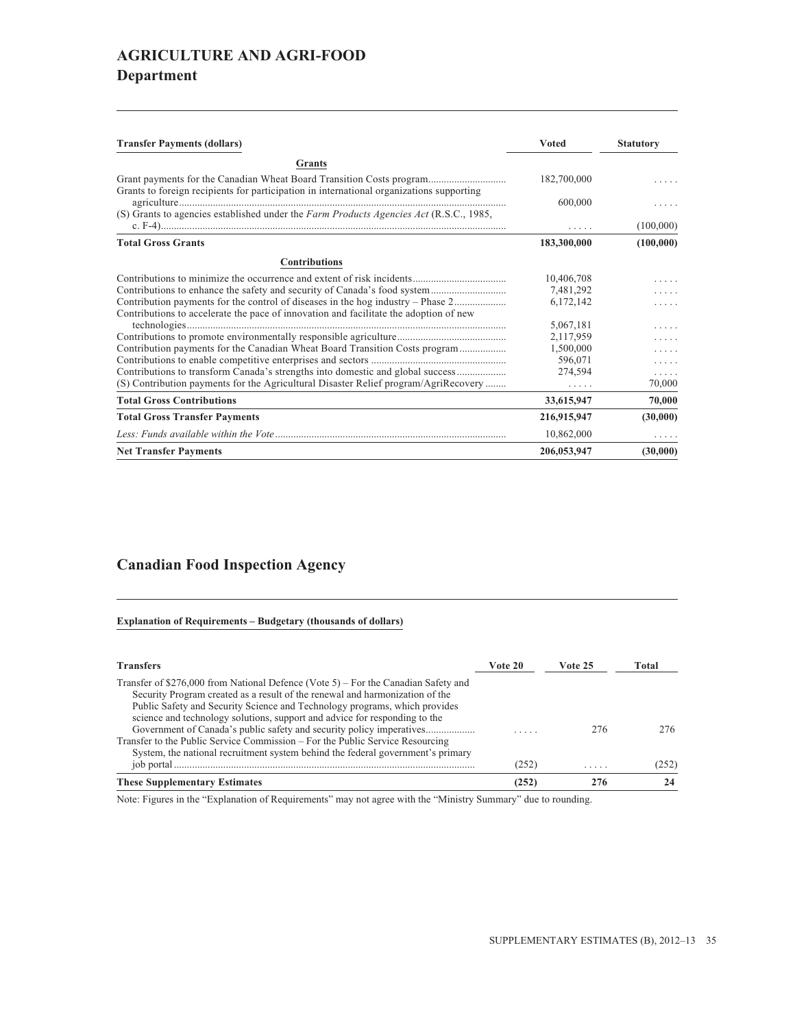## AGRICULTURE AND AGRI-FOOD

### Department

| Transfer Payments (dollars) | Voted | Statutory |
|---|---|---|
| **Grants** | | |
| Grant payments for the Canadian Wheat Board Transition Costs program | 182,700,000 | ..... |
| Grants to foreign recipients for participation in international organizations supporting agriculture | 600,000 | ..... |
| (S) Grants to agencies established under the *Farm Products Agencies Act* (R.S.C., 1985, c. F-4) | ..... | (100,000) |
| **Total Gross Grants** | **183,300,000** | **(100,000)** |
| **Contributions** | | |
| Contributions to minimize the occurrence and extent of risk incidents | 10,406,708 | ..... |
| Contributions to enhance the safety and security of Canada's food system | 7,481,292 | ..... |
| Contribution payments for the control of diseases in the hog industry – Phase 2 | 6,172,142 | ..... |
| Contributions to accelerate the pace of innovation and facilitate the adoption of new technologies | 5,067,181 | ..... |
| Contributions to promote environmentally responsible agriculture | 2,117,959 | ..... |
| Contribution payments for the Canadian Wheat Board Transition Costs program | 1,500,000 | ..... |
| Contributions to enable competitive enterprises and sectors | 596,071 | ..... |
| Contributions to transform Canada's strengths into domestic and global success | 274,594 | ..... |
| (S) Contribution payments for the Agricultural Disaster Relief program/AgriRecovery | ..... | 70,000 |
| **Total Gross Contributions** | **33,615,947** | **70,000** |
| **Total Gross Transfer Payments** | **216,915,947** | **(30,000)** |
| *Less: Funds available within the Vote* | 10,862,000 | ..... |
| **Net Transfer Payments** | **206,053,947** | **(30,000)** |

## Canadian Food Inspection Agency

**Explanation of Requirements – Budgetary (thousands of dollars)**

| Transfers | Vote 20 | Vote 25 | Total |
|---|---|---|---|
| Transfer of $276,000 from National Defence (Vote 5) – For the Canadian Safety and Security Program created as a result of the renewal and harmonization of the Public Safety and Security Science and Technology programs, which provides science and technology solutions, support and advice for responding to the Government of Canada's public safety and security policy imperatives | ..... | 276 | 276 |
| Transfer to the Public Service Commission – For the Public Service Resourcing System, the national recruitment system behind the federal government's primary job portal | (252) | ..... | (252) |
| **These Supplementary Estimates** | **(252)** | **276** | **24** |

Note: Figures in the "Explanation of Requirements" may not agree with the "Ministry Summary" due to rounding.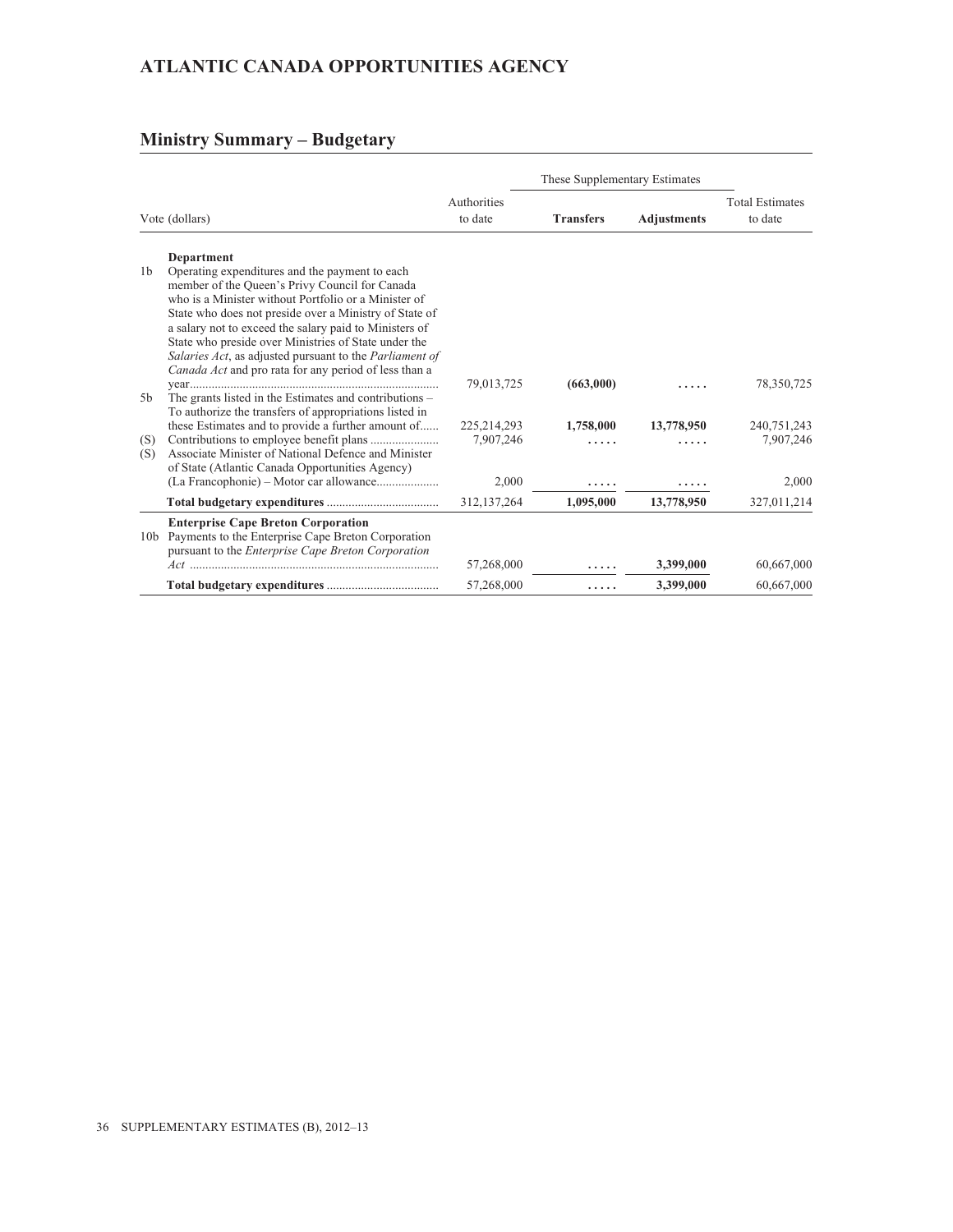# ATLANTIC CANADA OPPORTUNITIES AGENCY

## Ministry Summary – Budgetary

| | Vote (dollars) | Authorities to date | These Supplementary Estimates | | Total Estimates to date |
|---|---|---|---|---|---|
| | | | **Transfers** | **Adjustments** | |
| | **Department** | | | | |
| 1b | Operating expenditures and the payment to each member of the Queen's Privy Council for Canada who is a Minister without Portfolio or a Minister of State who does not preside over a Ministry of State of a salary not to exceed the salary paid to Ministers of State who preside over Ministries of State under the *Salaries Act*, as adjusted pursuant to the *Parliament of Canada Act* and pro rata for any period of less than a year | 79,013,725 | **(663,000)** | ..... | 78,350,725 |
| 5b | The grants listed in the Estimates and contributions – To authorize the transfers of appropriations listed in these Estimates and to provide a further amount of | 225,214,293 | **1,758,000** | **13,778,950** | 240,751,243 |
| (S) | Contributions to employee benefit plans | 7,907,246 | ..... | ..... | 7,907,246 |
| (S) | Associate Minister of National Defence and Minister of State (Atlantic Canada Opportunities Agency) (La Francophonie) – Motor car allowance | 2,000 | ..... | ..... | 2,000 |
| | **Total budgetary expenditures** | 312,137,264 | **1,095,000** | **13,778,950** | 327,011,214 |
| | **Enterprise Cape Breton Corporation** | | | | |
| 10b | Payments to the Enterprise Cape Breton Corporation pursuant to the *Enterprise Cape Breton Corporation Act* | 57,268,000 | ..... | **3,399,000** | 60,667,000 |
| | **Total budgetary expenditures** | 57,268,000 | ..... | **3,399,000** | 60,667,000 |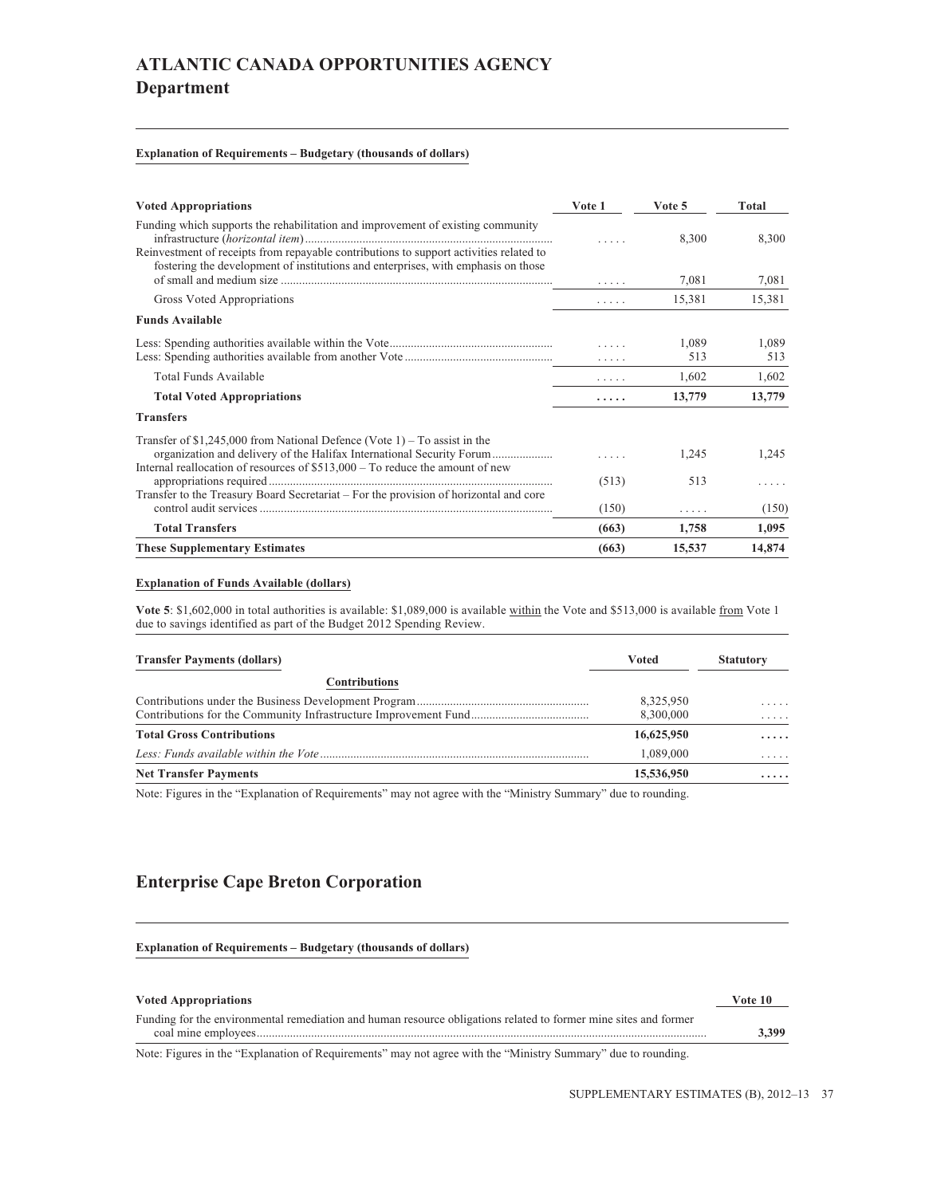# ATLANTIC CANADA OPPORTUNITIES AGENCY
## Department

**Explanation of Requirements – Budgetary (thousands of dollars)**

| **Voted Appropriations** | **Vote 1** | **Vote 5** | **Total** |
|---|---|---|---|
| Funding which supports the rehabilitation and improvement of existing community infrastructure (*horizontal item*) | ..... | 8,300 | 8,300 |
| Reinvestment of receipts from repayable contributions to support activities related to fostering the development of institutions and enterprises, with emphasis on those of small and medium size | ..... | 7,081 | 7,081 |
| Gross Voted Appropriations | ..... | 15,381 | 15,381 |
| **Funds Available** | | | |
| Less: Spending authorities available within the Vote | ..... | 1,089 | 1,089 |
| Less: Spending authorities available from another Vote | ..... | 513 | 513 |
| Total Funds Available | ..... | 1,602 | 1,602 |
| **Total Voted Appropriations** | **.....** | **13,779** | **13,779** |
| **Transfers** | | | |
| Transfer of $1,245,000 from National Defence (Vote 1) – To assist in the organization and delivery of the Halifax International Security Forum | ..... | 1,245 | 1,245 |
| Internal reallocation of resources of $513,000 – To reduce the amount of new appropriations required | (513) | 513 | ..... |
| Transfer to the Treasury Board Secretariat – For the provision of horizontal and core control audit services | (150) | ..... | (150) |
| **Total Transfers** | **(663)** | **1,758** | **1,095** |
| **These Supplementary Estimates** | **(663)** | **15,537** | **14,874** |

**Explanation of Funds Available (dollars)**

**Vote 5**: $1,602,000 in total authorities is available: $1,089,000 is available within the Vote and $513,000 is available from Vote 1 due to savings identified as part of the Budget 2012 Spending Review.

| **Transfer Payments (dollars)** | **Voted** | **Statutory** |
|---|---|---|
| **Contributions** | | |
| Contributions under the Business Development Program | 8,325,950 | ..... |
| Contributions for the Community Infrastructure Improvement Fund | 8,300,000 | ..... |
| **Total Gross Contributions** | **16,625,950** | **.....** |
| *Less: Funds available within the Vote* | 1,089,000 | ..... |
| **Net Transfer Payments** | **15,536,950** | **.....** |

Note: Figures in the "Explanation of Requirements" may not agree with the "Ministry Summary" due to rounding.

## Enterprise Cape Breton Corporation

**Explanation of Requirements – Budgetary (thousands of dollars)**

| **Voted Appropriations** | **Vote 10** |
|---|---|
| Funding for the environmental remediation and human resource obligations related to former mine sites and former coal mine employees | **3,399** |

Note: Figures in the "Explanation of Requirements" may not agree with the "Ministry Summary" due to rounding.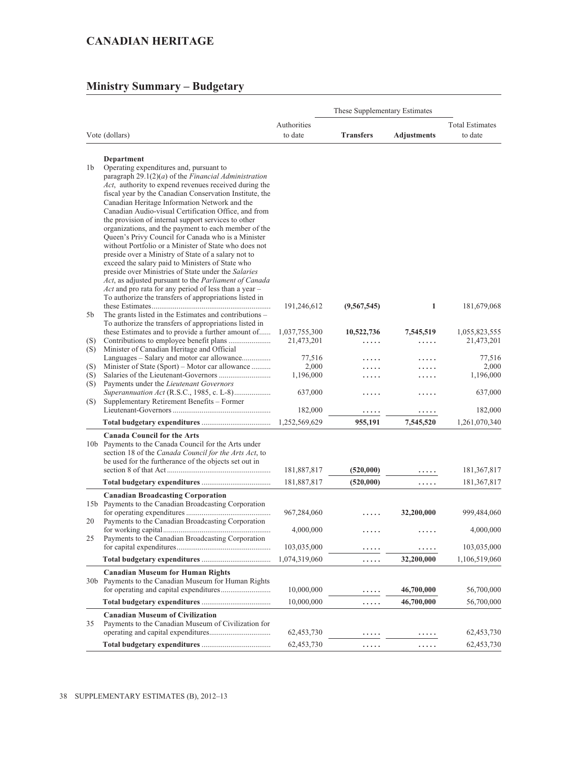# CANADIAN HERITAGE

## Ministry Summary – Budgetary

| | Vote (dollars) | Authorities to date | These Supplementary Estimates | | Total Estimates to date |
|---|---|---|---|---|---|
| | | | **Transfers** | **Adjustments** | |
| | **Department** | | | | |
| 1b | Operating expenditures and, pursuant to paragraph 29.1(2)(*a*) of the *Financial Administration Act*, authority to expend revenues received during the fiscal year by the Canadian Conservation Institute, the Canadian Heritage Information Network and the Canadian Audio-visual Certification Office, and from the provision of internal support services to other organizations, and the payment to each member of the Queen's Privy Council for Canada who is a Minister without Portfolio or a Minister of State who does not preside over a Ministry of State of a salary not to exceed the salary paid to Ministers of State who preside over Ministries of State under the *Salaries Act*, as adjusted pursuant to the *Parliament of Canada Act* and pro rata for any period of less than a year – To authorize the transfers of appropriations listed in these Estimates | 191,246,612 | **(9,567,545)** | **1** | 181,679,068 |
| 5b | The grants listed in the Estimates and contributions – To authorize the transfers of appropriations listed in these Estimates and to provide a further amount of | 1,037,755,300 | **10,522,736** | **7,545,519** | 1,055,823,555 |
| (S) | Contributions to employee benefit plans | 21,473,201 | ..... | ..... | 21,473,201 |
| (S) | Minister of Canadian Heritage and Official Languages – Salary and motor car allowance | 77,516 | ..... | ..... | 77,516 |
| (S) | Minister of State (Sport) – Motor car allowance | 2,000 | ..... | ..... | 2,000 |
| (S) | Salaries of the Lieutenant-Governors | 1,196,000 | ..... | ..... | 1,196,000 |
| (S) | Payments under the *Lieutenant Governors Superannuation Act* (R.S.C., 1985, c. L-8) | 637,000 | ..... | ..... | 637,000 |
| (S) | Supplementary Retirement Benefits – Former Lieutenant-Governors | 182,000 | ..... | ..... | 182,000 |
| | **Total budgetary expenditures** | 1,252,569,629 | **955,191** | **7,545,520** | 1,261,070,340 |
| | **Canada Council for the Arts** | | | | |
| 10b | Payments to the Canada Council for the Arts under section 18 of the *Canada Council for the Arts Act*, to be used for the furtherance of the objects set out in section 8 of that Act | 181,887,817 | **(520,000)** | ..... | 181,367,817 |
| | **Total budgetary expenditures** | 181,887,817 | **(520,000)** | ..... | 181,367,817 |
| | **Canadian Broadcasting Corporation** | | | | |
| 15b | Payments to the Canadian Broadcasting Corporation for operating expenditures | 967,284,060 | ..... | **32,200,000** | 999,484,060 |
| 20 | Payments to the Canadian Broadcasting Corporation for working capital | 4,000,000 | ..... | ..... | 4,000,000 |
| 25 | Payments to the Canadian Broadcasting Corporation for capital expenditures | 103,035,000 | ..... | ..... | 103,035,000 |
| | **Total budgetary expenditures** | 1,074,319,060 | ..... | **32,200,000** | 1,106,519,060 |
| | **Canadian Museum for Human Rights** | | | | |
| 30b | Payments to the Canadian Museum for Human Rights for operating and capital expenditures | 10,000,000 | ..... | **46,700,000** | 56,700,000 |
| | **Total budgetary expenditures** | 10,000,000 | ..... | **46,700,000** | 56,700,000 |
| | **Canadian Museum of Civilization** | | | | |
| 35 | Payments to the Canadian Museum of Civilization for operating and capital expenditures | 62,453,730 | ..... | ..... | 62,453,730 |
| | **Total budgetary expenditures** | 62,453,730 | ..... | ..... | 62,453,730 |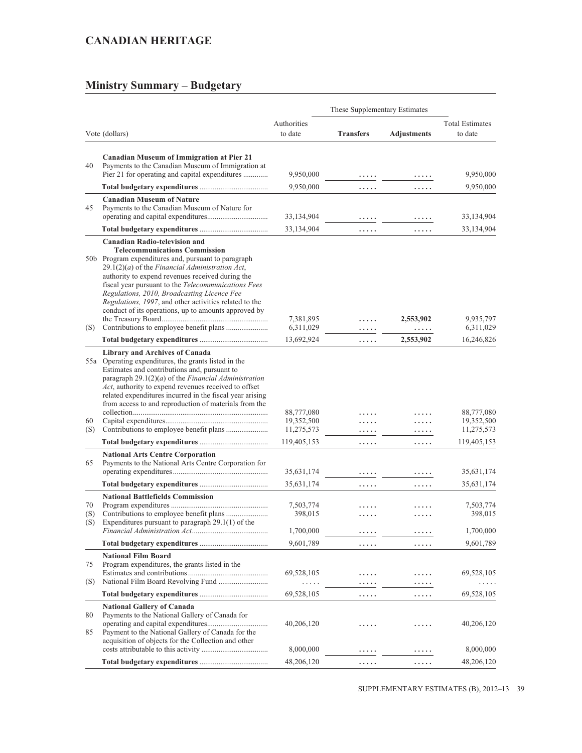## CANADIAN HERITAGE

## Ministry Summary – Budgetary

| Vote (dollars) | | Authorities to date | These Supplementary Estimates | | Total Estimates to date |
|---|---|---|---|---|---|
| | | | **Transfers** | **Adjustments** | |
| | **Canadian Museum of Immigration at Pier 21** | | | | |
| 40 | Payments to the Canadian Museum of Immigration at Pier 21 for operating and capital expenditures | 9,950,000 | ..... | ..... | 9,950,000 |
| | **Total budgetary expenditures** | 9,950,000 | ..... | ..... | 9,950,000 |
| | **Canadian Museum of Nature** | | | | |
| 45 | Payments to the Canadian Museum of Nature for operating and capital expenditures | 33,134,904 | ..... | ..... | 33,134,904 |
| | **Total budgetary expenditures** | 33,134,904 | ..... | ..... | 33,134,904 |
| | **Canadian Radio-television and Telecommunications Commission** | | | | |
| 50b | Program expenditures and, pursuant to paragraph 29.1(2)(*a*) of the *Financial Administration Act*, authority to expend revenues received during the fiscal year pursuant to the *Telecommunications Fees Regulations, 2010, Broadcasting Licence Fee Regulations, 1997*, and other activities related to the conduct of its operations, up to amounts approved by the Treasury Board | 7,381,895 | ..... | **2,553,902** | 9,935,797 |
| (S) | Contributions to employee benefit plans | 6,311,029 | ..... | ..... | 6,311,029 |
| | **Total budgetary expenditures** | 13,692,924 | ..... | **2,553,902** | 16,246,826 |
| | **Library and Archives of Canada** | | | | |
| 55a | Operating expenditures, the grants listed in the Estimates and contributions and, pursuant to paragraph 29.1(2)(*a*) of the *Financial Administration Act*, authority to expend revenues received to offset related expenditures incurred in the fiscal year arising from access to and reproduction of materials from the collection | 88,777,080 | ..... | ..... | 88,777,080 |
| 60 | Capital expenditures | 19,352,500 | ..... | ..... | 19,352,500 |
| (S) | Contributions to employee benefit plans | 11,275,573 | ..... | ..... | 11,275,573 |
| | **Total budgetary expenditures** | 119,405,153 | ..... | ..... | 119,405,153 |
| | **National Arts Centre Corporation** | | | | |
| 65 | Payments to the National Arts Centre Corporation for operating expenditures | 35,631,174 | ..... | ..... | 35,631,174 |
| | **Total budgetary expenditures** | 35,631,174 | ..... | ..... | 35,631,174 |
| | **National Battlefields Commission** | | | | |
| 70 | Program expenditures | 7,503,774 | ..... | ..... | 7,503,774 |
| (S) | Contributions to employee benefit plans | 398,015 | ..... | ..... | 398,015 |
| (S) | Expenditures pursuant to paragraph 29.1(1) of the *Financial Administration Act* | 1,700,000 | ..... | ..... | 1,700,000 |
| | **Total budgetary expenditures** | 9,601,789 | ..... | ..... | 9,601,789 |
| | **National Film Board** | | | | |
| 75 | Program expenditures, the grants listed in the Estimates and contributions | 69,528,105 | ..... | ..... | 69,528,105 |
| (S) | National Film Board Revolving Fund | ..... | ..... | ..... | ..... |
| | **Total budgetary expenditures** | 69,528,105 | ..... | ..... | 69,528,105 |
| | **National Gallery of Canada** | | | | |
| 80 | Payments to the National Gallery of Canada for operating and capital expenditures | 40,206,120 | ..... | ..... | 40,206,120 |
| 85 | Payment to the National Gallery of Canada for the acquisition of objects for the Collection and other costs attributable to this activity | 8,000,000 | ..... | ..... | 8,000,000 |
| | **Total budgetary expenditures** | 48,206,120 | ..... | ..... | 48,206,120 |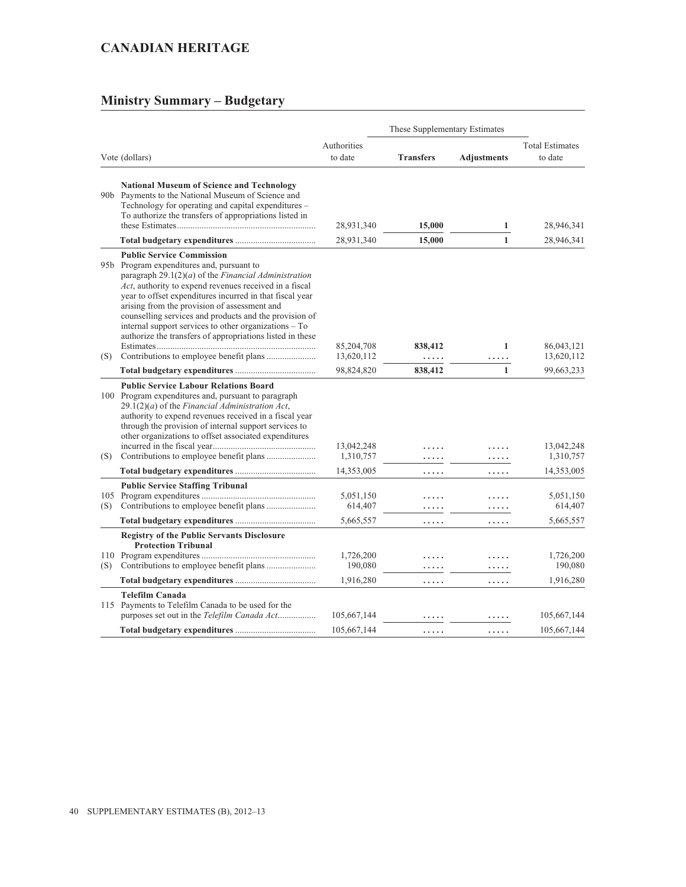## CANADIAN HERITAGE

### Ministry Summary – Budgetary

| Vote (dollars) | | Authorities to date | These Supplementary Estimates | | Total Estimates to date |
|---|---|---|---|---|---|
| | | | **Transfers** | **Adjustments** | |
| | **National Museum of Science and Technology** | | | | |
| 90b | Payments to the National Museum of Science and Technology for operating and capital expenditures – To authorize the transfers of appropriations listed in these Estimates | 28,931,340 | **15,000** | **1** | 28,946,341 |
| | **Total budgetary expenditures** | 28,931,340 | **15,000** | **1** | 28,946,341 |
| | **Public Service Commission** | | | | |
| 95b | Program expenditures and, pursuant to paragraph 29.1(2)(*a*) of the *Financial Administration Act*, authority to expend revenues received in a fiscal year to offset expenditures incurred in that fiscal year arising from the provision of assessment and counselling services and products and the provision of internal support services to other organizations – To authorize the transfers of appropriations listed in these Estimates | 85,204,708 | **838,412** | **1** | 86,043,121 |
| (S) | Contributions to employee benefit plans | 13,620,112 | ..... | ..... | 13,620,112 |
| | **Total budgetary expenditures** | 98,824,820 | **838,412** | **1** | 99,663,233 |
| | **Public Service Labour Relations Board** | | | | |
| 100 | Program expenditures and, pursuant to paragraph 29.1(2)(*a*) of the *Financial Administration Act*, authority to expend revenues received in a fiscal year through the provision of internal support services to other organizations to offset associated expenditures incurred in the fiscal year | 13,042,248 | ..... | ..... | 13,042,248 |
| (S) | Contributions to employee benefit plans | 1,310,757 | ..... | ..... | 1,310,757 |
| | **Total budgetary expenditures** | 14,353,005 | ..... | ..... | 14,353,005 |
| | **Public Service Staffing Tribunal** | | | | |
| 105 | Program expenditures | 5,051,150 | ..... | ..... | 5,051,150 |
| (S) | Contributions to employee benefit plans | 614,407 | ..... | ..... | 614,407 |
| | **Total budgetary expenditures** | 5,665,557 | ..... | ..... | 5,665,557 |
| | **Registry of the Public Servants Disclosure Protection Tribunal** | | | | |
| 110 | Program expenditures | 1,726,200 | ..... | ..... | 1,726,200 |
| (S) | Contributions to employee benefit plans | 190,080 | ..... | ..... | 190,080 |
| | **Total budgetary expenditures** | 1,916,280 | ..... | ..... | 1,916,280 |
| | **Telefilm Canada** | | | | |
| 115 | Payments to Telefilm Canada to be used for the purposes set out in the *Telefilm Canada Act* | 105,667,144 | ..... | ..... | 105,667,144 |
| | **Total budgetary expenditures** | 105,667,144 | ..... | ..... | 105,667,144 |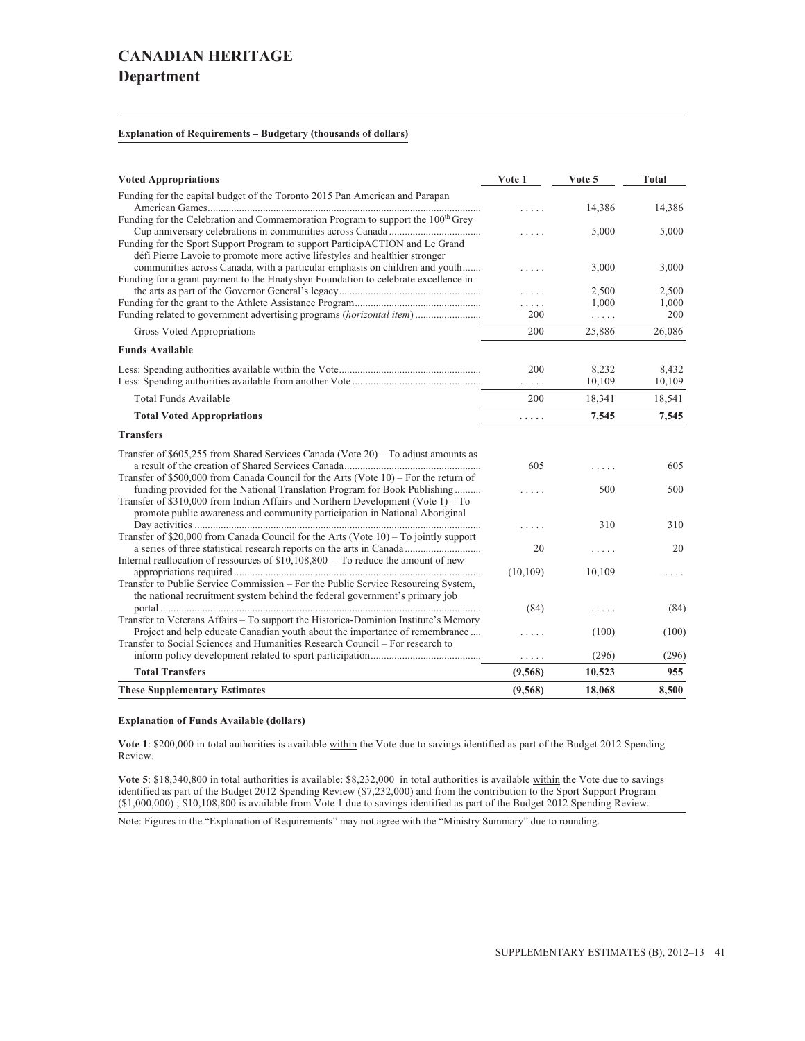# CANADIAN HERITAGE

## Department

**Explanation of Requirements – Budgetary (thousands of dollars)**

| Voted Appropriations | Vote 1 | Vote 5 | Total |
|---|---|---|---|
| Funding for the capital budget of the Toronto 2015 Pan American and Parapan American Games | ..... | 14,386 | 14,386 |
| Funding for the Celebration and Commemoration Program to support the 100th Grey Cup anniversary celebrations in communities across Canada | ..... | 5,000 | 5,000 |
| Funding for the Sport Support Program to support ParticipACTION and Le Grand défi Pierre Lavoie to promote more active lifestyles and healthier stronger communities across Canada, with a particular emphasis on children and youth | ..... | 3,000 | 3,000 |
| Funding for a grant payment to the Hnatyshyn Foundation to celebrate excellence in the arts as part of the Governor General's legacy | ..... | 2,500 | 2,500 |
| Funding for the grant to the Athlete Assistance Program | ..... | 1,000 | 1,000 |
| Funding related to government advertising programs (*horizontal item*) | 200 | ..... | 200 |
| Gross Voted Appropriations | 200 | 25,886 | 26,086 |
| **Funds Available** | | | |
| Less: Spending authorities available within the Vote | 200 | 8,232 | 8,432 |
| Less: Spending authorities available from another Vote | ..... | 10,109 | 10,109 |
| Total Funds Available | 200 | 18,341 | 18,541 |
| **Total Voted Appropriations** | **.....** | **7,545** | **7,545** |
| **Transfers** | | | |
| Transfer of $605,255 from Shared Services Canada (Vote 20) – To adjust amounts as a result of the creation of Shared Services Canada | 605 | ..... | 605 |
| Transfer of $500,000 from Canada Council for the Arts (Vote 10) – For the return of funding provided for the National Translation Program for Book Publishing | ..... | 500 | 500 |
| Transfer of $310,000 from Indian Affairs and Northern Development (Vote 1) – To promote public awareness and community participation in National Aboriginal Day activities | ..... | 310 | 310 |
| Transfer of $20,000 from Canada Council for the Arts (Vote 10) – To jointly support a series of three statistical research reports on the arts in Canada | 20 | ..... | 20 |
| Internal reallocation of ressources of $10,108,800 – To reduce the amount of new appropriations required | (10,109) | 10,109 | ..... |
| Transfer to Public Service Commission – For the Public Service Resourcing System, the national recruitment system behind the federal government's primary job portal | (84) | ..... | (84) |
| Transfer to Veterans Affairs – To support the Historica-Dominion Institute's Memory Project and help educate Canadian youth about the importance of remembrance | ..... | (100) | (100) |
| Transfer to Social Sciences and Humanities Research Council – For research to inform policy development related to sport participation | ..... | (296) | (296) |
| **Total Transfers** | **(9,568)** | **10,523** | **955** |
| **These Supplementary Estimates** | **(9,568)** | **18,068** | **8,500** |

**Explanation of Funds Available (dollars)**

**Vote 1**: $200,000 in total authorities is available within the Vote due to savings identified as part of the Budget 2012 Spending Review.

**Vote 5**: $18,340,800 in total authorities is available: $8,232,000 in total authorities is available within the Vote due to savings identified as part of the Budget 2012 Spending Review ($7,232,000) and from the contribution to the Sport Support Program ($1,000,000) ; $10,108,800 is available from Vote 1 due to savings identified as part of the Budget 2012 Spending Review.

Note: Figures in the "Explanation of Requirements" may not agree with the "Ministry Summary" due to rounding.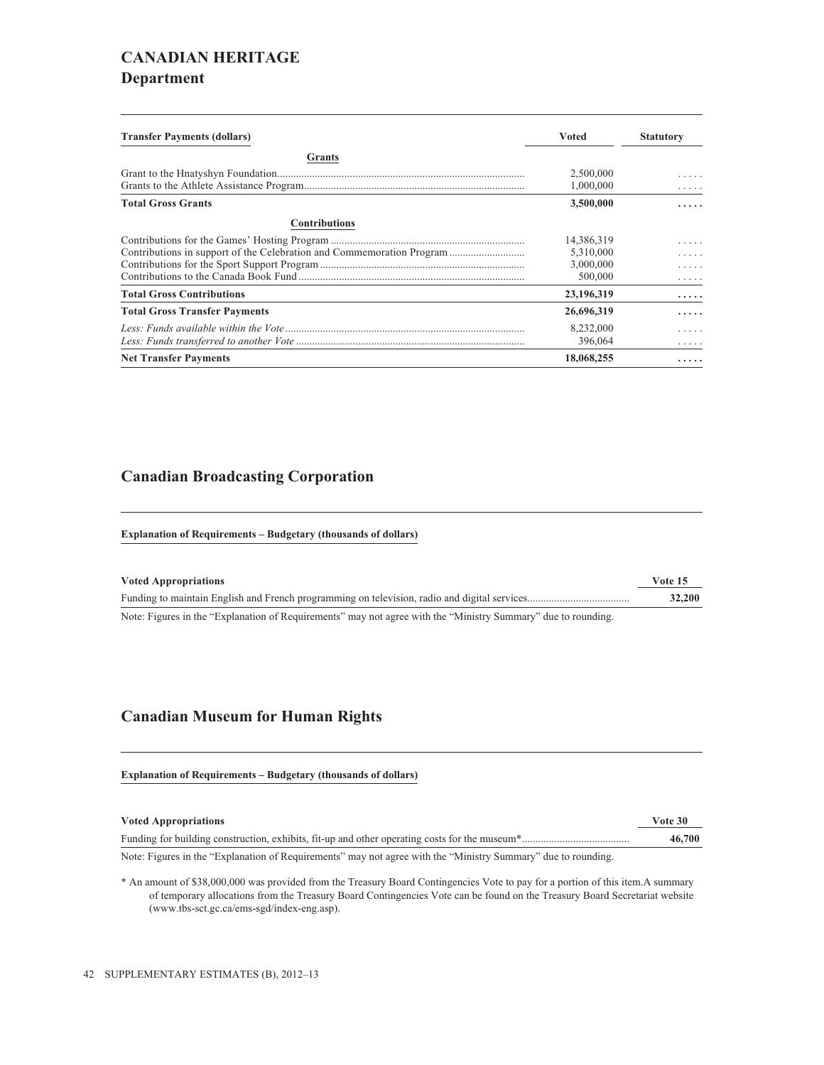# CANADIAN HERITAGE

## Department

| Transfer Payments (dollars) | Voted | Statutory |
|---|---|---|
| **Grants** | | |
| Grant to the Hnatyshyn Foundation | 2,500,000 | ..... |
| Grants to the Athlete Assistance Program | 1,000,000 | ..... |
| **Total Gross Grants** | **3,500,000** | **.....** |
| **Contributions** | | |
| Contributions for the Games' Hosting Program | 14,386,319 | ..... |
| Contributions in support of the Celebration and Commemoration Program | 5,310,000 | ..... |
| Contributions for the Sport Support Program | 3,000,000 | ..... |
| Contributions to the Canada Book Fund | 500,000 | ..... |
| **Total Gross Contributions** | **23,196,319** | **.....** |
| **Total Gross Transfer Payments** | **26,696,319** | **.....** |
| *Less: Funds available within the Vote* | 8,232,000 | ..... |
| *Less: Funds transferred to another Vote* | 396,064 | ..... |
| **Net Transfer Payments** | **18,068,255** | **.....** |

## Canadian Broadcasting Corporation

**Explanation of Requirements – Budgetary (thousands of dollars)**

| Voted Appropriations | Vote 15 |
|---|---|
| Funding to maintain English and French programming on television, radio and digital services | **32,200** |

Note: Figures in the "Explanation of Requirements" may not agree with the "Ministry Summary" due to rounding.

## Canadian Museum for Human Rights

**Explanation of Requirements – Budgetary (thousands of dollars)**

| Voted Appropriations | Vote 30 |
|---|---|
| Funding for building construction, exhibits, fit-up and other operating costs for the museum* | **46,700** |

Note: Figures in the "Explanation of Requirements" may not agree with the "Ministry Summary" due to rounding.

* An amount of $38,000,000 was provided from the Treasury Board Contingencies Vote to pay for a portion of this item.A summary of temporary allocations from the Treasury Board Contingencies Vote can be found on the Treasury Board Secretariat website (www.tbs-sct.gc.ca/ems-sgd/index-eng.asp).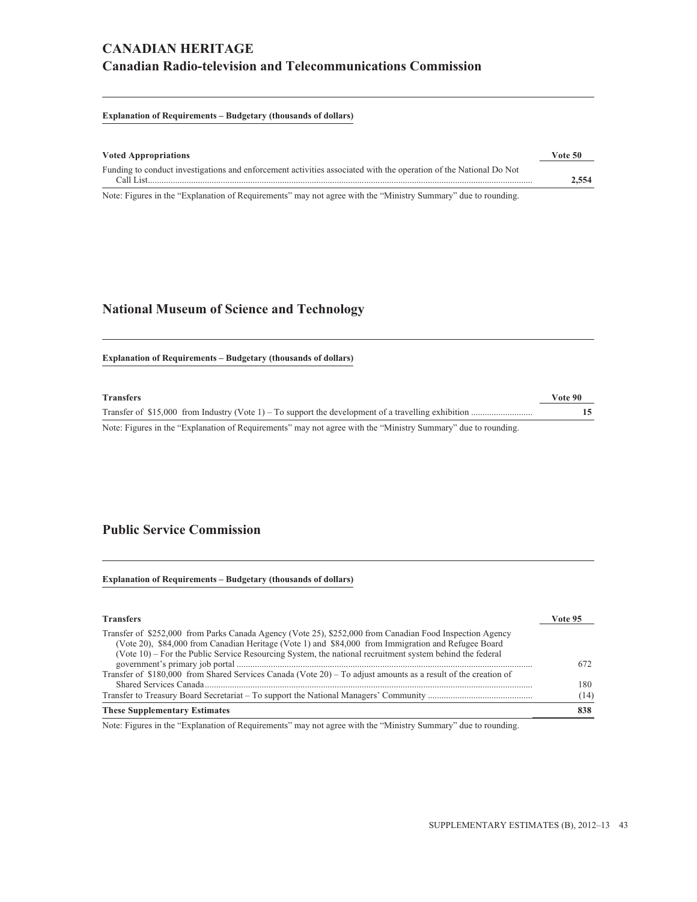# CANADIAN HERITAGE

## Canadian Radio-television and Telecommunications Commission

**Explanation of Requirements – Budgetary (thousands of dollars)**

| Voted Appropriations | Vote 50 |
|---|---|
| Funding to conduct investigations and enforcement activities associated with the operation of the National Do Not Call List | **2,554** |

Note: Figures in the "Explanation of Requirements" may not agree with the "Ministry Summary" due to rounding.

## National Museum of Science and Technology

**Explanation of Requirements – Budgetary (thousands of dollars)**

| Transfers | Vote 90 |
|---|---|
| Transfer of $15,000 from Industry (Vote 1) – To support the development of a travelling exhibition | **15** |

Note: Figures in the "Explanation of Requirements" may not agree with the "Ministry Summary" due to rounding.

## Public Service Commission

**Explanation of Requirements – Budgetary (thousands of dollars)**

| Transfers | Vote 95 |
|---|---|
| Transfer of $252,000 from Parks Canada Agency (Vote 25), $252,000 from Canadian Food Inspection Agency (Vote 20), $84,000 from Canadian Heritage (Vote 1) and $84,000 from Immigration and Refugee Board (Vote 10) – For the Public Service Resourcing System, the national recruitment system behind the federal government's primary job portal | 672 |
| Transfer of $180,000 from Shared Services Canada (Vote 20) – To adjust amounts as a result of the creation of Shared Services Canada | 180 |
| Transfer to Treasury Board Secretariat – To support the National Managers' Community | (14) |
| **These Supplementary Estimates** | **838** |

Note: Figures in the "Explanation of Requirements" may not agree with the "Ministry Summary" due to rounding.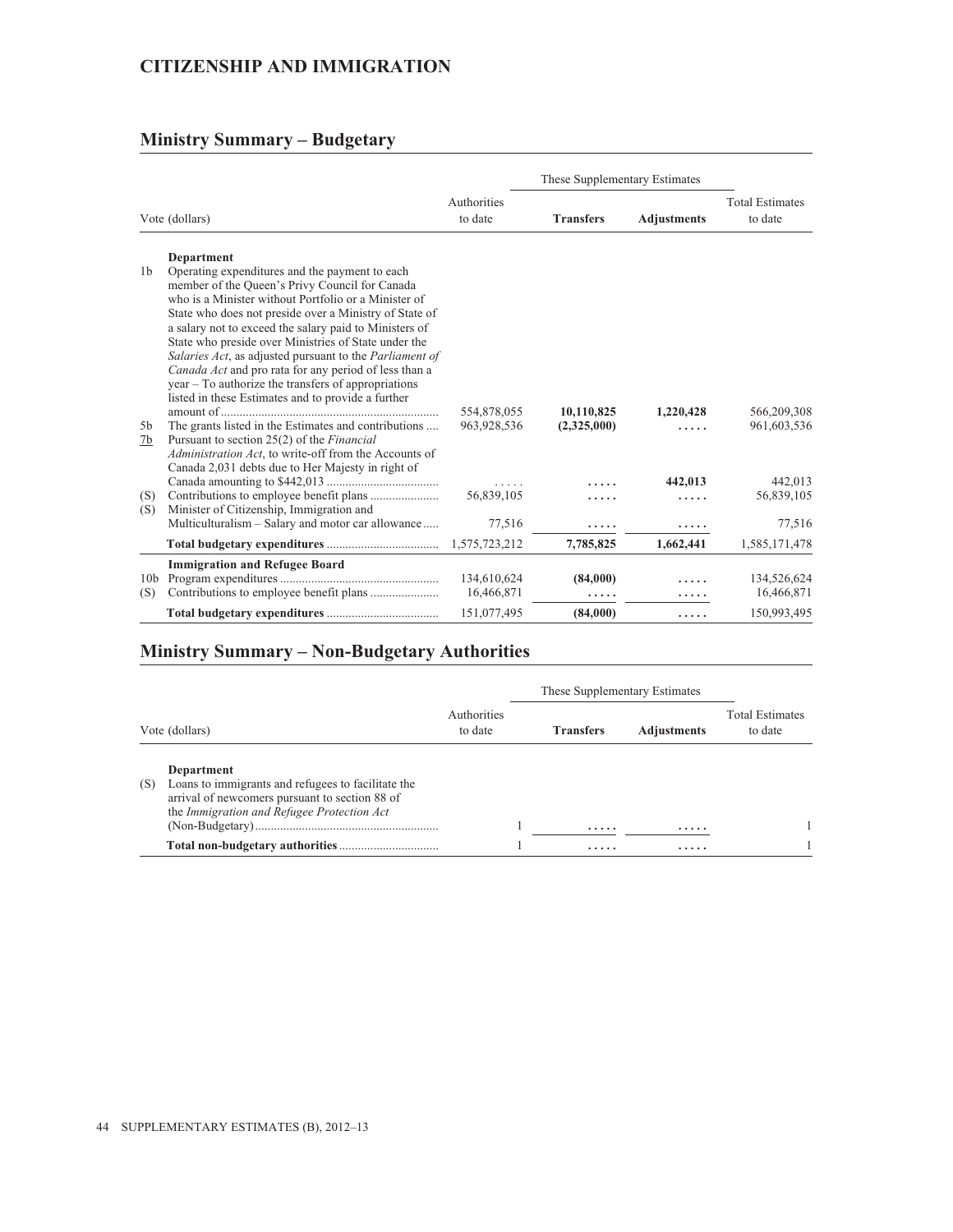# CITIZENSHIP AND IMMIGRATION

## Ministry Summary – Budgetary

| Vote (dollars) | | Authorities to date | These Supplementary Estimates Transfers | These Supplementary Estimates Adjustments | Total Estimates to date |
|---|---|---|---|---|---|
| | **Department** | | | | |
| 1b | Operating expenditures and the payment to each member of the Queen's Privy Council for Canada who is a Minister without Portfolio or a Minister of State who does not preside over a Ministry of State of a salary not to exceed the salary paid to Ministers of State who preside over Ministries of State under the *Salaries Act*, as adjusted pursuant to the *Parliament of Canada Act* and pro rata for any period of less than a year – To authorize the transfers of appropriations listed in these Estimates and to provide a further amount of | 554,878,055 | **10,110,825** | **1,220,428** | 566,209,308 |
| 5b | The grants listed in the Estimates and contributions | 963,928,536 | **(2,325,000)** | ..... | 961,603,536 |
| 7b | Pursuant to section 25(2) of the *Financial Administration Act*, to write-off from the Accounts of Canada 2,031 debts due to Her Majesty in right of Canada amounting to $442,013 | ..... | ..... | **442,013** | 442,013 |
| (S) | Contributions to employee benefit plans | 56,839,105 | ..... | ..... | 56,839,105 |
| (S) | Minister of Citizenship, Immigration and Multiculturalism – Salary and motor car allowance | 77,516 | ..... | ..... | 77,516 |
| | **Total budgetary expenditures** | 1,575,723,212 | **7,785,825** | **1,662,441** | 1,585,171,478 |
| | **Immigration and Refugee Board** | | | | |
| 10b | Program expenditures | 134,610,624 | **(84,000)** | ..... | 134,526,624 |
| (S) | Contributions to employee benefit plans | 16,466,871 | ..... | ..... | 16,466,871 |
| | **Total budgetary expenditures** | 151,077,495 | **(84,000)** | ..... | 150,993,495 |

## Ministry Summary – Non-Budgetary Authorities

| Vote (dollars) | | Authorities to date | These Supplementary Estimates Transfers | These Supplementary Estimates Adjustments | Total Estimates to date |
|---|---|---|---|---|---|
| | **Department** | | | | |
| (S) | Loans to immigrants and refugees to facilitate the arrival of newcomers pursuant to section 88 of the *Immigration and Refugee Protection Act* (Non-Budgetary) | 1 | ..... | ..... | 1 |
| | **Total non-budgetary authorities** | 1 | ..... | ..... | 1 |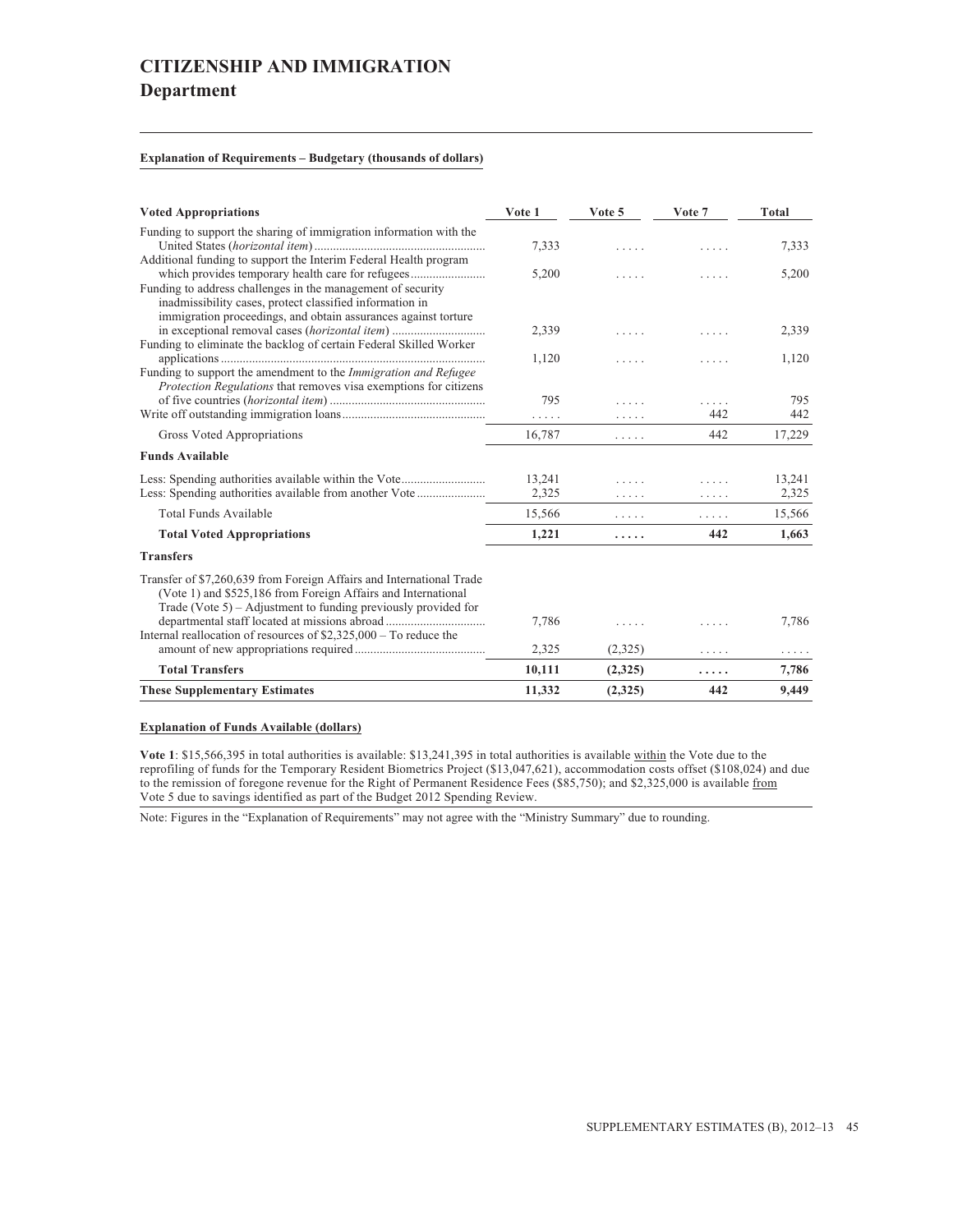# CITIZENSHIP AND IMMIGRATION

## Department

**Explanation of Requirements – Budgetary (thousands of dollars)**

| Voted Appropriations | Vote 1 | Vote 5 | Vote 7 | Total |
|---|---|---|---|---|
| Funding to support the sharing of immigration information with the United States (*horizontal item*) | 7,333 | ..... | ..... | 7,333 |
| Additional funding to support the Interim Federal Health program which provides temporary health care for refugees | 5,200 | ..... | ..... | 5,200 |
| Funding to address challenges in the management of security inadmissibility cases, protect classified information in immigration proceedings, and obtain assurances against torture in exceptional removal cases (*horizontal item*) | 2,339 | ..... | ..... | 2,339 |
| Funding to eliminate the backlog of certain Federal Skilled Worker applications | 1,120 | ..... | ..... | 1,120 |
| Funding to support the amendment to the *Immigration and Refugee Protection Regulations* that removes visa exemptions for citizens of five countries (*horizontal item*) | 795 | ..... | ..... | 795 |
| Write off outstanding immigration loans | ..... | ..... | 442 | 442 |
| Gross Voted Appropriations | 16,787 | ..... | 442 | 17,229 |
| **Funds Available** | | | | |
| Less: Spending authorities available within the Vote | 13,241 | ..... | ..... | 13,241 |
| Less: Spending authorities available from another Vote | 2,325 | ..... | ..... | 2,325 |
| Total Funds Available | 15,566 | ..... | ..... | 15,566 |
| **Total Voted Appropriations** | **1,221** | **.....** | **442** | **1,663** |
| **Transfers** | | | | |
| Transfer of $7,260,639 from Foreign Affairs and International Trade (Vote 1) and $525,186 from Foreign Affairs and International Trade (Vote 5) – Adjustment to funding previously provided for departmental staff located at missions abroad | 7,786 | ..... | ..... | 7,786 |
| Internal reallocation of resources of $2,325,000 – To reduce the amount of new appropriations required | 2,325 | (2,325) | ..... | ..... |
| **Total Transfers** | **10,111** | **(2,325)** | **.....** | **7,786** |
| **These Supplementary Estimates** | **11,332** | **(2,325)** | **442** | **9,449** |

**Explanation of Funds Available (dollars)**

**Vote 1**: $15,566,395 in total authorities is available: $13,241,395 in total authorities is available within the Vote due to the reprofiling of funds for the Temporary Resident Biometrics Project ($13,047,621), accommodation costs offset ($108,024) and due to the remission of foregone revenue for the Right of Permanent Residence Fees ($85,750); and $2,325,000 is available from Vote 5 due to savings identified as part of the Budget 2012 Spending Review.

Note: Figures in the "Explanation of Requirements" may not agree with the "Ministry Summary" due to rounding.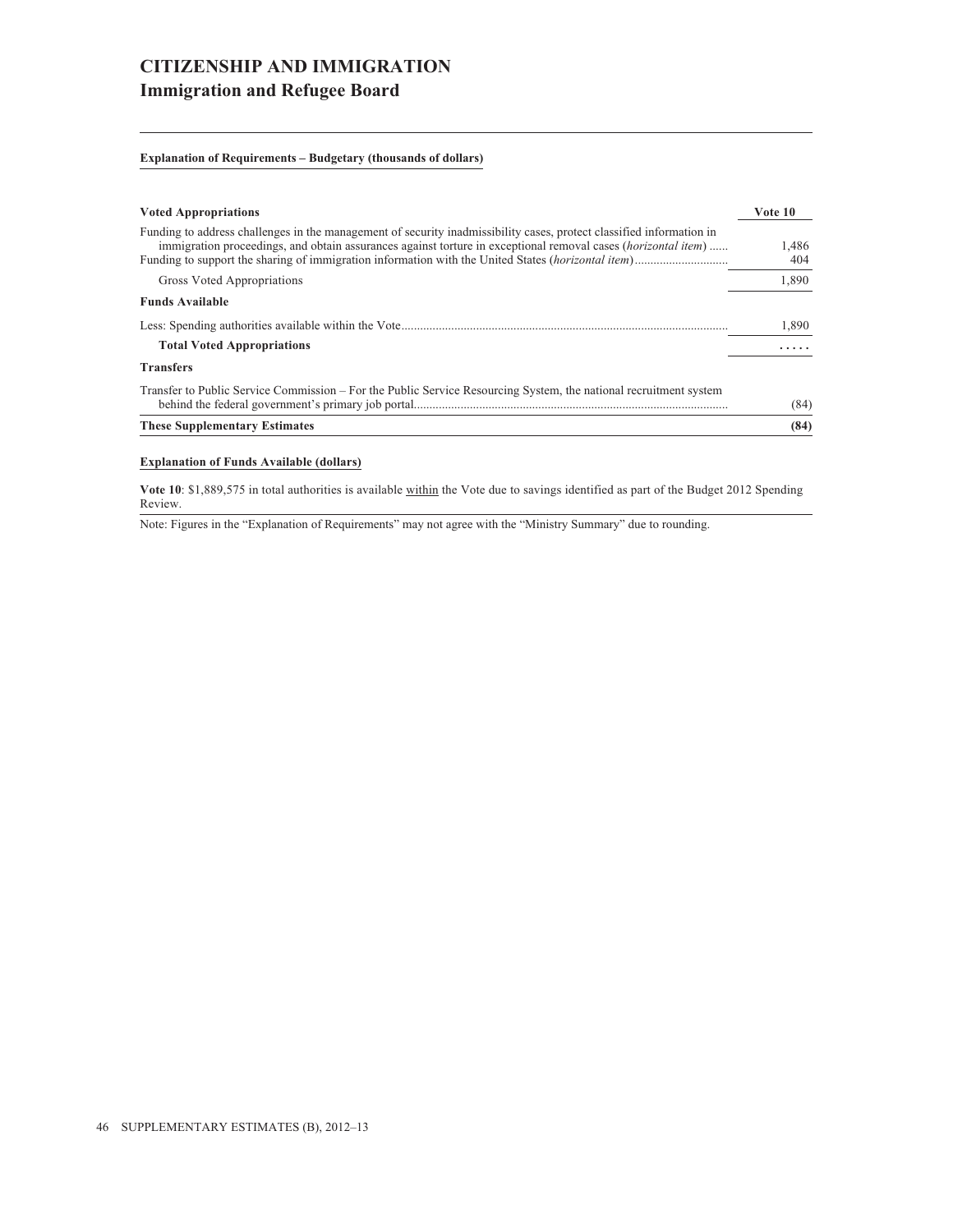# CITIZENSHIP AND IMMIGRATION

## Immigration and Refugee Board

**Explanation of Requirements – Budgetary (thousands of dollars)**

| **Voted Appropriations** | **Vote 10** |
|---|---|
| Funding to address challenges in the management of security inadmissibility cases, protect classified information in immigration proceedings, and obtain assurances against torture in exceptional removal cases (*horizontal item*) | 1,486 |
| Funding to support the sharing of immigration information with the United States (*horizontal item*) | 404 |
| Gross Voted Appropriations | 1,890 |
| **Funds Available** | |
| Less: Spending authorities available within the Vote | 1,890 |
| **Total Voted Appropriations** | ..... |
| **Transfers** | |
| Transfer to Public Service Commission – For the Public Service Resourcing System, the national recruitment system behind the federal government's primary job portal | (84) |
| **These Supplementary Estimates** | **(84)** |

**Explanation of Funds Available (dollars)**

**Vote 10**: $1,889,575 in total authorities is available within the Vote due to savings identified as part of the Budget 2012 Spending Review.

Note: Figures in the "Explanation of Requirements" may not agree with the "Ministry Summary" due to rounding.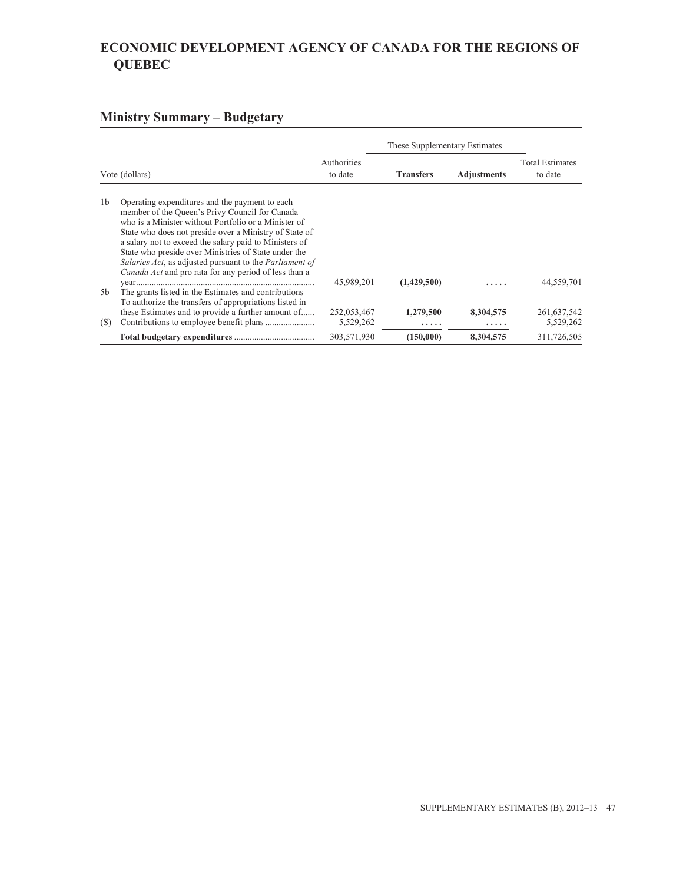# ECONOMIC DEVELOPMENT AGENCY OF CANADA FOR THE REGIONS OF QUEBEC

## Ministry Summary – Budgetary

| Vote (dollars) | | Authorities to date | These Supplementary Estimates | | Total Estimates to date |
|---|---|---|---|---|---|
| | | | **Transfers** | **Adjustments** | |
| 1b | Operating expenditures and the payment to each member of the Queen's Privy Council for Canada who is a Minister without Portfolio or a Minister of State who does not preside over a Ministry of State of a salary not to exceed the salary paid to Ministers of State who preside over Ministries of State under the *Salaries Act*, as adjusted pursuant to the *Parliament of Canada Act* and pro rata for any period of less than a year | 45,989,201 | **(1,429,500)** | ..... | 44,559,701 |
| 5b | The grants listed in the Estimates and contributions – To authorize the transfers of appropriations listed in these Estimates and to provide a further amount of | 252,053,467 | **1,279,500** | **8,304,575** | 261,637,542 |
| (S) | Contributions to employee benefit plans | 5,529,262 | ..... | ..... | 5,529,262 |
| | **Total budgetary expenditures** | 303,571,930 | **(150,000)** | **8,304,575** | 311,726,505 |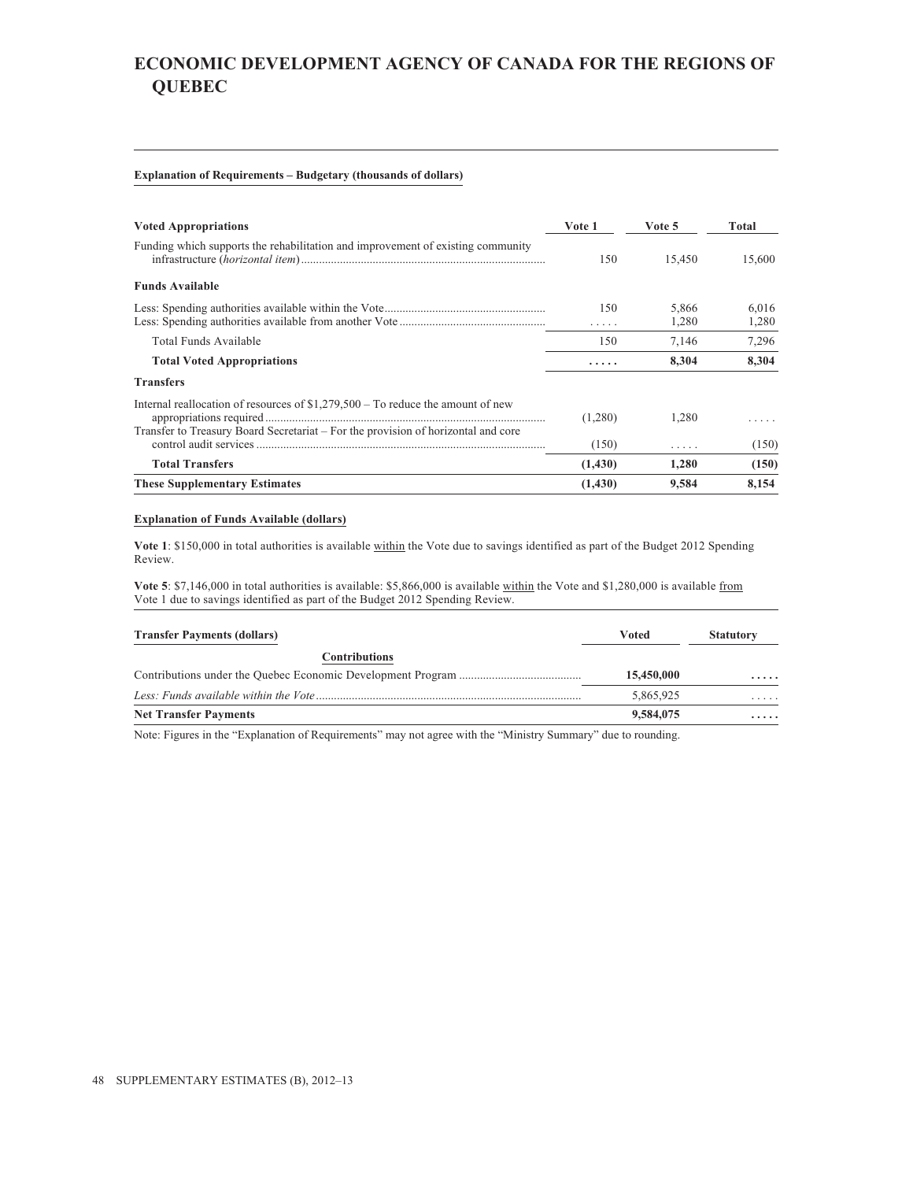# ECONOMIC DEVELOPMENT AGENCY OF CANADA FOR THE REGIONS OF QUEBEC

**Explanation of Requirements – Budgetary (thousands of dollars)**

| Voted Appropriations | Vote 1 | Vote 5 | Total |
|---|---|---|---|
| Funding which supports the rehabilitation and improvement of existing community infrastructure (*horizontal item*) | 150 | 15,450 | 15,600 |
| **Funds Available** | | | |
| Less: Spending authorities available within the Vote | 150 | 5,866 | 6,016 |
| Less: Spending authorities available from another Vote | ..... | 1,280 | 1,280 |
| Total Funds Available | 150 | 7,146 | 7,296 |
| **Total Voted Appropriations** | **.....** | **8,304** | **8,304** |
| **Transfers** | | | |
| Internal reallocation of resources of $1,279,500 – To reduce the amount of new appropriations required | (1,280) | 1,280 | ..... |
| Transfer to Treasury Board Secretariat – For the provision of horizontal and core control audit services | (150) | ..... | (150) |
| **Total Transfers** | **(1,430)** | **1,280** | **(150)** |
| **These Supplementary Estimates** | **(1,430)** | **9,584** | **8,154** |

**Explanation of Funds Available (dollars)**

**Vote 1**: $150,000 in total authorities is available within the Vote due to savings identified as part of the Budget 2012 Spending Review.

**Vote 5**: $7,146,000 in total authorities is available: $5,866,000 is available within the Vote and $1,280,000 is available from Vote 1 due to savings identified as part of the Budget 2012 Spending Review.

| Transfer Payments (dollars) | Voted | Statutory |
|---|---|---|
| **Contributions** | | |
| Contributions under the Quebec Economic Development Program | **15,450,000** | **.....** |
| *Less: Funds available within the Vote* | 5,865,925 | ..... |
| **Net Transfer Payments** | **9,584,075** | **.....** |

Note: Figures in the "Explanation of Requirements" may not agree with the "Ministry Summary" due to rounding.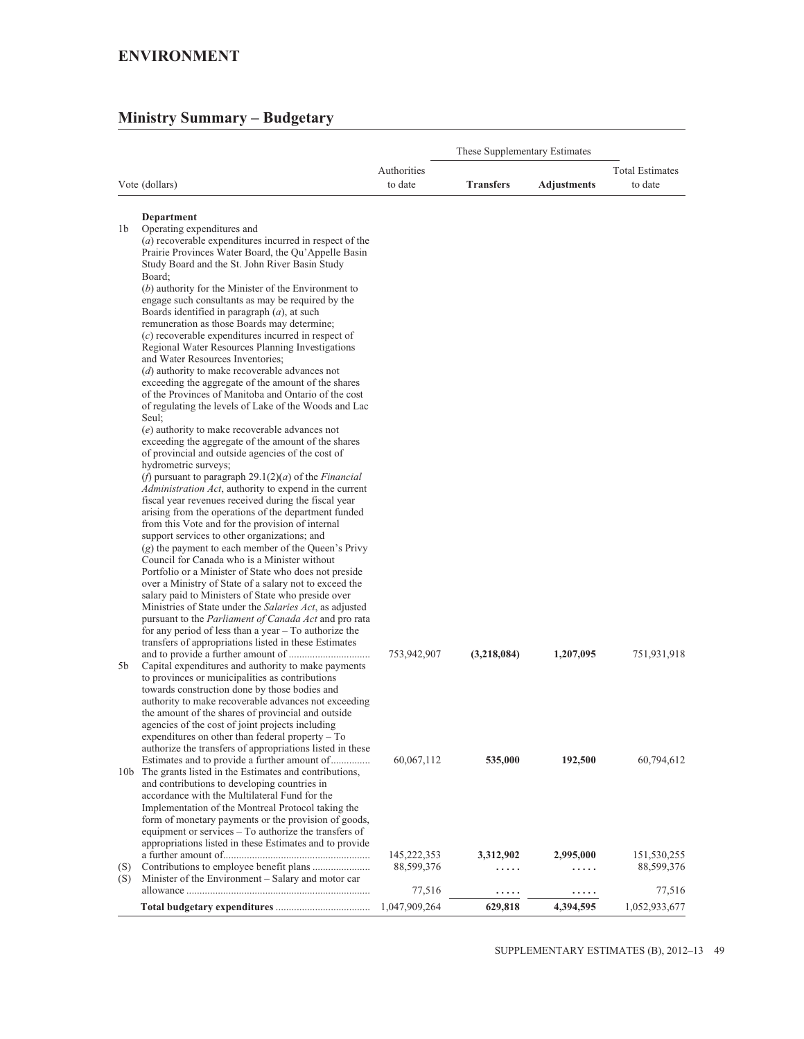## ENVIRONMENT

### Ministry Summary – Budgetary

| Vote (dollars) | | Authorities to date | These Supplementary Estimates | | Total Estimates to date |
|---|---|---|---|---|---|
| | | | **Transfers** | **Adjustments** | |
| | **Department** | | | | |
| 1b | Operating expenditures and (*a*) recoverable expenditures incurred in respect of the Prairie Provinces Water Board, the Qu'Appelle Basin Study Board and the St. John River Basin Study Board; (*b*) authority for the Minister of the Environment to engage such consultants as may be required by the Boards identified in paragraph (*a*), at such remuneration as those Boards may determine; (*c*) recoverable expenditures incurred in respect of Regional Water Resources Planning Investigations and Water Resources Inventories; (*d*) authority to make recoverable advances not exceeding the aggregate of the amount of the shares of the Provinces of Manitoba and Ontario of the cost of regulating the levels of Lake of the Woods and Lac Seul; (*e*) authority to make recoverable advances not exceeding the aggregate of the amount of the shares of provincial and outside agencies of the cost of hydrometric surveys; (*f*) pursuant to paragraph 29.1(2)(*a*) of the *Financial Administration Act*, authority to expend in the current fiscal year revenues received during the fiscal year arising from the operations of the department funded from this Vote and for the provision of internal support services to other organizations; and (*g*) the payment to each member of the Queen's Privy Council for Canada who is a Minister without Portfolio or a Minister of State who does not preside over a Ministry of State of a salary not to exceed the salary paid to Ministers of State who preside over Ministries of State under the *Salaries Act*, as adjusted pursuant to the *Parliament of Canada Act* and pro rata for any period of less than a year – To authorize the transfers of appropriations listed in these Estimates and to provide a further amount of | 753,942,907 | **(3,218,084)** | **1,207,095** | 751,931,918 |
| 5b | Capital expenditures and authority to make payments to provinces or municipalities as contributions towards construction done by those bodies and authority to make recoverable advances not exceeding the amount of the shares of provincial and outside agencies of the cost of joint projects including expenditures on other than federal property – To authorize the transfers of appropriations listed in these Estimates and to provide a further amount of | 60,067,112 | **535,000** | **192,500** | 60,794,612 |
| 10b | The grants listed in the Estimates and contributions, and contributions to developing countries in accordance with the Multilateral Fund for the Implementation of the Montreal Protocol taking the form of monetary payments or the provision of goods, equipment or services – To authorize the transfers of appropriations listed in these Estimates and to provide a further amount of | 145,222,353 | **3,312,902** | **2,995,000** | 151,530,255 |
| (S) | Contributions to employee benefit plans | 88,599,376 | ..... | ..... | 88,599,376 |
| (S) | Minister of the Environment – Salary and motor car allowance | 77,516 | ..... | ..... | 77,516 |
| | **Total budgetary expenditures** | 1,047,909,264 | **629,818** | **4,394,595** | 1,052,933,677 |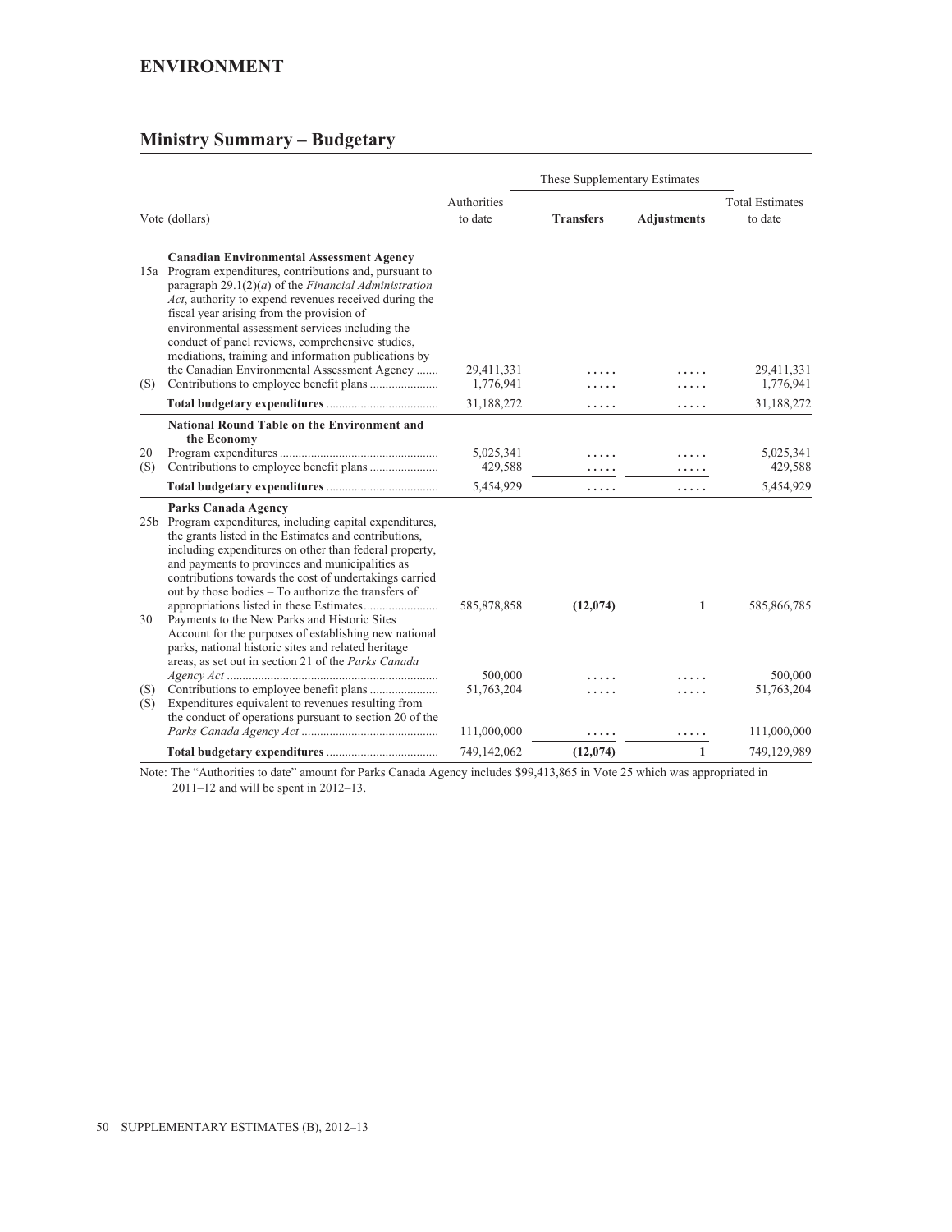# ENVIRONMENT

## Ministry Summary – Budgetary

| Vote (dollars) | | Authorities to date | These Supplementary Estimates | | Total Estimates to date |
|---|---|---|---|---|---|
| | | | **Transfers** | **Adjustments** | |
| | **Canadian Environmental Assessment Agency** | | | | |
| 15a | Program expenditures, contributions and, pursuant to paragraph 29.1(2)(*a*) of the *Financial Administration Act*, authority to expend revenues received during the fiscal year arising from the provision of environmental assessment services including the conduct of panel reviews, comprehensive studies, mediations, training and information publications by the Canadian Environmental Assessment Agency | 29,411,331 | ..... | ..... | 29,411,331 |
| (S) | Contributions to employee benefit plans | 1,776,941 | ..... | ..... | 1,776,941 |
| | **Total budgetary expenditures** | 31,188,272 | ..... | ..... | 31,188,272 |
| | **National Round Table on the Environment and the Economy** | | | | |
| 20 | Program expenditures | 5,025,341 | ..... | ..... | 5,025,341 |
| (S) | Contributions to employee benefit plans | 429,588 | ..... | ..... | 429,588 |
| | **Total budgetary expenditures** | 5,454,929 | ..... | ..... | 5,454,929 |
| | **Parks Canada Agency** | | | | |
| 25b | Program expenditures, including capital expenditures, the grants listed in the Estimates and contributions, including expenditures on other than federal property, and payments to provinces and municipalities as contributions towards the cost of undertakings carried out by those bodies – To authorize the transfers of appropriations listed in these Estimates | 585,878,858 | (12,074) | 1 | 585,866,785 |
| 30 | Payments to the New Parks and Historic Sites Account for the purposes of establishing new national parks, national historic sites and related heritage areas, as set out in section 21 of the *Parks Canada Agency Act* | 500,000 | ..... | ..... | 500,000 |
| (S) | Contributions to employee benefit plans | 51,763,204 | ..... | ..... | 51,763,204 |
| (S) | Expenditures equivalent to revenues resulting from the conduct of operations pursuant to section 20 of the *Parks Canada Agency Act* | 111,000,000 | ..... | ..... | 111,000,000 |
| | **Total budgetary expenditures** | 749,142,062 | (12,074) | 1 | 749,129,989 |

Note: The "Authorities to date" amount for Parks Canada Agency includes $99,413,865 in Vote 25 which was appropriated in 2011–12 and will be spent in 2012–13.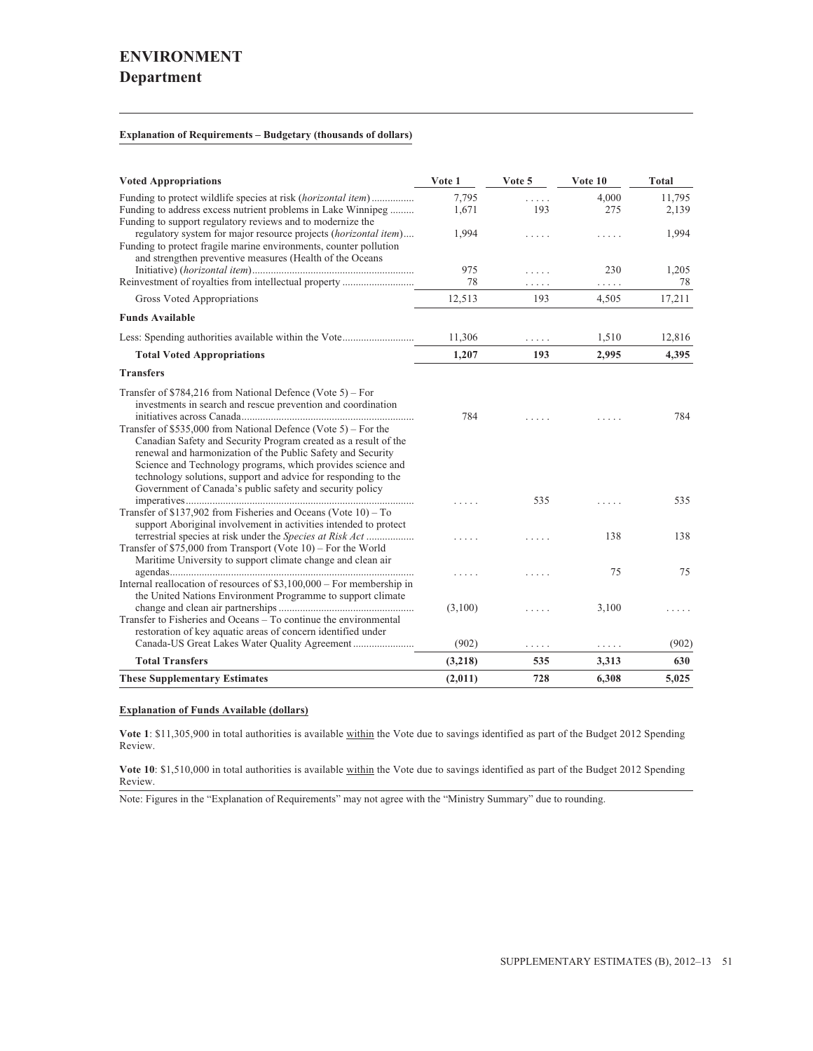# ENVIRONMENT

## Department

**Explanation of Requirements – Budgetary (thousands of dollars)**

| Voted Appropriations | Vote 1 | Vote 5 | Vote 10 | Total |
|---|---|---|---|---|
| Funding to protect wildlife species at risk (*horizontal item*) | 7,795 | . . . . . | 4,000 | 11,795 |
| Funding to address excess nutrient problems in Lake Winnipeg | 1,671 | 193 | 275 | 2,139 |
| Funding to support regulatory reviews and to modernize the regulatory system for major resource projects (*horizontal item*) | 1,994 | . . . . . | . . . . . | 1,994 |
| Funding to protect fragile marine environments, counter pollution and strengthen preventive measures (Health of the Oceans Initiative) (*horizontal item*) | 975 | . . . . . | 230 | 1,205 |
| Reinvestment of royalties from intellectual property | 78 | . . . . . | . . . . . | 78 |
| Gross Voted Appropriations | 12,513 | 193 | 4,505 | 17,211 |
| **Funds Available** | | | | |
| Less: Spending authorities available within the Vote | 11,306 | . . . . . | 1,510 | 12,816 |
| **Total Voted Appropriations** | **1,207** | **193** | **2,995** | **4,395** |
| **Transfers** | | | | |
| Transfer of $784,216 from National Defence (Vote 5) – For investments in search and rescue prevention and coordination initiatives across Canada | 784 | . . . . . | . . . . . | 784 |
| Transfer of $535,000 from National Defence (Vote 5) – For the Canadian Safety and Security Program created as a result of the renewal and harmonization of the Public Safety and Security Science and Technology programs, which provides science and technology solutions, support and advice for responding to the Government of Canada's public safety and security policy imperatives | . . . . . | 535 | . . . . . | 535 |
| Transfer of $137,902 from Fisheries and Oceans (Vote 10) – To support Aboriginal involvement in activities intended to protect terrestrial species at risk under the *Species at Risk Act* | . . . . . | . . . . . | 138 | 138 |
| Transfer of $75,000 from Transport (Vote 10) – For the World Maritime University to support climate change and clean air agendas | . . . . . | . . . . . | 75 | 75 |
| Internal reallocation of resources of $3,100,000 – For membership in the United Nations Environment Programme to support climate change and clean air partnerships | (3,100) | . . . . . | 3,100 | . . . . . |
| Transfer to Fisheries and Oceans – To continue the environmental restoration of key aquatic areas of concern identified under Canada-US Great Lakes Water Quality Agreement | (902) | . . . . . | . . . . . | (902) |
| **Total Transfers** | **(3,218)** | **535** | **3,313** | **630** |
| **These Supplementary Estimates** | **(2,011)** | **728** | **6,308** | **5,025** |

**Explanation of Funds Available (dollars)**

**Vote 1**: $11,305,900 in total authorities is available within the Vote due to savings identified as part of the Budget 2012 Spending Review.

**Vote 10**: $1,510,000 in total authorities is available within the Vote due to savings identified as part of the Budget 2012 Spending Review.

Note: Figures in the "Explanation of Requirements" may not agree with the "Ministry Summary" due to rounding.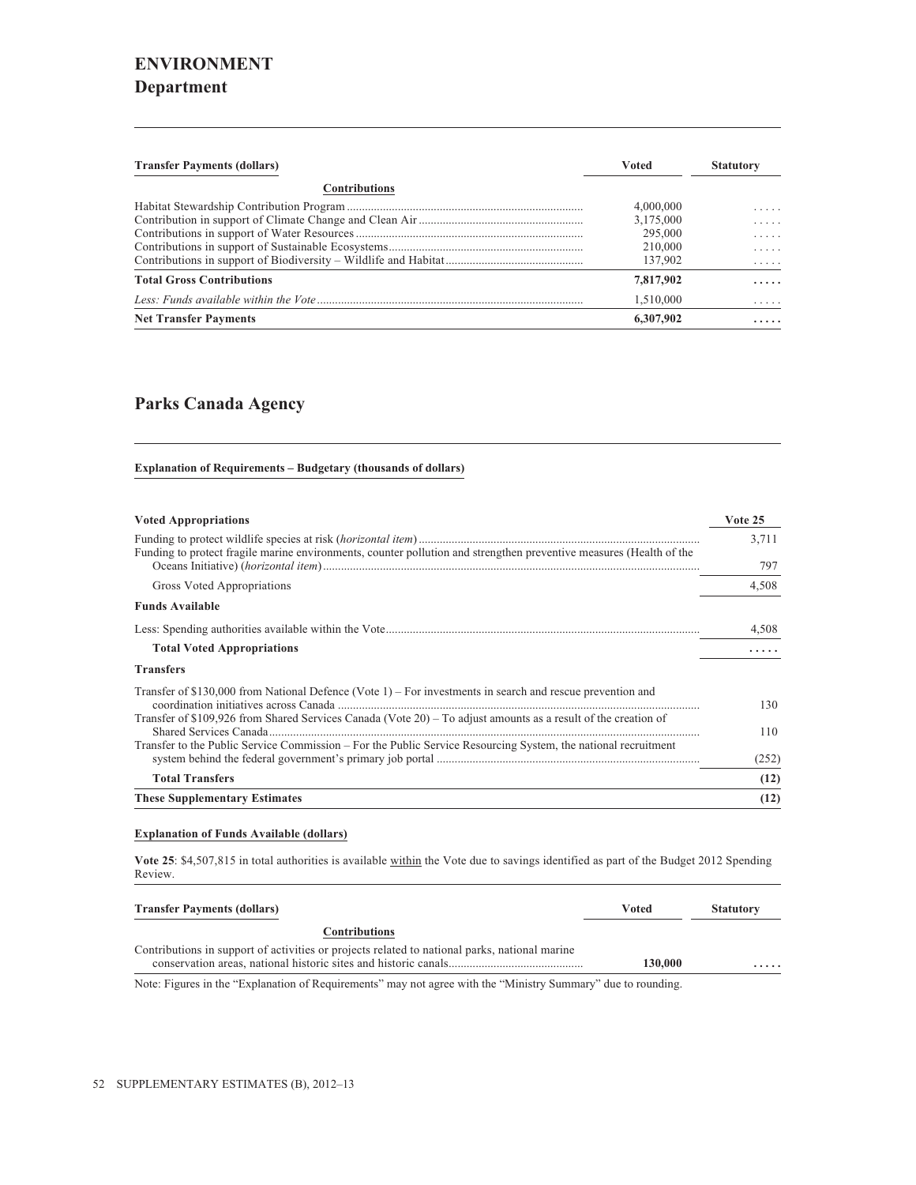# ENVIRONMENT

## Department

| Transfer Payments (dollars) | Voted | Statutory |
|---|---|---|
| **Contributions** | | |
| Habitat Stewardship Contribution Program | 4,000,000 | ..... |
| Contribution in support of Climate Change and Clean Air | 3,175,000 | ..... |
| Contributions in support of Water Resources | 295,000 | ..... |
| Contributions in support of Sustainable Ecosystems | 210,000 | ..... |
| Contributions in support of Biodiversity – Wildlife and Habitat | 137,902 | ..... |
| **Total Gross Contributions** | **7,817,902** | **.....** |
| *Less: Funds available within the Vote* | 1,510,000 | ..... |
| **Net Transfer Payments** | **6,307,902** | **.....** |

## Parks Canada Agency

**Explanation of Requirements – Budgetary (thousands of dollars)**

| Voted Appropriations | Vote 25 |
|---|---|
| Funding to protect wildlife species at risk (*horizontal item*) | 3,711 |
| Funding to protect fragile marine environments, counter pollution and strengthen preventive measures (Health of the Oceans Initiative) (*horizontal item*) | 797 |
| Gross Voted Appropriations | 4,508 |
| **Funds Available** | |
| Less: Spending authorities available within the Vote | 4,508 |
| **Total Voted Appropriations** | **.....** |
| **Transfers** | |
| Transfer of $130,000 from National Defence (Vote 1) – For investments in search and rescue prevention and coordination initiatives across Canada | 130 |
| Transfer of $109,926 from Shared Services Canada (Vote 20) – To adjust amounts as a result of the creation of Shared Services Canada | 110 |
| Transfer to the Public Service Commission – For the Public Service Resourcing System, the national recruitment system behind the federal government's primary job portal | (252) |
| **Total Transfers** | **(12)** |
| **These Supplementary Estimates** | **(12)** |

**Explanation of Funds Available (dollars)**

**Vote 25**: $4,507,815 in total authorities is available within the Vote due to savings identified as part of the Budget 2012 Spending Review.

| Transfer Payments (dollars) | Voted | Statutory |
|---|---|---|
| **Contributions** | | |
| Contributions in support of activities or projects related to national parks, national marine conservation areas, national historic sites and historic canals | **130,000** | **.....** |

Note: Figures in the "Explanation of Requirements" may not agree with the "Ministry Summary" due to rounding.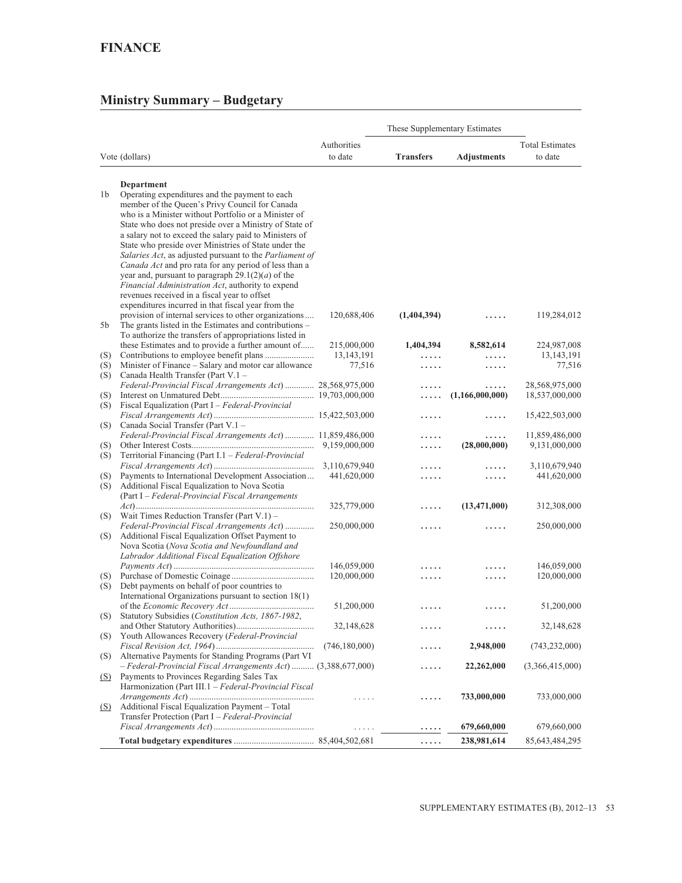## FINANCE

## Ministry Summary – Budgetary

| | Vote (dollars) | Authorities to date | These Supplementary Estimates | | Total Estimates to date |
|---|---|---|---|---|---|
| | | | **Transfers** | **Adjustments** | |
| | **Department** | | | | |
| 1b | Operating expenditures and the payment to each member of the Queen's Privy Council for Canada who is a Minister without Portfolio or a Minister of State who does not preside over a Ministry of State of a salary not to exceed the salary paid to Ministers of State who preside over Ministries of State under the *Salaries Act*, as adjusted pursuant to the *Parliament of Canada Act* and pro rata for any period of less than a year and, pursuant to paragraph 29.1(2)(*a*) of the *Financial Administration Act*, authority to expend revenues received in a fiscal year to offset expenditures incurred in that fiscal year from the provision of internal services to other organizations | 120,688,406 | **(1,404,394)** | ..... | 119,284,012 |
| 5b | The grants listed in the Estimates and contributions – To authorize the transfers of appropriations listed in these Estimates and to provide a further amount of | 215,000,000 | **1,404,394** | **8,582,614** | 224,987,008 |
| (S) | Contributions to employee benefit plans | 13,143,191 | ..... | ..... | 13,143,191 |
| (S) | Minister of Finance – Salary and motor car allowance | 77,516 | ..... | ..... | 77,516 |
| (S) | Canada Health Transfer (Part V.1 – *Federal-Provincial Fiscal Arrangements Act*) | 28,568,975,000 | ..... | ..... | 28,568,975,000 |
| (S) | Interest on Unmatured Debt | 19,703,000,000 | ..... | **(1,166,000,000)** | 18,537,000,000 |
| (S) | Fiscal Equalization (Part I – *Federal-Provincial Fiscal Arrangements Act*) | 15,422,503,000 | ..... | ..... | 15,422,503,000 |
| (S) | Canada Social Transfer (Part V.1 – *Federal-Provincial Fiscal Arrangements Act*) | 11,859,486,000 | ..... | ..... | 11,859,486,000 |
| (S) | Other Interest Costs | 9,159,000,000 | ..... | **(28,000,000)** | 9,131,000,000 |
| (S) | Territorial Financing (Part I.1 – *Federal-Provincial Fiscal Arrangements Act*) | 3,110,679,940 | ..... | ..... | 3,110,679,940 |
| (S) | Payments to International Development Association | 441,620,000 | ..... | ..... | 441,620,000 |
| (S) | Additional Fiscal Equalization to Nova Scotia (Part I – *Federal-Provincial Fiscal Arrangements Act*) | 325,779,000 | ..... | **(13,471,000)** | 312,308,000 |
| (S) | Wait Times Reduction Transfer (Part V.1) – *Federal-Provincial Fiscal Arrangements Act*) | 250,000,000 | ..... | ..... | 250,000,000 |
| (S) | Additional Fiscal Equalization Offset Payment to Nova Scotia (*Nova Scotia and Newfoundland and Labrador Additional Fiscal Equalization Offshore Payments Act*) | 146,059,000 | ..... | ..... | 146,059,000 |
| (S) | Purchase of Domestic Coinage | 120,000,000 | ..... | ..... | 120,000,000 |
| (S) | Debt payments on behalf of poor countries to International Organizations pursuant to section 18(1) of the *Economic Recovery Act* | 51,200,000 | ..... | ..... | 51,200,000 |
| (S) | Statutory Subsidies (*Constitution Acts, 1867-1982*, and Other Statutory Authorities) | 32,148,628 | ..... | ..... | 32,148,628 |
| (S) | Youth Allowances Recovery (*Federal-Provincial Fiscal Revision Act, 1964*) | (746,180,000) | ..... | **2,948,000** | (743,232,000) |
| (S) | Alternative Payments for Standing Programs (Part VI – *Federal-Provincial Fiscal Arrangements Act*) | (3,388,677,000) | ..... | **22,262,000** | (3,366,415,000) |
| (S) | Payments to Provinces Regarding Sales Tax Harmonization (Part III.1 – *Federal-Provincial Fiscal Arrangements Act*) | ..... | ..... | **733,000,000** | 733,000,000 |
| (S) | Additional Fiscal Equalization Payment – Total Transfer Protection (Part I – *Federal-Provincial Fiscal Arrangements Act*) | ..... | ..... | **679,660,000** | 679,660,000 |
| | **Total budgetary expenditures** | 85,404,502,681 | ..... | **238,981,614** | 85,643,484,295 |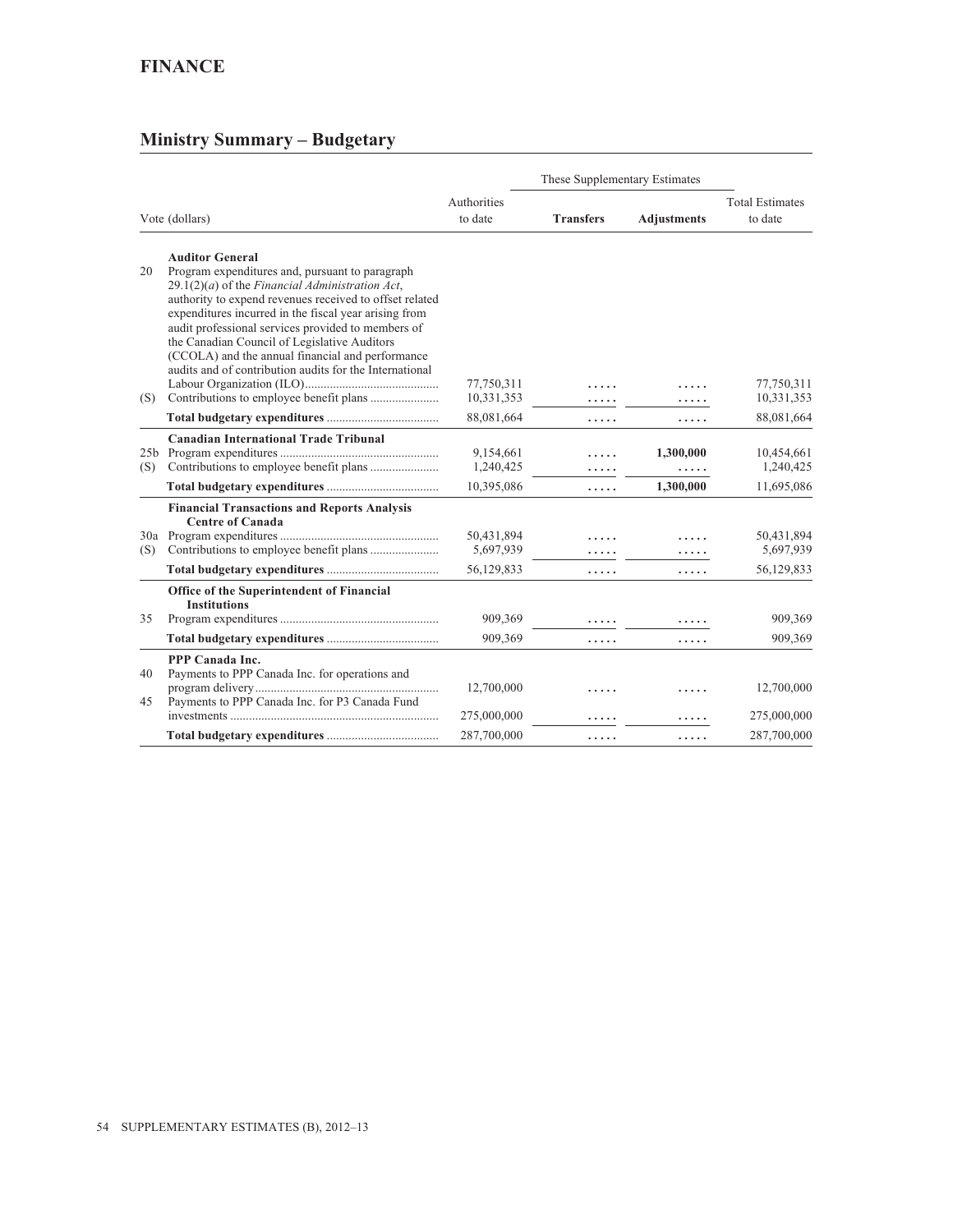# FINANCE

## Ministry Summary – Budgetary

| | Vote (dollars) | Authorities to date | These Supplementary Estimates: Transfers | These Supplementary Estimates: Adjustments | Total Estimates to date |
|---|---|---|---|---|---|
| | **Auditor General** | | | | |
| 20 | Program expenditures and, pursuant to paragraph 29.1(2)(*a*) of the *Financial Administration Act*, authority to expend revenues received to offset related expenditures incurred in the fiscal year arising from audit professional services provided to members of the Canadian Council of Legislative Auditors (CCOLA) and the annual financial and performance audits and of contribution audits for the International Labour Organization (ILO) | 77,750,311 | ..... | ..... | 77,750,311 |
| (S) | Contributions to employee benefit plans | 10,331,353 | ..... | ..... | 10,331,353 |
| | **Total budgetary expenditures** | 88,081,664 | ..... | ..... | 88,081,664 |
| | **Canadian International Trade Tribunal** | | | | |
| 25b | Program expenditures | 9,154,661 | ..... | **1,300,000** | 10,454,661 |
| (S) | Contributions to employee benefit plans | 1,240,425 | ..... | ..... | 1,240,425 |
| | **Total budgetary expenditures** | 10,395,086 | ..... | **1,300,000** | 11,695,086 |
| | **Financial Transactions and Reports Analysis Centre of Canada** | | | | |
| 30a | Program expenditures | 50,431,894 | ..... | ..... | 50,431,894 |
| (S) | Contributions to employee benefit plans | 5,697,939 | ..... | ..... | 5,697,939 |
| | **Total budgetary expenditures** | 56,129,833 | ..... | ..... | 56,129,833 |
| | **Office of the Superintendent of Financial Institutions** | | | | |
| 35 | Program expenditures | 909,369 | ..... | ..... | 909,369 |
| | **Total budgetary expenditures** | 909,369 | ..... | ..... | 909,369 |
| | **PPP Canada Inc.** | | | | |
| 40 | Payments to PPP Canada Inc. for operations and program delivery | 12,700,000 | ..... | ..... | 12,700,000 |
| 45 | Payments to PPP Canada Inc. for P3 Canada Fund investments | 275,000,000 | ..... | ..... | 275,000,000 |
| | **Total budgetary expenditures** | 287,700,000 | ..... | ..... | 287,700,000 |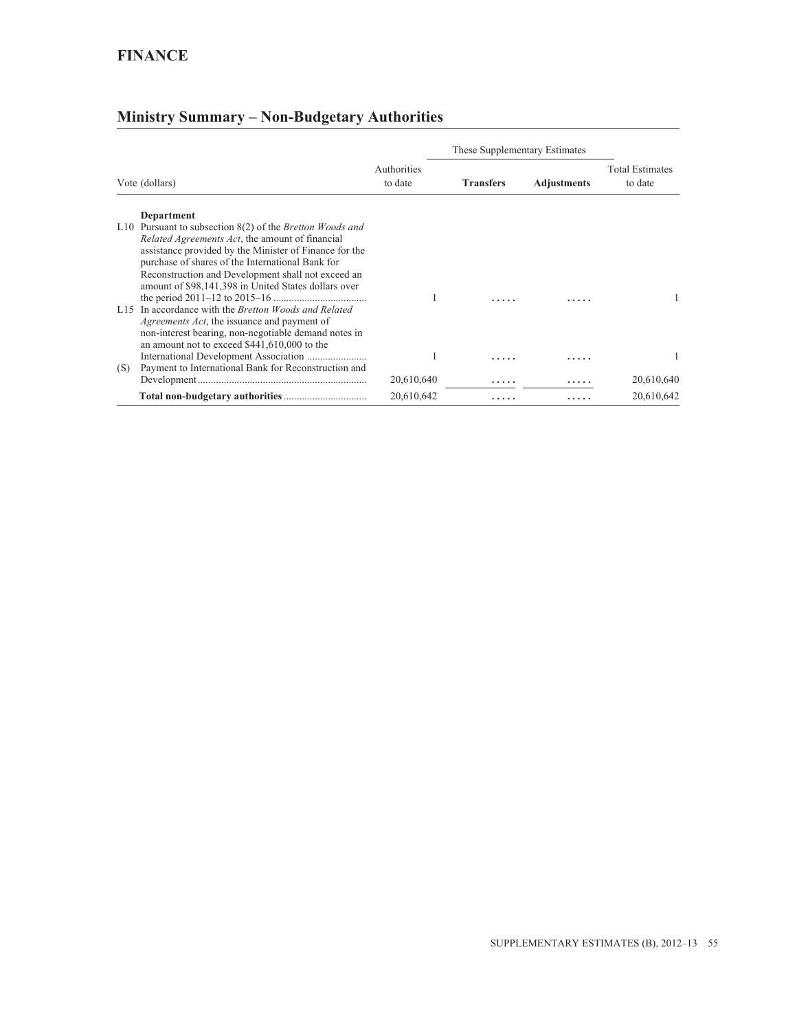# FINANCE

## Ministry Summary – Non-Budgetary Authorities

| Vote (dollars) | Authorities to date | These Supplementary Estimates: Transfers | These Supplementary Estimates: Adjustments | Total Estimates to date |
|---|---|---|---|---|
| **Department** | | | | |
| L10 Pursuant to subsection 8(2) of the *Bretton Woods and Related Agreements Act*, the amount of financial assistance provided by the Minister of Finance for the purchase of shares of the International Bank for Reconstruction and Development shall not exceed an amount of $98,141,398 in United States dollars over the period 2011–12 to 2015–16 | 1 | ..... | ..... | 1 |
| L15 In accordance with the *Bretton Woods and Related Agreements Act*, the issuance and payment of non-interest bearing, non-negotiable demand notes in an amount not to exceed $441,610,000 to the International Development Association | 1 | ..... | ..... | 1 |
| (S) Payment to International Bank for Reconstruction and Development | 20,610,640 | ..... | ..... | 20,610,640 |
| **Total non-budgetary authorities** | 20,610,642 | ..... | ..... | 20,610,642 |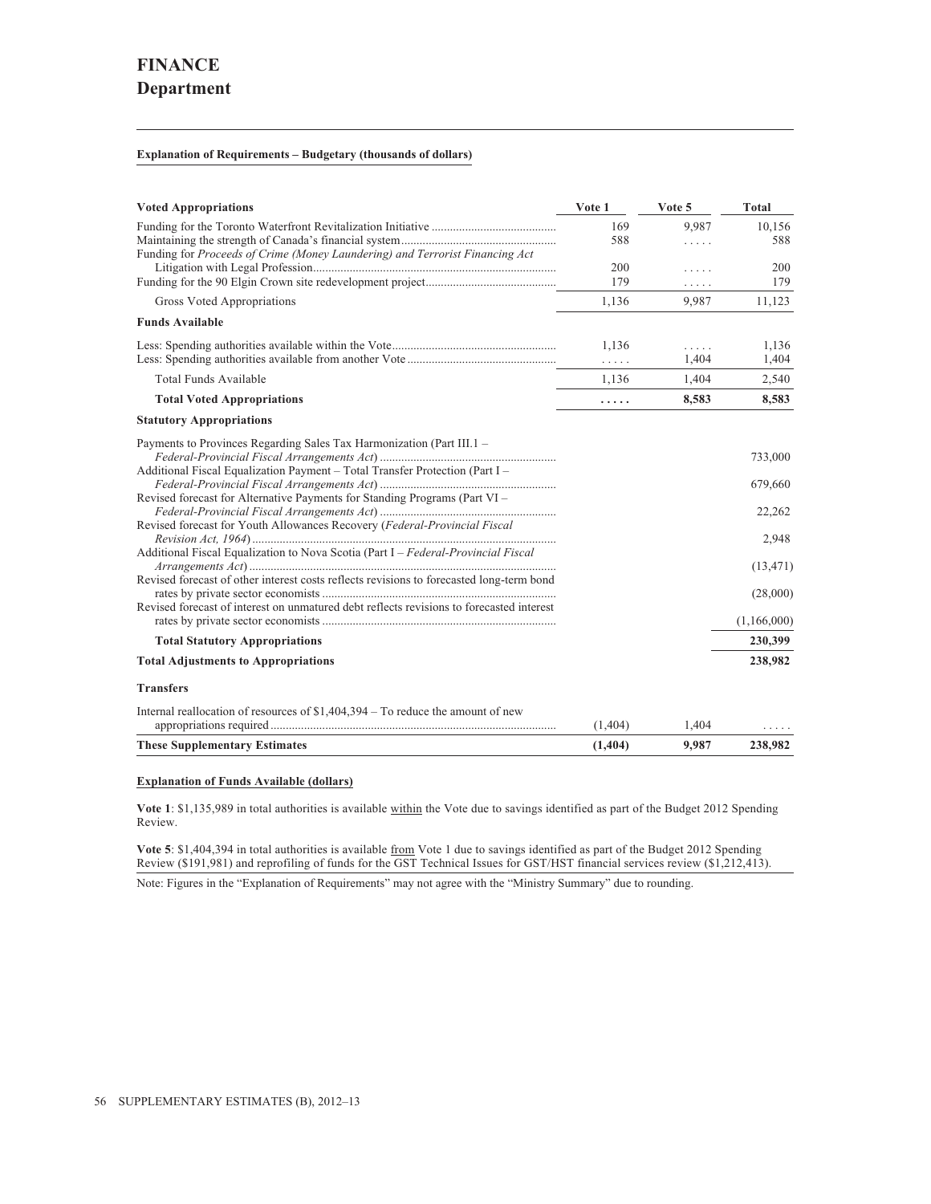# FINANCE
## Department

**Explanation of Requirements – Budgetary (thousands of dollars)**

| Voted Appropriations | Vote 1 | Vote 5 | Total |
|---|---|---|---|
| Funding for the Toronto Waterfront Revitalization Initiative | 169 | 9,987 | 10,156 |
| Maintaining the strength of Canada's financial system | 588 | ..... | 588 |
| Funding for *Proceeds of Crime (Money Laundering) and Terrorist Financing Act* Litigation with Legal Profession | 200 | ..... | 200 |
| Funding for the 90 Elgin Crown site redevelopment project | 179 | ..... | 179 |
| Gross Voted Appropriations | 1,136 | 9,987 | 11,123 |
| **Funds Available** | | | |
| Less: Spending authorities available within the Vote | 1,136 | ..... | 1,136 |
| Less: Spending authorities available from another Vote | ..... | 1,404 | 1,404 |
| Total Funds Available | 1,136 | 1,404 | 2,540 |
| **Total Voted Appropriations** | **.....** | **8,583** | **8,583** |
| **Statutory Appropriations** | | | |
| Payments to Provinces Regarding Sales Tax Harmonization (Part III.1 – *Federal-Provincial Fiscal Arrangements Act*) | | | 733,000 |
| Additional Fiscal Equalization Payment – Total Transfer Protection (Part I – *Federal-Provincial Fiscal Arrangements Act*) | | | 679,660 |
| Revised forecast for Alternative Payments for Standing Programs (Part VI – *Federal-Provincial Fiscal Arrangements Act*) | | | 22,262 |
| Revised forecast for Youth Allowances Recovery (*Federal-Provincial Fiscal Revision Act, 1964*) | | | 2,948 |
| Additional Fiscal Equalization to Nova Scotia (Part I – *Federal-Provincial Fiscal Arrangements Act*) | | | (13,471) |
| Revised forecast of other interest costs reflects revisions to forecasted long-term bond rates by private sector economists | | | (28,000) |
| Revised forecast of interest on unmatured debt reflects revisions to forecasted interest rates by private sector economists | | | (1,166,000) |
| **Total Statutory Appropriations** | | | **230,399** |
| **Total Adjustments to Appropriations** | | | **238,982** |
| **Transfers** | | | |
| Internal reallocation of resources of $1,404,394 – To reduce the amount of new appropriations required | (1,404) | 1,404 | ..... |
| **These Supplementary Estimates** | **(1,404)** | **9,987** | **238,982** |

**Explanation of Funds Available (dollars)**

**Vote 1**: $1,135,989 in total authorities is available within the Vote due to savings identified as part of the Budget 2012 Spending Review.

**Vote 5**: $1,404,394 in total authorities is available from Vote 1 due to savings identified as part of the Budget 2012 Spending Review ($191,981) and reprofiling of funds for the GST Technical Issues for GST/HST financial services review ($1,212,413).

Note: Figures in the "Explanation of Requirements" may not agree with the "Ministry Summary" due to rounding.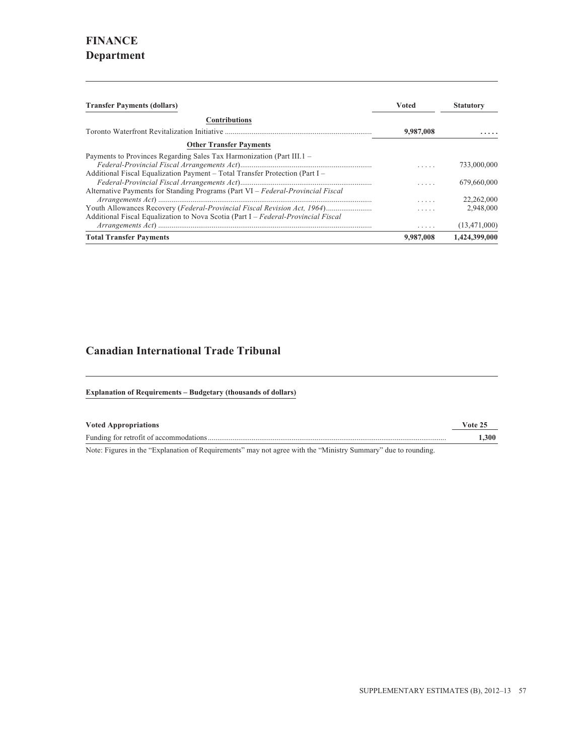# FINANCE
## Department

| Transfer Payments (dollars) | Voted | Statutory |
|---|---|---|
| **Contributions** | | |
| Toronto Waterfront Revitalization Initiative | **9,987,008** | **. . . . .** |
| **Other Transfer Payments** | | |
| Payments to Provinces Regarding Sales Tax Harmonization (Part III.1 – *Federal-Provincial Fiscal Arrangements Act*) | . . . . . | 733,000,000 |
| Additional Fiscal Equalization Payment – Total Transfer Protection (Part I – *Federal-Provincial Fiscal Arrangements Act*) | . . . . . | 679,660,000 |
| Alternative Payments for Standing Programs (Part VI – *Federal-Provincial Fiscal Arrangements Act*) | . . . . . | 22,262,000 |
| Youth Allowances Recovery (*Federal-Provincial Fiscal Revision Act, 1964*) | . . . . . | 2,948,000 |
| Additional Fiscal Equalization to Nova Scotia (Part I – *Federal-Provincial Fiscal Arrangements Act*) | . . . . . | (13,471,000) |
| **Total Transfer Payments** | **9,987,008** | **1,424,399,000** |

## Canadian International Trade Tribunal

**Explanation of Requirements – Budgetary (thousands of dollars)**

| Voted Appropriations | Vote 25 |
|---|---|
| Funding for retrofit of accommodations | **1,300** |

Note: Figures in the “Explanation of Requirements” may not agree with the “Ministry Summary” due to rounding.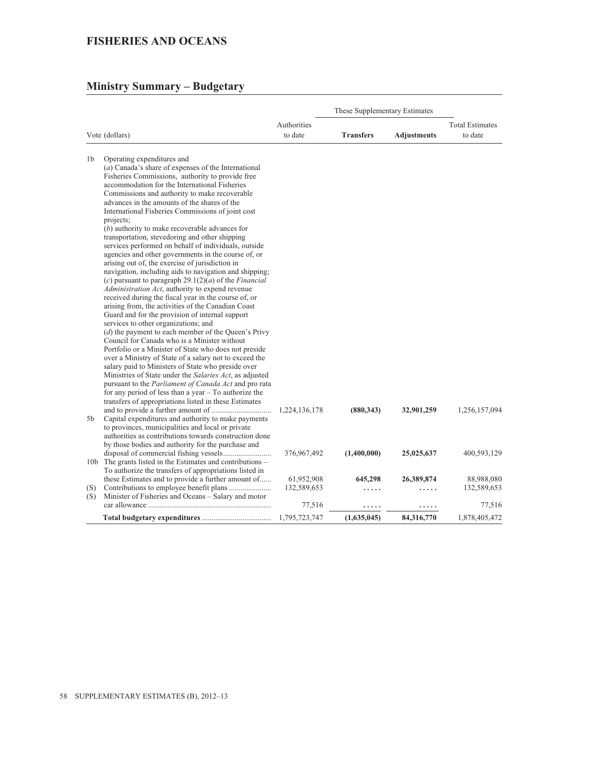# FISHERIES AND OCEANS

## Ministry Summary – Budgetary

| Vote (dollars) | | Authorities to date | These Supplementary Estimates | | Total Estimates to date |
|---|---|---|---|---|---|
| | | | **Transfers** | **Adjustments** | |
| 1b | Operating expenditures and (*a*) Canada's share of expenses of the International Fisheries Commissions, authority to provide free accommodation for the International Fisheries Commissions and authority to make recoverable advances in the amounts of the shares of the International Fisheries Commissions of joint cost projects; (*b*) authority to make recoverable advances for transportation, stevedoring and other shipping services performed on behalf of individuals, outside agencies and other governments in the course of, or arising out of, the exercise of jurisdiction in navigation, including aids to navigation and shipping; (*c*) pursuant to paragraph 29.1(2)(*a*) of the *Financial Administration Act*, authority to expend revenue received during the fiscal year in the course of, or arising from, the activities of the Canadian Coast Guard and for the provision of internal support services to other organizations; and (*d*) the payment to each member of the Queen's Privy Council for Canada who is a Minister without Portfolio or a Minister of State who does not preside over a Ministry of State of a salary not to exceed the salary paid to Ministers of State who preside over Ministries of State under the *Salaries Act*, as adjusted pursuant to the *Parliament of Canada Act* and pro rata for any period of less than a year – To authorize the transfers of appropriations listed in these Estimates and to provide a further amount of | 1,224,136,178 | **(880,343)** | **32,901,259** | 1,256,157,094 |
| 5b | Capital expenditures and authority to make payments to provinces, municipalities and local or private authorities as contributions towards construction done by those bodies and authority for the purchase and disposal of commercial fishing vessels | 376,967,492 | **(1,400,000)** | **25,025,637** | 400,593,129 |
| 10b | The grants listed in the Estimates and contributions – To authorize the transfers of appropriations listed in these Estimates and to provide a further amount of | 61,952,908 | **645,298** | **26,389,874** | 88,988,080 |
| (S) | Contributions to employee benefit plans | 132,589,653 | ..... | ..... | 132,589,653 |
| (S) | Minister of Fisheries and Oceans – Salary and motor car allowance | 77,516 | ..... | ..... | 77,516 |
| | **Total budgetary expenditures** | 1,795,723,747 | (1,635,045) | 84,316,770 | 1,878,405,472 |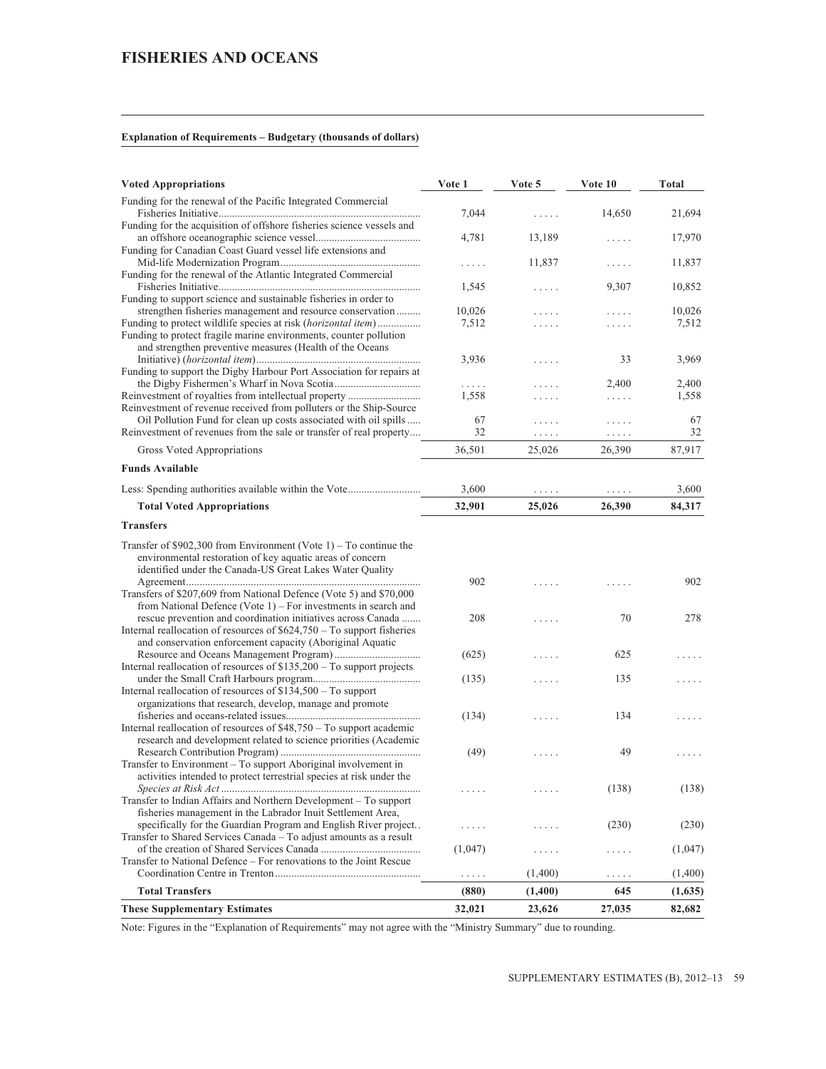# FISHERIES AND OCEANS

**Explanation of Requirements – Budgetary (thousands of dollars)**

| **Voted Appropriations** | **Vote 1** | **Vote 5** | **Vote 10** | **Total** |
|---|---|---|---|---|
| Funding for the renewal of the Pacific Integrated Commercial Fisheries Initiative | 7,044 | ..... | 14,650 | 21,694 |
| Funding for the acquisition of offshore fisheries science vessels and an offshore oceanographic science vessel | 4,781 | 13,189 | ..... | 17,970 |
| Funding for Canadian Coast Guard vessel life extensions and Mid-life Modernization Program | ..... | 11,837 | ..... | 11,837 |
| Funding for the renewal of the Atlantic Integrated Commercial Fisheries Initiative | 1,545 | ..... | 9,307 | 10,852 |
| Funding to support science and sustainable fisheries in order to strengthen fisheries management and resource conservation | 10,026 | ..... | ..... | 10,026 |
| Funding to protect wildlife species at risk (*horizontal item*) | 7,512 | ..... | ..... | 7,512 |
| Funding to protect fragile marine environments, counter pollution and strengthen preventive measures (Health of the Oceans Initiative) (*horizontal item*) | 3,936 | ..... | 33 | 3,969 |
| Funding to support the Digby Harbour Port Association for repairs at the Digby Fishermen's Wharf in Nova Scotia | ..... | ..... | 2,400 | 2,400 |
| Reinvestment of royalties from intellectual property | 1,558 | ..... | ..... | 1,558 |
| Reinvestment of revenue received from polluters or the Ship-Source Oil Pollution Fund for clean up costs associated with oil spills | 67 | ..... | ..... | 67 |
| Reinvestment of revenues from the sale or transfer of real property | 32 | ..... | ..... | 32 |
| Gross Voted Appropriations | 36,501 | 25,026 | 26,390 | 87,917 |
| **Funds Available** | | | | |
| Less: Spending authorities available within the Vote | 3,600 | ..... | ..... | 3,600 |
| **Total Voted Appropriations** | **32,901** | **25,026** | **26,390** | **84,317** |
| **Transfers** | | | | |
| Transfer of $902,300 from Environment (Vote 1) – To continue the environmental restoration of key aquatic areas of concern identified under the Canada-US Great Lakes Water Quality Agreement | 902 | ..... | ..... | 902 |
| Transfers of $207,609 from National Defence (Vote 5) and $70,000 from National Defence (Vote 1) – For investments in search and rescue prevention and coordination initiatives across Canada | 208 | ..... | 70 | 278 |
| Internal reallocation of resources of $624,750 – To support fisheries and conservation enforcement capacity (Aboriginal Aquatic Resource and Oceans Management Program) | (625) | ..... | 625 | ..... |
| Internal reallocation of resources of $135,200 – To support projects under the Small Craft Harbours program | (135) | ..... | 135 | ..... |
| Internal reallocation of resources of $134,500 – To support organizations that research, develop, manage and promote fisheries and oceans-related issues | (134) | ..... | 134 | ..... |
| Internal reallocation of resources of $48,750 – To support academic research and development related to science priorities (Academic Research Contribution Program) | (49) | ..... | 49 | ..... |
| Transfer to Environment – To support Aboriginal involvement in activities intended to protect terrestrial species at risk under the *Species at Risk Act* | ..... | ..... | (138) | (138) |
| Transfer to Indian Affairs and Northern Development – To support fisheries management in the Labrador Inuit Settlement Area, specifically for the Guardian Program and English River project | ..... | ..... | (230) | (230) |
| Transfer to Shared Services Canada – To adjust amounts as a result of the creation of Shared Services Canada | (1,047) | ..... | ..... | (1,047) |
| Transfer to National Defence – For renovations to the Joint Rescue Coordination Centre in Trenton | ..... | (1,400) | ..... | (1,400) |
| **Total Transfers** | **(880)** | **(1,400)** | **645** | **(1,635)** |
| **These Supplementary Estimates** | **32,021** | **23,626** | **27,035** | **82,682** |

Note: Figures in the "Explanation of Requirements" may not agree with the "Ministry Summary" due to rounding.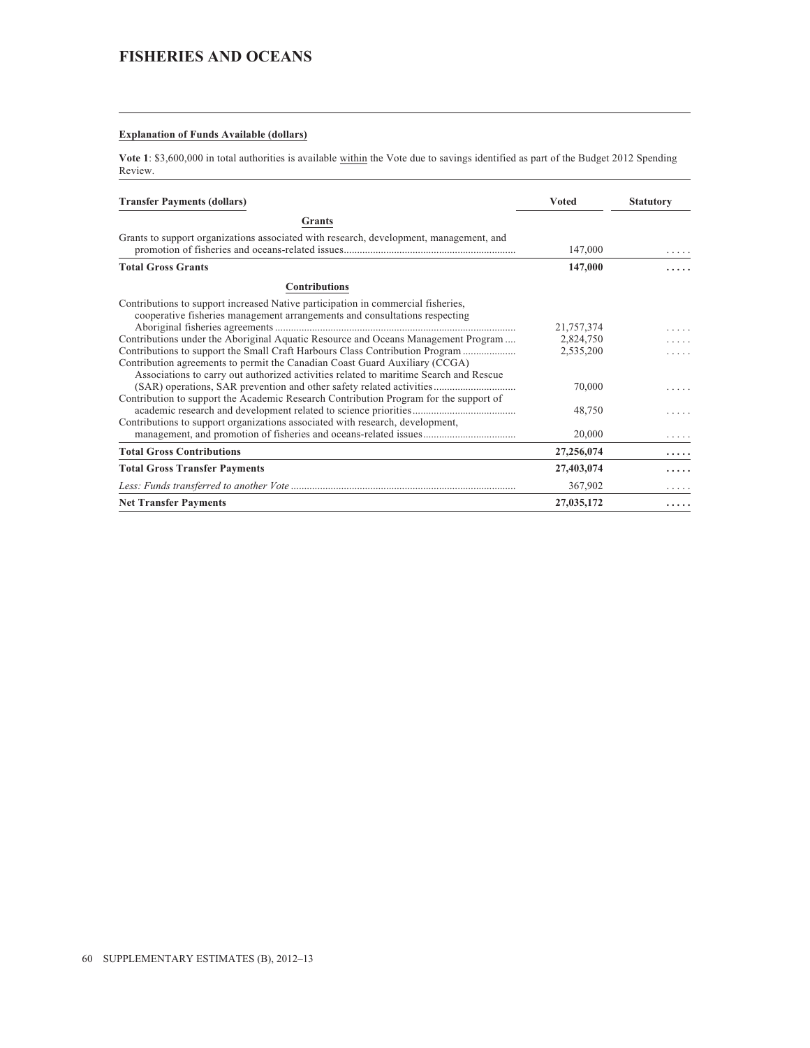# FISHERIES AND OCEANS

**Explanation of Funds Available (dollars)**

**Vote 1**: $3,600,000 in total authorities is available within the Vote due to savings identified as part of the Budget 2012 Spending Review.

| Transfer Payments (dollars) | Voted | Statutory |
|---|---|---|
| **Grants** | | |
| Grants to support organizations associated with research, development, management, and promotion of fisheries and oceans-related issues | 147,000 | ..... |
| **Total Gross Grants** | **147,000** | **.....** |
| **Contributions** | | |
| Contributions to support increased Native participation in commercial fisheries, cooperative fisheries management arrangements and consultations respecting Aboriginal fisheries agreements | 21,757,374 | ..... |
| Contributions under the Aboriginal Aquatic Resource and Oceans Management Program | 2,824,750 | ..... |
| Contributions to support the Small Craft Harbours Class Contribution Program | 2,535,200 | ..... |
| Contribution agreements to permit the Canadian Coast Guard Auxiliary (CCGA) Associations to carry out authorized activities related to maritime Search and Rescue (SAR) operations, SAR prevention and other safety related activities | 70,000 | ..... |
| Contribution to support the Academic Research Contribution Program for the support of academic research and development related to science priorities | 48,750 | ..... |
| Contributions to support organizations associated with research, development, management, and promotion of fisheries and oceans-related issues | 20,000 | ..... |
| **Total Gross Contributions** | **27,256,074** | **.....** |
| **Total Gross Transfer Payments** | **27,403,074** | **.....** |
| *Less: Funds transferred to another Vote* | 367,902 | ..... |
| **Net Transfer Payments** | **27,035,172** | **.....** |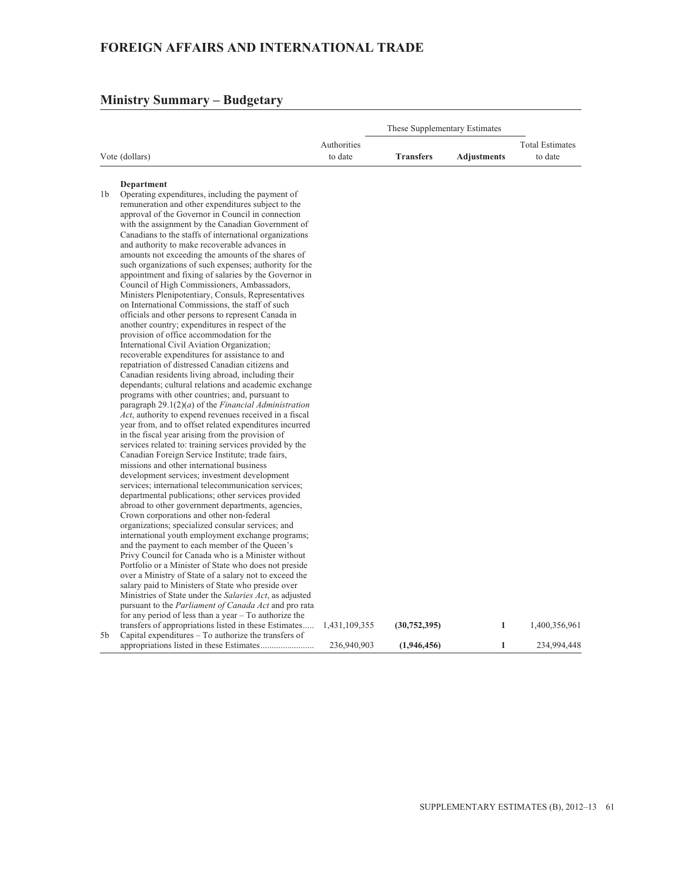# FOREIGN AFFAIRS AND INTERNATIONAL TRADE

## Ministry Summary – Budgetary

| Vote (dollars) | | Authorities to date | These Supplementary Estimates | | Total Estimates to date |
|---|---|---|---|---|---|
| | | | **Transfers** | **Adjustments** | |
| | **Department** | | | | |
| 1b | Operating expenditures, including the payment of remuneration and other expenditures subject to the approval of the Governor in Council in connection with the assignment by the Canadian Government of Canadians to the staffs of international organizations and authority to make recoverable advances in amounts not exceeding the amounts of the shares of such organizations of such expenses; authority for the appointment and fixing of salaries by the Governor in Council of High Commissioners, Ambassadors, Ministers Plenipotentiary, Consuls, Representatives on International Commissions, the staff of such officials and other persons to represent Canada in another country; expenditures in respect of the provision of office accommodation for the International Civil Aviation Organization; recoverable expenditures for assistance to and repatriation of distressed Canadian citizens and Canadian residents living abroad, including their dependants; cultural relations and academic exchange programs with other countries; and, pursuant to paragraph 29.1(2)(*a*) of the *Financial Administration Act*, authority to expend revenues received in a fiscal year from, and to offset related expenditures incurred in the fiscal year arising from the provision of services related to: training services provided by the Canadian Foreign Service Institute; trade fairs, missions and other international business development services; investment development services; international telecommunication services; departmental publications; other services provided abroad to other government departments, agencies, Crown corporations and other non-federal organizations; specialized consular services; and international youth employment exchange programs; and the payment to each member of the Queen's Privy Council for Canada who is a Minister without Portfolio or a Minister of State who does not preside over a Ministry of State of a salary not to exceed the salary paid to Ministers of State who preside over Ministries of State under the *Salaries Act*, as adjusted pursuant to the *Parliament of Canada Act* and pro rata for any period of less than a year – To authorize the transfers of appropriations listed in these Estimates | 1,431,109,355 | **(30,752,395)** | **1** | 1,400,356,961 |
| 5b | Capital expenditures – To authorize the transfers of appropriations listed in these Estimates | 236,940,903 | **(1,946,456)** | **1** | 234,994,448 |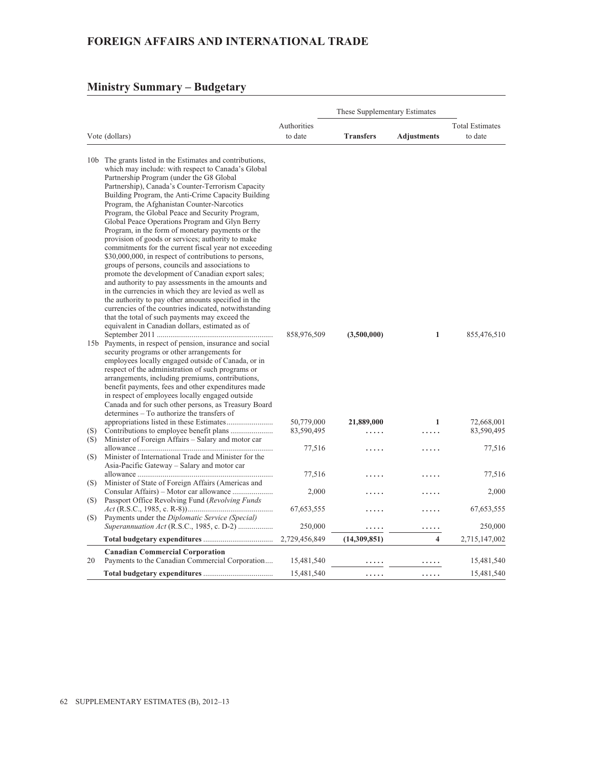# FOREIGN AFFAIRS AND INTERNATIONAL TRADE

## Ministry Summary – Budgetary

| | Vote (dollars) | Authorities to date | These Supplementary Estimates | | Total Estimates to date |
|---|---|---|---|---|---|
| | | | **Transfers** | **Adjustments** | |
| 10b | The grants listed in the Estimates and contributions, which may include: with respect to Canada's Global Partnership Program (under the G8 Global Partnership), Canada's Counter-Terrorism Capacity Building Program, the Anti-Crime Capacity Building Program, the Afghanistan Counter-Narcotics Program, the Global Peace and Security Program, Global Peace Operations Program and Glyn Berry Program, in the form of monetary payments or the provision of goods or services; authority to make commitments for the current fiscal year not exceeding $30,000,000, in respect of contributions to persons, groups of persons, councils and associations to promote the development of Canadian export sales; and authority to pay assessments in the amounts and in the currencies in which they are levied as well as the authority to pay other amounts specified in the currencies of the countries indicated, notwithstanding that the total of such payments may exceed the equivalent in Canadian dollars, estimated as of September 2011 | 858,976,509 | **(3,500,000)** | **1** | 855,476,510 |
| 15b | Payments, in respect of pension, insurance and social security programs or other arrangements for employees locally engaged outside of Canada, or in respect of the administration of such programs or arrangements, including premiums, contributions, benefit payments, fees and other expenditures made in respect of employees locally engaged outside Canada and for such other persons, as Treasury Board determines – To authorize the transfers of appropriations listed in these Estimates | 50,779,000 | **21,889,000** | **1** | 72,668,001 |
| (S) | Contributions to employee benefit plans | 83,590,495 | ..... | ..... | 83,590,495 |
| (S) | Minister of Foreign Affairs – Salary and motor car allowance | 77,516 | ..... | ..... | 77,516 |
| (S) | Minister of International Trade and Minister for the Asia-Pacific Gateway – Salary and motor car allowance | 77,516 | ..... | ..... | 77,516 |
| (S) | Minister of State of Foreign Affairs (Americas and Consular Affairs) – Motor car allowance | 2,000 | ..... | ..... | 2,000 |
| (S) | Passport Office Revolving Fund (*Revolving Funds Act* (R.S.C., 1985, c. R-8)) | 67,653,555 | ..... | ..... | 67,653,555 |
| (S) | Payments under the *Diplomatic Service (Special) Superannuation Act* (R.S.C., 1985, c. D-2) | 250,000 | ..... | ..... | 250,000 |
| | **Total budgetary expenditures** | 2,729,456,849 | **(14,309,851)** | **4** | 2,715,147,002 |
| | **Canadian Commercial Corporation** | | | | |
| 20 | Payments to the Canadian Commercial Corporation | 15,481,540 | ..... | ..... | 15,481,540 |
| | **Total budgetary expenditures** | 15,481,540 | ..... | ..... | 15,481,540 |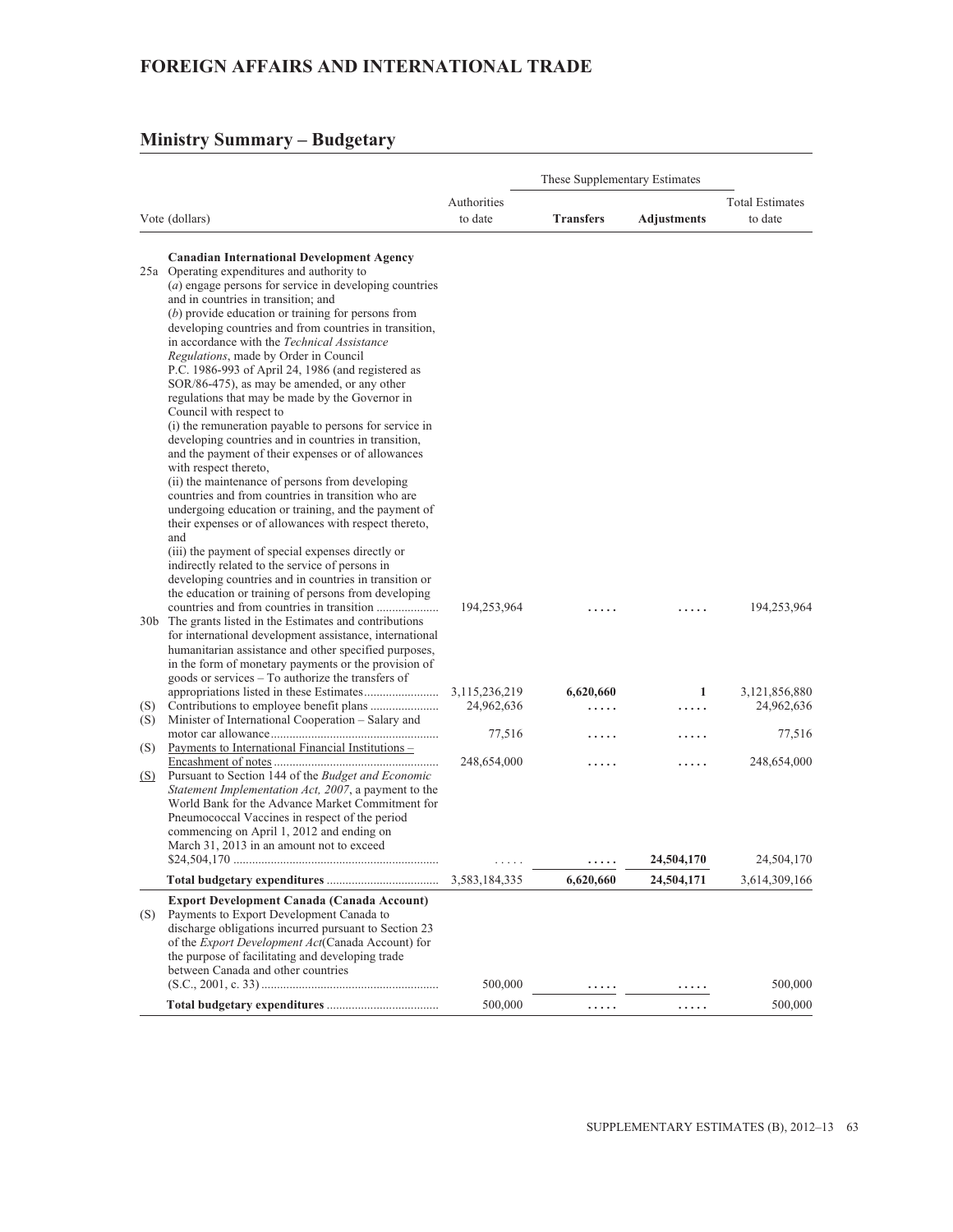# FOREIGN AFFAIRS AND INTERNATIONAL TRADE

## Ministry Summary – Budgetary

| Vote (dollars) | | Authorities to date | These Supplementary Estimates Transfers | These Supplementary Estimates Adjustments | Total Estimates to date |
|---|---|---|---|---|---|
| | **Canadian International Development Agency** | | | | |
| 25a | Operating expenditures and authority to (*a*) engage persons for service in developing countries and in countries in transition; and (*b*) provide education or training for persons from developing countries and from countries in transition, in accordance with the *Technical Assistance Regulations*, made by Order in Council P.C. 1986-993 of April 24, 1986 (and registered as SOR/86-475), as may be amended, or any other regulations that may be made by the Governor in Council with respect to (i) the remuneration payable to persons for service in developing countries and in countries in transition, and the payment of their expenses or of allowances with respect thereto, (ii) the maintenance of persons from developing countries and from countries in transition who are undergoing education or training, and the payment of their expenses or of allowances with respect thereto, and (iii) the payment of special expenses directly or indirectly related to the service of persons in developing countries and in countries in transition or the education or training of persons from developing countries and from countries in transition | 194,253,964 | ..... | ..... | 194,253,964 |
| 30b | The grants listed in the Estimates and contributions for international development assistance, international humanitarian assistance and other specified purposes, in the form of monetary payments or the provision of goods or services – To authorize the transfers of appropriations listed in these Estimates | 3,115,236,219 | **6,620,660** | **1** | 3,121,856,880 |
| (S) | Contributions to employee benefit plans | 24,962,636 | ..... | ..... | 24,962,636 |
| (S) | Minister of International Cooperation – Salary and motor car allowance | 77,516 | ..... | ..... | 77,516 |
| (S) | Payments to International Financial Institutions – Encashment of notes | 248,654,000 | ..... | ..... | 248,654,000 |
| (S) | Pursuant to Section 144 of the *Budget and Economic Statement Implementation Act, 2007*, a payment to the World Bank for the Advance Market Commitment for Pneumococcal Vaccines in respect of the period commencing on April 1, 2012 and ending on March 31, 2013 in an amount not to exceed $24,504,170 | ..... | ..... | **24,504,170** | 24,504,170 |
| | **Total budgetary expenditures** | 3,583,184,335 | **6,620,660** | **24,504,171** | 3,614,309,166 |
| | **Export Development Canada (Canada Account)** | | | | |
| (S) | Payments to Export Development Canada to discharge obligations incurred pursuant to Section 23 of the *Export Development Act*(Canada Account) for the purpose of facilitating and developing trade between Canada and other countries (S.C., 2001, c. 33) | 500,000 | ..... | ..... | 500,000 |
| | **Total budgetary expenditures** | 500,000 | ..... | ..... | 500,000 |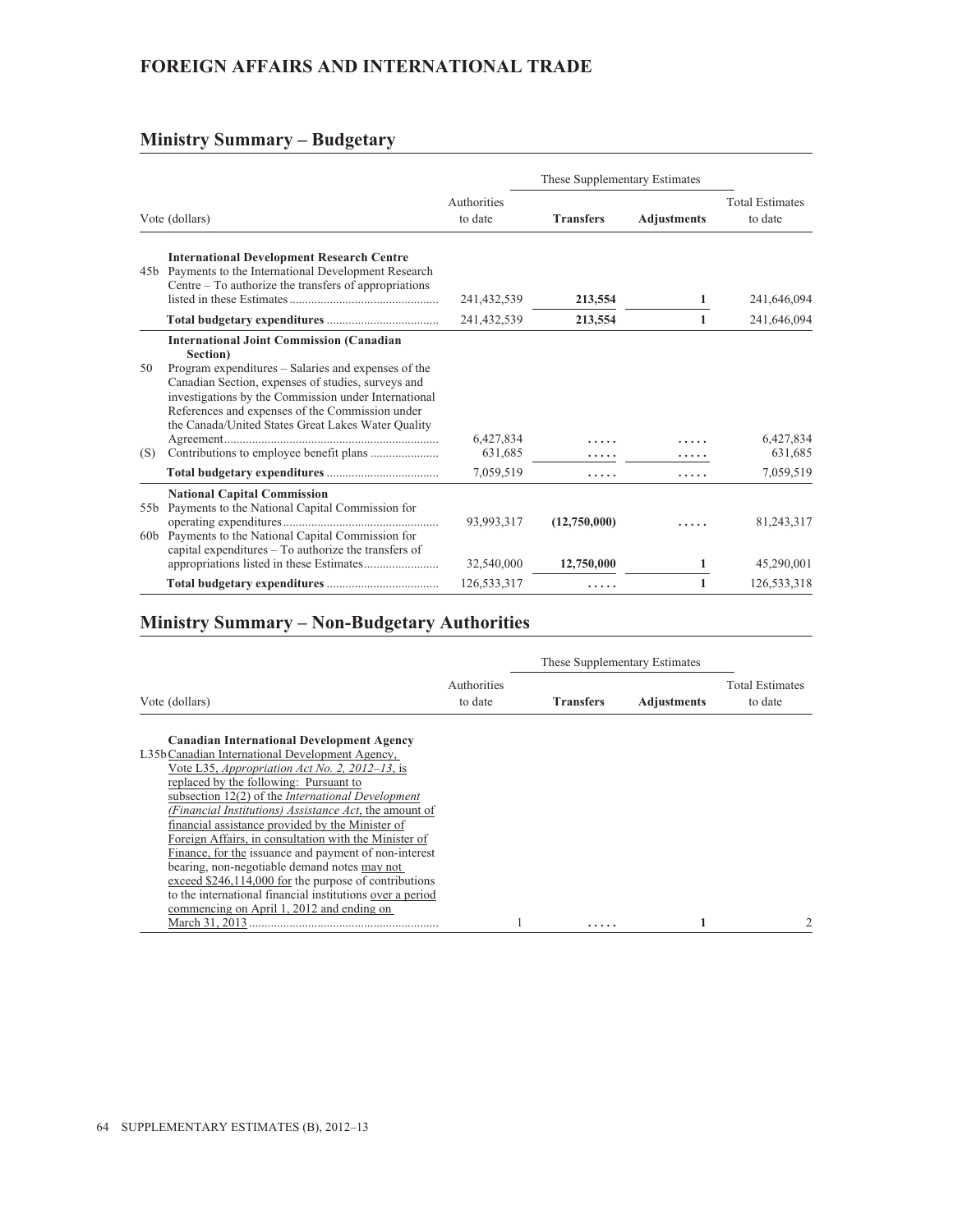# FOREIGN AFFAIRS AND INTERNATIONAL TRADE

## Ministry Summary – Budgetary

| Vote (dollars) | | Authorities to date | These Supplementary Estimates Transfers | These Supplementary Estimates Adjustments | Total Estimates to date |
|---|---|---|---|---|---|
| | **International Development Research Centre** | | | | |
| 45b | Payments to the International Development Research Centre – To authorize the transfers of appropriations listed in these Estimates | 241,432,539 | **213,554** | **1** | 241,646,094 |
| | **Total budgetary expenditures** | 241,432,539 | **213,554** | **1** | 241,646,094 |
| | **International Joint Commission (Canadian Section)** | | | | |
| 50 | Program expenditures – Salaries and expenses of the Canadian Section, expenses of studies, surveys and investigations by the Commission under International References and expenses of the Commission under the Canada/United States Great Lakes Water Quality Agreement | 6,427,834 | ..... | ..... | 6,427,834 |
| (S) | Contributions to employee benefit plans | 631,685 | ..... | ..... | 631,685 |
| | **Total budgetary expenditures** | 7,059,519 | ..... | ..... | 7,059,519 |
| | **National Capital Commission** | | | | |
| 55b | Payments to the National Capital Commission for operating expenditures | 93,993,317 | **(12,750,000)** | ..... | 81,243,317 |
| 60b | Payments to the National Capital Commission for capital expenditures – To authorize the transfers of appropriations listed in these Estimates | 32,540,000 | **12,750,000** | **1** | 45,290,001 |
| | **Total budgetary expenditures** | 126,533,317 | ..... | **1** | 126,533,318 |

## Ministry Summary – Non-Budgetary Authorities

| Vote (dollars) | | Authorities to date | These Supplementary Estimates Transfers | These Supplementary Estimates Adjustments | Total Estimates to date |
|---|---|---|---|---|---|
| | **Canadian International Development Agency** | | | | |
| L35b | Canadian International Development Agency, Vote L35, *Appropriation Act No. 2, 2012–13*, is replaced by the following: Pursuant to subsection 12(2) of the *International Development (Financial Institutions) Assistance Act*, the amount of financial assistance provided by the Minister of Foreign Affairs, in consultation with the Minister of Finance, for the issuance and payment of non-interest bearing, non-negotiable demand notes may not exceed $246,114,000 for the purpose of contributions to the international financial institutions over a period commencing on April 1, 2012 and ending on March 31, 2013 | 1 | ..... | **1** | 2 |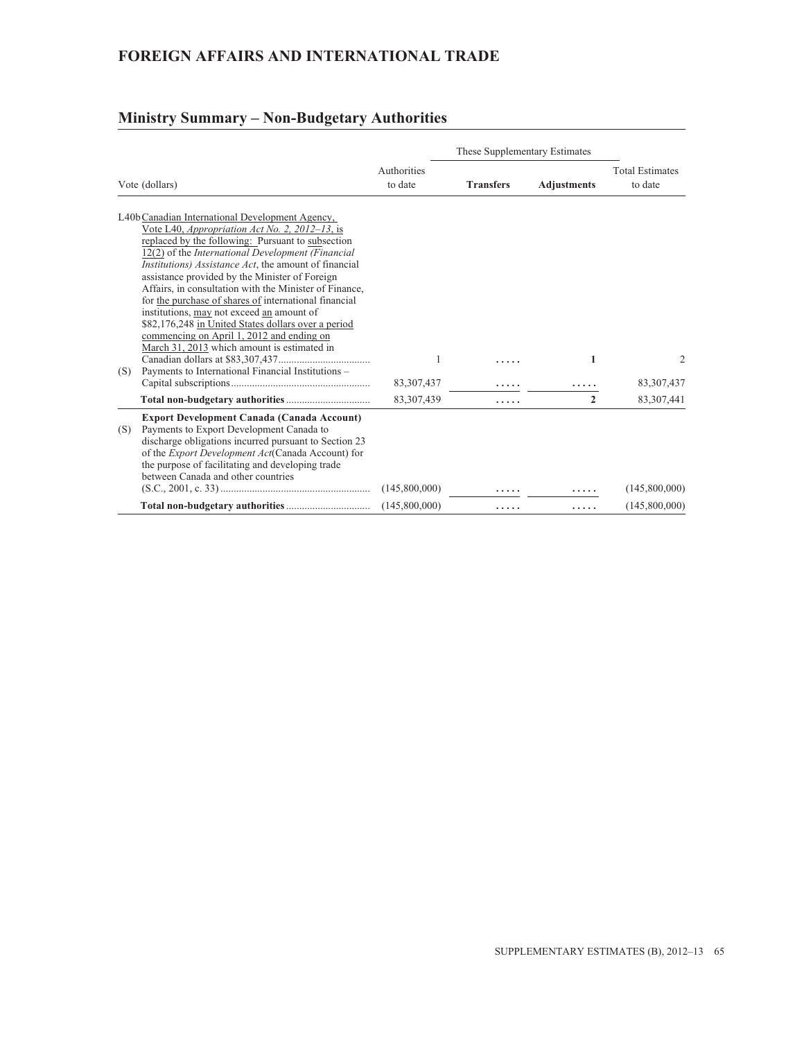## FOREIGN AFFAIRS AND INTERNATIONAL TRADE

## Ministry Summary – Non-Budgetary Authorities

| Vote (dollars) | | Authorities to date | These Supplementary Estimates | | Total Estimates to date |
|---|---|---|---|---|---|
| | | | **Transfers** | **Adjustments** | |
| L40b | Canadian International Development Agency, Vote L40, *Appropriation Act No. 2, 2012–13*, is replaced by the following: Pursuant to subsection 12(2) of the *International Development (Financial Institutions) Assistance Act*, the amount of financial assistance provided by the Minister of Foreign Affairs, in consultation with the Minister of Finance, for the purchase of shares of international financial institutions, may not exceed an amount of $82,176,248 in United States dollars over a period commencing on April 1, 2012 and ending on March 31, 2013 which amount is estimated in Canadian dollars at $83,307,437 | 1 | ..... | 1 | 2 |
| (S) | Payments to International Financial Institutions – Capital subscriptions | 83,307,437 | ..... | ..... | 83,307,437 |
| | **Total non-budgetary authorities** | 83,307,439 | ..... | **2** | 83,307,441 |
| | **Export Development Canada (Canada Account)** | | | | |
| (S) | Payments to Export Development Canada to discharge obligations incurred pursuant to Section 23 of the *Export Development Act*(Canada Account) for the purpose of facilitating and developing trade between Canada and other countries (S.C., 2001, c. 33) | (145,800,000) | ..... | ..... | (145,800,000) |
| | **Total non-budgetary authorities** | (145,800,000) | ..... | ..... | (145,800,000) |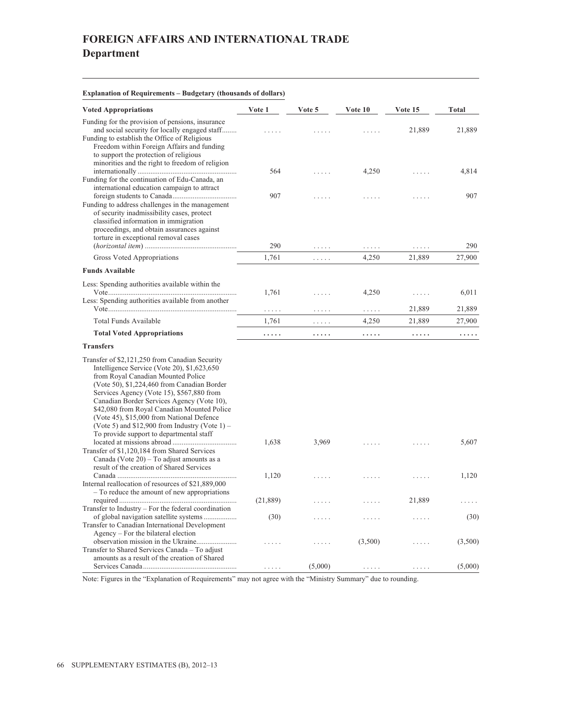# FOREIGN AFFAIRS AND INTERNATIONAL TRADE
## Department

**Explanation of Requirements – Budgetary (thousands of dollars)**

| Voted Appropriations | Vote 1 | Vote 5 | Vote 10 | Vote 15 | Total |
|---|---|---|---|---|---|
| Funding for the provision of pensions, insurance and social security for locally engaged staff | ..... | ..... | ..... | 21,889 | 21,889 |
| Funding to establish the Office of Religious Freedom within Foreign Affairs and funding to support the protection of religious minorities and the right to freedom of religion internationally | 564 | ..... | 4,250 | ..... | 4,814 |
| Funding for the continuation of Edu-Canada, an international education campaign to attract foreign students to Canada | 907 | ..... | ..... | ..... | 907 |
| Funding to address challenges in the management of security inadmissibility cases, protect classified information in immigration proceedings, and obtain assurances against torture in exceptional removal cases (*horizontal item*) | 290 | ..... | ..... | ..... | 290 |
| Gross Voted Appropriations | 1,761 | ..... | 4,250 | 21,889 | 27,900 |
| **Funds Available** | | | | | |
| Less: Spending authorities available within the Vote | 1,761 | ..... | 4,250 | ..... | 6,011 |
| Less: Spending authorities available from another Vote | ..... | ..... | ..... | 21,889 | 21,889 |
| Total Funds Available | 1,761 | ..... | 4,250 | 21,889 | 27,900 |
| **Total Voted Appropriations** | ..... | ..... | ..... | ..... | ..... |
| **Transfers** | | | | | |
| Transfer of $2,121,250 from Canadian Security Intelligence Service (Vote 20), $1,623,650 from Royal Canadian Mounted Police (Vote 50), $1,224,460 from Canadian Border Services Agency (Vote 15), $567,880 from Canadian Border Services Agency (Vote 10), $42,080 from Royal Canadian Mounted Police (Vote 45), $15,000 from National Defence (Vote 5) and $12,900 from Industry (Vote 1) – To provide support to departmental staff located at missions abroad | 1,638 | 3,969 | ..... | ..... | 5,607 |
| Transfer of $1,120,184 from Shared Services Canada (Vote 20) – To adjust amounts as a result of the creation of Shared Services Canada | 1,120 | ..... | ..... | ..... | 1,120 |
| Internal reallocation of resources of $21,889,000 – To reduce the amount of new appropriations required | (21,889) | ..... | ..... | 21,889 | ..... |
| Transfer to Industry – For the federal coordination of global navigation satellite systems | (30) | ..... | ..... | ..... | (30) |
| Transfer to Canadian International Development Agency – For the bilateral election observation mission in the Ukraine | ..... | ..... | (3,500) | ..... | (3,500) |
| Transfer to Shared Services Canada – To adjust amounts as a result of the creation of Shared Services Canada | ..... | (5,000) | ..... | ..... | (5,000) |

Note: Figures in the "Explanation of Requirements" may not agree with the "Ministry Summary" due to rounding.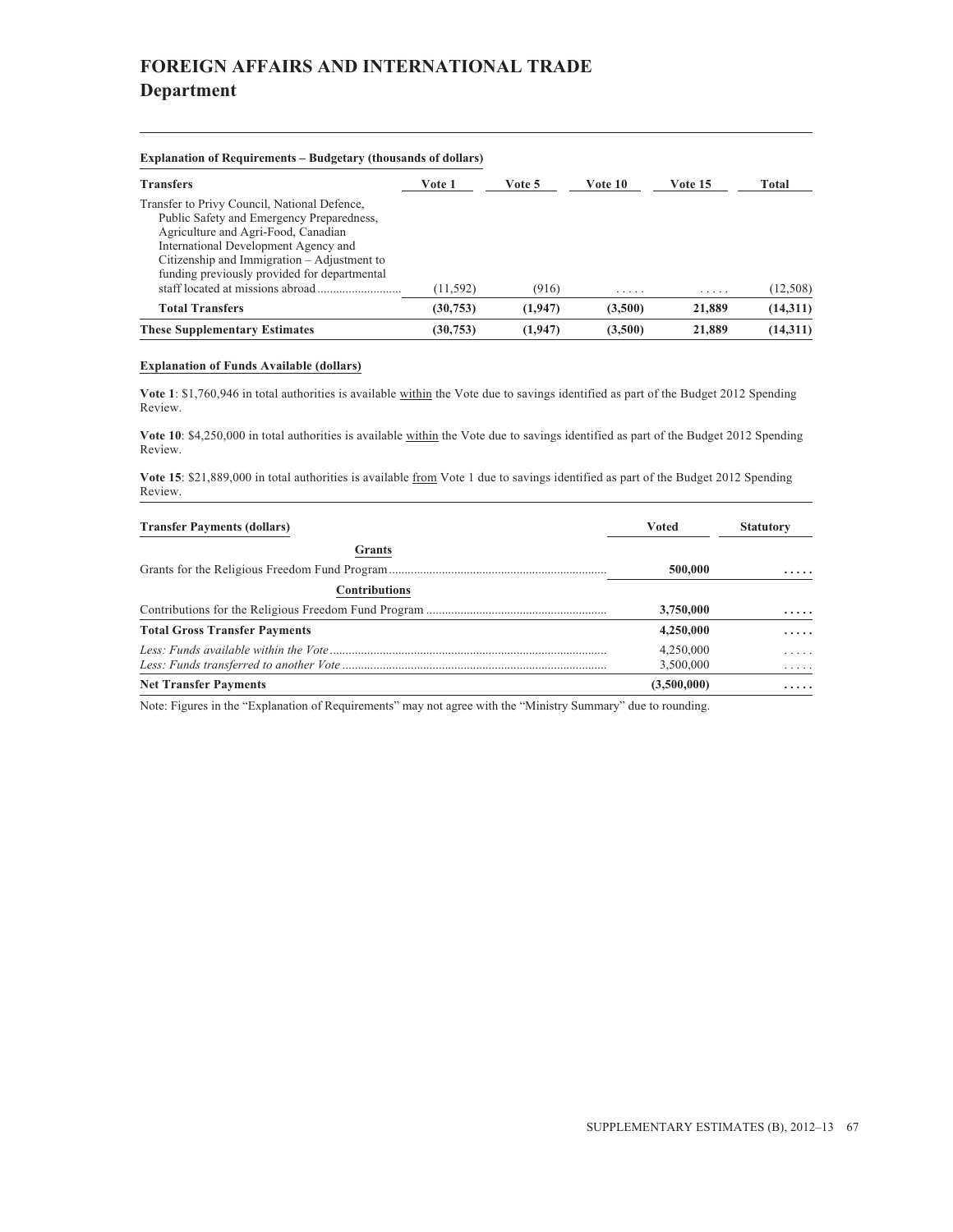# FOREIGN AFFAIRS AND INTERNATIONAL TRADE
## Department

**Explanation of Requirements – Budgetary (thousands of dollars)**

| Transfers | Vote 1 | Vote 5 | Vote 10 | Vote 15 | Total |
|---|---|---|---|---|---|
| Transfer to Privy Council, National Defence, Public Safety and Emergency Preparedness, Agriculture and Agri-Food, Canadian International Development Agency and Citizenship and Immigration – Adjustment to funding previously provided for departmental staff located at missions abroad | (11,592) | (916) | ..... | ..... | (12,508) |
| **Total Transfers** | **(30,753)** | **(1,947)** | **(3,500)** | **21,889** | **(14,311)** |
| **These Supplementary Estimates** | **(30,753)** | **(1,947)** | **(3,500)** | **21,889** | **(14,311)** |

**Explanation of Funds Available (dollars)**

**Vote 1**: $1,760,946 in total authorities is available within the Vote due to savings identified as part of the Budget 2012 Spending Review.

**Vote 10**: $4,250,000 in total authorities is available within the Vote due to savings identified as part of the Budget 2012 Spending Review.

**Vote 15**: $21,889,000 in total authorities is available from Vote 1 due to savings identified as part of the Budget 2012 Spending Review.

| Transfer Payments (dollars) | Voted | Statutory |
|---|---|---|
| **Grants** | | |
| Grants for the Religious Freedom Fund Program | **500,000** | ..... |
| **Contributions** | | |
| Contributions for the Religious Freedom Fund Program | **3,750,000** | ..... |
| **Total Gross Transfer Payments** | **4,250,000** | ..... |
| *Less: Funds available within the Vote* | 4,250,000 | ..... |
| *Less: Funds transferred to another Vote* | 3,500,000 | ..... |
| **Net Transfer Payments** | **(3,500,000)** | ..... |

Note: Figures in the “Explanation of Requirements” may not agree with the “Ministry Summary” due to rounding.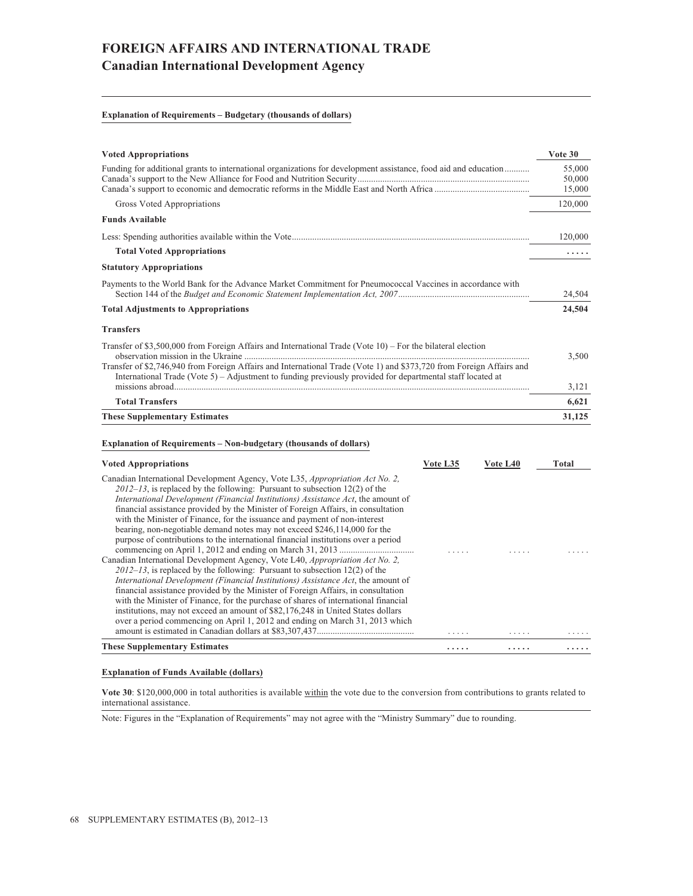# FOREIGN AFFAIRS AND INTERNATIONAL TRADE
## Canadian International Development Agency

**Explanation of Requirements – Budgetary (thousands of dollars)**

| **Voted Appropriations** | **Vote 30** |
|---|---|
| Funding for additional grants to international organizations for development assistance, food aid and education | 55,000 |
| Canada's support to the New Alliance for Food and Nutrition Security | 50,000 |
| Canada's support to economic and democratic reforms in the Middle East and North Africa | 15,000 |
| Gross Voted Appropriations | 120,000 |
| **Funds Available** | |
| Less: Spending authorities available within the Vote | 120,000 |
| **Total Voted Appropriations** | ..... |
| **Statutory Appropriations** | |
| Payments to the World Bank for the Advance Market Commitment for Pneumococcal Vaccines in accordance with Section 144 of the *Budget and Economic Statement Implementation Act, 2007* | 24,504 |
| **Total Adjustments to Appropriations** | **24,504** |
| **Transfers** | |
| Transfer of $3,500,000 from Foreign Affairs and International Trade (Vote 10) – For the bilateral election observation mission in the Ukraine | 3,500 |
| Transfer of $2,746,940 from Foreign Affairs and International Trade (Vote 1) and $373,720 from Foreign Affairs and International Trade (Vote 5) – Adjustment to funding previously provided for departmental staff located at missions abroad | 3,121 |
| **Total Transfers** | **6,621** |
| **These Supplementary Estimates** | **31,125** |

**Explanation of Requirements – Non-budgetary (thousands of dollars)**

| **Voted Appropriations** | **Vote L35** | **Vote L40** | **Total** |
|---|---|---|---|
| Canadian International Development Agency, Vote L35, *Appropriation Act No. 2, 2012–13*, is replaced by the following: Pursuant to subsection 12(2) of the *International Development (Financial Institutions) Assistance Act*, the amount of financial assistance provided by the Minister of Foreign Affairs, in consultation with the Minister of Finance, for the issuance and payment of non-interest bearing, non-negotiable demand notes may not exceed $246,114,000 for the purpose of contributions to the international financial institutions over a period commencing on April 1, 2012 and ending on March 31, 2013 | ..... | ..... | ..... |
| Canadian International Development Agency, Vote L40, *Appropriation Act No. 2, 2012–13*, is replaced by the following: Pursuant to subsection 12(2) of the *International Development (Financial Institutions) Assistance Act*, the amount of financial assistance provided by the Minister of Foreign Affairs, in consultation with the Minister of Finance, for the purchase of shares of international financial institutions, may not exceed an amount of $82,176,248 in United States dollars over a period commencing on April 1, 2012 and ending on March 31, 2013 which amount is estimated in Canadian dollars at $83,307,437 | ..... | ..... | ..... |
| **These Supplementary Estimates** | **.....** | **.....** | **.....** |

**Explanation of Funds Available (dollars)**

**Vote 30**: $120,000,000 in total authorities is available within the vote due to the conversion from contributions to grants related to international assistance.

Note: Figures in the "Explanation of Requirements" may not agree with the "Ministry Summary" due to rounding.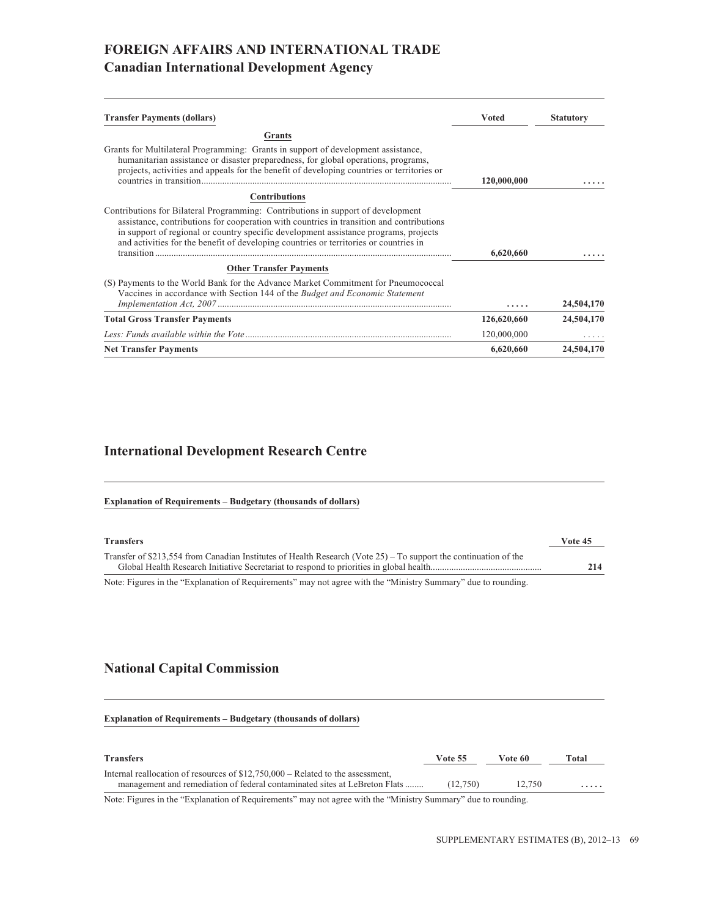# FOREIGN AFFAIRS AND INTERNATIONAL TRADE

## Canadian International Development Agency

| Transfer Payments (dollars) | Voted | Statutory |
|---|---|---|
| **Grants** | | |
| Grants for Multilateral Programming: Grants in support of development assistance, humanitarian assistance or disaster preparedness, for global operations, programs, projects, activities and appeals for the benefit of developing countries or territories or countries in transition | **120,000,000** | ..... |
| **Contributions** | | |
| Contributions for Bilateral Programming: Contributions in support of development assistance, contributions for cooperation with countries in transition and contributions in support of regional or country specific development assistance programs, projects and activities for the benefit of developing countries or territories or countries in transition | **6,620,660** | ..... |
| **Other Transfer Payments** | | |
| (S) Payments to the World Bank for the Advance Market Commitment for Pneumococcal Vaccines in accordance with Section 144 of the *Budget and Economic Statement Implementation Act, 2007* | ..... | **24,504,170** |
| **Total Gross Transfer Payments** | **126,620,660** | **24,504,170** |
| *Less: Funds available within the Vote* | 120,000,000 | ..... |
| **Net Transfer Payments** | **6,620,660** | **24,504,170** |

## International Development Research Centre

**Explanation of Requirements – Budgetary (thousands of dollars)**

| Transfers | Vote 45 |
|---|---|
| Transfer of $213,554 from Canadian Institutes of Health Research (Vote 25) – To support the continuation of the Global Health Research Initiative Secretariat to respond to priorities in global health | **214** |

Note: Figures in the "Explanation of Requirements" may not agree with the "Ministry Summary" due to rounding.

## National Capital Commission

**Explanation of Requirements – Budgetary (thousands of dollars)**

| Transfers | Vote 55 | Vote 60 | Total |
|---|---|---|---|
| Internal reallocation of resources of $12,750,000 – Related to the assessment, management and remediation of federal contaminated sites at LeBreton Flats | (12,750) | 12,750 | ..... |

Note: Figures in the "Explanation of Requirements" may not agree with the "Ministry Summary" due to rounding.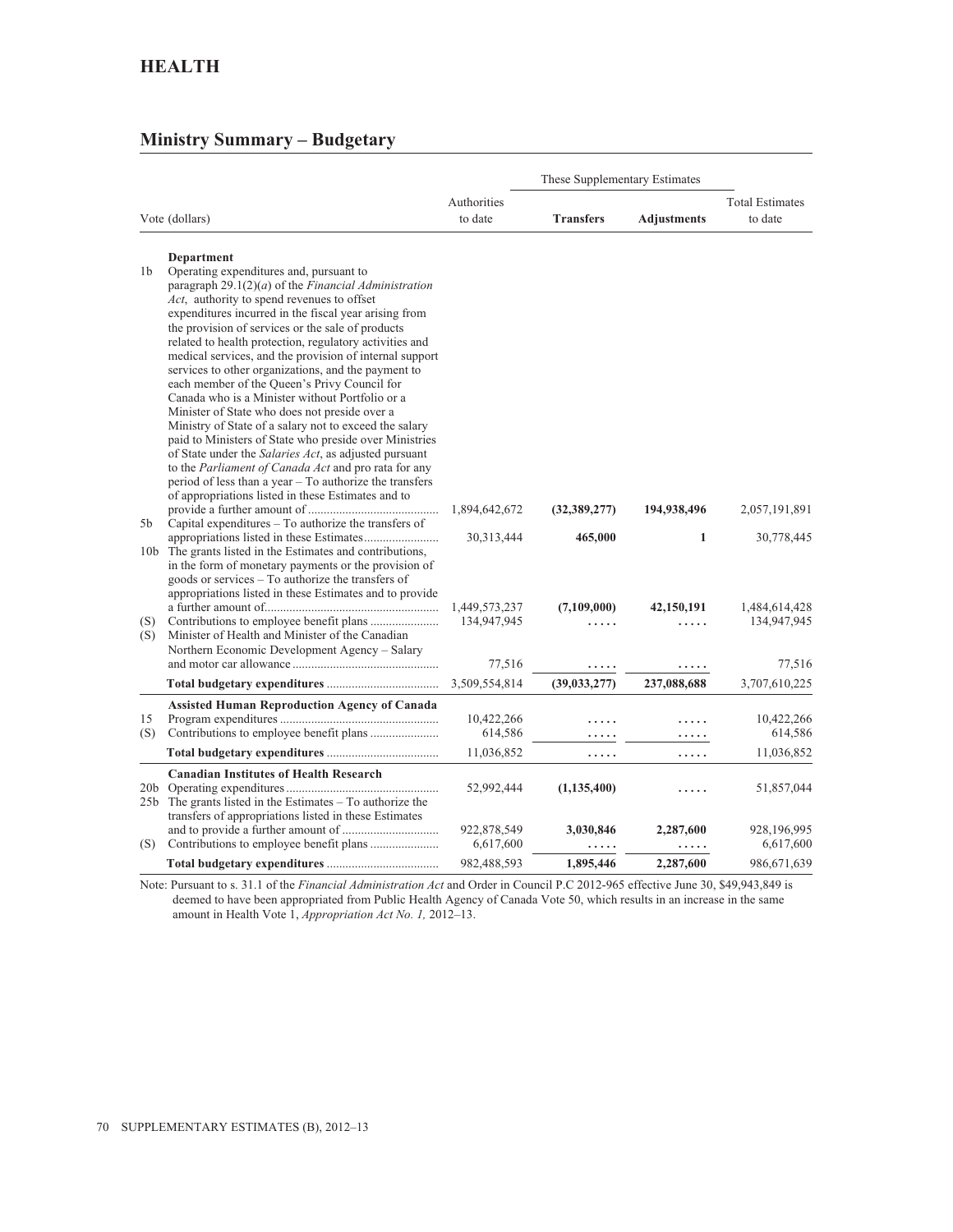# HEALTH

## Ministry Summary – Budgetary

| | Vote (dollars) | Authorities to date | These Supplementary Estimates | | Total Estimates to date |
|---|---|---|---|---|---|
| | | | **Transfers** | **Adjustments** | |
| | **Department** | | | | |
| 1b | Operating expenditures and, pursuant to paragraph 29.1(2)(*a*) of the *Financial Administration Act*, authority to spend revenues to offset expenditures incurred in the fiscal year arising from the provision of services or the sale of products related to health protection, regulatory activities and medical services, and the provision of internal support services to other organizations, and the payment to each member of the Queen's Privy Council for Canada who is a Minister without Portfolio or a Minister of State who does not preside over a Ministry of State of a salary not to exceed the salary paid to Ministers of State who preside over Ministries of State under the *Salaries Act*, as adjusted pursuant to the *Parliament of Canada Act* and pro rata for any period of less than a year – To authorize the transfers of appropriations listed in these Estimates and to provide a further amount of | 1,894,642,672 | **(32,389,277)** | **194,938,496** | 2,057,191,891 |
| 5b | Capital expenditures – To authorize the transfers of appropriations listed in these Estimates | 30,313,444 | **465,000** | **1** | 30,778,445 |
| 10b | The grants listed in the Estimates and contributions, in the form of monetary payments or the provision of goods or services – To authorize the transfers of appropriations listed in these Estimates and to provide a further amount of | 1,449,573,237 | **(7,109,000)** | **42,150,191** | 1,484,614,428 |
| (S) | Contributions to employee benefit plans | 134,947,945 | ..... | ..... | 134,947,945 |
| (S) | Minister of Health and Minister of the Canadian Northern Economic Development Agency – Salary and motor car allowance | 77,516 | ..... | ..... | 77,516 |
| | **Total budgetary expenditures** | 3,509,554,814 | **(39,033,277)** | **237,088,688** | 3,707,610,225 |
| | **Assisted Human Reproduction Agency of Canada** | | | | |
| 15 | Program expenditures | 10,422,266 | ..... | ..... | 10,422,266 |
| (S) | Contributions to employee benefit plans | 614,586 | ..... | ..... | 614,586 |
| | **Total budgetary expenditures** | 11,036,852 | ..... | ..... | 11,036,852 |
| | **Canadian Institutes of Health Research** | | | | |
| 20b | Operating expenditures | 52,992,444 | **(1,135,400)** | ..... | 51,857,044 |
| 25b | The grants listed in the Estimates – To authorize the transfers of appropriations listed in these Estimates and to provide a further amount of | 922,878,549 | **3,030,846** | **2,287,600** | 928,196,995 |
| (S) | Contributions to employee benefit plans | 6,617,600 | ..... | ..... | 6,617,600 |
| | **Total budgetary expenditures** | 982,488,593 | **1,895,446** | **2,287,600** | 986,671,639 |

Note: Pursuant to s. 31.1 of the *Financial Administration Act* and Order in Council P.C 2012-965 effective June 30, $49,943,849 is deemed to have been appropriated from Public Health Agency of Canada Vote 50, which results in an increase in the same amount in Health Vote 1, *Appropriation Act No. 1,* 2012–13.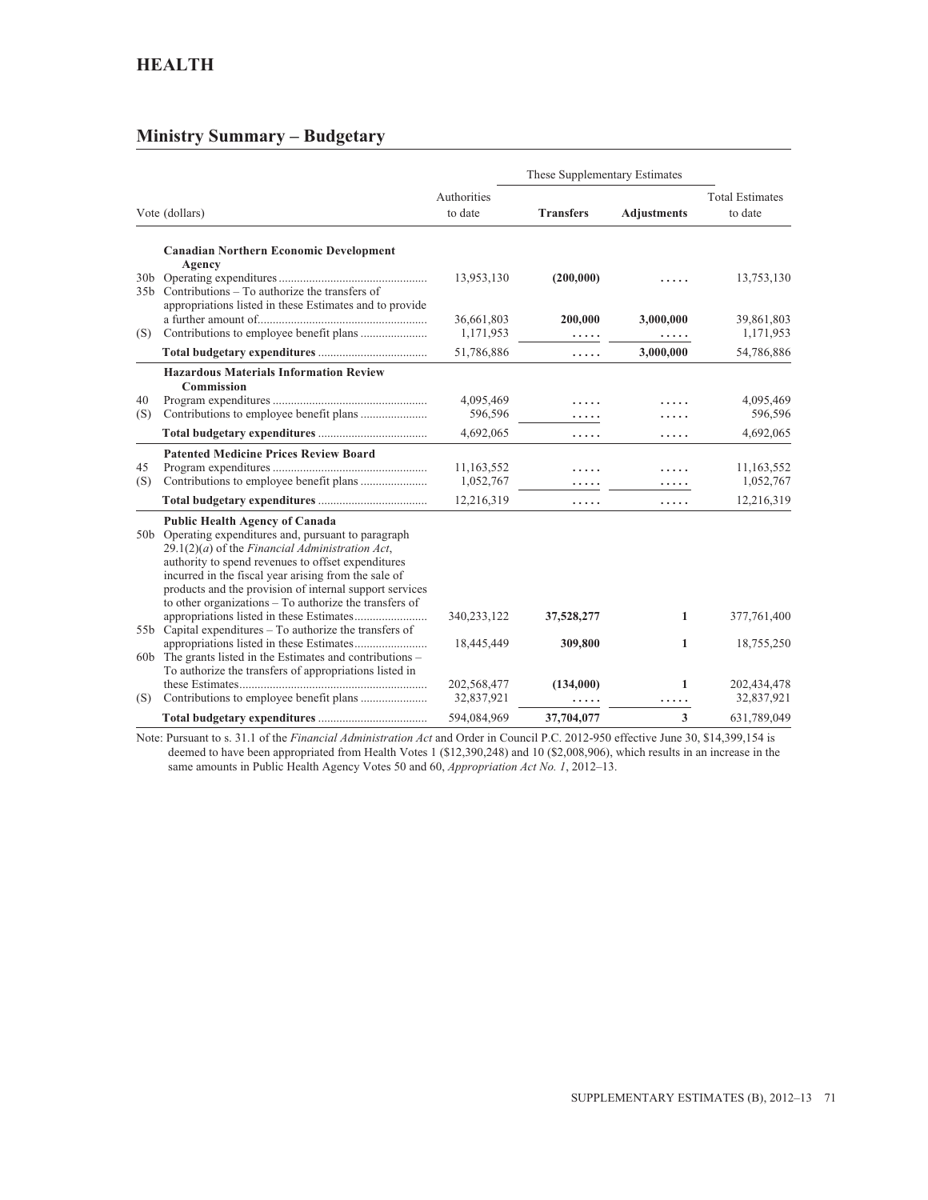# HEALTH

## Ministry Summary – Budgetary

| Vote (dollars) | | Authorities to date | These Supplementary Estimates | | Total Estimates to date |
|---|---|---|---|---|---|
| | | | **Transfers** | **Adjustments** | |
| | **Canadian Northern Economic Development Agency** | | | | |
| 30b | Operating expenditures | 13,953,130 | **(200,000)** | ..... | 13,753,130 |
| 35b | Contributions – To authorize the transfers of appropriations listed in these Estimates and to provide a further amount of | 36,661,803 | **200,000** | **3,000,000** | 39,861,803 |
| (S) | Contributions to employee benefit plans | 1,171,953 | ..... | ..... | 1,171,953 |
| | **Total budgetary expenditures** | 51,786,886 | ..... | **3,000,000** | 54,786,886 |
| | **Hazardous Materials Information Review Commission** | | | | |
| 40 | Program expenditures | 4,095,469 | ..... | ..... | 4,095,469 |
| (S) | Contributions to employee benefit plans | 596,596 | ..... | ..... | 596,596 |
| | **Total budgetary expenditures** | 4,692,065 | ..... | ..... | 4,692,065 |
| | **Patented Medicine Prices Review Board** | | | | |
| 45 | Program expenditures | 11,163,552 | ..... | ..... | 11,163,552 |
| (S) | Contributions to employee benefit plans | 1,052,767 | ..... | ..... | 1,052,767 |
| | **Total budgetary expenditures** | 12,216,319 | ..... | ..... | 12,216,319 |
| | **Public Health Agency of Canada** | | | | |
| 50b | Operating expenditures and, pursuant to paragraph 29.1(2)(*a*) of the *Financial Administration Act*, authority to spend revenues to offset expenditures incurred in the fiscal year arising from the sale of products and the provision of internal support services to other organizations – To authorize the transfers of appropriations listed in these Estimates | 340,233,122 | **37,528,277** | **1** | 377,761,400 |
| 55b | Capital expenditures – To authorize the transfers of appropriations listed in these Estimates | 18,445,449 | **309,800** | **1** | 18,755,250 |
| 60b | The grants listed in the Estimates and contributions – To authorize the transfers of appropriations listed in these Estimates | 202,568,477 | **(134,000)** | **1** | 202,434,478 |
| (S) | Contributions to employee benefit plans | 32,837,921 | ..... | ..... | 32,837,921 |
| | **Total budgetary expenditures** | 594,084,969 | **37,704,077** | **3** | 631,789,049 |

Note: Pursuant to s. 31.1 of the *Financial Administration Act* and Order in Council P.C. 2012-950 effective June 30, $14,399,154 is deemed to have been appropriated from Health Votes 1 ($12,390,248) and 10 ($2,008,906), which results in an increase in the same amounts in Public Health Agency Votes 50 and 60, *Appropriation Act No. 1*, 2012–13.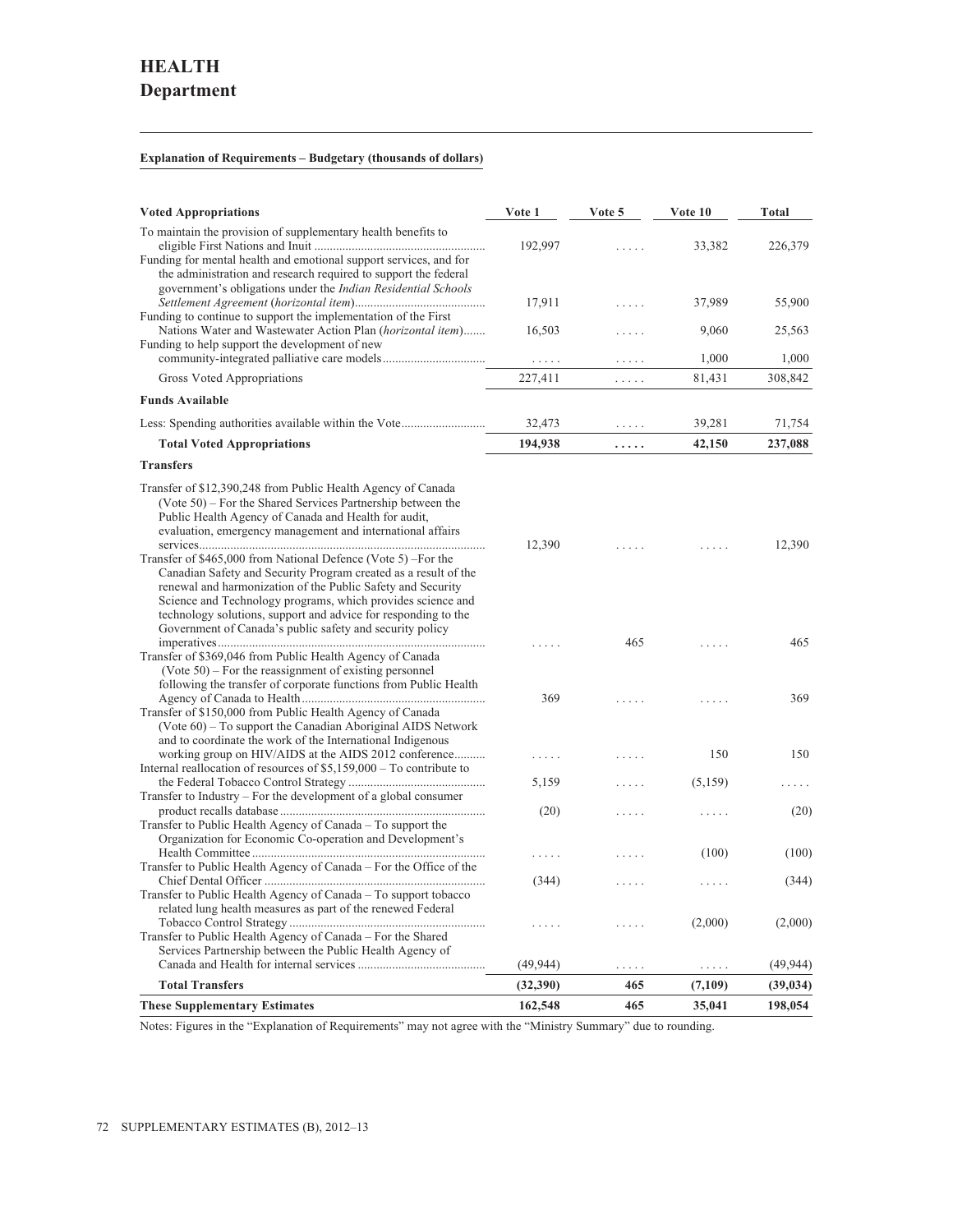# HEALTH
# Department

**Explanation of Requirements – Budgetary (thousands of dollars)**

| Voted Appropriations | Vote 1 | Vote 5 | Vote 10 | Total |
|---|---|---|---|---|
| To maintain the provision of supplementary health benefits to eligible First Nations and Inuit | 192,997 | ..... | 33,382 | 226,379 |
| Funding for mental health and emotional support services, and for the administration and research required to support the federal government's obligations under the *Indian Residential Schools Settlement Agreement* (*horizontal item*) | 17,911 | ..... | 37,989 | 55,900 |
| Funding to continue to support the implementation of the First Nations Water and Wastewater Action Plan (*horizontal item*) | 16,503 | ..... | 9,060 | 25,563 |
| Funding to help support the development of new community-integrated palliative care models | ..... | ..... | 1,000 | 1,000 |
| Gross Voted Appropriations | 227,411 | ..... | 81,431 | 308,842 |
| **Funds Available** | | | | |
| Less: Spending authorities available within the Vote | 32,473 | ..... | 39,281 | 71,754 |
| **Total Voted Appropriations** | **194,938** | **.....** | **42,150** | **237,088** |
| **Transfers** | | | | |
| Transfer of $12,390,248 from Public Health Agency of Canada (Vote 50) – For the Shared Services Partnership between the Public Health Agency of Canada and Health for audit, evaluation, emergency management and international affairs services | 12,390 | ..... | ..... | 12,390 |
| Transfer of $465,000 from National Defence (Vote 5) –For the Canadian Safety and Security Program created as a result of the renewal and harmonization of the Public Safety and Security Science and Technology programs, which provides science and technology solutions, support and advice for responding to the Government of Canada's public safety and security policy imperatives | ..... | 465 | ..... | 465 |
| Transfer of $369,046 from Public Health Agency of Canada (Vote 50) – For the reassignment of existing personnel following the transfer of corporate functions from Public Health Agency of Canada to Health | 369 | ..... | ..... | 369 |
| Transfer of $150,000 from Public Health Agency of Canada (Vote 60) – To support the Canadian Aboriginal AIDS Network and to coordinate the work of the International Indigenous working group on HIV/AIDS at the AIDS 2012 conference | ..... | ..... | 150 | 150 |
| Internal reallocation of resources of $5,159,000 – To contribute to the Federal Tobacco Control Strategy | 5,159 | ..... | (5,159) | ..... |
| Transfer to Industry – For the development of a global consumer product recalls database | (20) | ..... | ..... | (20) |
| Transfer to Public Health Agency of Canada – To support the Organization for Economic Co-operation and Development's Health Committee | ..... | ..... | (100) | (100) |
| Transfer to Public Health Agency of Canada – For the Office of the Chief Dental Officer | (344) | ..... | ..... | (344) |
| Transfer to Public Health Agency of Canada – To support tobacco related lung health measures as part of the renewed Federal Tobacco Control Strategy | ..... | ..... | (2,000) | (2,000) |
| Transfer to Public Health Agency of Canada – For the Shared Services Partnership between the Public Health Agency of Canada and Health for internal services | (49,944) | ..... | ..... | (49,944) |
| **Total Transfers** | **(32,390)** | **465** | **(7,109)** | **(39,034)** |
| **These Supplementary Estimates** | **162,548** | **465** | **35,041** | **198,054** |

Notes: Figures in the "Explanation of Requirements" may not agree with the "Ministry Summary" due to rounding.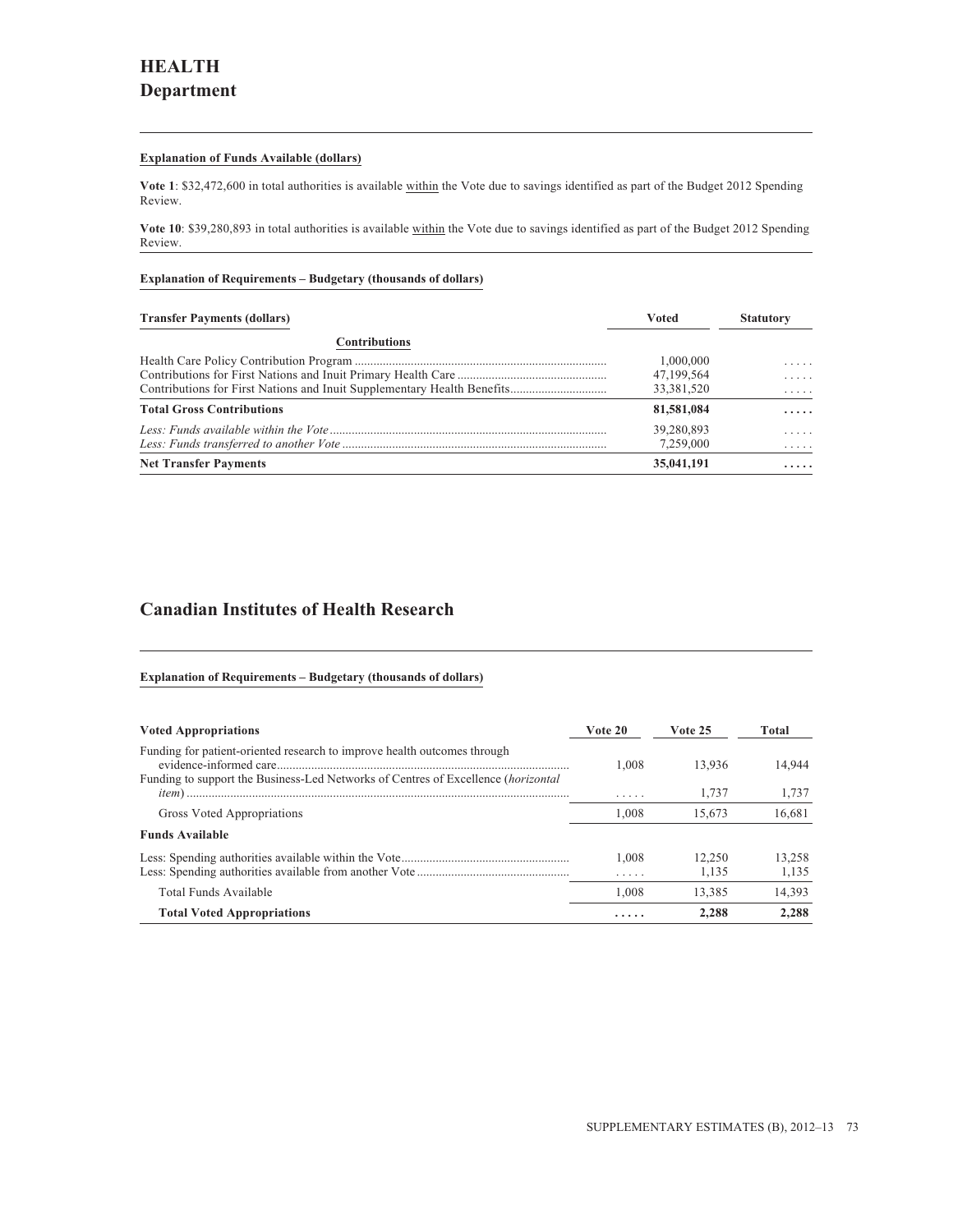# HEALTH
## Department

**Explanation of Funds Available (dollars)**

**Vote 1**: $32,472,600 in total authorities is available within the Vote due to savings identified as part of the Budget 2012 Spending Review.

**Vote 10**: $39,280,893 in total authorities is available within the Vote due to savings identified as part of the Budget 2012 Spending Review.

**Explanation of Requirements – Budgetary (thousands of dollars)**

| Transfer Payments (dollars) | Voted | Statutory |
|---|---|---|
| **Contributions** | | |
| Health Care Policy Contribution Program | 1,000,000 | ..... |
| Contributions for First Nations and Inuit Primary Health Care | 47,199,564 | ..... |
| Contributions for First Nations and Inuit Supplementary Health Benefits | 33,381,520 | ..... |
| **Total Gross Contributions** | **81,581,084** | **.....** |
| *Less: Funds available within the Vote* | 39,280,893 | ..... |
| *Less: Funds transferred to another Vote* | 7,259,000 | ..... |
| **Net Transfer Payments** | **35,041,191** | **.....** |

## Canadian Institutes of Health Research

**Explanation of Requirements – Budgetary (thousands of dollars)**

| Voted Appropriations | Vote 20 | Vote 25 | Total |
|---|---|---|---|
| Funding for patient-oriented research to improve health outcomes through evidence-informed care | 1,008 | 13,936 | 14,944 |
| Funding to support the Business-Led Networks of Centres of Excellence (*horizontal item*) | ..... | 1,737 | 1,737 |
| Gross Voted Appropriations | 1,008 | 15,673 | 16,681 |
| **Funds Available** | | | |
| Less: Spending authorities available within the Vote | 1,008 | 12,250 | 13,258 |
| Less: Spending authorities available from another Vote | ..... | 1,135 | 1,135 |
| Total Funds Available | 1,008 | 13,385 | 14,393 |
| **Total Voted Appropriations** | **.....** | **2,288** | **2,288** |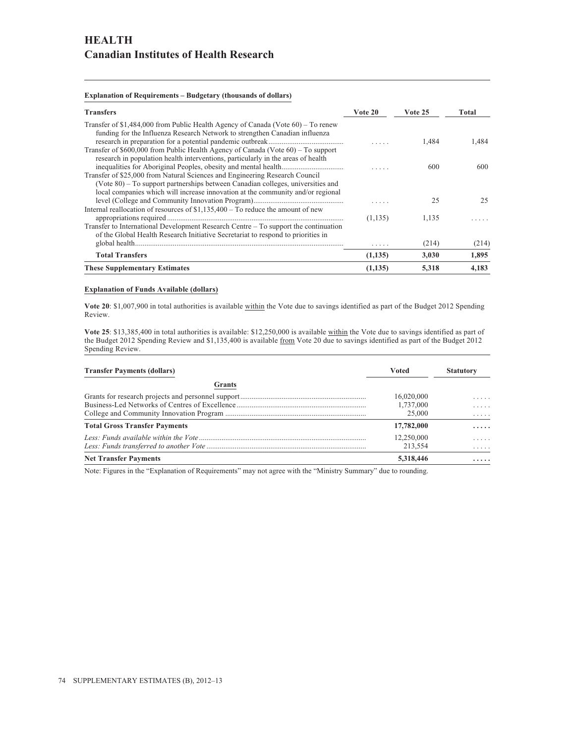# HEALTH

## Canadian Institutes of Health Research

**Explanation of Requirements – Budgetary (thousands of dollars)**

| Transfers | Vote 20 | Vote 25 | Total |
|---|---|---|---|
| Transfer of $1,484,000 from Public Health Agency of Canada (Vote 60) – To renew funding for the Influenza Research Network to strengthen Canadian influenza research in preparation for a potential pandemic outbreak | ..... | 1,484 | 1,484 |
| Transfer of $600,000 from Public Health Agency of Canada (Vote 60) – To support research in population health interventions, particularly in the areas of health inequalities for Aboriginal Peoples, obesity and mental health | ..... | 600 | 600 |
| Transfer of $25,000 from Natural Sciences and Engineering Research Council (Vote 80) – To support partnerships between Canadian colleges, universities and local companies which will increase innovation at the community and/or regional level (College and Community Innovation Program) | ..... | 25 | 25 |
| Internal reallocation of resources of $1,135,400 – To reduce the amount of new appropriations required | (1,135) | 1,135 | ..... |
| Transfer to International Development Research Centre – To support the continuation of the Global Health Research Initiative Secretariat to respond to priorities in global health | ..... | (214) | (214) |
| **Total Transfers** | **(1,135)** | **3,030** | **1,895** |
| **These Supplementary Estimates** | **(1,135)** | **5,318** | **4,183** |

**Explanation of Funds Available (dollars)**

**Vote 20**: $1,007,900 in total authorities is available within the Vote due to savings identified as part of the Budget 2012 Spending Review.

**Vote 25**: $13,385,400 in total authorities is available: $12,250,000 is available within the Vote due to savings identified as part of the Budget 2012 Spending Review and $1,135,400 is available from Vote 20 due to savings identified as part of the Budget 2012 Spending Review.

| Transfer Payments (dollars) | Voted | Statutory |
|---|---|---|
| **Grants** | | |
| Grants for research projects and personnel support | 16,020,000 | ..... |
| Business-Led Networks of Centres of Excellence | 1,737,000 | ..... |
| College and Community Innovation Program | 25,000 | ..... |
| **Total Gross Transfer Payments** | **17,782,000** | **.....** |
| *Less: Funds available within the Vote* | 12,250,000 | ..... |
| *Less: Funds transferred to another Vote* | 213,554 | ..... |
| **Net Transfer Payments** | **5,318,446** | **.....** |

Note: Figures in the "Explanation of Requirements" may not agree with the "Ministry Summary" due to rounding.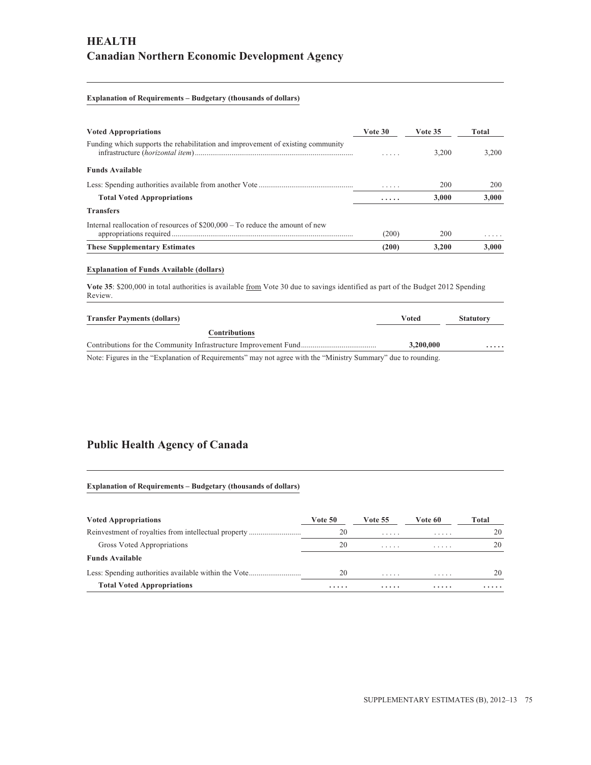# HEALTH
## Canadian Northern Economic Development Agency

**Explanation of Requirements – Budgetary (thousands of dollars)**

| Voted Appropriations | Vote 30 | Vote 35 | Total |
|---|---|---|---|
| Funding which supports the rehabilitation and improvement of existing community infrastructure (*horizontal item*) | ..... | 3,200 | 3,200 |
| **Funds Available** | | | |
| Less: Spending authorities available from another Vote | ..... | 200 | 200 |
| **Total Voted Appropriations** | **.....** | **3,000** | **3,000** |
| **Transfers** | | | |
| Internal reallocation of resources of $200,000 – To reduce the amount of new appropriations required | (200) | 200 | ..... |
| **These Supplementary Estimates** | **(200)** | **3,200** | **3,000** |

**Explanation of Funds Available (dollars)**

**Vote 35**: $200,000 in total authorities is available from Vote 30 due to savings identified as part of the Budget 2012 Spending Review.

| Transfer Payments (dollars) | Voted | Statutory |
|---|---|---|
| **Contributions** | | |
| Contributions for the Community Infrastructure Improvement Fund | **3,200,000** | **.....** |

Note: Figures in the “Explanation of Requirements” may not agree with the “Ministry Summary” due to rounding.

## Public Health Agency of Canada

**Explanation of Requirements – Budgetary (thousands of dollars)**

| Voted Appropriations | Vote 50 | Vote 55 | Vote 60 | Total |
|---|---|---|---|---|
| Reinvestment of royalties from intellectual property | 20 | ..... | ..... | 20 |
| Gross Voted Appropriations | 20 | ..... | ..... | 20 |
| **Funds Available** | | | | |
| Less: Spending authorities available within the Vote | 20 | ..... | ..... | 20 |
| **Total Voted Appropriations** | **.....** | **.....** | **.....** | **.....** |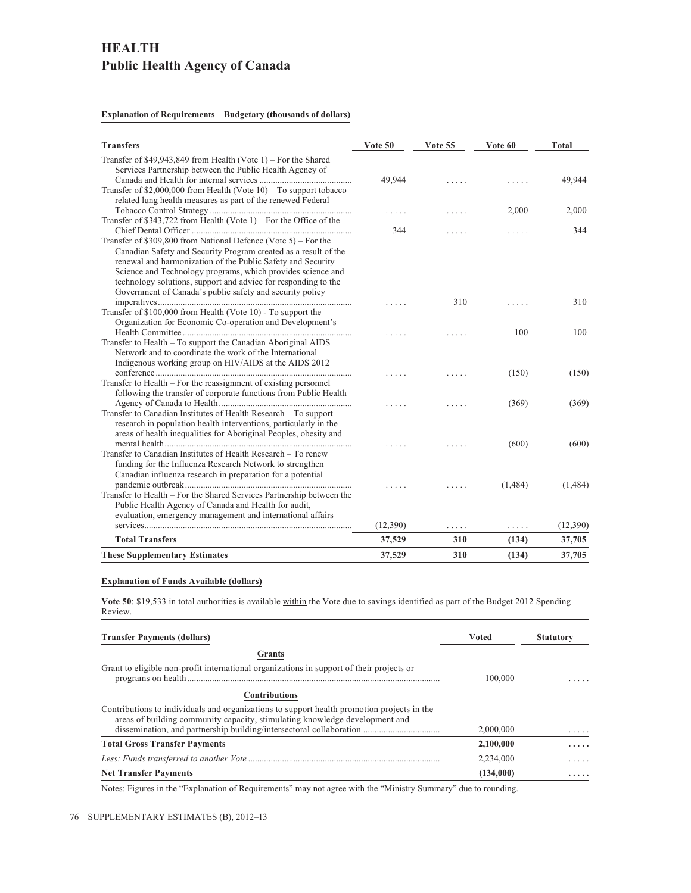# HEALTH
## Public Health Agency of Canada

**Explanation of Requirements – Budgetary (thousands of dollars)**

| Transfers | Vote 50 | Vote 55 | Vote 60 | Total |
|---|---|---|---|---|
| Transfer of $49,943,849 from Health (Vote 1) – For the Shared Services Partnership between the Public Health Agency of Canada and Health for internal services | 49,944 | . . . . . | . . . . . | 49,944 |
| Transfer of $2,000,000 from Health (Vote 10) – To support tobacco related lung health measures as part of the renewed Federal Tobacco Control Strategy | . . . . . | . . . . . | 2,000 | 2,000 |
| Transfer of $343,722 from Health (Vote 1) – For the Office of the Chief Dental Officer | 344 | . . . . . | . . . . . | 344 |
| Transfer of $309,800 from National Defence (Vote 5) – For the Canadian Safety and Security Program created as a result of the renewal and harmonization of the Public Safety and Security Science and Technology programs, which provides science and technology solutions, support and advice for responding to the Government of Canada's public safety and security policy imperatives | . . . . . | 310 | . . . . . | 310 |
| Transfer of $100,000 from Health (Vote 10) - To support the Organization for Economic Co-operation and Development's Health Committee | . . . . . | . . . . . | 100 | 100 |
| Transfer to Health – To support the Canadian Aboriginal AIDS Network and to coordinate the work of the International Indigenous working group on HIV/AIDS at the AIDS 2012 conference | . . . . . | . . . . . | (150) | (150) |
| Transfer to Health – For the reassignment of existing personnel following the transfer of corporate functions from Public Health Agency of Canada to Health | . . . . . | . . . . . | (369) | (369) |
| Transfer to Canadian Institutes of Health Research – To support research in population health interventions, particularly in the areas of health inequalities for Aboriginal Peoples, obesity and mental health | . . . . . | . . . . . | (600) | (600) |
| Transfer to Canadian Institutes of Health Research – To renew funding for the Influenza Research Network to strengthen Canadian influenza research in preparation for a potential pandemic outbreak | . . . . . | . . . . . | (1,484) | (1,484) |
| Transfer to Health – For the Shared Services Partnership between the Public Health Agency of Canada and Health for audit, evaluation, emergency management and international affairs services | (12,390) | . . . . . | . . . . . | (12,390) |
| **Total Transfers** | **37,529** | **310** | **(134)** | **37,705** |
| **These Supplementary Estimates** | **37,529** | **310** | **(134)** | **37,705** |

**Explanation of Funds Available (dollars)**

**Vote 50**: $19,533 in total authorities is available within the Vote due to savings identified as part of the Budget 2012 Spending Review.

| Transfer Payments (dollars) | Voted | Statutory |
|---|---|---|
| **Grants** | | |
| Grant to eligible non-profit international organizations in support of their projects or programs on health | 100,000 | . . . . . |
| **Contributions** | | |
| Contributions to individuals and organizations to support health promotion projects in the areas of building community capacity, stimulating knowledge development and dissemination, and partnership building/intersectoral collaboration | 2,000,000 | . . . . . |
| **Total Gross Transfer Payments** | **2,100,000** | **. . . . .** |
| *Less: Funds transferred to another Vote* | 2,234,000 | . . . . . |
| **Net Transfer Payments** | **(134,000)** | **. . . . .** |

Notes: Figures in the "Explanation of Requirements" may not agree with the "Ministry Summary" due to rounding.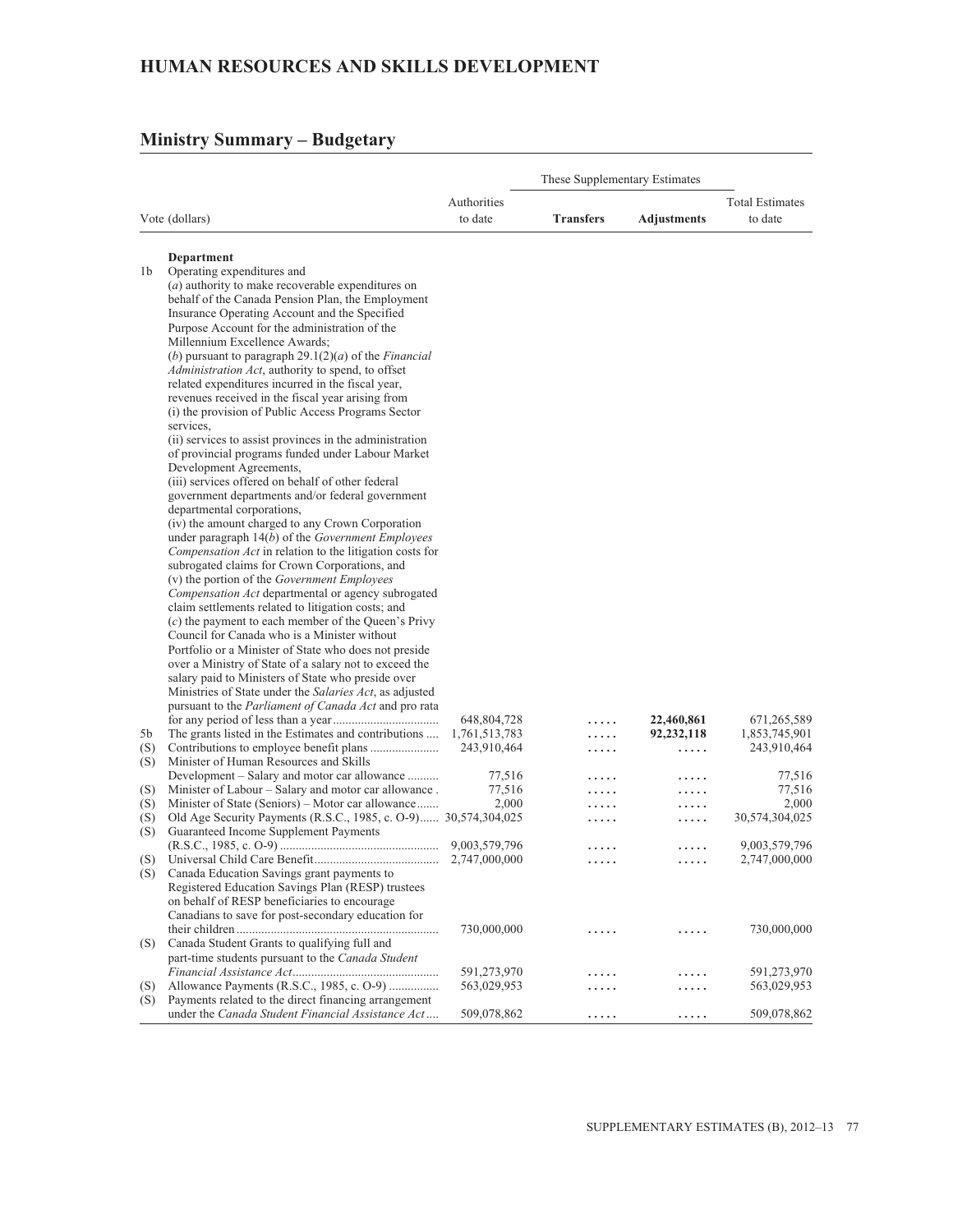## HUMAN RESOURCES AND SKILLS DEVELOPMENT

## Ministry Summary – Budgetary

| | Vote (dollars) | Authorities to date | These Supplementary Estimates | | Total Estimates to date |
|---|---|---|---|---|---|
| | | | **Transfers** | **Adjustments** | |
| | **Department** | | | | |
| 1b | Operating expenditures and (*a*) authority to make recoverable expenditures on behalf of the Canada Pension Plan, the Employment Insurance Operating Account and the Specified Purpose Account for the administration of the Millennium Excellence Awards; (*b*) pursuant to paragraph 29.1(2)(*a*) of the *Financial Administration Act*, authority to spend, to offset related expenditures incurred in the fiscal year, revenues received in the fiscal year arising from (i) the provision of Public Access Programs Sector services, (ii) services to assist provinces in the administration of provincial programs funded under Labour Market Development Agreements, (iii) services offered on behalf of other federal government departments and/or federal government departmental corporations, (iv) the amount charged to any Crown Corporation under paragraph 14(*b*) of the *Government Employees Compensation Act* in relation to the litigation costs for subrogated claims for Crown Corporations, and (v) the portion of the *Government Employees Compensation Act* departmental or agency subrogated claim settlements related to litigation costs; and (*c*) the payment to each member of the Queen's Privy Council for Canada who is a Minister without Portfolio or a Minister of State who does not preside over a Ministry of State of a salary not to exceed the salary paid to Ministers of State who preside over Ministries of State under the *Salaries Act*, as adjusted pursuant to the *Parliament of Canada Act* and pro rata for any period of less than a year | 648,804,728 | ..... | **22,460,861** | 671,265,589 |
| 5b | The grants listed in the Estimates and contributions | 1,761,513,783 | ..... | **92,232,118** | 1,853,745,901 |
| (S) | Contributions to employee benefit plans | 243,910,464 | ..... | ..... | 243,910,464 |
| (S) | Minister of Human Resources and Skills Development – Salary and motor car allowance | 77,516 | ..... | ..... | 77,516 |
| (S) | Minister of Labour – Salary and motor car allowance | 77,516 | ..... | ..... | 77,516 |
| (S) | Minister of State (Seniors) – Motor car allowance | 2,000 | ..... | ..... | 2,000 |
| (S) | Old Age Security Payments (R.S.C., 1985, c. O-9) | 30,574,304,025 | ..... | ..... | 30,574,304,025 |
| (S) | Guaranteed Income Supplement Payments (R.S.C., 1985, c. O-9) | 9,003,579,796 | ..... | ..... | 9,003,579,796 |
| (S) | Universal Child Care Benefit | 2,747,000,000 | ..... | ..... | 2,747,000,000 |
| (S) | Canada Education Savings grant payments to Registered Education Savings Plan (RESP) trustees on behalf of RESP beneficiaries to encourage Canadians to save for post-secondary education for their children | 730,000,000 | ..... | ..... | 730,000,000 |
| (S) | Canada Student Grants to qualifying full and part-time students pursuant to the *Canada Student Financial Assistance Act* | 591,273,970 | ..... | ..... | 591,273,970 |
| (S) | Allowance Payments (R.S.C., 1985, c. O-9) | 563,029,953 | ..... | ..... | 563,029,953 |
| (S) | Payments related to the direct financing arrangement under the *Canada Student Financial Assistance Act* | 509,078,862 | ..... | ..... | 509,078,862 |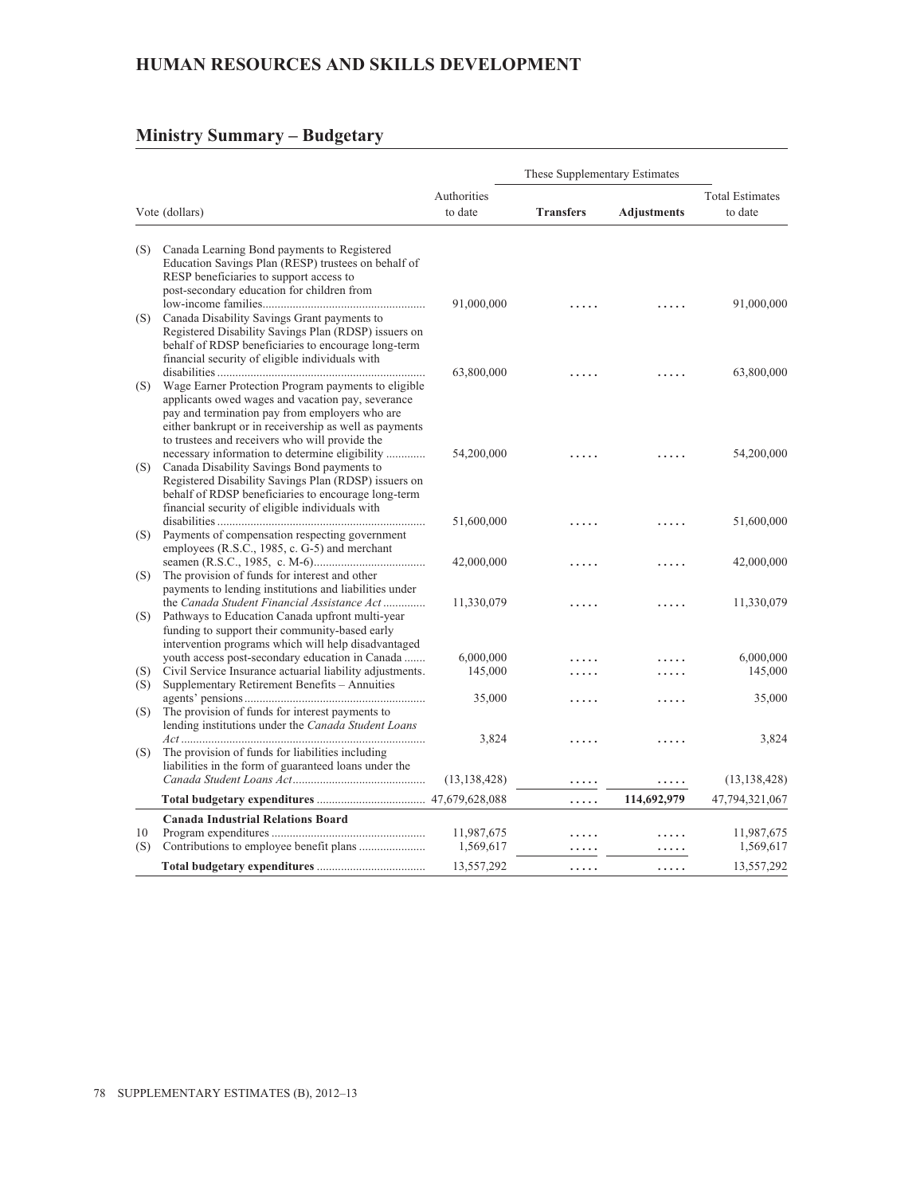## HUMAN RESOURCES AND SKILLS DEVELOPMENT

## Ministry Summary – Budgetary

| | Vote (dollars) | Authorities to date | These Supplementary Estimates Transfers | These Supplementary Estimates Adjustments | Total Estimates to date |
|---|---|---|---|---|---|
| (S) | Canada Learning Bond payments to Registered Education Savings Plan (RESP) trustees on behalf of RESP beneficiaries to support access to post-secondary education for children from low-income families | 91,000,000 | ..... | ..... | 91,000,000 |
| (S) | Canada Disability Savings Grant payments to Registered Disability Savings Plan (RDSP) issuers on behalf of RDSP beneficiaries to encourage long-term financial security of eligible individuals with disabilities | 63,800,000 | ..... | ..... | 63,800,000 |
| (S) | Wage Earner Protection Program payments to eligible applicants owed wages and vacation pay, severance pay and termination pay from employers who are either bankrupt or in receivership as well as payments to trustees and receivers who will provide the necessary information to determine eligibility | 54,200,000 | ..... | ..... | 54,200,000 |
| (S) | Canada Disability Savings Bond payments to Registered Disability Savings Plan (RDSP) issuers on behalf of RDSP beneficiaries to encourage long-term financial security of eligible individuals with disabilities | 51,600,000 | ..... | ..... | 51,600,000 |
| (S) | Payments of compensation respecting government employees (R.S.C., 1985, c. G-5) and merchant seamen (R.S.C., 1985, c. M-6) | 42,000,000 | ..... | ..... | 42,000,000 |
| (S) | The provision of funds for interest and other payments to lending institutions and liabilities under the *Canada Student Financial Assistance Act* | 11,330,079 | ..... | ..... | 11,330,079 |
| (S) | Pathways to Education Canada upfront multi-year funding to support their community-based early intervention programs which will help disadvantaged youth access post-secondary education in Canada | 6,000,000 | ..... | ..... | 6,000,000 |
| (S) | Civil Service Insurance actuarial liability adjustments | 145,000 | ..... | ..... | 145,000 |
| (S) | Supplementary Retirement Benefits – Annuities agents' pensions | 35,000 | ..... | ..... | 35,000 |
| (S) | The provision of funds for interest payments to lending institutions under the *Canada Student Loans Act* | 3,824 | ..... | ..... | 3,824 |
| (S) | The provision of funds for liabilities including liabilities in the form of guaranteed loans under the *Canada Student Loans Act* | (13,138,428) | ..... | ..... | (13,138,428) |
| | **Total budgetary expenditures** | 47,679,628,088 | ..... | **114,692,979** | 47,794,321,067 |
| | **Canada Industrial Relations Board** | | | | |
| 10 | Program expenditures | 11,987,675 | ..... | ..... | 11,987,675 |
| (S) | Contributions to employee benefit plans | 1,569,617 | ..... | ..... | 1,569,617 |
| | **Total budgetary expenditures** | 13,557,292 | ..... | ..... | 13,557,292 |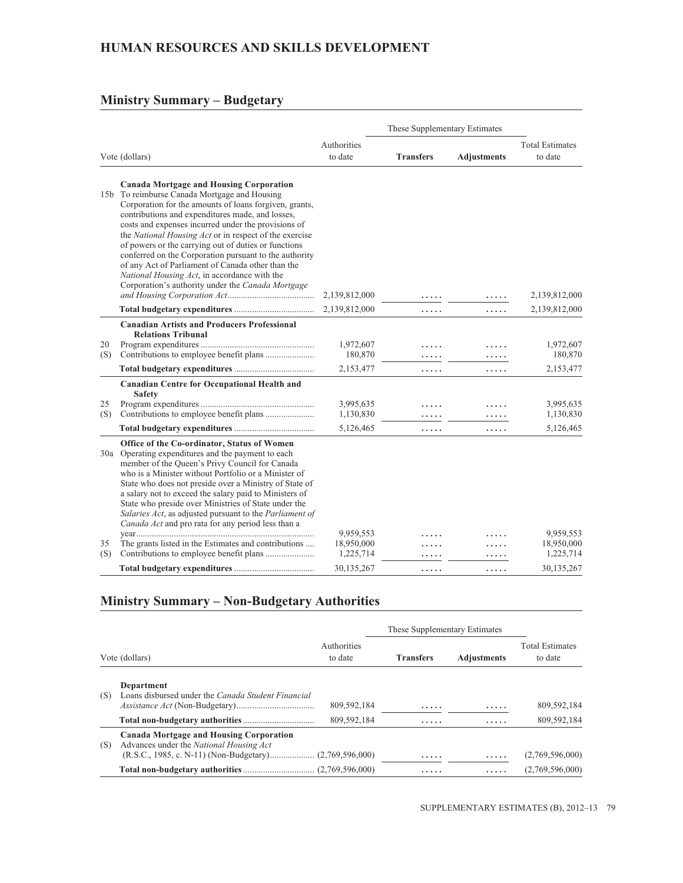# HUMAN RESOURCES AND SKILLS DEVELOPMENT

## Ministry Summary – Budgetary

| Vote (dollars) | | Authorities to date | These Supplementary Estimates Transfers | Adjustments | Total Estimates to date |
|---|---|---|---|---|---|
| | **Canada Mortgage and Housing Corporation** | | | | |
| 15b | To reimburse Canada Mortgage and Housing Corporation for the amounts of loans forgiven, grants, contributions and expenditures made, and losses, costs and expenses incurred under the provisions of the *National Housing Act* or in respect of the exercise of powers or the carrying out of duties or functions conferred on the Corporation pursuant to the authority of any Act of Parliament of Canada other than the *National Housing Act*, in accordance with the Corporation's authority under the *Canada Mortgage and Housing Corporation Act* | 2,139,812,000 | ..... | ..... | 2,139,812,000 |
| | **Total budgetary expenditures** | 2,139,812,000 | ..... | ..... | 2,139,812,000 |
| | **Canadian Artists and Producers Professional Relations Tribunal** | | | | |
| 20 | Program expenditures | 1,972,607 | ..... | ..... | 1,972,607 |
| (S) | Contributions to employee benefit plans | 180,870 | ..... | ..... | 180,870 |
| | **Total budgetary expenditures** | 2,153,477 | ..... | ..... | 2,153,477 |
| | **Canadian Centre for Occupational Health and Safety** | | | | |
| 25 | Program expenditures | 3,995,635 | ..... | ..... | 3,995,635 |
| (S) | Contributions to employee benefit plans | 1,130,830 | ..... | ..... | 1,130,830 |
| | **Total budgetary expenditures** | 5,126,465 | ..... | ..... | 5,126,465 |
| | **Office of the Co-ordinator, Status of Women** | | | | |
| 30a | Operating expenditures and the payment to each member of the Queen's Privy Council for Canada who is a Minister without Portfolio or a Minister of State who does not preside over a Ministry of State of a salary not to exceed the salary paid to Ministers of State who preside over Ministries of State under the *Salaries Act*, as adjusted pursuant to the *Parliament of Canada Act* and pro rata for any period less than a year | 9,959,553 | ..... | ..... | 9,959,553 |
| 35 | The grants listed in the Estimates and contributions | 18,950,000 | ..... | ..... | 18,950,000 |
| (S) | Contributions to employee benefit plans | 1,225,714 | ..... | ..... | 1,225,714 |
| | **Total budgetary expenditures** | 30,135,267 | ..... | ..... | 30,135,267 |

## Ministry Summary – Non-Budgetary Authorities

| Vote (dollars) | | Authorities to date | These Supplementary Estimates Transfers | Adjustments | Total Estimates to date |
|---|---|---|---|---|---|
| | **Department** | | | | |
| (S) | Loans disbursed under the *Canada Student Financial Assistance Act* (Non-Budgetary) | 809,592,184 | ..... | ..... | 809,592,184 |
| | **Total non-budgetary authorities** | 809,592,184 | ..... | ..... | 809,592,184 |
| | **Canada Mortgage and Housing Corporation** | | | | |
| (S) | Advances under the *National Housing Act* (R.S.C., 1985, c. N-11) (Non-Budgetary) | (2,769,596,000) | ..... | ..... | (2,769,596,000) |
| | **Total non-budgetary authorities** | (2,769,596,000) | ..... | ..... | (2,769,596,000) |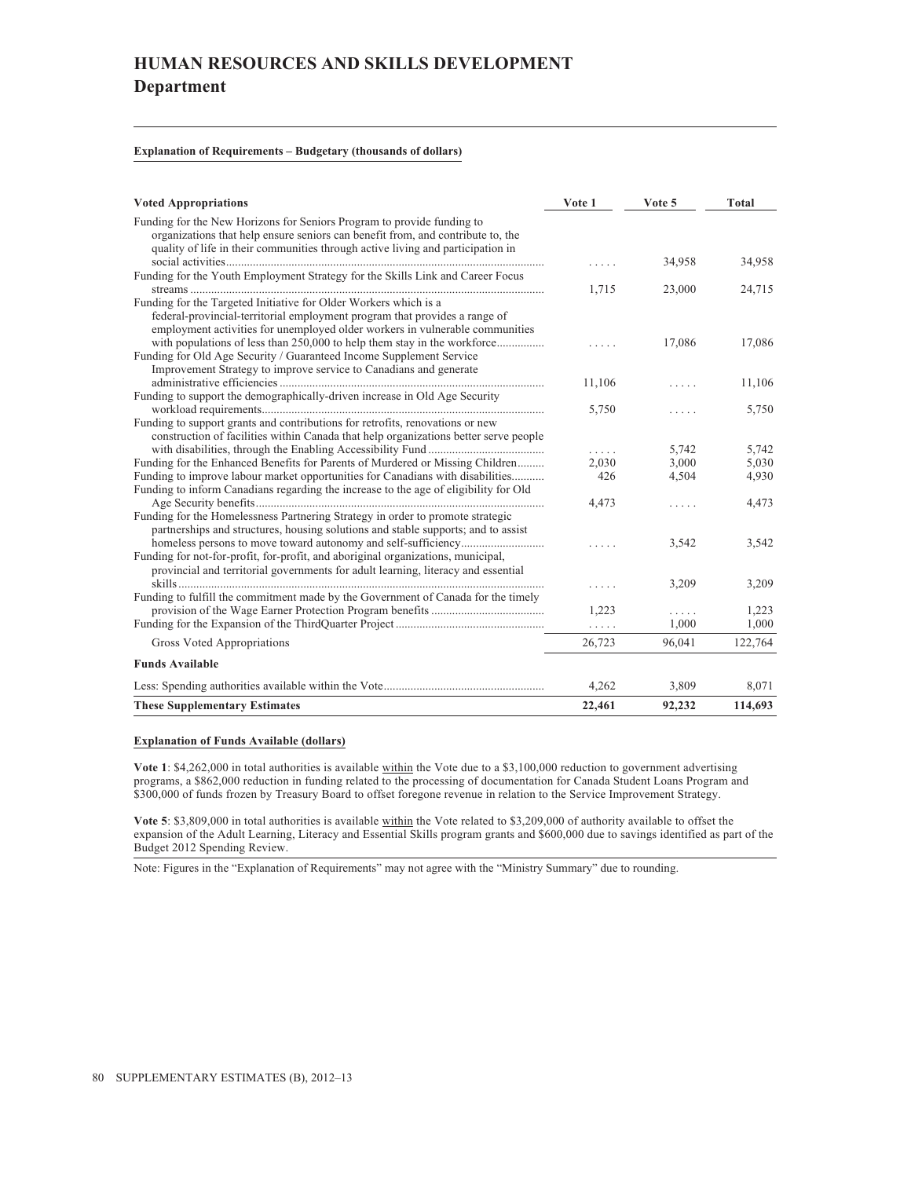# HUMAN RESOURCES AND SKILLS DEVELOPMENT

## Department

**Explanation of Requirements – Budgetary (thousands of dollars)**

| Voted Appropriations | Vote 1 | Vote 5 | Total |
|---|---|---|---|
| Funding for the New Horizons for Seniors Program to provide funding to organizations that help ensure seniors can benefit from, and contribute to, the quality of life in their communities through active living and participation in social activities | ..... | 34,958 | 34,958 |
| Funding for the Youth Employment Strategy for the Skills Link and Career Focus streams | 1,715 | 23,000 | 24,715 |
| Funding for the Targeted Initiative for Older Workers which is a federal-provincial-territorial employment program that provides a range of employment activities for unemployed older workers in vulnerable communities with populations of less than 250,000 to help them stay in the workforce | ..... | 17,086 | 17,086 |
| Funding for Old Age Security / Guaranteed Income Supplement Service Improvement Strategy to improve service to Canadians and generate administrative efficiencies | 11,106 | ..... | 11,106 |
| Funding to support the demographically-driven increase in Old Age Security workload requirements | 5,750 | ..... | 5,750 |
| Funding to support grants and contributions for retrofits, renovations or new construction of facilities within Canada that help organizations better serve people with disabilities, through the Enabling Accessibility Fund | ..... | 5,742 | 5,742 |
| Funding for the Enhanced Benefits for Parents of Murdered or Missing Children | 2,030 | 3,000 | 5,030 |
| Funding to improve labour market opportunities for Canadians with disabilities | 426 | 4,504 | 4,930 |
| Funding to inform Canadians regarding the increase to the age of eligibility for Old Age Security benefits | 4,473 | ..... | 4,473 |
| Funding for the Homelessness Partnering Strategy in order to promote strategic partnerships and structures, housing solutions and stable supports; and to assist homeless persons to move toward autonomy and self-sufficiency | ..... | 3,542 | 3,542 |
| Funding for not-for-profit, for-profit, and aboriginal organizations, municipal, provincial and territorial governments for adult learning, literacy and essential skills | ..... | 3,209 | 3,209 |
| Funding to fulfill the commitment made by the Government of Canada for the timely provision of the Wage Earner Protection Program benefits | 1,223 | ..... | 1,223 |
| Funding for the Expansion of the ThirdQuarter Project | ..... | 1,000 | 1,000 |
| Gross Voted Appropriations | 26,723 | 96,041 | 122,764 |
| **Funds Available** | | | |
| Less: Spending authorities available within the Vote | 4,262 | 3,809 | 8,071 |
| **These Supplementary Estimates** | **22,461** | **92,232** | **114,693** |

**Explanation of Funds Available (dollars)**

**Vote 1**: $4,262,000 in total authorities is available within the Vote due to a $3,100,000 reduction to government advertising programs, a $862,000 reduction in funding related to the processing of documentation for Canada Student Loans Program and $300,000 of funds frozen by Treasury Board to offset foregone revenue in relation to the Service Improvement Strategy.

**Vote 5**: $3,809,000 in total authorities is available within the Vote related to $3,209,000 of authority available to offset the expansion of the Adult Learning, Literacy and Essential Skills program grants and $600,000 due to savings identified as part of the Budget 2012 Spending Review.

Note: Figures in the "Explanation of Requirements" may not agree with the "Ministry Summary" due to rounding.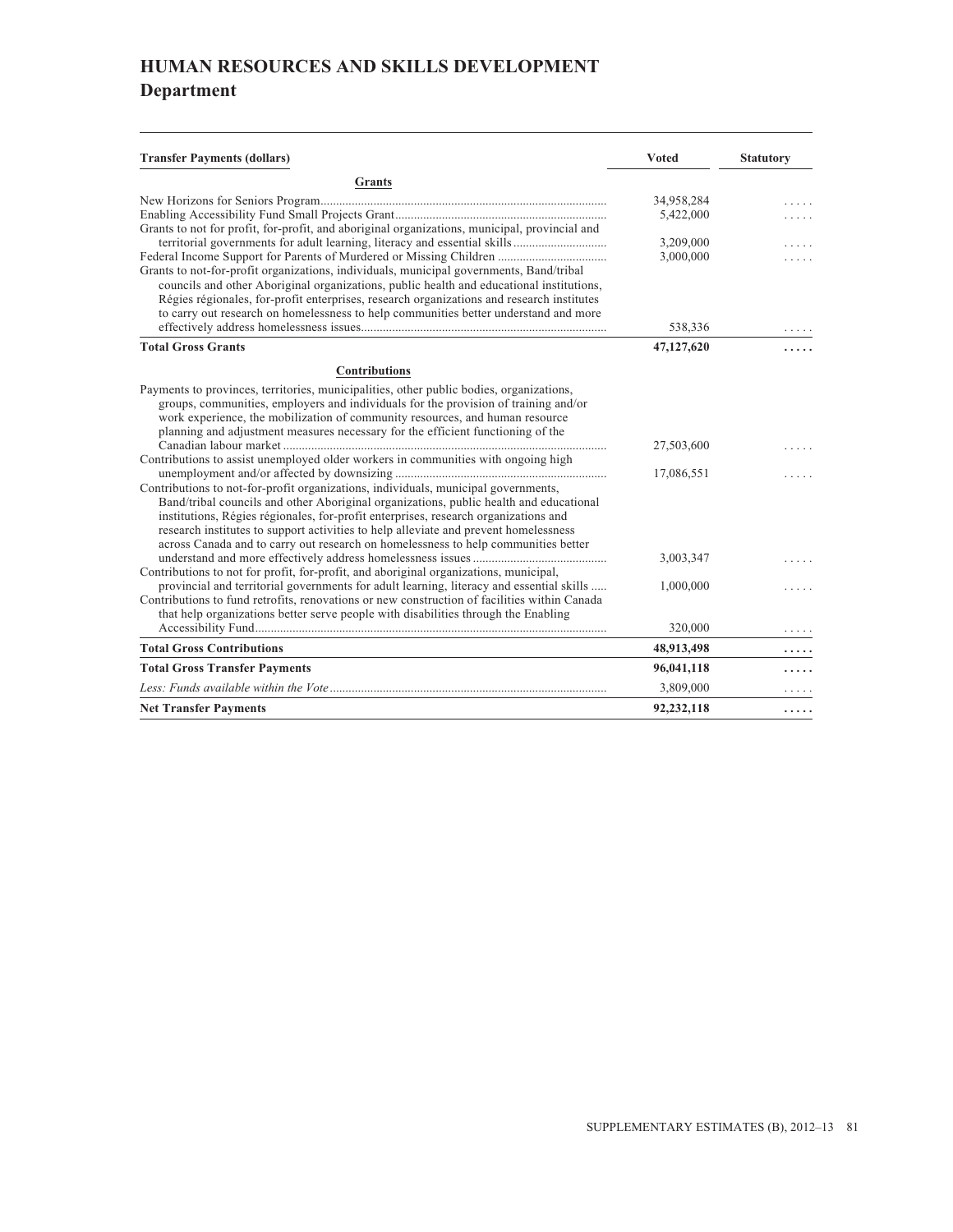# HUMAN RESOURCES AND SKILLS DEVELOPMENT
## Department

| Transfer Payments (dollars) | Voted | Statutory |
|---|---|---|
| **Grants** | | |
| New Horizons for Seniors Program | 34,958,284 | ..... |
| Enabling Accessibility Fund Small Projects Grant | 5,422,000 | ..... |
| Grants to not for profit, for-profit, and aboriginal organizations, municipal, provincial and territorial governments for adult learning, literacy and essential skills | 3,209,000 | ..... |
| Federal Income Support for Parents of Murdered or Missing Children | 3,000,000 | ..... |
| Grants to not-for-profit organizations, individuals, municipal governments, Band/tribal councils and other Aboriginal organizations, public health and educational institutions, Régies régionales, for-profit enterprises, research organizations and research institutes to carry out research on homelessness to help communities better understand and more effectively address homelessness issues | 538,336 | ..... |
| **Total Gross Grants** | **47,127,620** | **.....** |
| **Contributions** | | |
| Payments to provinces, territories, municipalities, other public bodies, organizations, groups, communities, employers and individuals for the provision of training and/or work experience, the mobilization of community resources, and human resource planning and adjustment measures necessary for the efficient functioning of the Canadian labour market | 27,503,600 | ..... |
| Contributions to assist unemployed older workers in communities with ongoing high unemployment and/or affected by downsizing | 17,086,551 | ..... |
| Contributions to not-for-profit organizations, individuals, municipal governments, Band/tribal councils and other Aboriginal organizations, public health and educational institutions, Régies régionales, for-profit enterprises, research organizations and research institutes to support activities to help alleviate and prevent homelessness across Canada and to carry out research on homelessness to help communities better understand and more effectively address homelessness issues | 3,003,347 | ..... |
| Contributions to not for profit, for-profit, and aboriginal organizations, municipal, provincial and territorial governments for adult learning, literacy and essential skills | 1,000,000 | ..... |
| Contributions to fund retrofits, renovations or new construction of facilities within Canada that help organizations better serve people with disabilities through the Enabling Accessibility Fund | 320,000 | ..... |
| **Total Gross Contributions** | **48,913,498** | **.....** |
| **Total Gross Transfer Payments** | **96,041,118** | **.....** |
| *Less: Funds available within the Vote* | 3,809,000 | ..... |
| **Net Transfer Payments** | **92,232,118** | **.....** |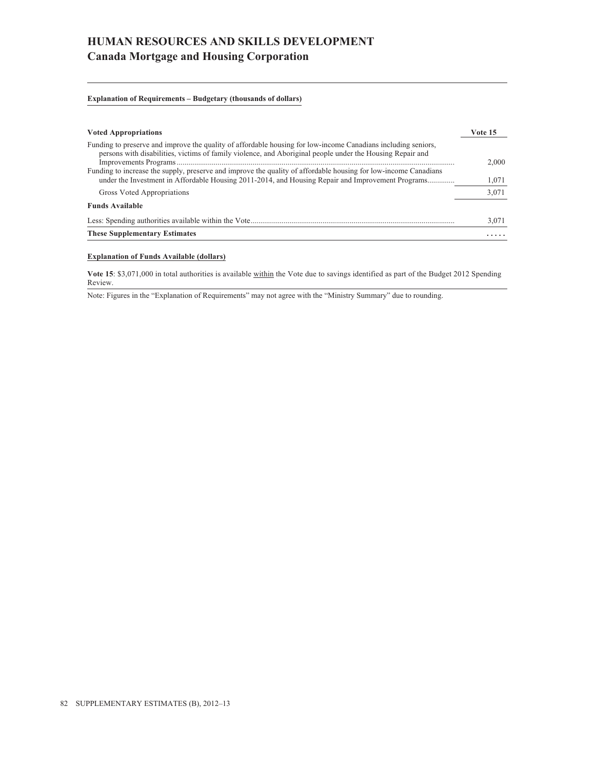# HUMAN RESOURCES AND SKILLS DEVELOPMENT

## Canada Mortgage and Housing Corporation

**Explanation of Requirements – Budgetary (thousands of dollars)**

| **Voted Appropriations** | **Vote 15** |
| --- | --- |
| Funding to preserve and improve the quality of affordable housing for low-income Canadians including seniors, persons with disabilities, victims of family violence, and Aboriginal people under the Housing Repair and Improvements Programs | 2,000 |
| Funding to increase the supply, preserve and improve the quality of affordable housing for low-income Canadians under the Investment in Affordable Housing 2011-2014, and Housing Repair and Improvement Programs | 1,071 |
| Gross Voted Appropriations | 3,071 |
| **Funds Available** | |
| Less: Spending authorities available within the Vote | 3,071 |
| **These Supplementary Estimates** | ..... |

**Explanation of Funds Available (dollars)**

**Vote 15**: $3,071,000 in total authorities is available within the Vote due to savings identified as part of the Budget 2012 Spending Review.

Note: Figures in the "Explanation of Requirements" may not agree with the "Ministry Summary" due to rounding.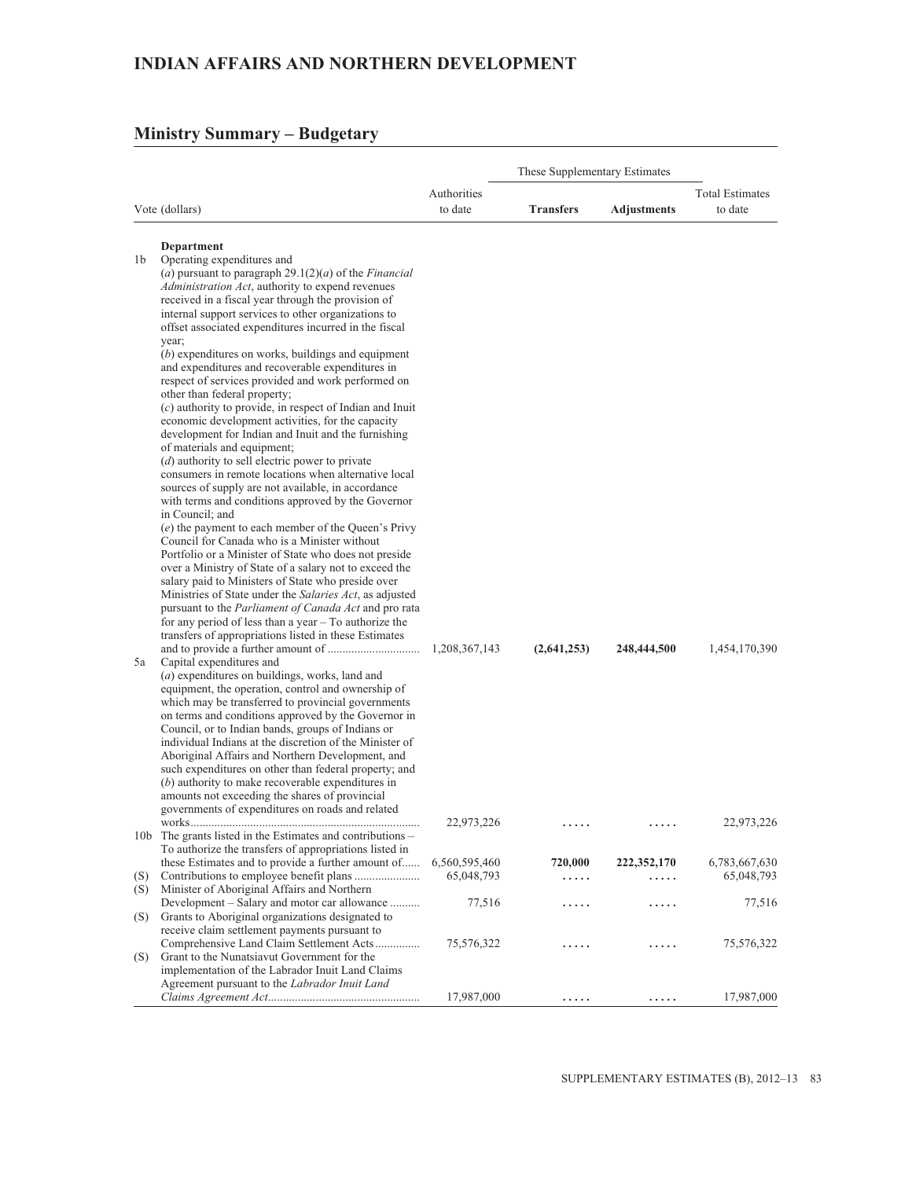# INDIAN AFFAIRS AND NORTHERN DEVELOPMENT

## Ministry Summary – Budgetary

| | Vote (dollars) | Authorities to date | These Supplementary Estimates – Transfers | These Supplementary Estimates – Adjustments | Total Estimates to date |
|---|---|---|---|---|---|
| | **Department** | | | | |
| 1b | Operating expenditures and (*a*) pursuant to paragraph 29.1(2)(*a*) of the *Financial Administration Act*, authority to expend revenues received in a fiscal year through the provision of internal support services to other organizations to offset associated expenditures incurred in the fiscal year; (*b*) expenditures on works, buildings and equipment and expenditures and recoverable expenditures in respect of services provided and work performed on other than federal property; (*c*) authority to provide, in respect of Indian and Inuit economic development activities, for the capacity development for Indian and Inuit and the furnishing of materials and equipment; (*d*) authority to sell electric power to private consumers in remote locations when alternative local sources of supply are not available, in accordance with terms and conditions approved by the Governor in Council; and (*e*) the payment to each member of the Queen's Privy Council for Canada who is a Minister without Portfolio or a Minister of State who does not preside over a Ministry of State of a salary not to exceed the salary paid to Ministers of State who preside over Ministries of State under the *Salaries Act*, as adjusted pursuant to the *Parliament of Canada Act* and pro rata for any period of less than a year – To authorize the transfers of appropriations listed in these Estimates and to provide a further amount of | 1,208,367,143 | **(2,641,253)** | **248,444,500** | 1,454,170,390 |
| 5a | Capital expenditures and (*a*) expenditures on buildings, works, land and equipment, the operation, control and ownership of which may be transferred to provincial governments on terms and conditions approved by the Governor in Council, or to Indian bands, groups of Indians or individual Indians at the discretion of the Minister of Aboriginal Affairs and Northern Development, and such expenditures on other than federal property; and (*b*) authority to make recoverable expenditures in amounts not exceeding the shares of provincial governments of expenditures on roads and related works | 22,973,226 | ..... | ..... | 22,973,226 |
| 10b | The grants listed in the Estimates and contributions – To authorize the transfers of appropriations listed in these Estimates and to provide a further amount of | 6,560,595,460 | **720,000** | **222,352,170** | 6,783,667,630 |
| (S) | Contributions to employee benefit plans | 65,048,793 | ..... | ..... | 65,048,793 |
| (S) | Minister of Aboriginal Affairs and Northern Development – Salary and motor car allowance | 77,516 | ..... | ..... | 77,516 |
| (S) | Grants to Aboriginal organizations designated to receive claim settlement payments pursuant to Comprehensive Land Claim Settlement Acts | 75,576,322 | ..... | ..... | 75,576,322 |
| (S) | Grant to the Nunatsiavut Government for the implementation of the Labrador Inuit Land Claims Agreement pursuant to the *Labrador Inuit Land Claims Agreement Act* | 17,987,000 | ..... | ..... | 17,987,000 |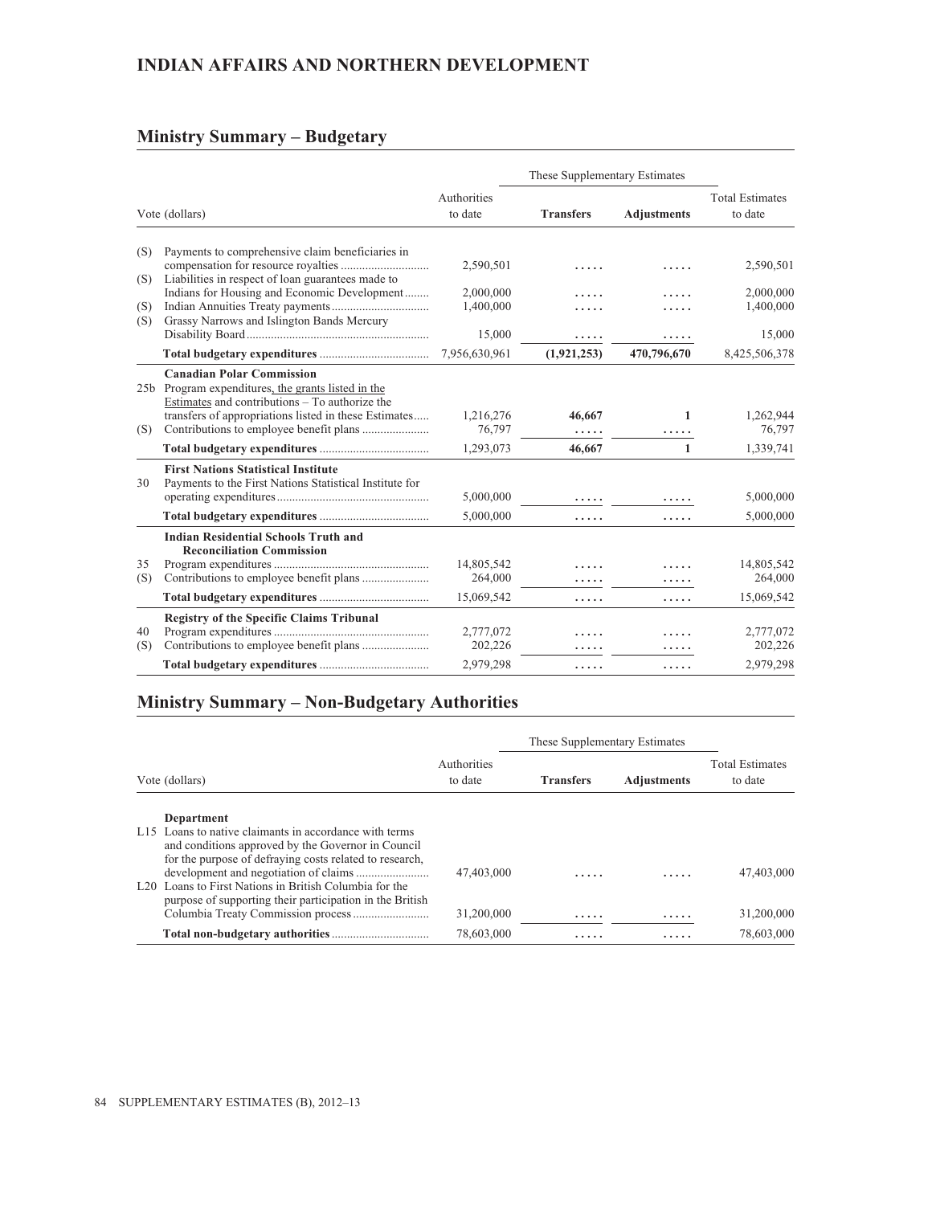# INDIAN AFFAIRS AND NORTHERN DEVELOPMENT

## Ministry Summary – Budgetary

| Vote (dollars) | | Authorities to date | These Supplementary Estimates Transfers | These Supplementary Estimates Adjustments | Total Estimates to date |
|---|---|---|---|---|---|
| (S) | Payments to comprehensive claim beneficiaries in compensation for resource royalties | 2,590,501 | ..... | ..... | 2,590,501 |
| (S) | Liabilities in respect of loan guarantees made to Indians for Housing and Economic Development | 2,000,000 | ..... | ..... | 2,000,000 |
| (S) | Indian Annuities Treaty payments | 1,400,000 | ..... | ..... | 1,400,000 |
| (S) | Grassy Narrows and Islington Bands Mercury Disability Board | 15,000 | ..... | ..... | 15,000 |
| | **Total budgetary expenditures** | 7,956,630,961 | **(1,921,253)** | **470,796,670** | 8,425,506,378 |
| | **Canadian Polar Commission** | | | | |
| 25b | Program expenditures, the grants listed in the Estimates and contributions – To authorize the transfers of appropriations listed in these Estimates | 1,216,276 | **46,667** | **1** | 1,262,944 |
| (S) | Contributions to employee benefit plans | 76,797 | ..... | ..... | 76,797 |
| | **Total budgetary expenditures** | 1,293,073 | **46,667** | **1** | 1,339,741 |
| | **First Nations Statistical Institute** | | | | |
| 30 | Payments to the First Nations Statistical Institute for operating expenditures | 5,000,000 | ..... | ..... | 5,000,000 |
| | **Total budgetary expenditures** | 5,000,000 | ..... | ..... | 5,000,000 |
| | **Indian Residential Schools Truth and Reconciliation Commission** | | | | |
| 35 | Program expenditures | 14,805,542 | ..... | ..... | 14,805,542 |
| (S) | Contributions to employee benefit plans | 264,000 | ..... | ..... | 264,000 |
| | **Total budgetary expenditures** | 15,069,542 | ..... | ..... | 15,069,542 |
| | **Registry of the Specific Claims Tribunal** | | | | |
| 40 | Program expenditures | 2,777,072 | ..... | ..... | 2,777,072 |
| (S) | Contributions to employee benefit plans | 202,226 | ..... | ..... | 202,226 |
| | **Total budgetary expenditures** | 2,979,298 | ..... | ..... | 2,979,298 |

## Ministry Summary – Non-Budgetary Authorities

| Vote (dollars) | | Authorities to date | These Supplementary Estimates Transfers | These Supplementary Estimates Adjustments | Total Estimates to date |
|---|---|---|---|---|---|
| | **Department** | | | | |
| L15 | Loans to native claimants in accordance with terms and conditions approved by the Governor in Council for the purpose of defraying costs related to research, development and negotiation of claims | 47,403,000 | ..... | ..... | 47,403,000 |
| L20 | Loans to First Nations in British Columbia for the purpose of supporting their participation in the British Columbia Treaty Commission process | 31,200,000 | ..... | ..... | 31,200,000 |
| | **Total non-budgetary authorities** | 78,603,000 | ..... | ..... | 78,603,000 |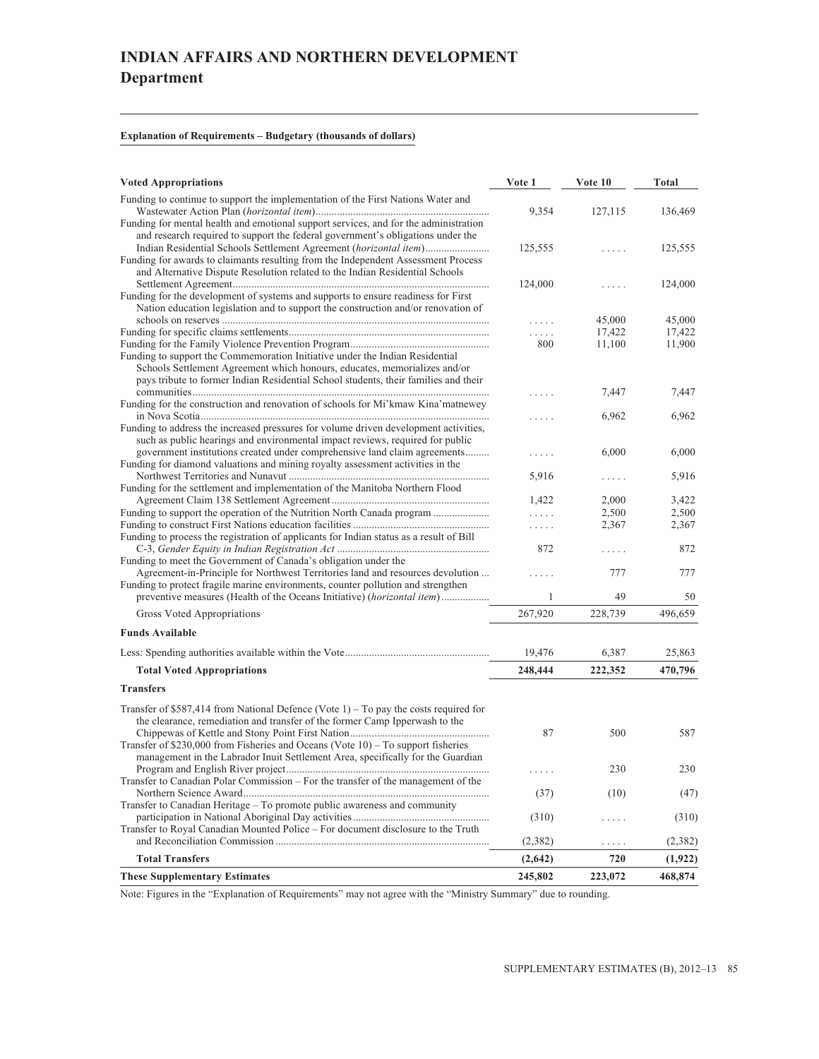# INDIAN AFFAIRS AND NORTHERN DEVELOPMENT
## Department

**Explanation of Requirements – Budgetary (thousands of dollars)**

| Voted Appropriations | Vote 1 | Vote 10 | Total |
|---|---|---|---|
| Funding to continue to support the implementation of the First Nations Water and Wastewater Action Plan (*horizontal item*) | 9,354 | 127,115 | 136,469 |
| Funding for mental health and emotional support services, and for the administration and research required to support the federal government's obligations under the Indian Residential Schools Settlement Agreement (*horizontal item*) | 125,555 | ..... | 125,555 |
| Funding for awards to claimants resulting from the Independent Assessment Process and Alternative Dispute Resolution related to the Indian Residential Schools Settlement Agreement | 124,000 | ..... | 124,000 |
| Funding for the development of systems and supports to ensure readiness for First Nation education legislation and to support the construction and/or renovation of schools on reserves | ..... | 45,000 | 45,000 |
| Funding for specific claims settlements | ..... | 17,422 | 17,422 |
| Funding for the Family Violence Prevention Program | 800 | 11,100 | 11,900 |
| Funding to support the Commemoration Initiative under the Indian Residential Schools Settlement Agreement which honours, educates, memorializes and/or pays tribute to former Indian Residential School students, their families and their communities | ..... | 7,447 | 7,447 |
| Funding for the construction and renovation of schools for Mi'kmaw Kina'matnewey in Nova Scotia | ..... | 6,962 | 6,962 |
| Funding to address the increased pressures for volume driven development activities, such as public hearings and environmental impact reviews, required for public government institutions created under comprehensive land claim agreements | ..... | 6,000 | 6,000 |
| Funding for diamond valuations and mining royalty assessment activities in the Northwest Territories and Nunavut | 5,916 | ..... | 5,916 |
| Funding for the settlement and implementation of the Manitoba Northern Flood Agreement Claim 138 Settlement Agreement | 1,422 | 2,000 | 3,422 |
| Funding to support the operation of the Nutrition North Canada program | ..... | 2,500 | 2,500 |
| Funding to construct First Nations education facilities | ..... | 2,367 | 2,367 |
| Funding to process the registration of applicants for Indian status as a result of Bill C-3, *Gender Equity in Indian Registration Act* | 872 | ..... | 872 |
| Funding to meet the Government of Canada's obligation under the Agreement-in-Principle for Northwest Territories land and resources devolution | ..... | 777 | 777 |
| Funding to protect fragile marine environments, counter pollution and strengthen preventive measures (Health of the Oceans Initiative) (*horizontal item*) | 1 | 49 | 50 |
| Gross Voted Appropriations | 267,920 | 228,739 | 496,659 |
| **Funds Available** | | | |
| Less: Spending authorities available within the Vote | 19,476 | 6,387 | 25,863 |
| **Total Voted Appropriations** | **248,444** | **222,352** | **470,796** |
| **Transfers** | | | |
| Transfer of $587,414 from National Defence (Vote 1) – To pay the costs required for the clearance, remediation and transfer of the former Camp Ipperwash to the Chippewas of Kettle and Stony Point First Nation | 87 | 500 | 587 |
| Transfer of $230,000 from Fisheries and Oceans (Vote 10) – To support fisheries management in the Labrador Inuit Settlement Area, specifically for the Guardian Program and English River project | ..... | 230 | 230 |
| Transfer to Canadian Polar Commission – For the transfer of the management of the Northern Science Award | (37) | (10) | (47) |
| Transfer to Canadian Heritage – To promote public awareness and community participation in National Aboriginal Day activities | (310) | ..... | (310) |
| Transfer to Royal Canadian Mounted Police – For document disclosure to the Truth and Reconciliation Commission | (2,382) | ..... | (2,382) |
| **Total Transfers** | **(2,642)** | **720** | **(1,922)** |
| **These Supplementary Estimates** | **245,802** | **223,072** | **468,874** |

Note: Figures in the "Explanation of Requirements" may not agree with the "Ministry Summary" due to rounding.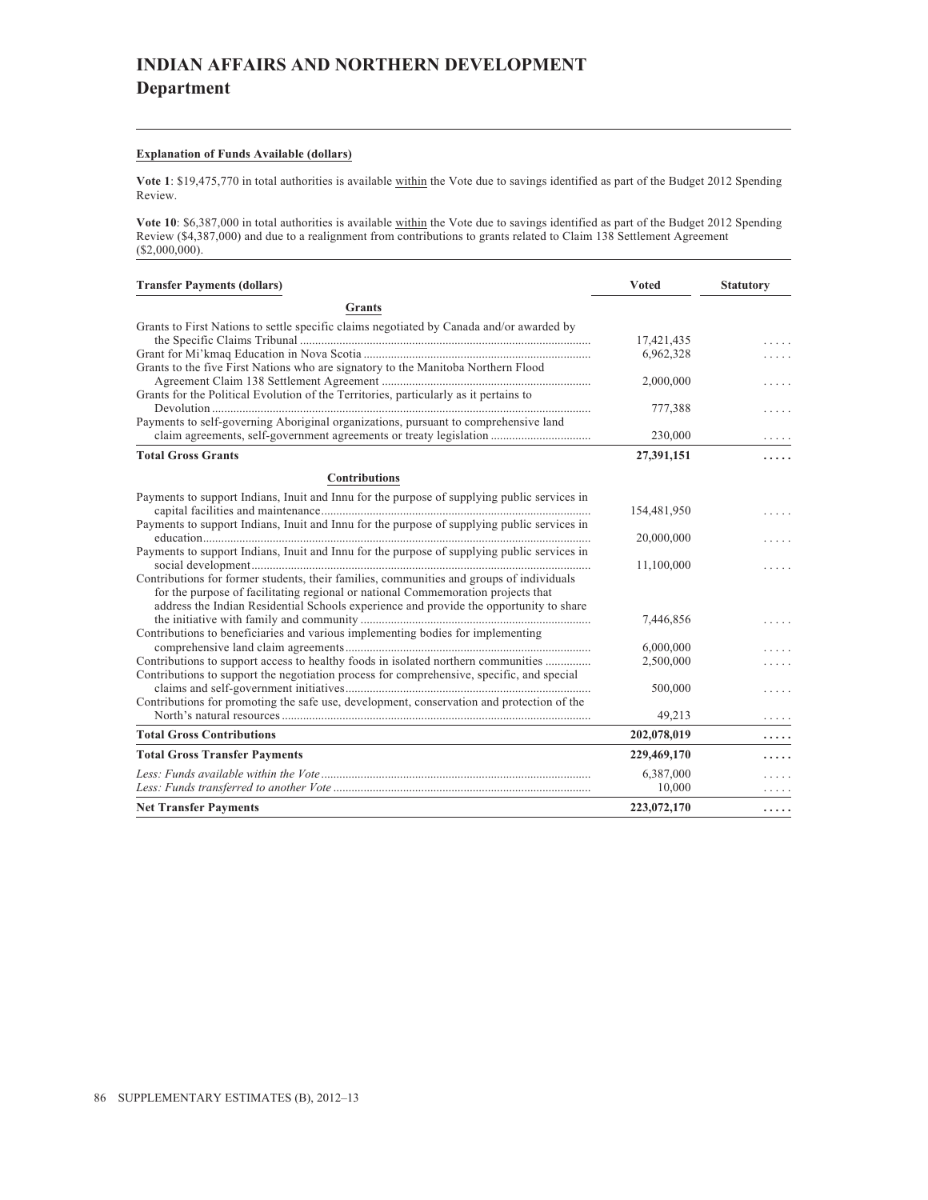# INDIAN AFFAIRS AND NORTHERN DEVELOPMENT

## Department

**Explanation of Funds Available (dollars)**

**Vote 1**: $19,475,770 in total authorities is available within the Vote due to savings identified as part of the Budget 2012 Spending Review.

**Vote 10**: $6,387,000 in total authorities is available within the Vote due to savings identified as part of the Budget 2012 Spending Review ($4,387,000) and due to a realignment from contributions to grants related to Claim 138 Settlement Agreement ($2,000,000).

| Transfer Payments (dollars) | Voted | Statutory |
|---|---|---|
| **Grants** | | |
| Grants to First Nations to settle specific claims negotiated by Canada and/or awarded by the Specific Claims Tribunal | 17,421,435 | ..... |
| Grant for Mi'kmaq Education in Nova Scotia | 6,962,328 | ..... |
| Grants to the five First Nations who are signatory to the Manitoba Northern Flood Agreement Claim 138 Settlement Agreement | 2,000,000 | ..... |
| Grants for the Political Evolution of the Territories, particularly as it pertains to Devolution | 777,388 | ..... |
| Payments to self-governing Aboriginal organizations, pursuant to comprehensive land claim agreements, self-government agreements or treaty legislation | 230,000 | ..... |
| **Total Gross Grants** | **27,391,151** | **.....** |
| **Contributions** | | |
| Payments to support Indians, Inuit and Innu for the purpose of supplying public services in capital facilities and maintenance | 154,481,950 | ..... |
| Payments to support Indians, Inuit and Innu for the purpose of supplying public services in education | 20,000,000 | ..... |
| Payments to support Indians, Inuit and Innu for the purpose of supplying public services in social development | 11,100,000 | ..... |
| Contributions for former students, their families, communities and groups of individuals for the purpose of facilitating regional or national Commemoration projects that address the Indian Residential Schools experience and provide the opportunity to share the initiative with family and community | 7,446,856 | ..... |
| Contributions to beneficiaries and various implementing bodies for implementing comprehensive land claim agreements | 6,000,000 | ..... |
| Contributions to support access to healthy foods in isolated northern communities | 2,500,000 | ..... |
| Contributions to support the negotiation process for comprehensive, specific, and special claims and self-government initiatives | 500,000 | ..... |
| Contributions for promoting the safe use, development, conservation and protection of the North's natural resources | 49,213 | ..... |
| **Total Gross Contributions** | **202,078,019** | **.....** |
| **Total Gross Transfer Payments** | **229,469,170** | **.....** |
| *Less: Funds available within the Vote* | 6,387,000 | ..... |
| *Less: Funds transferred to another Vote* | 10,000 | ..... |
| **Net Transfer Payments** | **223,072,170** | **.....** |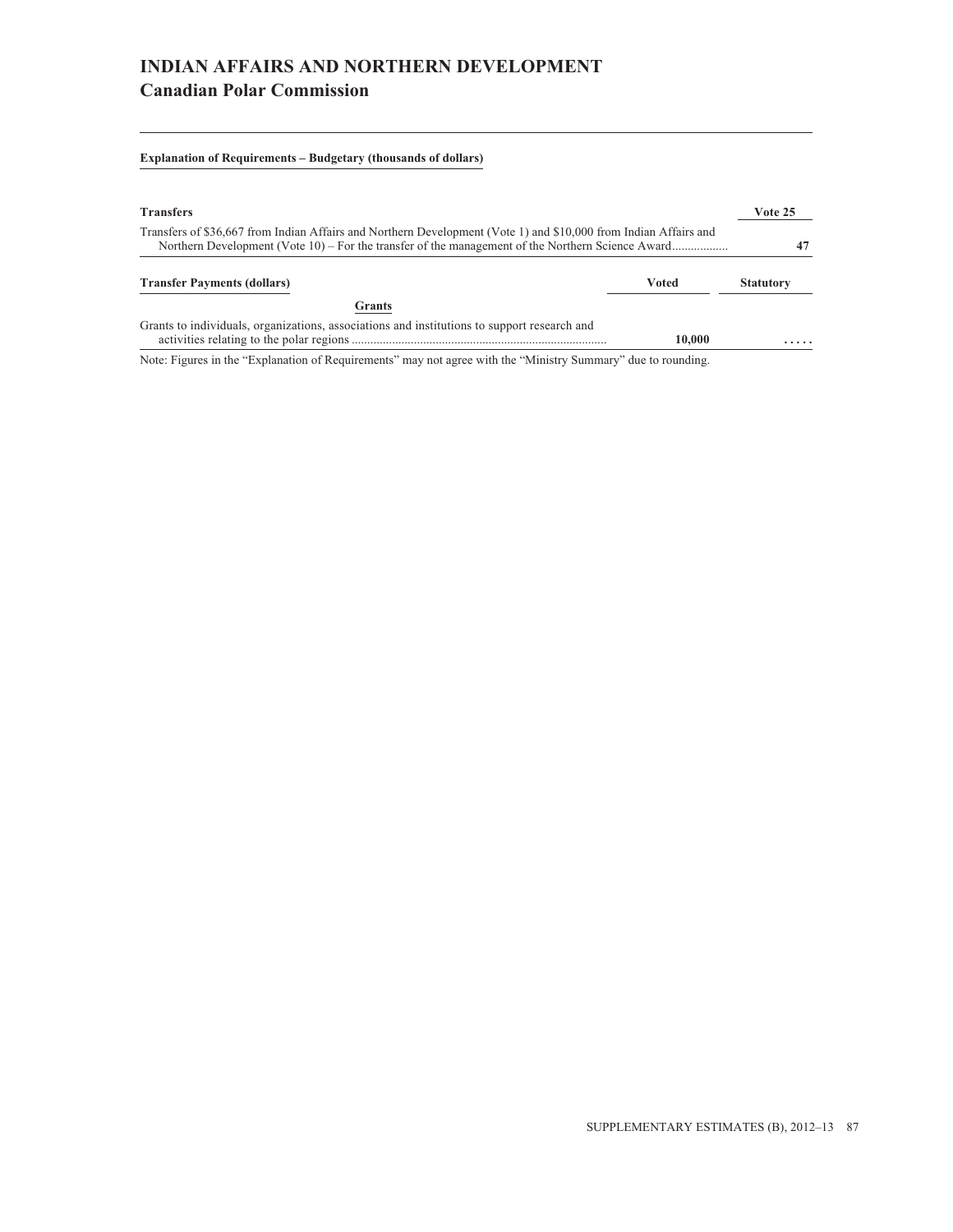# INDIAN AFFAIRS AND NORTHERN DEVELOPMENT
## Canadian Polar Commission

**Explanation of Requirements – Budgetary (thousands of dollars)**

| **Transfers** | **Vote 25** |
|---|---|
| Transfers of $36,667 from Indian Affairs and Northern Development (Vote 1) and $10,000 from Indian Affairs and Northern Development (Vote 10) – For the transfer of the management of the Northern Science Award.................. | **47** |

| **Transfer Payments (dollars)** | **Voted** | **Statutory** |
|---|---|---|
| **Grants** | | |
| Grants to individuals, organizations, associations and institutions to support research and activities relating to the polar regions .................................................................................. | **10,000** | **.....** |

Note: Figures in the "Explanation of Requirements" may not agree with the "Ministry Summary" due to rounding.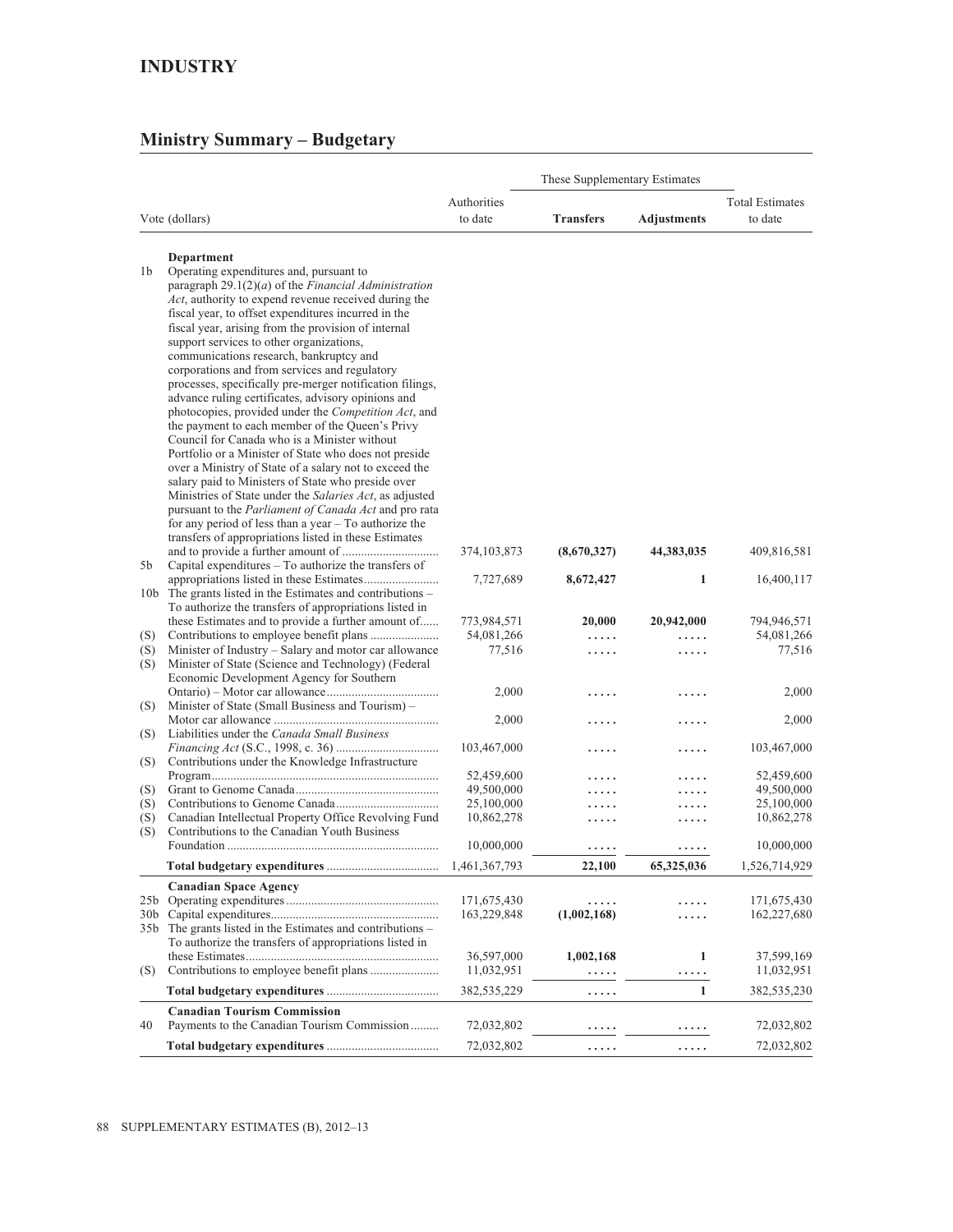# INDUSTRY

## Ministry Summary – Budgetary

| Vote (dollars) | | Authorities to date | These Supplementary Estimates | | Total Estimates to date |
|---|---|---|---|---|---|
| | | | **Transfers** | **Adjustments** | |
| | **Department** | | | | |
| 1b | Operating expenditures and, pursuant to paragraph 29.1(2)(*a*) of the *Financial Administration Act*, authority to expend revenue received during the fiscal year, to offset expenditures incurred in the fiscal year, arising from the provision of internal support services to other organizations, communications research, bankruptcy and corporations and from services and regulatory processes, specifically pre-merger notification filings, advance ruling certificates, advisory opinions and photocopies, provided under the *Competition Act*, and the payment to each member of the Queen's Privy Council for Canada who is a Minister without Portfolio or a Minister of State who does not preside over a Ministry of State of a salary not to exceed the salary paid to Ministers of State who preside over Ministries of State under the *Salaries Act*, as adjusted pursuant to the *Parliament of Canada Act* and pro rata for any period of less than a year – To authorize the transfers of appropriations listed in these Estimates and to provide a further amount of | 374,103,873 | **(8,670,327)** | **44,383,035** | 409,816,581 |
| 5b | Capital expenditures – To authorize the transfers of appropriations listed in these Estimates | 7,727,689 | **8,672,427** | **1** | 16,400,117 |
| 10b | The grants listed in the Estimates and contributions – To authorize the transfers of appropriations listed in these Estimates and to provide a further amount of | 773,984,571 | **20,000** | **20,942,000** | 794,946,571 |
| (S) | Contributions to employee benefit plans | 54,081,266 | ..... | ..... | 54,081,266 |
| (S) | Minister of Industry – Salary and motor car allowance | 77,516 | ..... | ..... | 77,516 |
| (S) | Minister of State (Science and Technology) (Federal Economic Development Agency for Southern Ontario) – Motor car allowance | 2,000 | ..... | ..... | 2,000 |
| (S) | Minister of State (Small Business and Tourism) – Motor car allowance | 2,000 | ..... | ..... | 2,000 |
| (S) | Liabilities under the *Canada Small Business Financing Act* (S.C., 1998, c. 36) | 103,467,000 | ..... | ..... | 103,467,000 |
| (S) | Contributions under the Knowledge Infrastructure Program | 52,459,600 | ..... | ..... | 52,459,600 |
| (S) | Grant to Genome Canada | 49,500,000 | ..... | ..... | 49,500,000 |
| (S) | Contributions to Genome Canada | 25,100,000 | ..... | ..... | 25,100,000 |
| (S) | Canadian Intellectual Property Office Revolving Fund | 10,862,278 | ..... | ..... | 10,862,278 |
| (S) | Contributions to the Canadian Youth Business Foundation | 10,000,000 | ..... | ..... | 10,000,000 |
| | **Total budgetary expenditures** | 1,461,367,793 | **22,100** | **65,325,036** | 1,526,714,929 |
| | **Canadian Space Agency** | | | | |
| 25b | Operating expenditures | 171,675,430 | ..... | ..... | 171,675,430 |
| 30b | Capital expenditures | 163,229,848 | **(1,002,168)** | ..... | 162,227,680 |
| 35b | The grants listed in the Estimates and contributions – To authorize the transfers of appropriations listed in these Estimates | 36,597,000 | **1,002,168** | **1** | 37,599,169 |
| (S) | Contributions to employee benefit plans | 11,032,951 | ..... | ..... | 11,032,951 |
| | **Total budgetary expenditures** | 382,535,229 | ..... | **1** | 382,535,230 |
| | **Canadian Tourism Commission** | | | | |
| 40 | Payments to the Canadian Tourism Commission | 72,032,802 | ..... | ..... | 72,032,802 |
| | **Total budgetary expenditures** | 72,032,802 | ..... | ..... | 72,032,802 |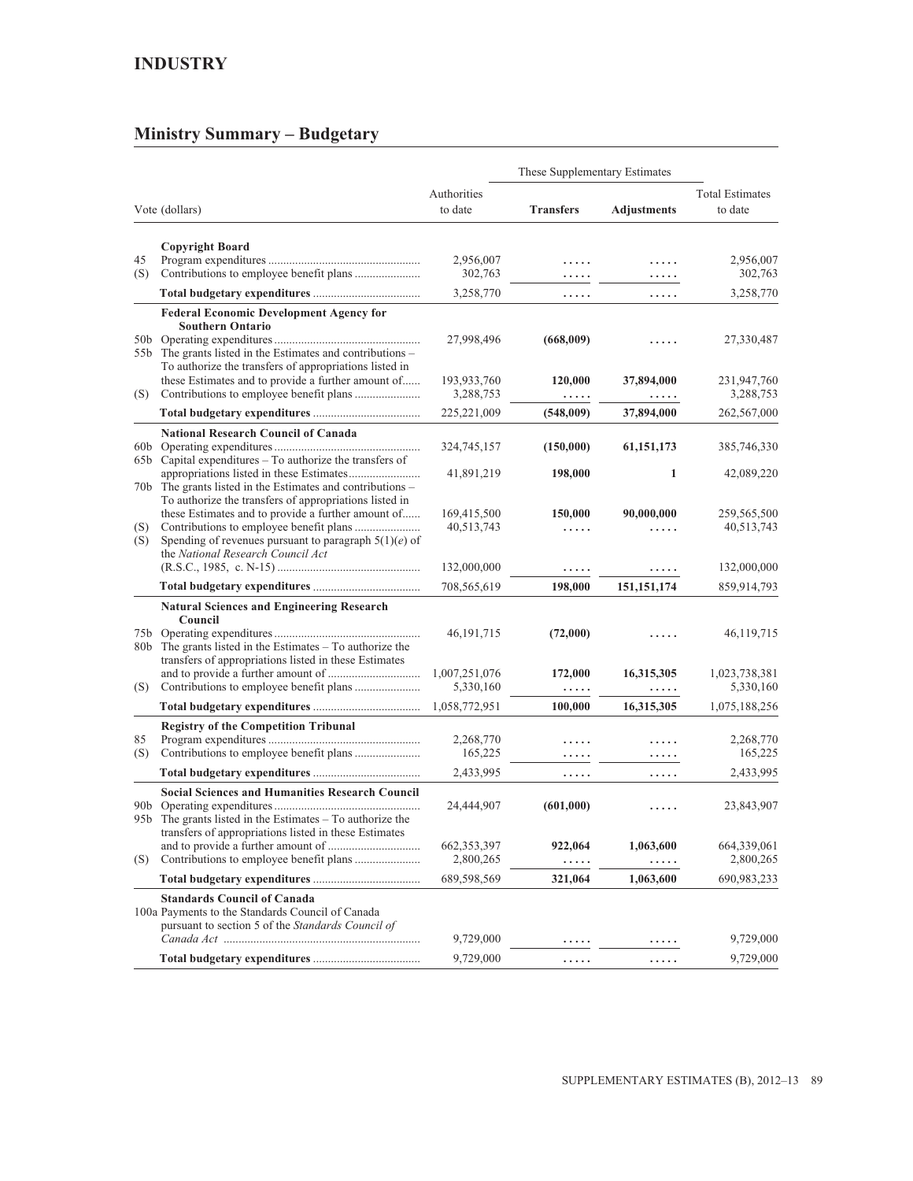## INDUSTRY

## Ministry Summary – Budgetary

| Vote (dollars) | | Authorities to date | These Supplementary Estimates | | Total Estimates to date |
|---|---|---|---|---|---|
| | | | **Transfers** | **Adjustments** | |
| | **Copyright Board** | | | | |
| 45 | Program expenditures | 2,956,007 | ..... | ..... | 2,956,007 |
| (S) | Contributions to employee benefit plans | 302,763 | ..... | ..... | 302,763 |
| | **Total budgetary expenditures** | 3,258,770 | ..... | ..... | 3,258,770 |
| | **Federal Economic Development Agency for Southern Ontario** | | | | |
| 50b | Operating expenditures | 27,998,496 | **(668,009)** | ..... | 27,330,487 |
| 55b | The grants listed in the Estimates and contributions – To authorize the transfers of appropriations listed in these Estimates and to provide a further amount of | 193,933,760 | **120,000** | **37,894,000** | 231,947,760 |
| (S) | Contributions to employee benefit plans | 3,288,753 | ..... | ..... | 3,288,753 |
| | **Total budgetary expenditures** | 225,221,009 | **(548,009)** | **37,894,000** | 262,567,000 |
| | **National Research Council of Canada** | | | | |
| 60b | Operating expenditures | 324,745,157 | **(150,000)** | **61,151,173** | 385,746,330 |
| 65b | Capital expenditures – To authorize the transfers of appropriations listed in these Estimates | 41,891,219 | **198,000** | **1** | 42,089,220 |
| 70b | The grants listed in the Estimates and contributions – To authorize the transfers of appropriations listed in these Estimates and to provide a further amount of | 169,415,500 | **150,000** | **90,000,000** | 259,565,500 |
| (S) | Contributions to employee benefit plans | 40,513,743 | ..... | ..... | 40,513,743 |
| (S) | Spending of revenues pursuant to paragraph 5(1)(*e*) of the *National Research Council Act* (R.S.C., 1985, c. N-15) | 132,000,000 | ..... | ..... | 132,000,000 |
| | **Total budgetary expenditures** | 708,565,619 | **198,000** | **151,151,174** | 859,914,793 |
| | **Natural Sciences and Engineering Research Council** | | | | |
| 75b | Operating expenditures | 46,191,715 | **(72,000)** | ..... | 46,119,715 |
| 80b | The grants listed in the Estimates – To authorize the transfers of appropriations listed in these Estimates and to provide a further amount of | 1,007,251,076 | **172,000** | **16,315,305** | 1,023,738,381 |
| (S) | Contributions to employee benefit plans | 5,330,160 | ..... | ..... | 5,330,160 |
| | **Total budgetary expenditures** | 1,058,772,951 | **100,000** | **16,315,305** | 1,075,188,256 |
| | **Registry of the Competition Tribunal** | | | | |
| 85 | Program expenditures | 2,268,770 | ..... | ..... | 2,268,770 |
| (S) | Contributions to employee benefit plans | 165,225 | ..... | ..... | 165,225 |
| | **Total budgetary expenditures** | 2,433,995 | ..... | ..... | 2,433,995 |
| | **Social Sciences and Humanities Research Council** | | | | |
| 90b | Operating expenditures | 24,444,907 | **(601,000)** | ..... | 23,843,907 |
| 95b | The grants listed in the Estimates – To authorize the transfers of appropriations listed in these Estimates and to provide a further amount of | 662,353,397 | **922,064** | **1,063,600** | 664,339,061 |
| (S) | Contributions to employee benefit plans | 2,800,265 | ..... | ..... | 2,800,265 |
| | **Total budgetary expenditures** | 689,598,569 | **321,064** | **1,063,600** | 690,983,233 |
| | **Standards Council of Canada** | | | | |
| 100a | Payments to the Standards Council of Canada pursuant to section 5 of the *Standards Council of Canada Act* | 9,729,000 | ..... | ..... | 9,729,000 |
| | **Total budgetary expenditures** | 9,729,000 | ..... | ..... | 9,729,000 |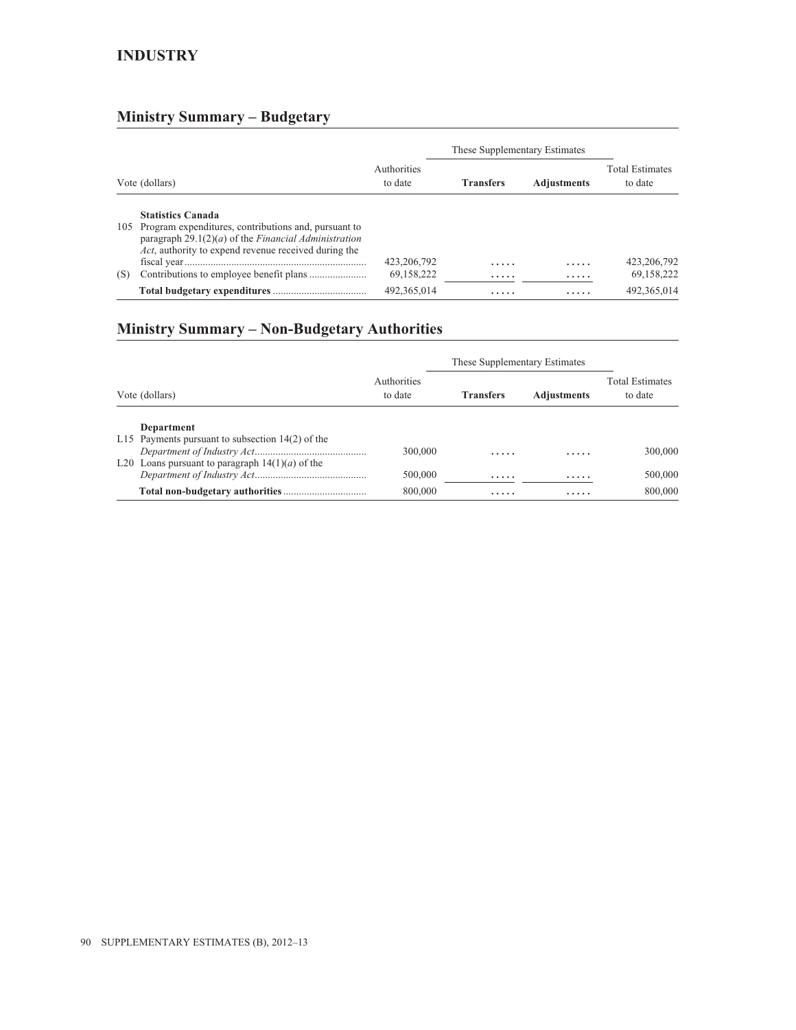# INDUSTRY

## Ministry Summary – Budgetary

| Vote (dollars) | | Authorities to date | These Supplementary Estimates | | Total Estimates to date |
|---|---|---|---|---|---|
| | | | **Transfers** | **Adjustments** | |
| | **Statistics Canada** | | | | |
| 105 | Program expenditures, contributions and, pursuant to paragraph 29.1(2)(*a*) of the *Financial Administration Act*, authority to expend revenue received during the fiscal year | 423,206,792 | ..... | ..... | 423,206,792 |
| (S) | Contributions to employee benefit plans | 69,158,222 | ..... | ..... | 69,158,222 |
| | **Total budgetary expenditures** | 492,365,014 | ..... | ..... | 492,365,014 |

## Ministry Summary – Non-Budgetary Authorities

| Vote (dollars) | | Authorities to date | These Supplementary Estimates | | Total Estimates to date |
|---|---|---|---|---|---|
| | | | **Transfers** | **Adjustments** | |
| | **Department** | | | | |
| L15 | Payments pursuant to subsection 14(2) of the *Department of Industry Act* | 300,000 | ..... | ..... | 300,000 |
| L20 | Loans pursuant to paragraph 14(1)(*a*) of the *Department of Industry Act* | 500,000 | ..... | ..... | 500,000 |
| | **Total non-budgetary authorities** | 800,000 | ..... | ..... | 800,000 |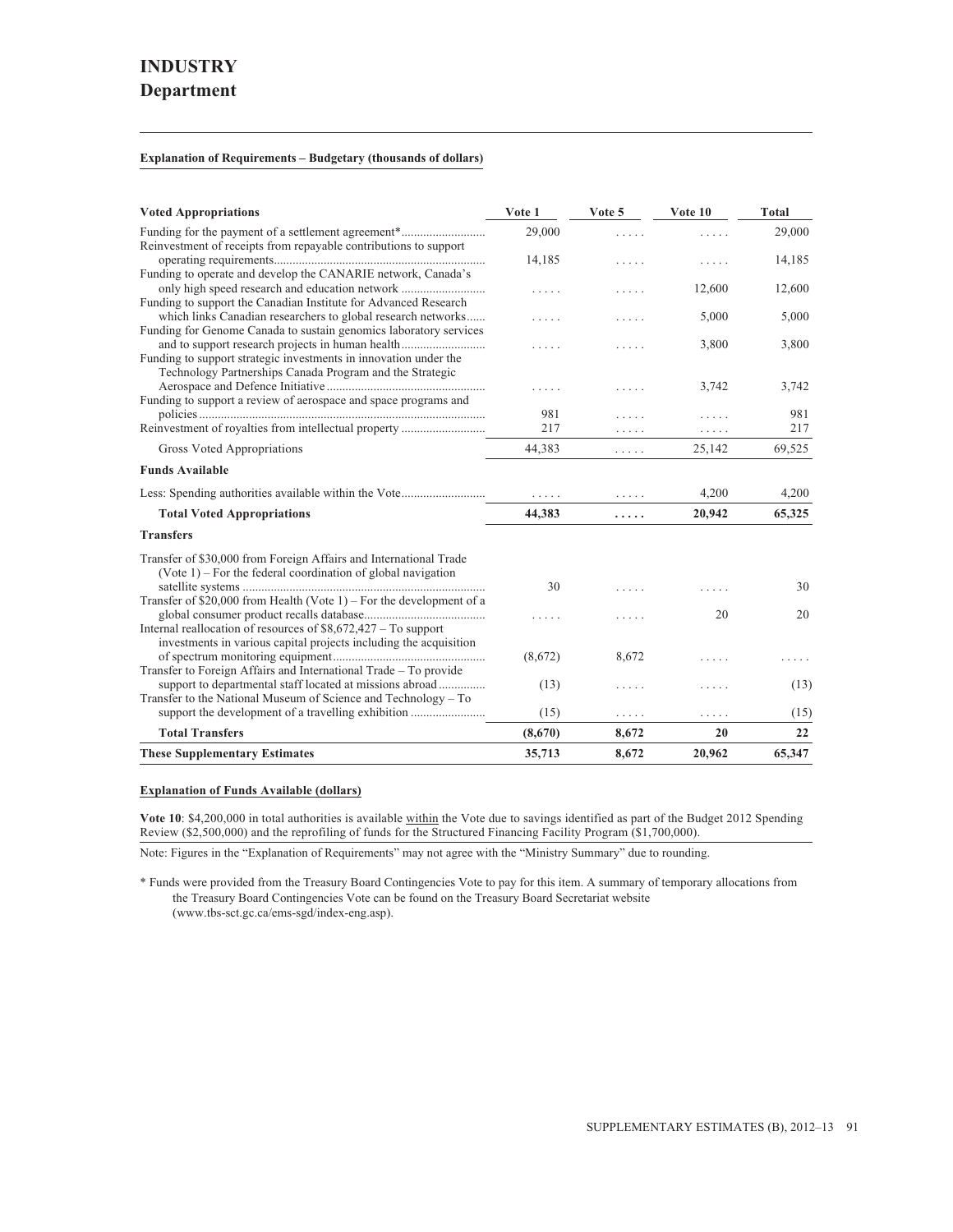# INDUSTRY
## Department

**Explanation of Requirements – Budgetary (thousands of dollars)**

| Voted Appropriations | Vote 1 | Vote 5 | Vote 10 | Total |
|---|---|---|---|---|
| Funding for the payment of a settlement agreement* | 29,000 | ..... | ..... | 29,000 |
| Reinvestment of receipts from repayable contributions to support operating requirements | 14,185 | ..... | ..... | 14,185 |
| Funding to operate and develop the CANARIE network, Canada's only high speed research and education network | ..... | ..... | 12,600 | 12,600 |
| Funding to support the Canadian Institute for Advanced Research which links Canadian researchers to global research networks | ..... | ..... | 5,000 | 5,000 |
| Funding for Genome Canada to sustain genomics laboratory services and to support research projects in human health | ..... | ..... | 3,800 | 3,800 |
| Funding to support strategic investments in innovation under the Technology Partnerships Canada Program and the Strategic Aerospace and Defence Initiative | ..... | ..... | 3,742 | 3,742 |
| Funding to support a review of aerospace and space programs and policies | 981 | ..... | ..... | 981 |
| Reinvestment of royalties from intellectual property | 217 | ..... | ..... | 217 |
| Gross Voted Appropriations | 44,383 | ..... | 25,142 | 69,525 |
| **Funds Available** | | | | |
| Less: Spending authorities available within the Vote | ..... | ..... | 4,200 | 4,200 |
| **Total Voted Appropriations** | **44,383** | **.....** | **20,942** | **65,325** |
| **Transfers** | | | | |
| Transfer of $30,000 from Foreign Affairs and International Trade (Vote 1) – For the federal coordination of global navigation satellite systems | 30 | ..... | ..... | 30 |
| Transfer of $20,000 from Health (Vote 1) – For the development of a global consumer product recalls database | ..... | ..... | 20 | 20 |
| Internal reallocation of resources of $8,672,427 – To support investments in various capital projects including the acquisition of spectrum monitoring equipment | (8,672) | 8,672 | ..... | ..... |
| Transfer to Foreign Affairs and International Trade – To provide support to departmental staff located at missions abroad | (13) | ..... | ..... | (13) |
| Transfer to the National Museum of Science and Technology – To support the development of a travelling exhibition | (15) | ..... | ..... | (15) |
| **Total Transfers** | **(8,670)** | **8,672** | **20** | **22** |
| **These Supplementary Estimates** | **35,713** | **8,672** | **20,962** | **65,347** |

**Explanation of Funds Available (dollars)**

**Vote 10**: $4,200,000 in total authorities is available within the Vote due to savings identified as part of the Budget 2012 Spending Review ($2,500,000) and the reprofiling of funds for the Structured Financing Facility Program ($1,700,000).

Note: Figures in the "Explanation of Requirements" may not agree with the "Ministry Summary" due to rounding.

\* Funds were provided from the Treasury Board Contingencies Vote to pay for this item. A summary of temporary allocations from the Treasury Board Contingencies Vote can be found on the Treasury Board Secretariat website (www.tbs-sct.gc.ca/ems-sgd/index-eng.asp).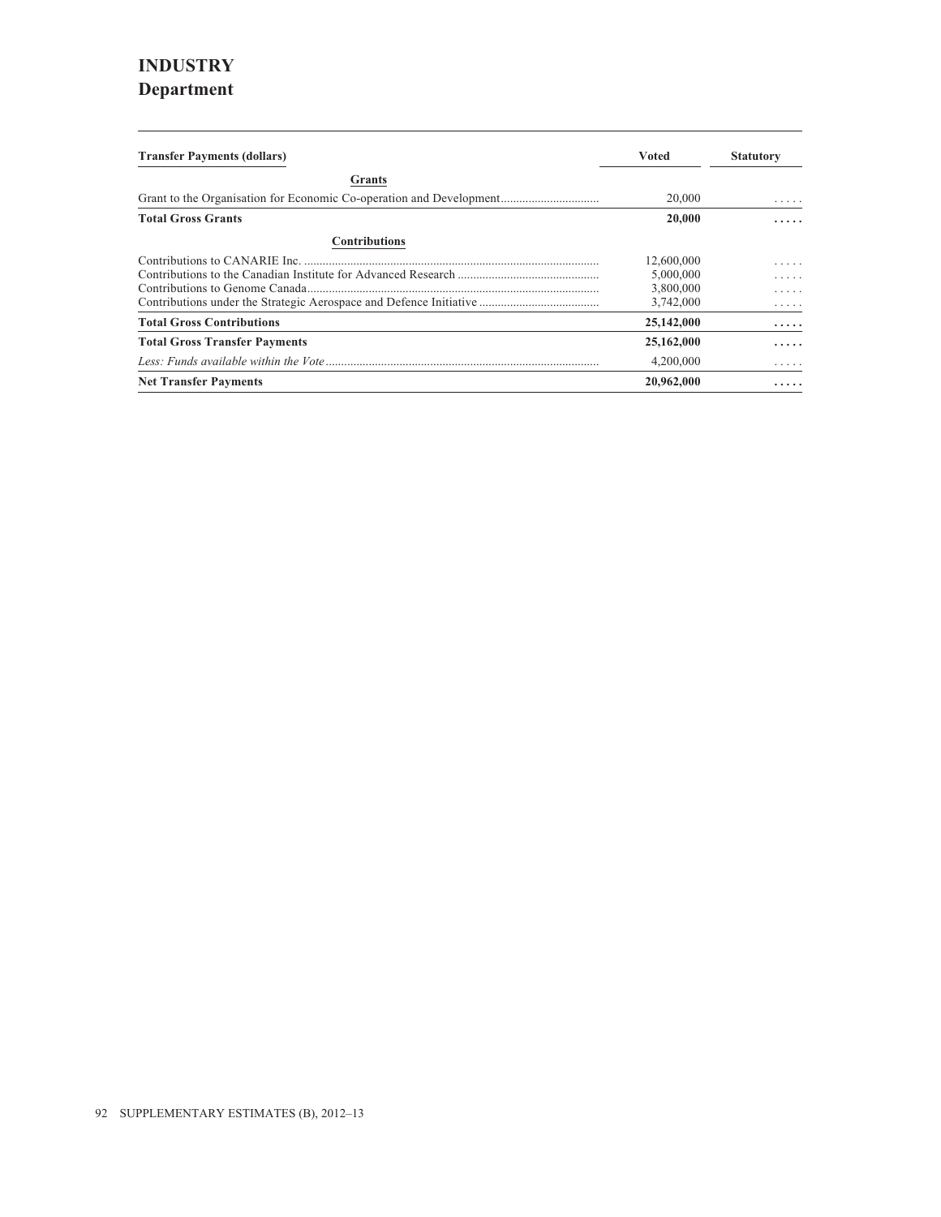# INDUSTRY

## Department

| Transfer Payments (dollars) | Voted | Statutory |
|---|---|---|
| **Grants** | | |
| Grant to the Organisation for Economic Co-operation and Development | 20,000 | ..... |
| **Total Gross Grants** | **20,000** | **.....** |
| **Contributions** | | |
| Contributions to CANARIE Inc. | 12,600,000 | ..... |
| Contributions to the Canadian Institute for Advanced Research | 5,000,000 | ..... |
| Contributions to Genome Canada | 3,800,000 | ..... |
| Contributions under the Strategic Aerospace and Defence Initiative | 3,742,000 | ..... |
| **Total Gross Contributions** | **25,142,000** | **.....** |
| **Total Gross Transfer Payments** | **25,162,000** | **.....** |
| *Less: Funds available within the Vote* | 4,200,000 | ..... |
| **Net Transfer Payments** | **20,962,000** | **.....** |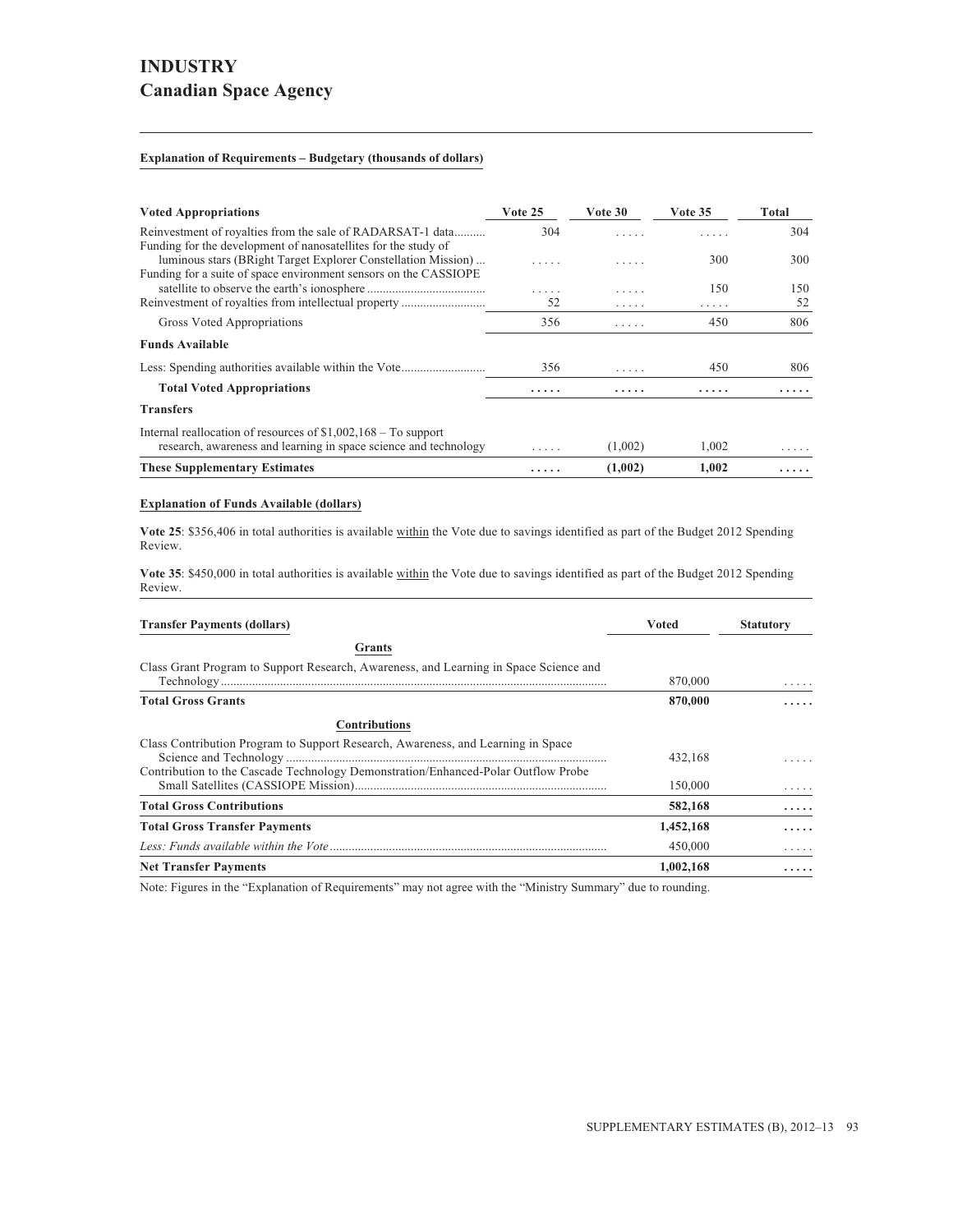# INDUSTRY

## Canadian Space Agency

**Explanation of Requirements – Budgetary (thousands of dollars)**

| Voted Appropriations | Vote 25 | Vote 30 | Vote 35 | Total |
|---|---|---|---|---|
| Reinvestment of royalties from the sale of RADARSAT-1 data | 304 | ..... | ..... | 304 |
| Funding for the development of nanosatellites for the study of luminous stars (BRight Target Explorer Constellation Mission) | ..... | ..... | 300 | 300 |
| Funding for a suite of space environment sensors on the CASSIOPE satellite to observe the earth's ionosphere | ..... | ..... | 150 | 150 |
| Reinvestment of royalties from intellectual property | 52 | ..... | ..... | 52 |
| Gross Voted Appropriations | 356 | ..... | 450 | 806 |
| **Funds Available** | | | | |
| Less: Spending authorities available within the Vote | 356 | ..... | 450 | 806 |
| **Total Voted Appropriations** | ..... | ..... | ..... | ..... |
| **Transfers** | | | | |
| Internal reallocation of resources of $1,002,168 – To support research, awareness and learning in space science and technology | ..... | (1,002) | 1,002 | ..... |
| **These Supplementary Estimates** | ..... | **(1,002)** | **1,002** | ..... |

**Explanation of Funds Available (dollars)**

**Vote 25**: $356,406 in total authorities is available within the Vote due to savings identified as part of the Budget 2012 Spending Review.

**Vote 35**: $450,000 in total authorities is available within the Vote due to savings identified as part of the Budget 2012 Spending Review.

| Transfer Payments (dollars) | Voted | Statutory |
|---|---|---|
| **Grants** | | |
| Class Grant Program to Support Research, Awareness, and Learning in Space Science and Technology | 870,000 | ..... |
| **Total Gross Grants** | **870,000** | ..... |
| **Contributions** | | |
| Class Contribution Program to Support Research, Awareness, and Learning in Space Science and Technology | 432,168 | ..... |
| Contribution to the Cascade Technology Demonstration/Enhanced-Polar Outflow Probe Small Satellites (CASSIOPE Mission) | 150,000 | ..... |
| **Total Gross Contributions** | **582,168** | ..... |
| **Total Gross Transfer Payments** | **1,452,168** | ..... |
| *Less: Funds available within the Vote* | 450,000 | ..... |
| **Net Transfer Payments** | **1,002,168** | ..... |

Note: Figures in the "Explanation of Requirements" may not agree with the "Ministry Summary" due to rounding.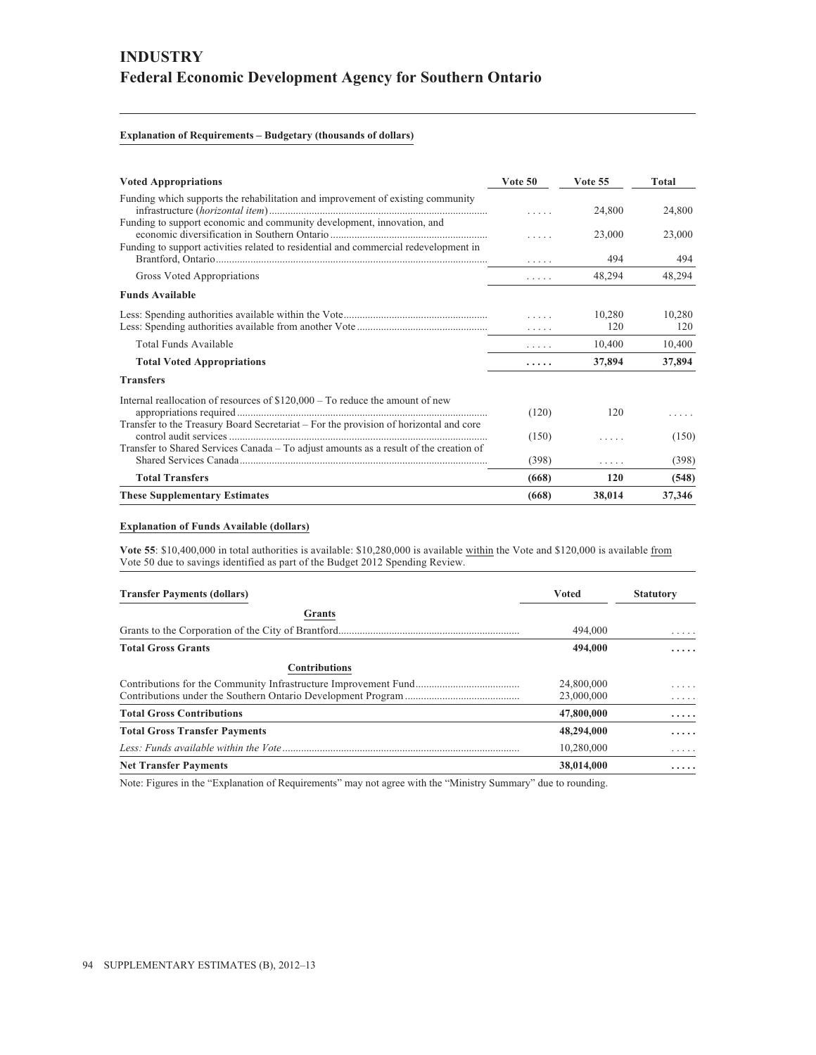# INDUSTRY

## Federal Economic Development Agency for Southern Ontario

**Explanation of Requirements – Budgetary (thousands of dollars)**

| **Voted Appropriations** | **Vote 50** | **Vote 55** | **Total** |
|---|---|---|---|
| Funding which supports the rehabilitation and improvement of existing community infrastructure (*horizontal item*) | ..... | 24,800 | 24,800 |
| Funding to support economic and community development, innovation, and economic diversification in Southern Ontario | ..... | 23,000 | 23,000 |
| Funding to support activities related to residential and commercial redevelopment in Brantford, Ontario | ..... | 494 | 494 |
| Gross Voted Appropriations | ..... | 48,294 | 48,294 |
| **Funds Available** | | | |
| Less: Spending authorities available within the Vote | ..... | 10,280 | 10,280 |
| Less: Spending authorities available from another Vote | ..... | 120 | 120 |
| Total Funds Available | ..... | 10,400 | 10,400 |
| **Total Voted Appropriations** | **.....** | **37,894** | **37,894** |
| **Transfers** | | | |
| Internal reallocation of resources of $120,000 – To reduce the amount of new appropriations required | (120) | 120 | ..... |
| Transfer to the Treasury Board Secretariat – For the provision of horizontal and core control audit services | (150) | ..... | (150) |
| Transfer to Shared Services Canada – To adjust amounts as a result of the creation of Shared Services Canada | (398) | ..... | (398) |
| **Total Transfers** | **(668)** | **120** | **(548)** |
| **These Supplementary Estimates** | **(668)** | **38,014** | **37,346** |

**Explanation of Funds Available (dollars)**

**Vote 55**: $10,400,000 in total authorities is available: $10,280,000 is available within the Vote and $120,000 is available from Vote 50 due to savings identified as part of the Budget 2012 Spending Review.

| **Transfer Payments (dollars)** | **Voted** | **Statutory** |
|---|---|---|
| **Grants** | | |
| Grants to the Corporation of the City of Brantford | 494,000 | ..... |
| **Total Gross Grants** | **494,000** | **.....** |
| **Contributions** | | |
| Contributions for the Community Infrastructure Improvement Fund | 24,800,000 | ..... |
| Contributions under the Southern Ontario Development Program | 23,000,000 | ..... |
| **Total Gross Contributions** | **47,800,000** | **.....** |
| **Total Gross Transfer Payments** | **48,294,000** | **.....** |
| *Less: Funds available within the Vote* | 10,280,000 | ..... |
| **Net Transfer Payments** | **38,014,000** | **.....** |

Note: Figures in the “Explanation of Requirements” may not agree with the “Ministry Summary” due to rounding.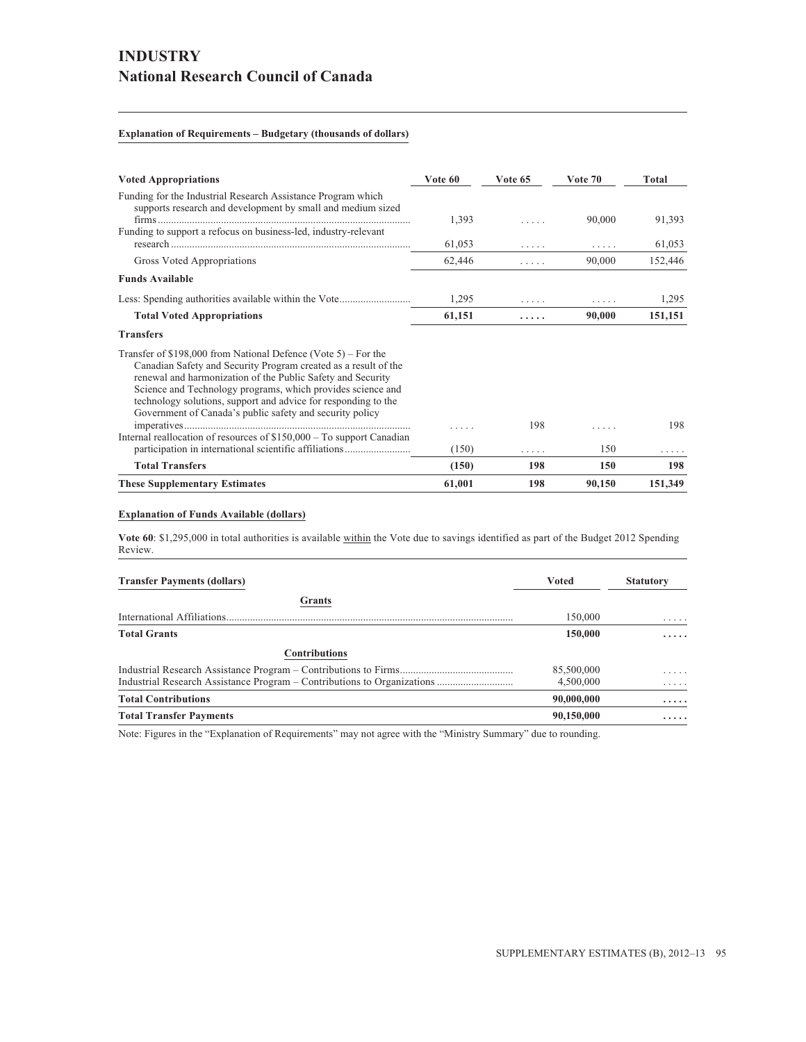# INDUSTRY
## National Research Council of Canada

**Explanation of Requirements – Budgetary (thousands of dollars)**

| Voted Appropriations | Vote 60 | Vote 65 | Vote 70 | Total |
|---|---|---|---|---|
| Funding for the Industrial Research Assistance Program which supports research and development by small and medium sized firms | 1,393 | ..... | 90,000 | 91,393 |
| Funding to support a refocus on business-led, industry-relevant research | 61,053 | ..... | ..... | 61,053 |
| Gross Voted Appropriations | 62,446 | ..... | 90,000 | 152,446 |
| **Funds Available** | | | | |
| Less: Spending authorities available within the Vote | 1,295 | ..... | ..... | 1,295 |
| **Total Voted Appropriations** | **61,151** | **.....** | **90,000** | **151,151** |
| **Transfers** | | | | |
| Transfer of $198,000 from National Defence (Vote 5) – For the Canadian Safety and Security Program created as a result of the renewal and harmonization of the Public Safety and Security Science and Technology programs, which provides science and technology solutions, support and advice for responding to the Government of Canada's public safety and security policy imperatives | ..... | 198 | ..... | 198 |
| Internal reallocation of resources of $150,000 – To support Canadian participation in international scientific affiliations | (150) | ..... | 150 | ..... |
| **Total Transfers** | **(150)** | **198** | **150** | **198** |
| **These Supplementary Estimates** | **61,001** | **198** | **90,150** | **151,349** |

**Explanation of Funds Available (dollars)**

**Vote 60**: $1,295,000 in total authorities is available within the Vote due to savings identified as part of the Budget 2012 Spending Review.

| Transfer Payments (dollars) | Voted | Statutory |
|---|---|---|
| **Grants** | | |
| International Affiliations | 150,000 | ..... |
| **Total Grants** | **150,000** | **.....** |
| **Contributions** | | |
| Industrial Research Assistance Program – Contributions to Firms | 85,500,000 | ..... |
| Industrial Research Assistance Program – Contributions to Organizations | 4,500,000 | ..... |
| **Total Contributions** | **90,000,000** | **.....** |
| **Total Transfer Payments** | **90,150,000** | **.....** |

Note: Figures in the "Explanation of Requirements" may not agree with the "Ministry Summary" due to rounding.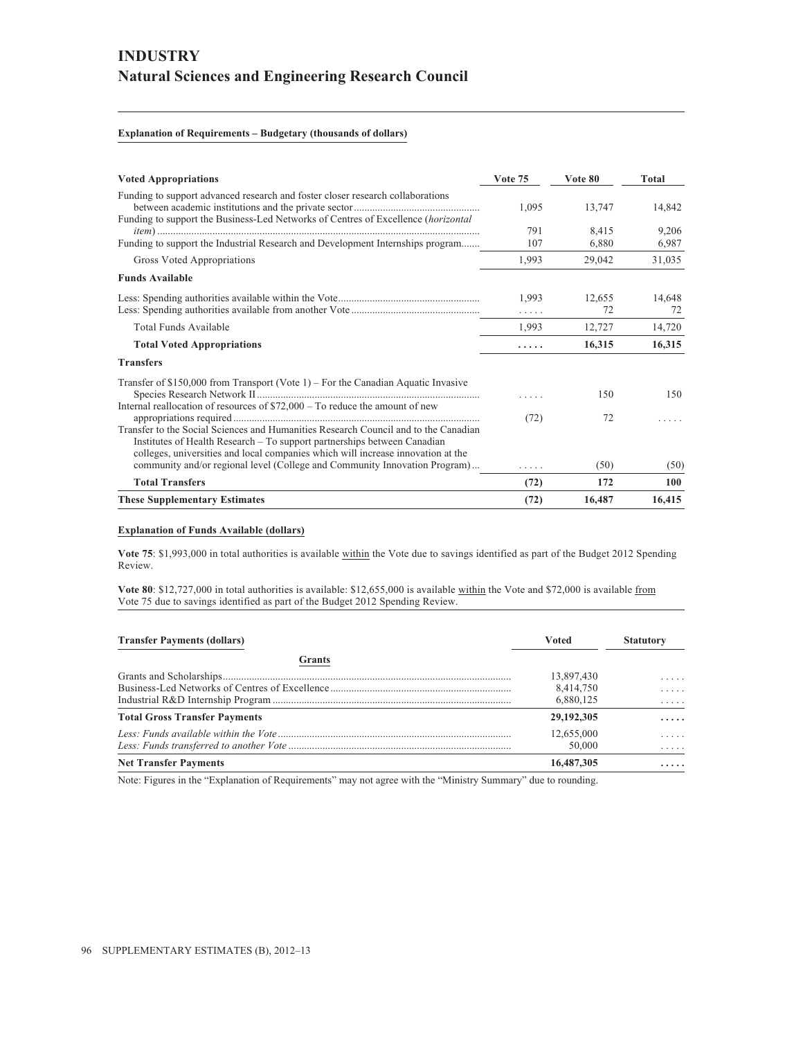# INDUSTRY

## Natural Sciences and Engineering Research Council

**Explanation of Requirements – Budgetary (thousands of dollars)**

| Voted Appropriations | Vote 75 | Vote 80 | Total |
|---|---|---|---|
| Funding to support advanced research and foster closer research collaborations between academic institutions and the private sector | 1,095 | 13,747 | 14,842 |
| Funding to support the Business-Led Networks of Centres of Excellence (*horizontal item*) | 791 | 8,415 | 9,206 |
| Funding to support the Industrial Research and Development Internships program | 107 | 6,880 | 6,987 |
| Gross Voted Appropriations | 1,993 | 29,042 | 31,035 |
| **Funds Available** | | | |
| Less: Spending authorities available within the Vote | 1,993 | 12,655 | 14,648 |
| Less: Spending authorities available from another Vote | ..... | 72 | 72 |
| Total Funds Available | 1,993 | 12,727 | 14,720 |
| **Total Voted Appropriations** | **.....** | **16,315** | **16,315** |
| **Transfers** | | | |
| Transfer of $150,000 from Transport (Vote 1) – For the Canadian Aquatic Invasive Species Research Network II | ..... | 150 | 150 |
| Internal reallocation of resources of $72,000 – To reduce the amount of new appropriations required | (72) | 72 | ..... |
| Transfer to the Social Sciences and Humanities Research Council and to the Canadian Institutes of Health Research – To support partnerships between Canadian colleges, universities and local companies which will increase innovation at the community and/or regional level (College and Community Innovation Program) | ..... | (50) | (50) |
| **Total Transfers** | **(72)** | **172** | **100** |
| **These Supplementary Estimates** | **(72)** | **16,487** | **16,415** |

**Explanation of Funds Available (dollars)**

**Vote 75**: $1,993,000 in total authorities is available within the Vote due to savings identified as part of the Budget 2012 Spending Review.

**Vote 80**: $12,727,000 in total authorities is available: $12,655,000 is available within the Vote and $72,000 is available from Vote 75 due to savings identified as part of the Budget 2012 Spending Review.

| Transfer Payments (dollars) | Voted | Statutory |
|---|---|---|
| **Grants** | | |
| Grants and Scholarships | 13,897,430 | ..... |
| Business-Led Networks of Centres of Excellence | 8,414,750 | ..... |
| Industrial R&D Internship Program | 6,880,125 | ..... |
| **Total Gross Transfer Payments** | **29,192,305** | **.....** |
| *Less: Funds available within the Vote* | 12,655,000 | ..... |
| *Less: Funds transferred to another Vote* | 50,000 | ..... |
| **Net Transfer Payments** | **16,487,305** | **.....** |

Note: Figures in the "Explanation of Requirements" may not agree with the "Ministry Summary" due to rounding.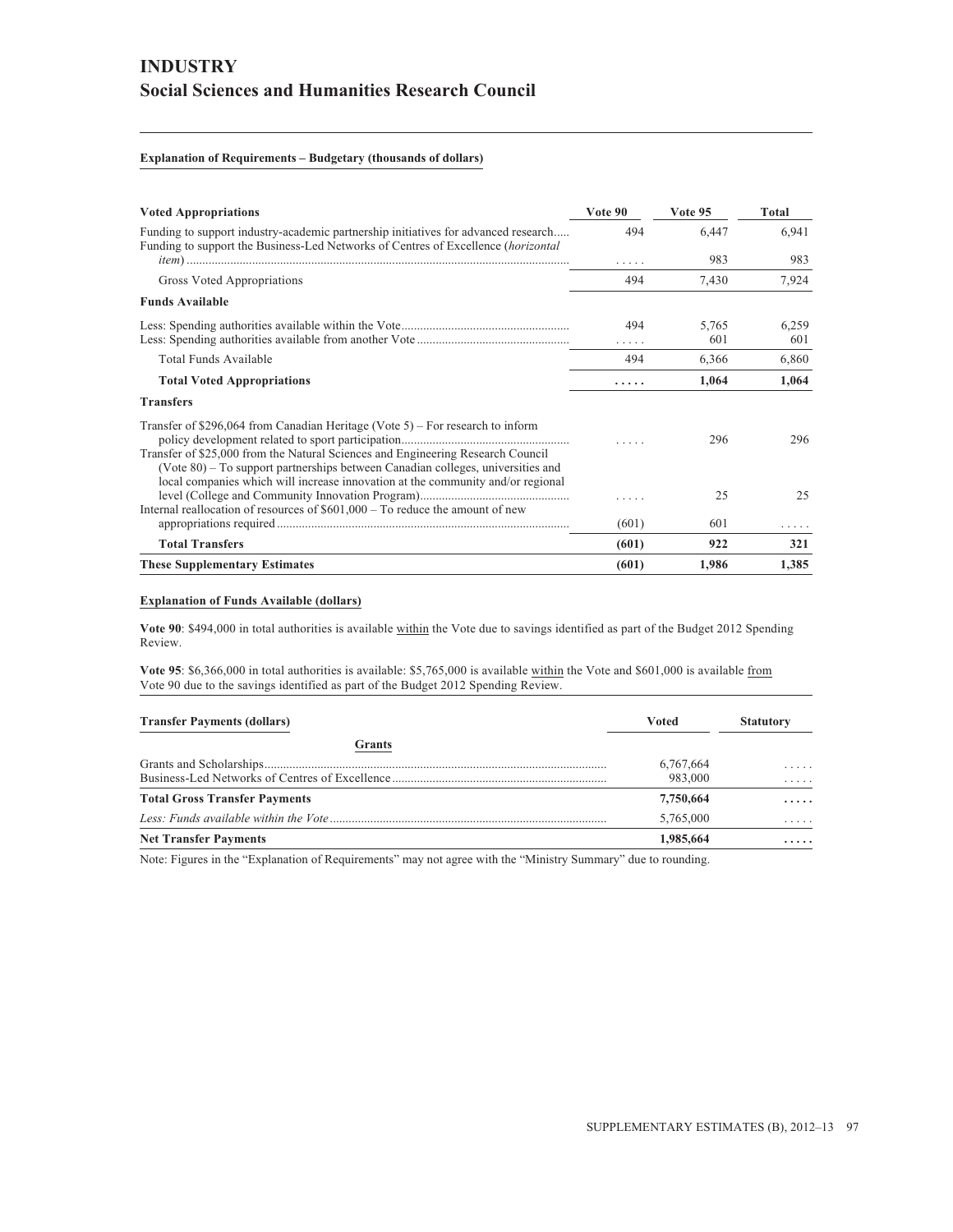# INDUSTRY

## Social Sciences and Humanities Research Council

**Explanation of Requirements – Budgetary (thousands of dollars)**

| Voted Appropriations | Vote 90 | Vote 95 | Total |
|---|---|---|---|
| Funding to support industry-academic partnership initiatives for advanced research | 494 | 6,447 | 6,941 |
| Funding to support the Business-Led Networks of Centres of Excellence (*horizontal item*) | ..... | 983 | 983 |
| Gross Voted Appropriations | 494 | 7,430 | 7,924 |
| **Funds Available** | | | |
| Less: Spending authorities available within the Vote | 494 | 5,765 | 6,259 |
| Less: Spending authorities available from another Vote | ..... | 601 | 601 |
| Total Funds Available | 494 | 6,366 | 6,860 |
| **Total Voted Appropriations** | **.....** | **1,064** | **1,064** |
| **Transfers** | | | |
| Transfer of $296,064 from Canadian Heritage (Vote 5) – For research to inform policy development related to sport participation | ..... | 296 | 296 |
| Transfer of $25,000 from the Natural Sciences and Engineering Research Council (Vote 80) – To support partnerships between Canadian colleges, universities and local companies which will increase innovation at the community and/or regional level (College and Community Innovation Program) | ..... | 25 | 25 |
| Internal reallocation of resources of $601,000 – To reduce the amount of new appropriations required | (601) | 601 | ..... |
| **Total Transfers** | **(601)** | **922** | **321** |
| **These Supplementary Estimates** | **(601)** | **1,986** | **1,385** |

**Explanation of Funds Available (dollars)**

**Vote 90**: $494,000 in total authorities is available within the Vote due to savings identified as part of the Budget 2012 Spending Review.

**Vote 95**: $6,366,000 in total authorities is available: $5,765,000 is available within the Vote and $601,000 is available from Vote 90 due to the savings identified as part of the Budget 2012 Spending Review.

| Transfer Payments (dollars) | Voted | Statutory |
|---|---|---|
| **Grants** | | |
| Grants and Scholarships | 6,767,664 | ..... |
| Business-Led Networks of Centres of Excellence | 983,000 | ..... |
| **Total Gross Transfer Payments** | **7,750,664** | **.....** |
| *Less: Funds available within the Vote* | 5,765,000 | ..... |
| **Net Transfer Payments** | **1,985,664** | **.....** |

Note: Figures in the "Explanation of Requirements" may not agree with the "Ministry Summary" due to rounding.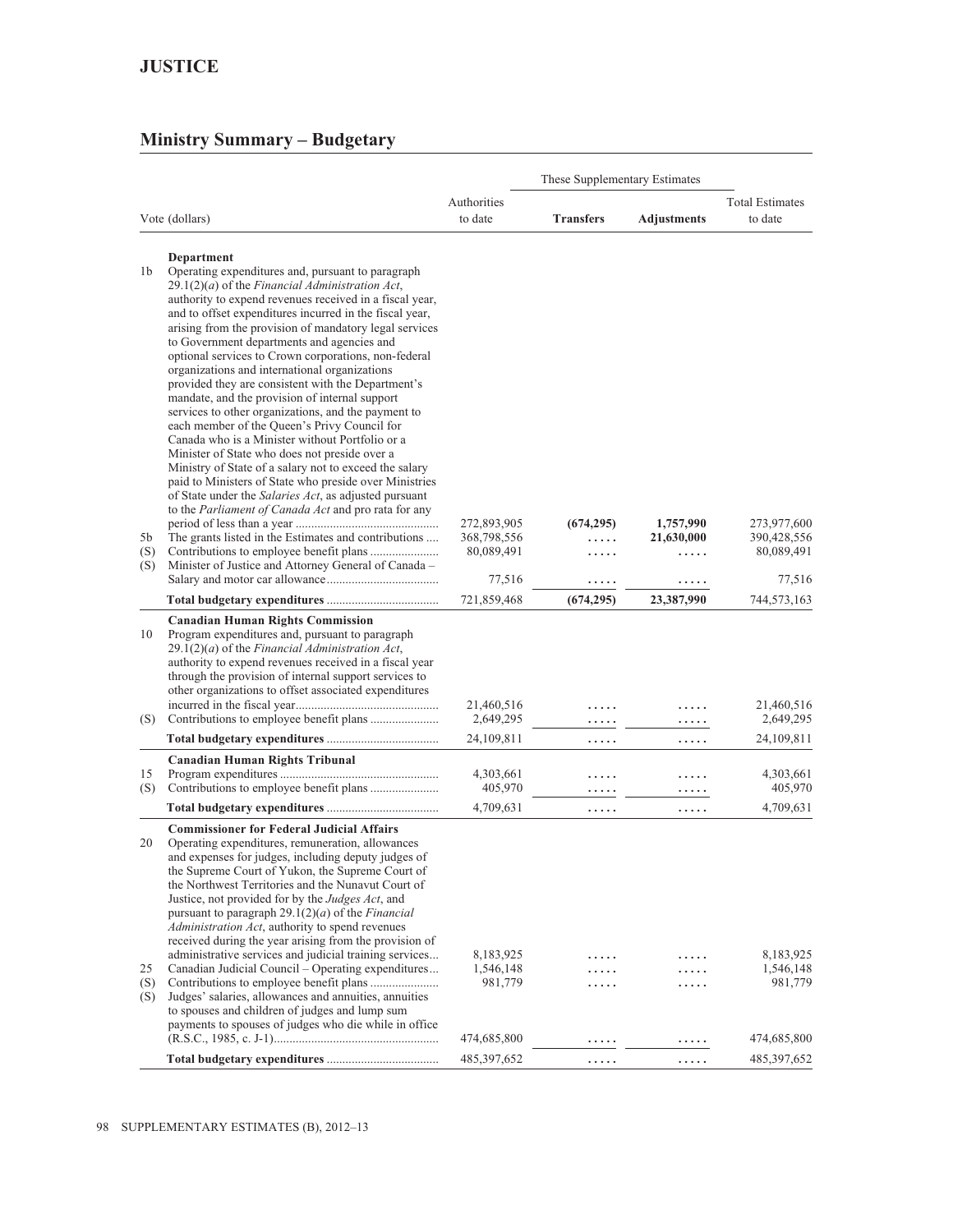# JUSTICE

## Ministry Summary – Budgetary

| | Vote (dollars) | Authorities to date | These Supplementary Estimates | | Total Estimates to date |
|---|---|---|---|---|---|
| | | | **Transfers** | **Adjustments** | |
| | **Department** | | | | |
| 1b | Operating expenditures and, pursuant to paragraph 29.1(2)(*a*) of the *Financial Administration Act*, authority to expend revenues received in a fiscal year, and to offset expenditures incurred in the fiscal year, arising from the provision of mandatory legal services to Government departments and agencies and optional services to Crown corporations, non-federal organizations and international organizations provided they are consistent with the Department's mandate, and the provision of internal support services to other organizations, and the payment to each member of the Queen's Privy Council for Canada who is a Minister without Portfolio or a Minister of State who does not preside over a Ministry of State of a salary not to exceed the salary paid to Ministers of State who preside over Ministries of State under the *Salaries Act*, as adjusted pursuant to the *Parliament of Canada Act* and pro rata for any period of less than a year | 272,893,905 | **(674,295)** | **1,757,990** | 273,977,600 |
| 5b | The grants listed in the Estimates and contributions | 368,798,556 | ..... | **21,630,000** | 390,428,556 |
| (S) | Contributions to employee benefit plans | 80,089,491 | ..... | ..... | 80,089,491 |
| (S) | Minister of Justice and Attorney General of Canada – Salary and motor car allowance | 77,516 | ..... | ..... | 77,516 |
| | **Total budgetary expenditures** | 721,859,468 | **(674,295)** | **23,387,990** | 744,573,163 |
| | **Canadian Human Rights Commission** | | | | |
| 10 | Program expenditures and, pursuant to paragraph 29.1(2)(*a*) of the *Financial Administration Act*, authority to expend revenues received in a fiscal year through the provision of internal support services to other organizations to offset associated expenditures incurred in the fiscal year | 21,460,516 | ..... | ..... | 21,460,516 |
| (S) | Contributions to employee benefit plans | 2,649,295 | ..... | ..... | 2,649,295 |
| | **Total budgetary expenditures** | 24,109,811 | ..... | ..... | 24,109,811 |
| | **Canadian Human Rights Tribunal** | | | | |
| 15 | Program expenditures | 4,303,661 | ..... | ..... | 4,303,661 |
| (S) | Contributions to employee benefit plans | 405,970 | ..... | ..... | 405,970 |
| | **Total budgetary expenditures** | 4,709,631 | ..... | ..... | 4,709,631 |
| | **Commissioner for Federal Judicial Affairs** | | | | |
| 20 | Operating expenditures, remuneration, allowances and expenses for judges, including deputy judges of the Supreme Court of Yukon, the Supreme Court of the Northwest Territories and the Nunavut Court of Justice, not provided for by the *Judges Act*, and pursuant to paragraph 29.1(2)(*a*) of the *Financial Administration Act*, authority to spend revenues received during the year arising from the provision of administrative services and judicial training services | 8,183,925 | ..... | ..... | 8,183,925 |
| 25 | Canadian Judicial Council – Operating expenditures | 1,546,148 | ..... | ..... | 1,546,148 |
| (S) | Contributions to employee benefit plans | 981,779 | ..... | ..... | 981,779 |
| (S) | Judges' salaries, allowances and annuities, annuities to spouses and children of judges and lump sum payments to spouses of judges who die while in office (R.S.C., 1985, c. J-1) | 474,685,800 | ..... | ..... | 474,685,800 |
| | **Total budgetary expenditures** | 485,397,652 | ..... | ..... | 485,397,652 |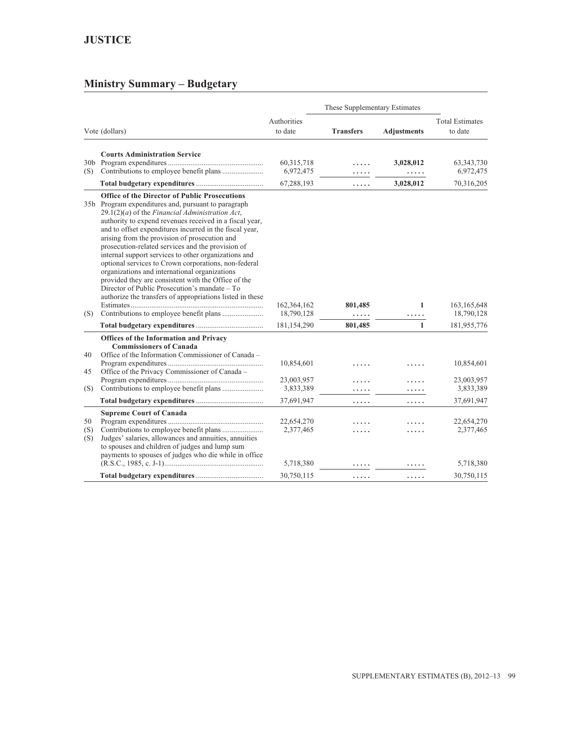# JUSTICE

## Ministry Summary – Budgetary

| Vote (dollars) | | Authorities to date | These Supplementary Estimates | | Total Estimates to date |
|---|---|---|---|---|---|
| | | | **Transfers** | **Adjustments** | |
| | **Courts Administration Service** | | | | |
| 30b | Program expenditures | 60,315,718 | ..... | 3,028,012 | 63,343,730 |
| (S) | Contributions to employee benefit plans | 6,972,475 | ..... | ..... | 6,972,475 |
| | **Total budgetary expenditures** | 67,288,193 | ..... | 3,028,012 | 70,316,205 |
| | **Office of the Director of Public Prosecutions** | | | | |
| 35b | Program expenditures and, pursuant to paragraph 29.1(2)(*a*) of the *Financial Administration Act*, authority to expend revenues received in a fiscal year, and to offset expenditures incurred in the fiscal year, arising from the provision of prosecution and prosecution-related services and the provision of internal support services to other organizations and optional services to Crown corporations, non-federal organizations and international organizations provided they are consistent with the Office of the Director of Public Prosecution's mandate – To authorize the transfers of appropriations listed in these Estimates | 162,364,162 | 801,485 | 1 | 163,165,648 |
| (S) | Contributions to employee benefit plans | 18,790,128 | ..... | ..... | 18,790,128 |
| | **Total budgetary expenditures** | 181,154,290 | 801,485 | 1 | 181,955,776 |
| | **Offices of the Information and Privacy Commissioners of Canada** | | | | |
| 40 | Office of the Information Commissioner of Canada – Program expenditures | 10,854,601 | ..... | ..... | 10,854,601 |
| 45 | Office of the Privacy Commissioner of Canada – Program expenditures | 23,003,957 | ..... | ..... | 23,003,957 |
| (S) | Contributions to employee benefit plans | 3,833,389 | ..... | ..... | 3,833,389 |
| | **Total budgetary expenditures** | 37,691,947 | ..... | ..... | 37,691,947 |
| | **Supreme Court of Canada** | | | | |
| 50 | Program expenditures | 22,654,270 | ..... | ..... | 22,654,270 |
| (S) | Contributions to employee benefit plans | 2,377,465 | ..... | ..... | 2,377,465 |
| (S) | Judges' salaries, allowances and annuities, annuities to spouses and children of judges and lump sum payments to spouses of judges who die while in office (R.S.C., 1985, c. J-1) | 5,718,380 | ..... | ..... | 5,718,380 |
| | **Total budgetary expenditures** | 30,750,115 | ..... | ..... | 30,750,115 |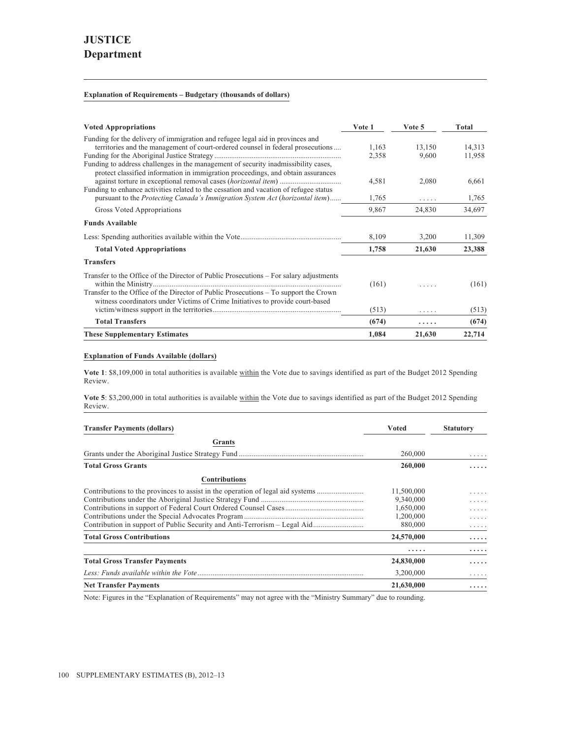# JUSTICE
## Department

**Explanation of Requirements – Budgetary (thousands of dollars)**

| Voted Appropriations | Vote 1 | Vote 5 | Total |
|---|---|---|---|
| Funding for the delivery of immigration and refugee legal aid in provinces and territories and the management of court-ordered counsel in federal prosecutions | 1,163 | 13,150 | 14,313 |
| Funding for the Aboriginal Justice Strategy | 2,358 | 9,600 | 11,958 |
| Funding to address challenges in the management of security inadmissibility cases, protect classified information in immigration proceedings, and obtain assurances against torture in exceptional removal cases (*horizontal item*) | 4,581 | 2,080 | 6,661 |
| Funding to enhance activities related to the cessation and vacation of refugee status pursuant to the *Protecting Canada's Immigration System Act* (*horizontal item*) | 1,765 | . . . . . | 1,765 |
| Gross Voted Appropriations | 9,867 | 24,830 | 34,697 |
| **Funds Available** | | | |
| Less: Spending authorities available within the Vote | 8,109 | 3,200 | 11,309 |
| **Total Voted Appropriations** | **1,758** | **21,630** | **23,388** |
| **Transfers** | | | |
| Transfer to the Office of the Director of Public Prosecutions – For salary adjustments within the Ministry | (161) | . . . . . | (161) |
| Transfer to the Office of the Director of Public Prosecutions – To support the Crown witness coordinators under Victims of Crime Initiatives to provide court-based victim/witness support in the territories | (513) | . . . . . | (513) |
| **Total Transfers** | **(674)** | **. . . . .** | **(674)** |
| **These Supplementary Estimates** | **1,084** | **21,630** | **22,714** |

**Explanation of Funds Available (dollars)**

**Vote 1**: $8,109,000 in total authorities is available within the Vote due to savings identified as part of the Budget 2012 Spending Review.

**Vote 5**: $3,200,000 in total authorities is available within the Vote due to savings identified as part of the Budget 2012 Spending Review.

| Transfer Payments (dollars) | Voted | Statutory |
|---|---|---|
| **Grants** | | |
| Grants under the Aboriginal Justice Strategy Fund | 260,000 | . . . . . |
| **Total Gross Grants** | **260,000** | **. . . . .** |
| **Contributions** | | |
| Contributions to the provinces to assist in the operation of legal aid systems | 11,500,000 | . . . . . |
| Contributions under the Aboriginal Justice Strategy Fund | 9,340,000 | . . . . . |
| Contributions in support of Federal Court Ordered Counsel Cases | 1,650,000 | . . . . . |
| Contributions under the Special Advocates Program | 1,200,000 | . . . . . |
| Contribution in support of Public Security and Anti-Terrorism – Legal Aid | 880,000 | . . . . . |
| **Total Gross Contributions** | **24,570,000** | **. . . . .** |
| | **. . . . .** | **. . . . .** |
| **Total Gross Transfer Payments** | **24,830,000** | **. . . . .** |
| *Less: Funds available within the Vote* | 3,200,000 | . . . . . |
| **Net Transfer Payments** | **21,630,000** | **. . . . .** |

Note: Figures in the "Explanation of Requirements" may not agree with the "Ministry Summary" due to rounding.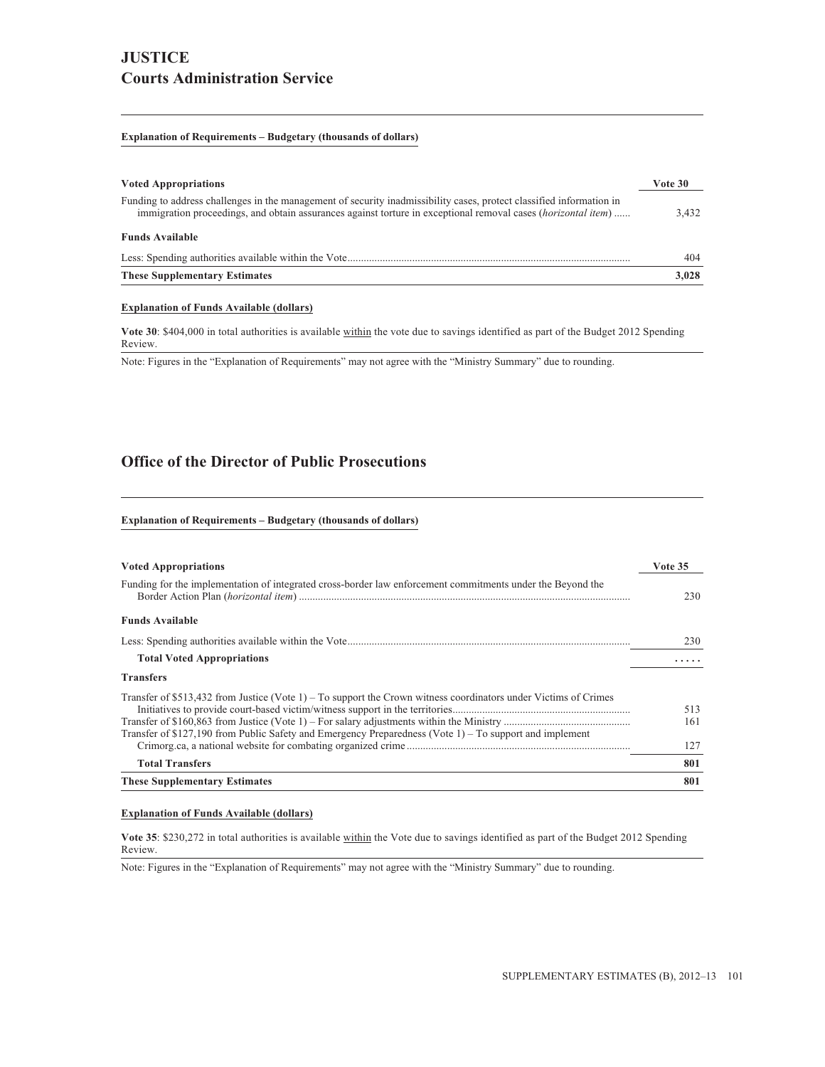# JUSTICE

## Courts Administration Service

**Explanation of Requirements – Budgetary (thousands of dollars)**

| **Voted Appropriations** | **Vote 30** |
|---|---|
| Funding to address challenges in the management of security inadmissibility cases, protect classified information in immigration proceedings, and obtain assurances against torture in exceptional removal cases (*horizontal item*) | 3,432 |
| **Funds Available** | |
| Less: Spending authorities available within the Vote | 404 |
| **These Supplementary Estimates** | **3,028** |

**Explanation of Funds Available (dollars)**

**Vote 30**: $404,000 in total authorities is available within the vote due to savings identified as part of the Budget 2012 Spending Review.

Note: Figures in the "Explanation of Requirements" may not agree with the "Ministry Summary" due to rounding.

## Office of the Director of Public Prosecutions

**Explanation of Requirements – Budgetary (thousands of dollars)**

| **Voted Appropriations** | **Vote 35** |
|---|---|
| Funding for the implementation of integrated cross-border law enforcement commitments under the Beyond the Border Action Plan (*horizontal item*) | 230 |
| **Funds Available** | |
| Less: Spending authorities available within the Vote | 230 |
| **Total Voted Appropriations** | ..... |
| **Transfers** | |
| Transfer of $513,432 from Justice (Vote 1) – To support the Crown witness coordinators under Victims of Crimes Initiatives to provide court-based victim/witness support in the territories | 513 |
| Transfer of $160,863 from Justice (Vote 1) – For salary adjustments within the Ministry | 161 |
| Transfer of $127,190 from Public Safety and Emergency Preparedness (Vote 1) – To support and implement Crimorg.ca, a national website for combating organized crime | 127 |
| **Total Transfers** | **801** |
| **These Supplementary Estimates** | **801** |

**Explanation of Funds Available (dollars)**

**Vote 35**: $230,272 in total authorities is available within the Vote due to savings identified as part of the Budget 2012 Spending Review.

Note: Figures in the "Explanation of Requirements" may not agree with the "Ministry Summary" due to rounding.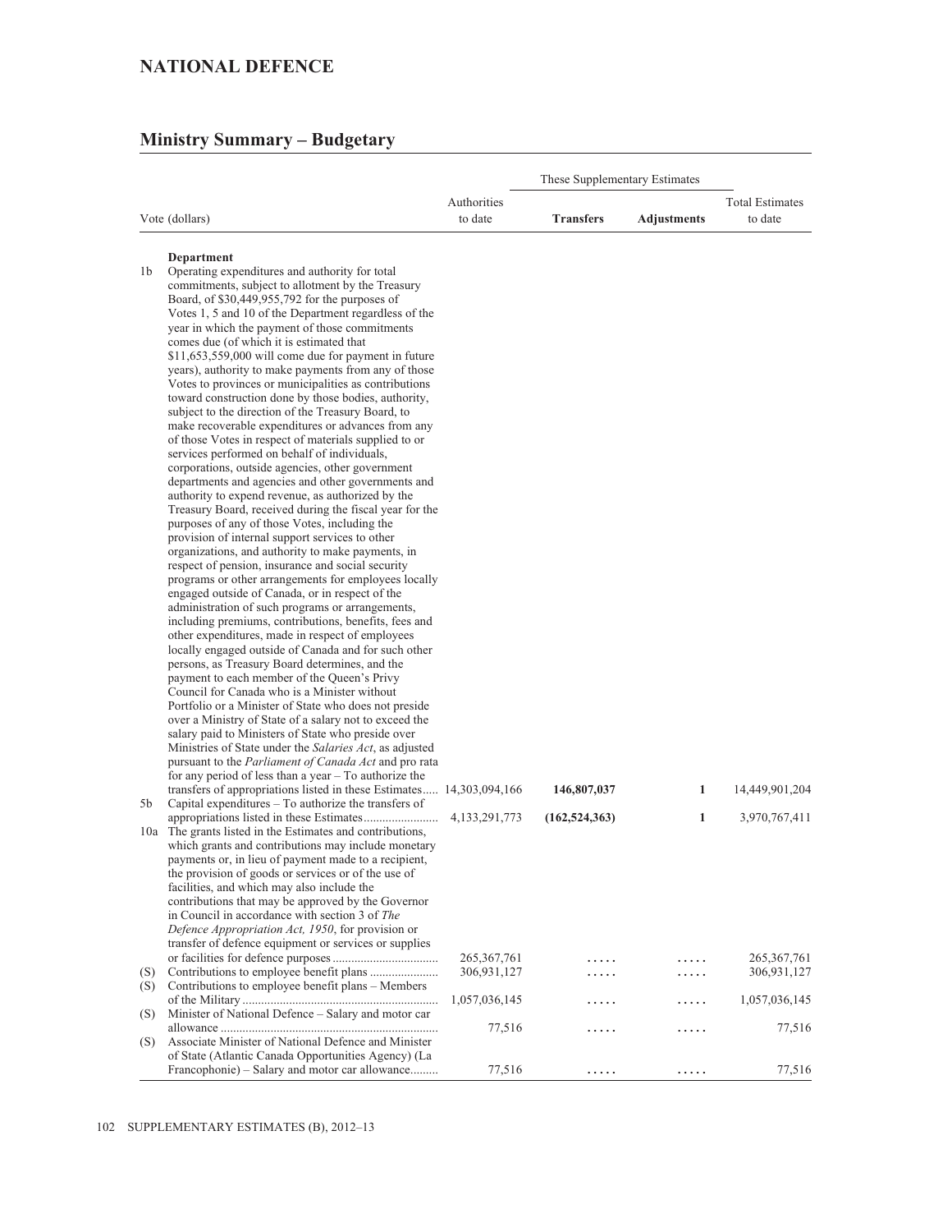# NATIONAL DEFENCE

## Ministry Summary – Budgetary

| Vote (dollars) | | Authorities to date | These Supplementary Estimates Transfers | These Supplementary Estimates Adjustments | Total Estimates to date |
|---|---|---|---|---|---|
| | **Department** | | | | |
| 1b | Operating expenditures and authority for total commitments, subject to allotment by the Treasury Board, of $30,449,955,792 for the purposes of Votes 1, 5 and 10 of the Department regardless of the year in which the payment of those commitments comes due (of which it is estimated that $11,653,559,000 will come due for payment in future years), authority to make payments from any of those Votes to provinces or municipalities as contributions toward construction done by those bodies, authority, subject to the direction of the Treasury Board, to make recoverable expenditures or advances from any of those Votes in respect of materials supplied to or services performed on behalf of individuals, corporations, outside agencies, other government departments and agencies and other governments and authority to expend revenue, as authorized by the Treasury Board, received during the fiscal year for the purposes of any of those Votes, including the provision of internal support services to other organizations, and authority to make payments, in respect of pension, insurance and social security programs or other arrangements for employees locally engaged outside of Canada, or in respect of the administration of such programs or arrangements, including premiums, contributions, benefits, fees and other expenditures, made in respect of employees locally engaged outside of Canada and for such other persons, as Treasury Board determines, and the payment to each member of the Queen's Privy Council for Canada who is a Minister without Portfolio or a Minister of State who does not preside over a Ministry of State of a salary not to exceed the salary paid to Ministers of State who preside over Ministries of State under the *Salaries Act*, as adjusted pursuant to the *Parliament of Canada Act* and pro rata for any period of less than a year – To authorize the transfers of appropriations listed in these Estimates | 14,303,094,166 | **146,807,037** | **1** | 14,449,901,204 |
| 5b | Capital expenditures – To authorize the transfers of appropriations listed in these Estimates | 4,133,291,773 | **(162,524,363)** | **1** | 3,970,767,411 |
| 10a | The grants listed in the Estimates and contributions, which grants and contributions may include monetary payments or, in lieu of payment made to a recipient, the provision of goods or services or of the use of facilities, and which may also include the contributions that may be approved by the Governor in Council in accordance with section 3 of *The Defence Appropriation Act, 1950*, for provision or transfer of defence equipment or services or supplies or facilities for defence purposes | 265,367,761 | ..... | ..... | 265,367,761 |
| (S) | Contributions to employee benefit plans | 306,931,127 | ..... | ..... | 306,931,127 |
| (S) | Contributions to employee benefit plans – Members of the Military | 1,057,036,145 | ..... | ..... | 1,057,036,145 |
| (S) | Minister of National Defence – Salary and motor car allowance | 77,516 | ..... | ..... | 77,516 |
| (S) | Associate Minister of National Defence and Minister of State (Atlantic Canada Opportunities Agency) (La Francophonie) – Salary and motor car allowance | 77,516 | ..... | ..... | 77,516 |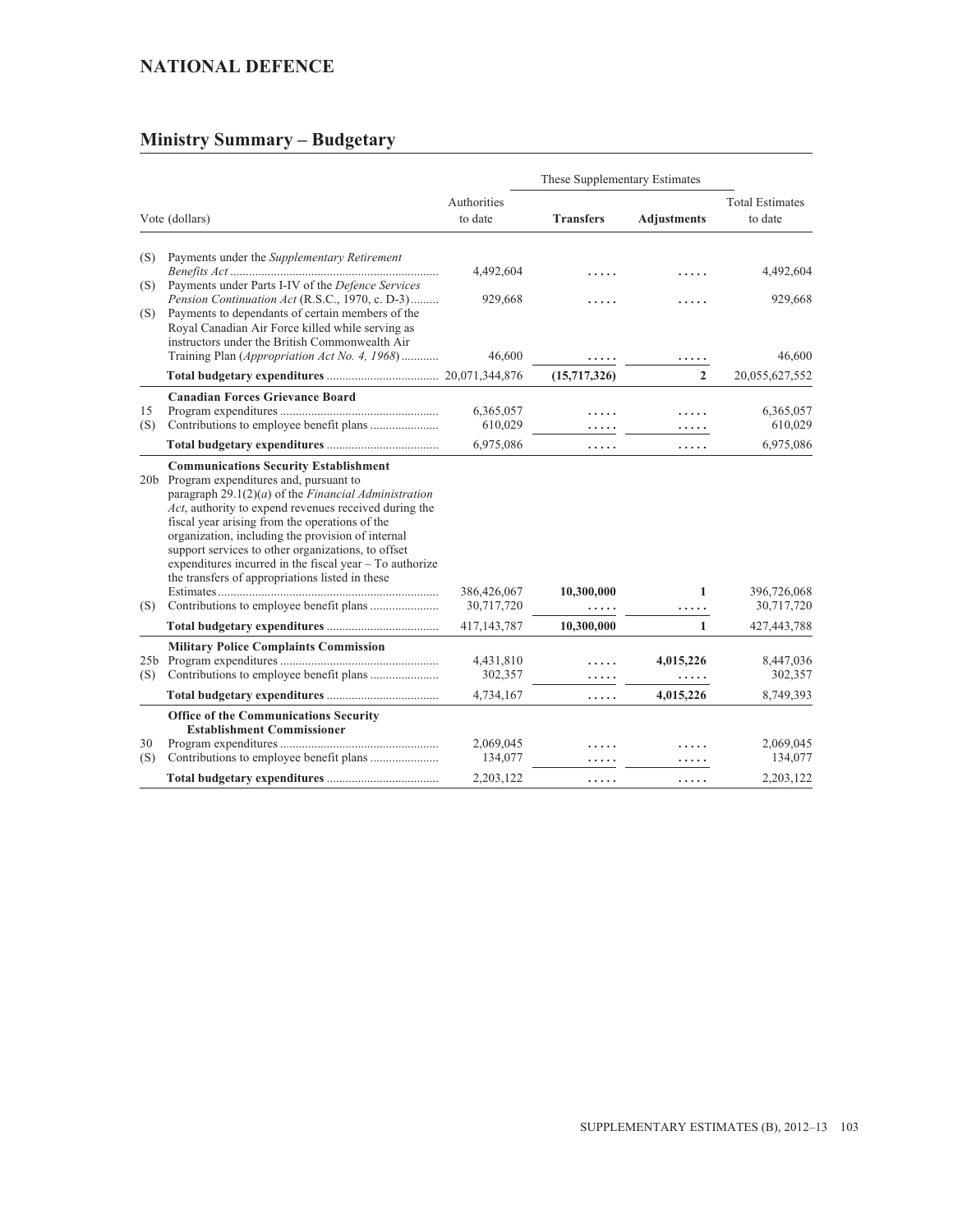## NATIONAL DEFENCE

## Ministry Summary – Budgetary

| Vote (dollars) | | Authorities to date | These Supplementary Estimates | | Total Estimates to date |
|---|---|---|---|---|---|
| | | | **Transfers** | **Adjustments** | |
| (S) | Payments under the *Supplementary Retirement Benefits Act* | 4,492,604 | ..... | ..... | 4,492,604 |
| (S) | Payments under Parts I-IV of the *Defence Services Pension Continuation Act* (R.S.C., 1970, c. D-3) | 929,668 | ..... | ..... | 929,668 |
| (S) | Payments to dependants of certain members of the Royal Canadian Air Force killed while serving as instructors under the British Commonwealth Air Training Plan (*Appropriation Act No. 4, 1968*) | 46,600 | ..... | ..... | 46,600 |
| | **Total budgetary expenditures** | 20,071,344,876 | **(15,717,326)** | **2** | 20,055,627,552 |
| | **Canadian Forces Grievance Board** | | | | |
| 15 | Program expenditures | 6,365,057 | ..... | ..... | 6,365,057 |
| (S) | Contributions to employee benefit plans | 610,029 | ..... | ..... | 610,029 |
| | **Total budgetary expenditures** | 6,975,086 | ..... | ..... | 6,975,086 |
| | **Communications Security Establishment** | | | | |
| 20b | Program expenditures and, pursuant to paragraph 29.1(2)(*a*) of the *Financial Administration Act*, authority to expend revenues received during the fiscal year arising from the operations of the organization, including the provision of internal support services to other organizations, to offset expenditures incurred in the fiscal year – To authorize the transfers of appropriations listed in these Estimates | 386,426,067 | **10,300,000** | **1** | 396,726,068 |
| (S) | Contributions to employee benefit plans | 30,717,720 | ..... | ..... | 30,717,720 |
| | **Total budgetary expenditures** | 417,143,787 | **10,300,000** | **1** | 427,443,788 |
| | **Military Police Complaints Commission** | | | | |
| 25b | Program expenditures | 4,431,810 | ..... | **4,015,226** | 8,447,036 |
| (S) | Contributions to employee benefit plans | 302,357 | ..... | ..... | 302,357 |
| | **Total budgetary expenditures** | 4,734,167 | ..... | **4,015,226** | 8,749,393 |
| | **Office of the Communications Security Establishment Commissioner** | | | | |
| 30 | Program expenditures | 2,069,045 | ..... | ..... | 2,069,045 |
| (S) | Contributions to employee benefit plans | 134,077 | ..... | ..... | 134,077 |
| | **Total budgetary expenditures** | 2,203,122 | ..... | ..... | 2,203,122 |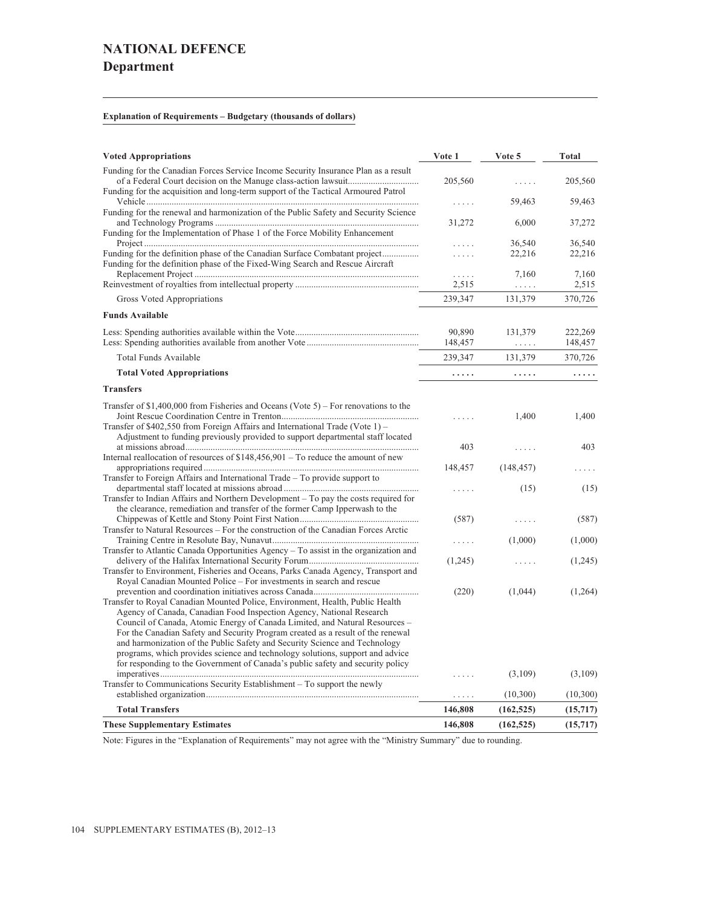# NATIONAL DEFENCE

## Department

**Explanation of Requirements – Budgetary (thousands of dollars)**

| **Voted Appropriations** | **Vote 1** | **Vote 5** | **Total** |
|---|---|---|---|
| Funding for the Canadian Forces Service Income Security Insurance Plan as a result of a Federal Court decision on the Manuge class-action lawsuit | 205,560 | ..... | 205,560 |
| Funding for the acquisition and long-term support of the Tactical Armoured Patrol Vehicle | ..... | 59,463 | 59,463 |
| Funding for the renewal and harmonization of the Public Safety and Security Science and Technology Programs | 31,272 | 6,000 | 37,272 |
| Funding for the Implementation of Phase 1 of the Force Mobility Enhancement Project | ..... | 36,540 | 36,540 |
| Funding for the definition phase of the Canadian Surface Combatant project | ..... | 22,216 | 22,216 |
| Funding for the definition phase of the Fixed-Wing Search and Rescue Aircraft Replacement Project | ..... | 7,160 | 7,160 |
| Reinvestment of royalties from intellectual property | 2,515 | ..... | 2,515 |
| Gross Voted Appropriations | 239,347 | 131,379 | 370,726 |
| **Funds Available** | | | |
| Less: Spending authorities available within the Vote | 90,890 | 131,379 | 222,269 |
| Less: Spending authorities available from another Vote | 148,457 | ..... | 148,457 |
| Total Funds Available | 239,347 | 131,379 | 370,726 |
| **Total Voted Appropriations** | **.....** | **.....** | **.....** |
| **Transfers** | | | |
| Transfer of $1,400,000 from Fisheries and Oceans (Vote 5) – For renovations to the Joint Rescue Coordination Centre in Trenton | ..... | 1,400 | 1,400 |
| Transfer of $402,550 from Foreign Affairs and International Trade (Vote 1) – Adjustment to funding previously provided to support departmental staff located at missions abroad | 403 | ..... | 403 |
| Internal reallocation of resources of $148,456,901 – To reduce the amount of new appropriations required | 148,457 | (148,457) | ..... |
| Transfer to Foreign Affairs and International Trade – To provide support to departmental staff located at missions abroad | ..... | (15) | (15) |
| Transfer to Indian Affairs and Northern Development – To pay the costs required for the clearance, remediation and transfer of the former Camp Ipperwash to the Chippewas of Kettle and Stony Point First Nation | (587) | ..... | (587) |
| Transfer to Natural Resources – For the construction of the Canadian Forces Arctic Training Centre in Resolute Bay, Nunavut | ..... | (1,000) | (1,000) |
| Transfer to Atlantic Canada Opportunities Agency – To assist in the organization and delivery of the Halifax International Security Forum | (1,245) | ..... | (1,245) |
| Transfer to Environment, Fisheries and Oceans, Parks Canada Agency, Transport and Royal Canadian Mounted Police – For investments in search and rescue prevention and coordination initiatives across Canada | (220) | (1,044) | (1,264) |
| Transfer to Royal Canadian Mounted Police, Environment, Health, Public Health Agency of Canada, Canadian Food Inspection Agency, National Research Council of Canada, Atomic Energy of Canada Limited, and Natural Resources – For the Canadian Safety and Security Program created as a result of the renewal and harmonization of the Public Safety and Security Science and Technology programs, which provides science and technology solutions, support and advice for responding to the Government of Canada's public safety and security policy imperatives | ..... | (3,109) | (3,109) |
| Transfer to Communications Security Establishment – To support the newly established organization | ..... | (10,300) | (10,300) |
| **Total Transfers** | **146,808** | **(162,525)** | **(15,717)** |
| **These Supplementary Estimates** | **146,808** | **(162,525)** | **(15,717)** |

Note: Figures in the "Explanation of Requirements" may not agree with the "Ministry Summary" due to rounding.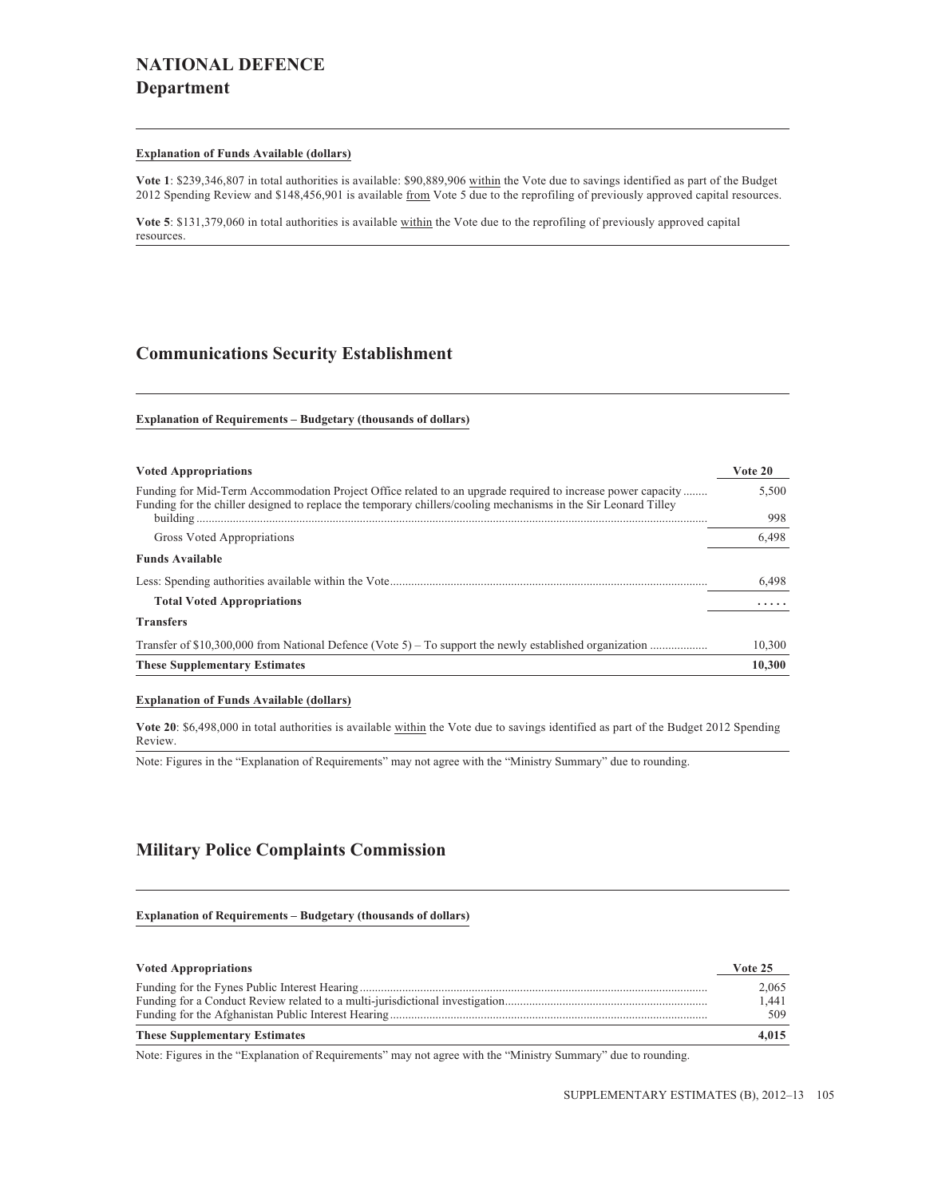# NATIONAL DEFENCE
## Department

**Explanation of Funds Available (dollars)**

**Vote 1**: $239,346,807 in total authorities is available: $90,889,906 within the Vote due to savings identified as part of the Budget 2012 Spending Review and $148,456,901 is available from Vote 5 due to the reprofiling of previously approved capital resources.

**Vote 5**: $131,379,060 in total authorities is available within the Vote due to the reprofiling of previously approved capital resources.

## Communications Security Establishment

**Explanation of Requirements – Budgetary (thousands of dollars)**

| **Voted Appropriations** | **Vote 20** |
|---|---|
| Funding for Mid-Term Accommodation Project Office related to an upgrade required to increase power capacity | 5,500 |
| Funding for the chiller designed to replace the temporary chillers/cooling mechanisms in the Sir Leonard Tilley building | 998 |
| Gross Voted Appropriations | 6,498 |
| **Funds Available** | |
| Less: Spending authorities available within the Vote | 6,498 |
| **Total Voted Appropriations** | **.....** |
| **Transfers** | |
| Transfer of $10,300,000 from National Defence (Vote 5) – To support the newly established organization | 10,300 |
| **These Supplementary Estimates** | **10,300** |

**Explanation of Funds Available (dollars)**

**Vote 20**: $6,498,000 in total authorities is available within the Vote due to savings identified as part of the Budget 2012 Spending Review.

Note: Figures in the "Explanation of Requirements" may not agree with the "Ministry Summary" due to rounding.

## Military Police Complaints Commission

**Explanation of Requirements – Budgetary (thousands of dollars)**

| **Voted Appropriations** | **Vote 25** |
|---|---|
| Funding for the Fynes Public Interest Hearing | 2,065 |
| Funding for a Conduct Review related to a multi-jurisdictional investigation | 1,441 |
| Funding for the Afghanistan Public Interest Hearing | 509 |
| **These Supplementary Estimates** | **4,015** |

Note: Figures in the "Explanation of Requirements" may not agree with the "Ministry Summary" due to rounding.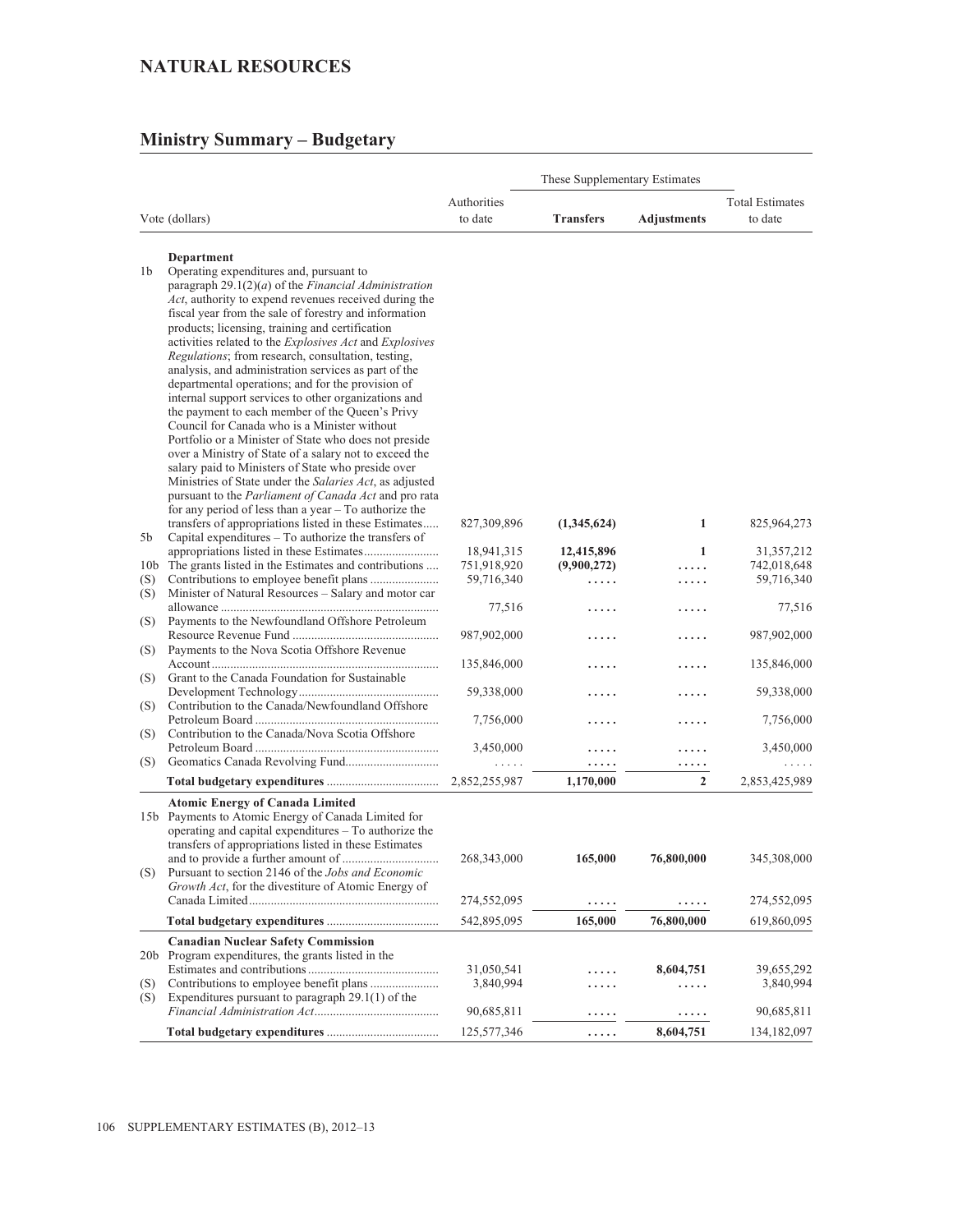# NATURAL RESOURCES

## Ministry Summary – Budgetary

| Vote (dollars) | | Authorities to date | These Supplementary Estimates | | Total Estimates to date |
|---|---|---|---|---|---|
| | | | **Transfers** | **Adjustments** | |
| | **Department** | | | | |
| 1b | Operating expenditures and, pursuant to paragraph 29.1(2)(*a*) of the *Financial Administration Act*, authority to expend revenues received during the fiscal year from the sale of forestry and information products; licensing, training and certification activities related to the *Explosives Act* and *Explosives Regulations*; from research, consultation, testing, analysis, and administration services as part of the departmental operations; and for the provision of internal support services to other organizations and the payment to each member of the Queen's Privy Council for Canada who is a Minister without Portfolio or a Minister of State who does not preside over a Ministry of State of a salary not to exceed the salary paid to Ministers of State who preside over Ministries of State under the *Salaries Act*, as adjusted pursuant to the *Parliament of Canada Act* and pro rata for any period of less than a year – To authorize the transfers of appropriations listed in these Estimates | 827,309,896 | **(1,345,624)** | **1** | 825,964,273 |
| 5b | Capital expenditures – To authorize the transfers of appropriations listed in these Estimates | 18,941,315 | **12,415,896** | **1** | 31,357,212 |
| 10b | The grants listed in the Estimates and contributions | 751,918,920 | **(9,900,272)** | ..... | 742,018,648 |
| (S) | Contributions to employee benefit plans | 59,716,340 | ..... | ..... | 59,716,340 |
| (S) | Minister of Natural Resources – Salary and motor car allowance | 77,516 | ..... | ..... | 77,516 |
| (S) | Payments to the Newfoundland Offshore Petroleum Resource Revenue Fund | 987,902,000 | ..... | ..... | 987,902,000 |
| (S) | Payments to the Nova Scotia Offshore Revenue Account | 135,846,000 | ..... | ..... | 135,846,000 |
| (S) | Grant to the Canada Foundation for Sustainable Development Technology | 59,338,000 | ..... | ..... | 59,338,000 |
| (S) | Contribution to the Canada/Newfoundland Offshore Petroleum Board | 7,756,000 | ..... | ..... | 7,756,000 |
| (S) | Contribution to the Canada/Nova Scotia Offshore Petroleum Board | 3,450,000 | ..... | ..... | 3,450,000 |
| (S) | Geomatics Canada Revolving Fund | ..... | ..... | ..... | ..... |
| | **Total budgetary expenditures** | 2,852,255,987 | **1,170,000** | **2** | 2,853,425,989 |
| | **Atomic Energy of Canada Limited** | | | | |
| 15b | Payments to Atomic Energy of Canada Limited for operating and capital expenditures – To authorize the transfers of appropriations listed in these Estimates and to provide a further amount of | 268,343,000 | **165,000** | **76,800,000** | 345,308,000 |
| (S) | Pursuant to section 2146 of the *Jobs and Economic Growth Act*, for the divestiture of Atomic Energy of Canada Limited | 274,552,095 | ..... | ..... | 274,552,095 |
| | **Total budgetary expenditures** | 542,895,095 | **165,000** | **76,800,000** | 619,860,095 |
| | **Canadian Nuclear Safety Commission** | | | | |
| 20b | Program expenditures, the grants listed in the Estimates and contributions | 31,050,541 | ..... | **8,604,751** | 39,655,292 |
| (S) | Contributions to employee benefit plans | 3,840,994 | ..... | ..... | 3,840,994 |
| (S) | Expenditures pursuant to paragraph 29.1(1) of the *Financial Administration Act* | 90,685,811 | ..... | ..... | 90,685,811 |
| | **Total budgetary expenditures** | 125,577,346 | ..... | **8,604,751** | 134,182,097 |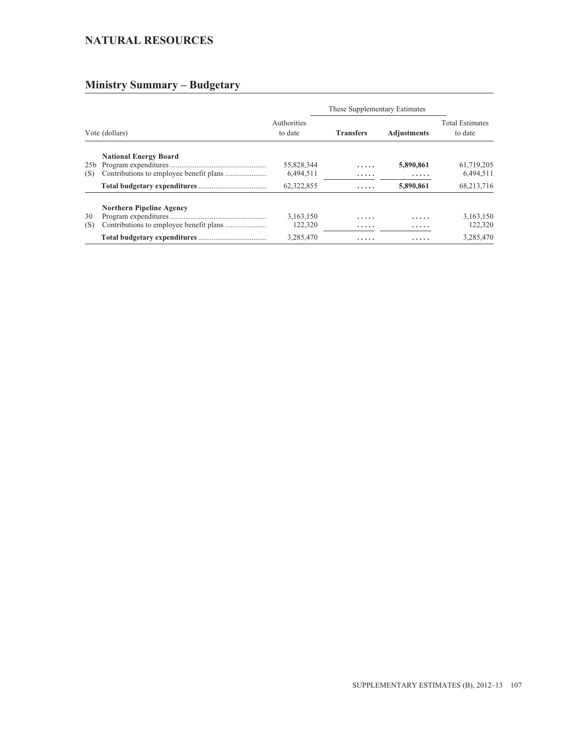## NATURAL RESOURCES

## Ministry Summary – Budgetary

| Vote (dollars) | | Authorities to date | These Supplementary Estimates | | Total Estimates to date |
|---|---|---|---|---|---|
| | | | **Transfers** | **Adjustments** | |
| | **National Energy Board** | | | | |
| 25b | Program expenditures | 55,828,344 | ..... | **5,890,861** | 61,719,205 |
| (S) | Contributions to employee benefit plans | 6,494,511 | ..... | ..... | 6,494,511 |
| | **Total budgetary expenditures** | 62,322,855 | ..... | **5,890,861** | 68,213,716 |
| | **Northern Pipeline Agency** | | | | |
| 30 | Program expenditures | 3,163,150 | ..... | ..... | 3,163,150 |
| (S) | Contributions to employee benefit plans | 122,320 | ..... | ..... | 122,320 |
| | **Total budgetary expenditures** | 3,285,470 | ..... | ..... | 3,285,470 |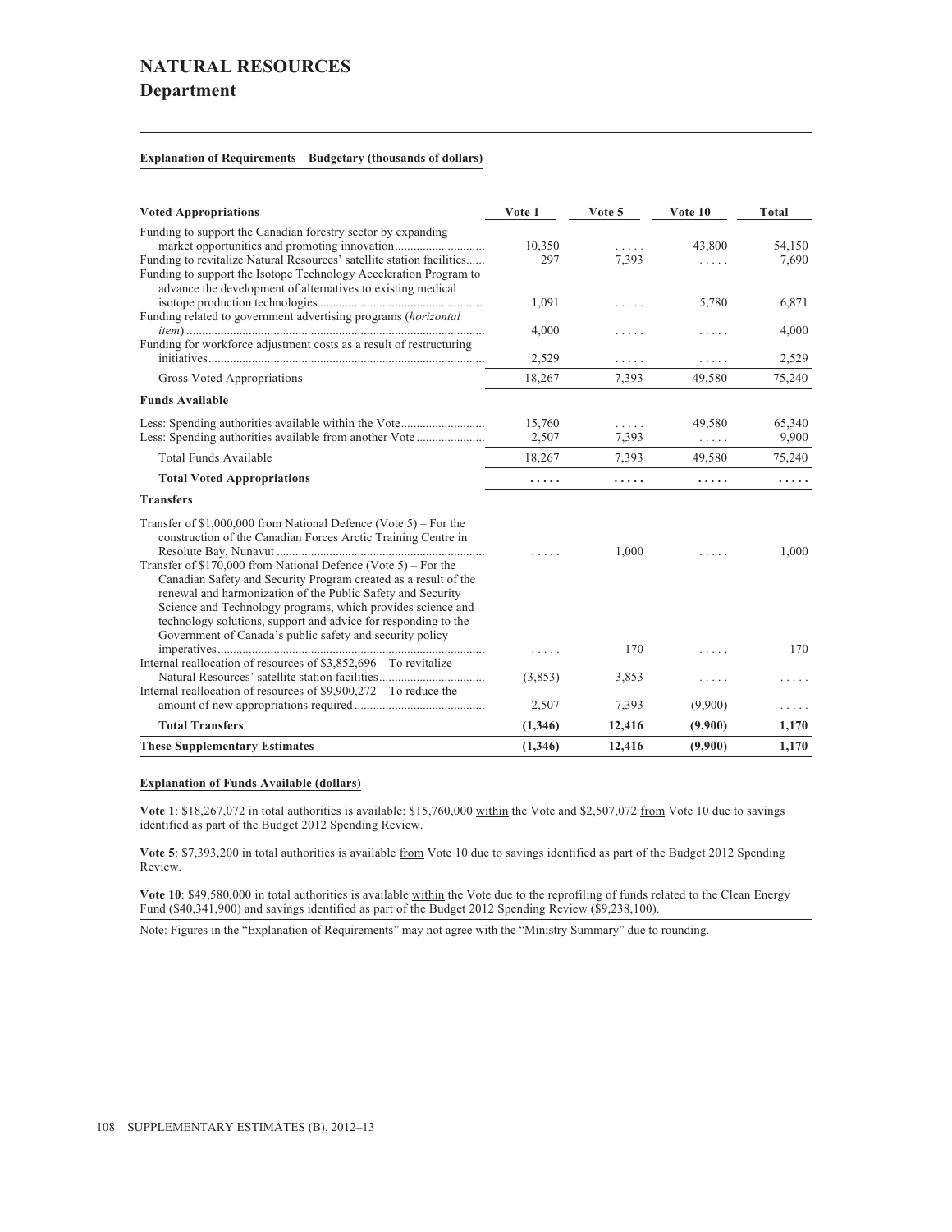# NATURAL RESOURCES

## Department

**Explanation of Requirements – Budgetary (thousands of dollars)**

| **Voted Appropriations** | **Vote 1** | **Vote 5** | **Vote 10** | **Total** |
|---|---|---|---|---|
| Funding to support the Canadian forestry sector by expanding market opportunities and promoting innovation | 10,350 | ..... | 43,800 | 54,150 |
| Funding to revitalize Natural Resources' satellite station facilities | 297 | 7,393 | ..... | 7,690 |
| Funding to support the Isotope Technology Acceleration Program to advance the development of alternatives to existing medical isotope production technologies | 1,091 | ..... | 5,780 | 6,871 |
| Funding related to government advertising programs (*horizontal item*) | 4,000 | ..... | ..... | 4,000 |
| Funding for workforce adjustment costs as a result of restructuring initiatives | 2,529 | ..... | ..... | 2,529 |
| Gross Voted Appropriations | 18,267 | 7,393 | 49,580 | 75,240 |
| **Funds Available** | | | | |
| Less: Spending authorities available within the Vote | 15,760 | ..... | 49,580 | 65,340 |
| Less: Spending authorities available from another Vote | 2,507 | 7,393 | ..... | 9,900 |
| Total Funds Available | 18,267 | 7,393 | 49,580 | 75,240 |
| **Total Voted Appropriations** | **.....** | **.....** | **.....** | **.....** |
| **Transfers** | | | | |
| Transfer of $1,000,000 from National Defence (Vote 5) – For the construction of the Canadian Forces Arctic Training Centre in Resolute Bay, Nunavut | ..... | 1,000 | ..... | 1,000 |
| Transfer of $170,000 from National Defence (Vote 5) – For the Canadian Safety and Security Program created as a result of the renewal and harmonization of the Public Safety and Security Science and Technology programs, which provides science and technology solutions, support and advice for responding to the Government of Canada's public safety and security policy imperatives | ..... | 170 | ..... | 170 |
| Internal reallocation of resources of $3,852,696 – To revitalize Natural Resources' satellite station facilities | (3,853) | 3,853 | ..... | ..... |
| Internal reallocation of resources of $9,900,272 – To reduce the amount of new appropriations required | 2,507 | 7,393 | (9,900) | ..... |
| **Total Transfers** | **(1,346)** | **12,416** | **(9,900)** | **1,170** |
| **These Supplementary Estimates** | **(1,346)** | **12,416** | **(9,900)** | **1,170** |

**Explanation of Funds Available (dollars)**

**Vote 1**: $18,267,072 in total authorities is available: $15,760,000 within the Vote and $2,507,072 from Vote 10 due to savings identified as part of the Budget 2012 Spending Review.

**Vote 5**: $7,393,200 in total authorities is available from Vote 10 due to savings identified as part of the Budget 2012 Spending Review.

**Vote 10**: $49,580,000 in total authorities is available within the Vote due to the reprofiling of funds related to the Clean Energy Fund ($40,341,900) and savings identified as part of the Budget 2012 Spending Review ($9,238,100).

Note: Figures in the "Explanation of Requirements" may not agree with the "Ministry Summary" due to rounding.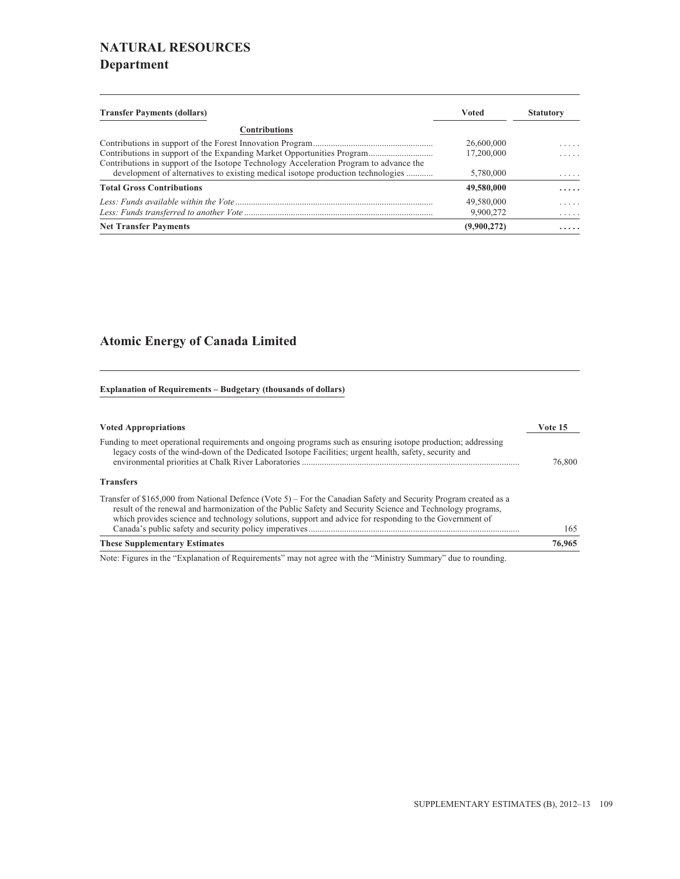# NATURAL RESOURCES

## Department

| Transfer Payments (dollars) | Voted | Statutory |
|---|---|---|
| **Contributions** | | |
| Contributions in support of the Forest Innovation Program | 26,600,000 | ..... |
| Contributions in support of the Expanding Market Opportunities Program | 17,200,000 | ..... |
| Contributions in support of the Isotope Technology Acceleration Program to advance the development of alternatives to existing medical isotope production technologies | 5,780,000 | ..... |
| **Total Gross Contributions** | **49,580,000** | **.....** |
| *Less: Funds available within the Vote* | 49,580,000 | ..... |
| *Less: Funds transferred to another Vote* | 9,900,272 | ..... |
| **Net Transfer Payments** | **(9,900,272)** | **.....** |

## Atomic Energy of Canada Limited

**Explanation of Requirements – Budgetary (thousands of dollars)**

| Voted Appropriations | Vote 15 |
|---|---|
| Funding to meet operational requirements and ongoing programs such as ensuring isotope production; addressing legacy costs of the wind-down of the Dedicated Isotope Facilities; urgent health, safety, security and environmental priorities at Chalk River Laboratories | 76,800 |
| **Transfers** | |
| Transfer of $165,000 from National Defence (Vote 5) – For the Canadian Safety and Security Program created as a result of the renewal and harmonization of the Public Safety and Security Science and Technology programs, which provides science and technology solutions, support and advice for responding to the Government of Canada's public safety and security policy imperatives | 165 |
| **These Supplementary Estimates** | **76,965** |

Note: Figures in the "Explanation of Requirements" may not agree with the "Ministry Summary" due to rounding.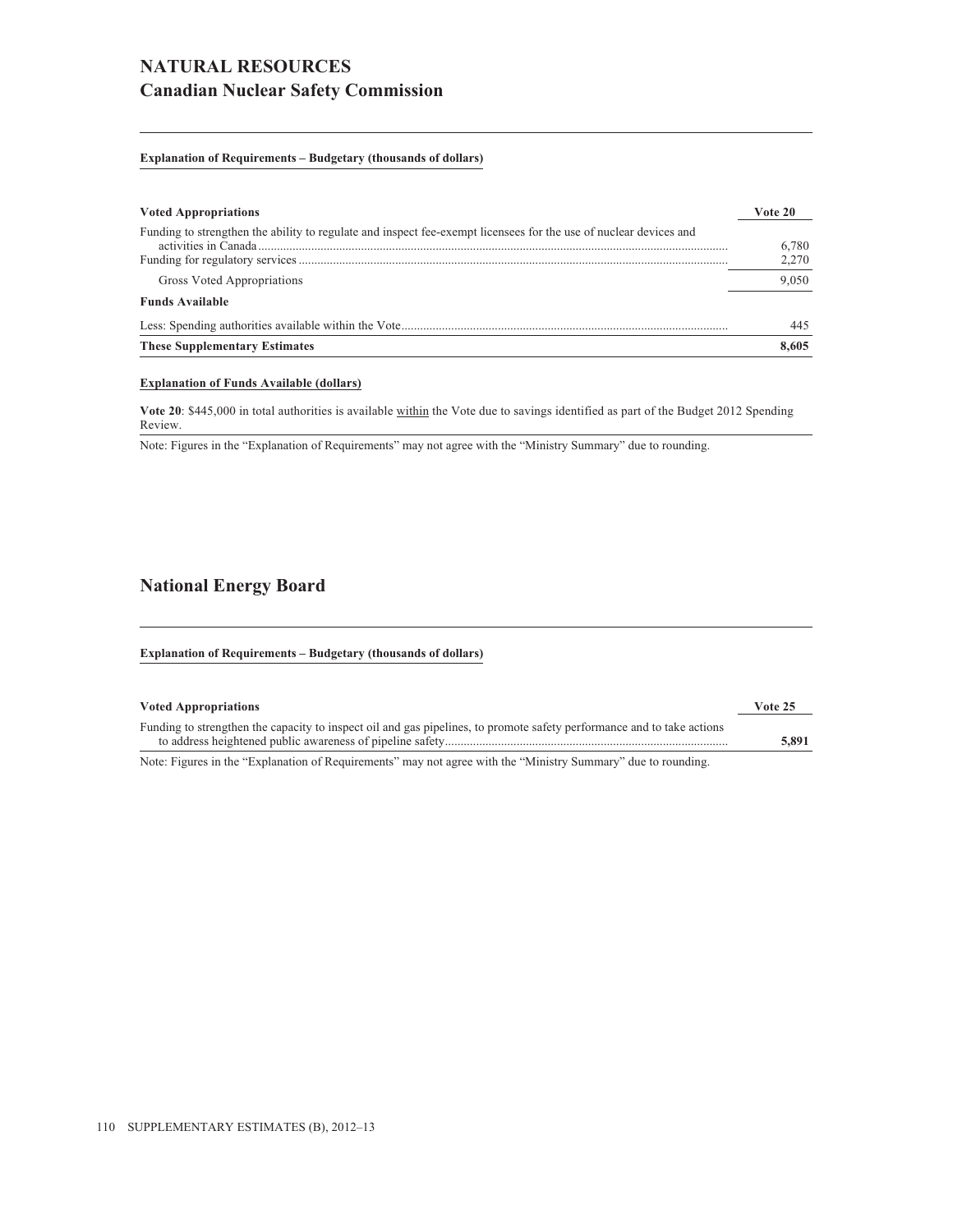# NATURAL RESOURCES

## Canadian Nuclear Safety Commission

**Explanation of Requirements – Budgetary (thousands of dollars)**

| **Voted Appropriations** | **Vote 20** |
|---|---|
| Funding to strengthen the ability to regulate and inspect fee-exempt licensees for the use of nuclear devices and activities in Canada | 6,780 |
| Funding for regulatory services | 2,270 |
| Gross Voted Appropriations | 9,050 |
| **Funds Available** | |
| Less: Spending authorities available within the Vote | 445 |
| **These Supplementary Estimates** | **8,605** |

**Explanation of Funds Available (dollars)**

**Vote 20**: $445,000 in total authorities is available within the Vote due to savings identified as part of the Budget 2012 Spending Review.

Note: Figures in the "Explanation of Requirements" may not agree with the "Ministry Summary" due to rounding.

## National Energy Board

**Explanation of Requirements – Budgetary (thousands of dollars)**

| **Voted Appropriations** | **Vote 25** |
|---|---|
| Funding to strengthen the capacity to inspect oil and gas pipelines, to promote safety performance and to take actions to address heightened public awareness of pipeline safety | **5,891** |

Note: Figures in the "Explanation of Requirements" may not agree with the "Ministry Summary" due to rounding.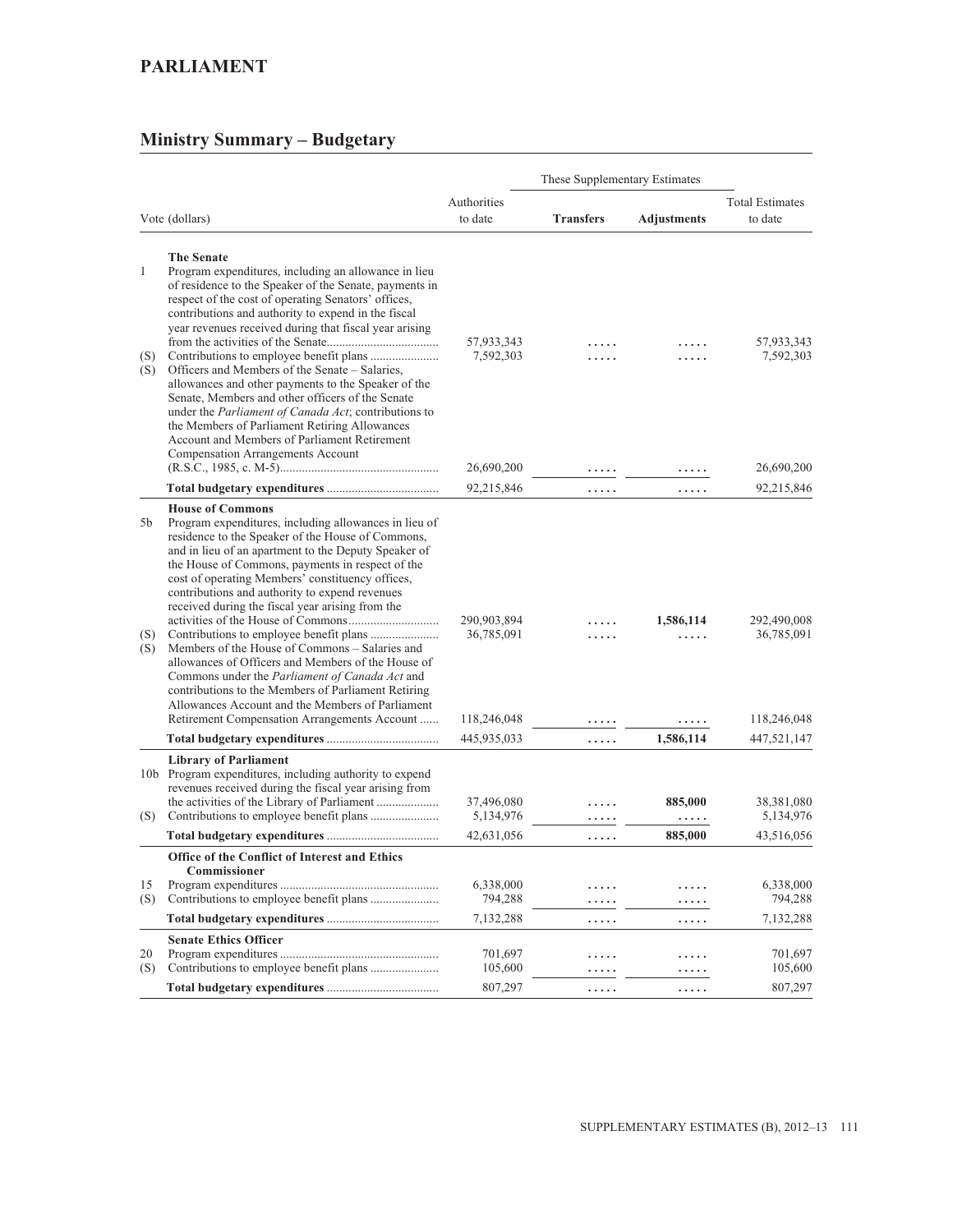## PARLIAMENT

## Ministry Summary – Budgetary

| Vote (dollars) | | Authorities to date | These Supplementary Estimates | | Total Estimates to date |
|---|---|---|---|---|---|
| | | | **Transfers** | **Adjustments** | |
| | **The Senate** | | | | |
| 1 | Program expenditures, including an allowance in lieu of residence to the Speaker of the Senate, payments in respect of the cost of operating Senators' offices, contributions and authority to expend in the fiscal year revenues received during that fiscal year arising from the activities of the Senate | 57,933,343 | ..... | ..... | 57,933,343 |
| (S) | Contributions to employee benefit plans | 7,592,303 | ..... | ..... | 7,592,303 |
| (S) | Officers and Members of the Senate – Salaries, allowances and other payments to the Speaker of the Senate, Members and other officers of the Senate under the *Parliament of Canada Act*; contributions to the Members of Parliament Retiring Allowances Account and Members of Parliament Retirement Compensation Arrangements Account (R.S.C., 1985, c. M-5) | 26,690,200 | ..... | ..... | 26,690,200 |
| | **Total budgetary expenditures** | 92,215,846 | ..... | ..... | 92,215,846 |
| | **House of Commons** | | | | |
| 5b | Program expenditures, including allowances in lieu of residence to the Speaker of the House of Commons, and in lieu of an apartment to the Deputy Speaker of the House of Commons, payments in respect of the cost of operating Members' constituency offices, contributions and authority to expend revenues received during the fiscal year arising from the activities of the House of Commons | 290,903,894 | ..... | **1,586,114** | 292,490,008 |
| (S) | Contributions to employee benefit plans | 36,785,091 | ..... | ..... | 36,785,091 |
| (S) | Members of the House of Commons – Salaries and allowances of Officers and Members of the House of Commons under the *Parliament of Canada Act* and contributions to the Members of Parliament Retiring Allowances Account and the Members of Parliament Retirement Compensation Arrangements Account | 118,246,048 | ..... | ..... | 118,246,048 |
| | **Total budgetary expenditures** | 445,935,033 | ..... | **1,586,114** | 447,521,147 |
| | **Library of Parliament** | | | | |
| 10b | Program expenditures, including authority to expend revenues received during the fiscal year arising from the activities of the Library of Parliament | 37,496,080 | ..... | **885,000** | 38,381,080 |
| (S) | Contributions to employee benefit plans | 5,134,976 | ..... | ..... | 5,134,976 |
| | **Total budgetary expenditures** | 42,631,056 | ..... | **885,000** | 43,516,056 |
| | **Office of the Conflict of Interest and Ethics Commissioner** | | | | |
| 15 | Program expenditures | 6,338,000 | ..... | ..... | 6,338,000 |
| (S) | Contributions to employee benefit plans | 794,288 | ..... | ..... | 794,288 |
| | **Total budgetary expenditures** | 7,132,288 | ..... | ..... | 7,132,288 |
| | **Senate Ethics Officer** | | | | |
| 20 | Program expenditures | 701,697 | ..... | ..... | 701,697 |
| (S) | Contributions to employee benefit plans | 105,600 | ..... | ..... | 105,600 |
| | **Total budgetary expenditures** | 807,297 | ..... | ..... | 807,297 |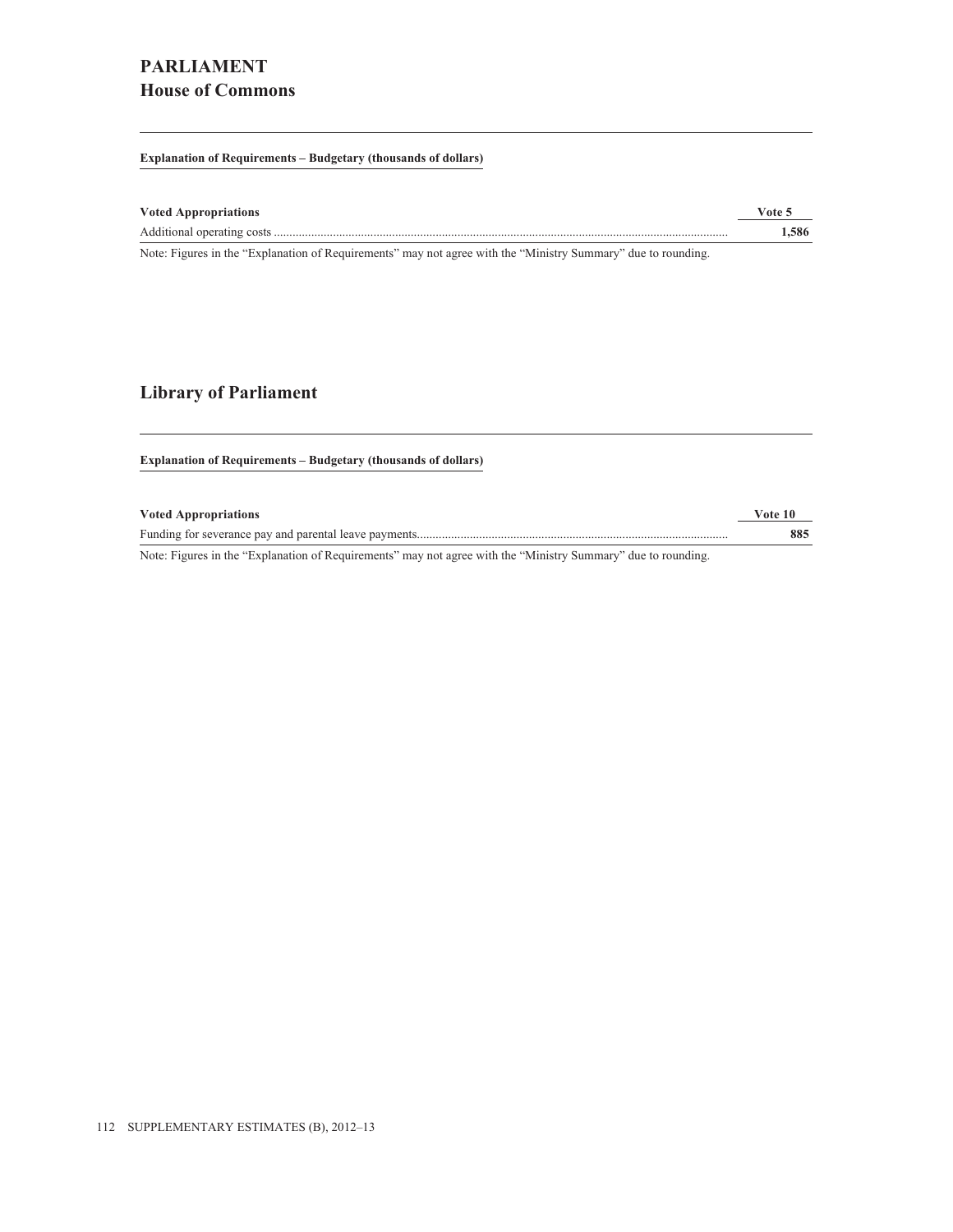# PARLIAMENT

## House of Commons

**Explanation of Requirements – Budgetary (thousands of dollars)**

| Voted Appropriations | Vote 5 |
|---|---|
| Additional operating costs | **1,586** |

Note: Figures in the "Explanation of Requirements" may not agree with the "Ministry Summary" due to rounding.

## Library of Parliament

**Explanation of Requirements – Budgetary (thousands of dollars)**

| Voted Appropriations | Vote 10 |
|---|---|
| Funding for severance pay and parental leave payments | **885** |

Note: Figures in the "Explanation of Requirements" may not agree with the "Ministry Summary" due to rounding.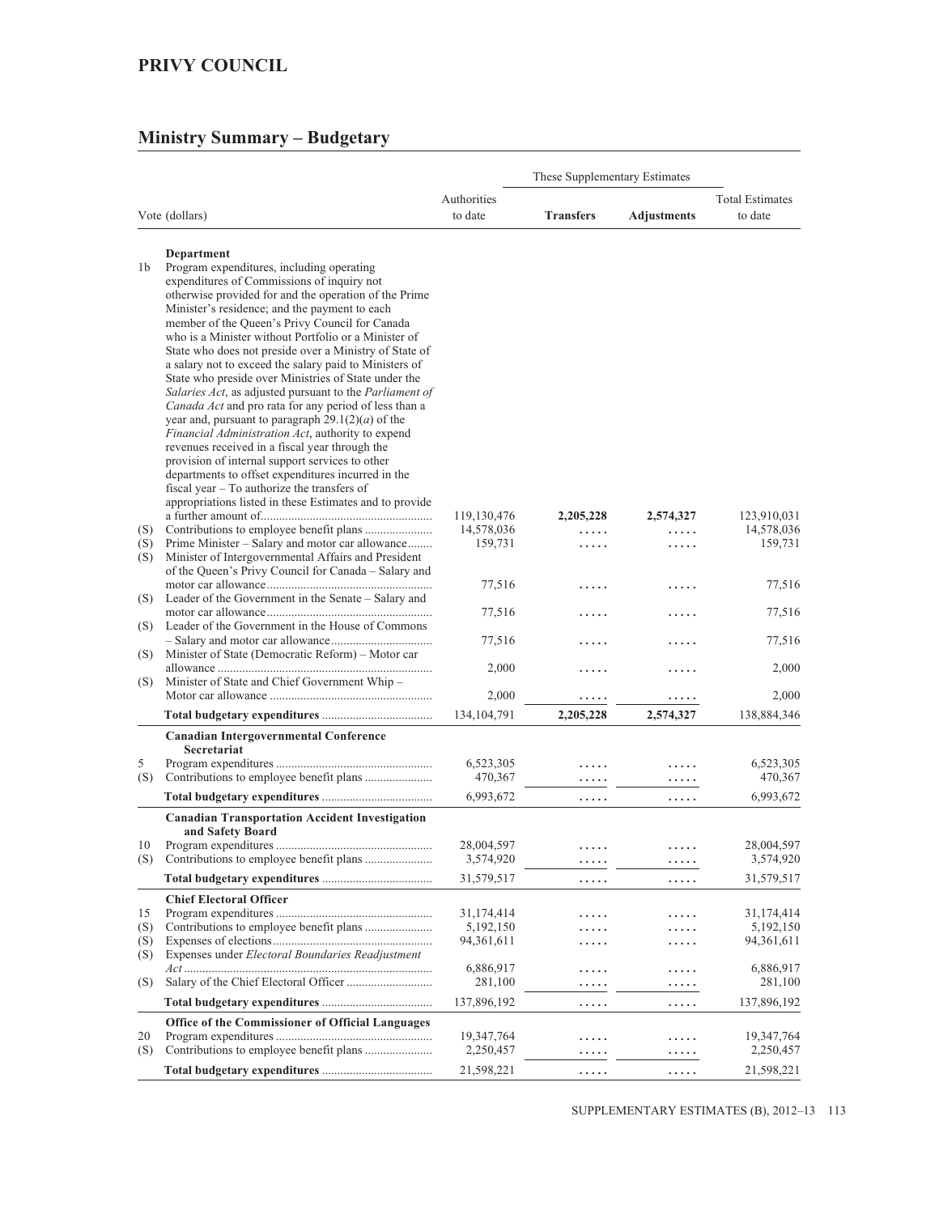## PRIVY COUNCIL

## Ministry Summary – Budgetary

| Vote (dollars) | | Authorities to date | These Supplementary Estimates | | Total Estimates to date |
|---|---|---|---|---|---|
| | | | **Transfers** | **Adjustments** | |
| | **Department** | | | | |
| 1b | Program expenditures, including operating expenditures of Commissions of inquiry not otherwise provided for and the operation of the Prime Minister's residence; and the payment to each member of the Queen's Privy Council for Canada who is a Minister without Portfolio or a Minister of State who does not preside over a Ministry of State of a salary not to exceed the salary paid to Ministers of State who preside over Ministries of State under the *Salaries Act*, as adjusted pursuant to the *Parliament of Canada Act* and pro rata for any period of less than a year and, pursuant to paragraph 29.1(2)(*a*) of the *Financial Administration Act*, authority to expend revenues received in a fiscal year through the provision of internal support services to other departments to offset expenditures incurred in the fiscal year – To authorize the transfers of appropriations listed in these Estimates and to provide a further amount of | 119,130,476 | **2,205,228** | **2,574,327** | 123,910,031 |
| (S) | Contributions to employee benefit plans | 14,578,036 | ..... | ..... | 14,578,036 |
| (S) | Prime Minister – Salary and motor car allowance | 159,731 | ..... | ..... | 159,731 |
| (S) | Minister of Intergovernmental Affairs and President of the Queen's Privy Council for Canada – Salary and motor car allowance | 77,516 | ..... | ..... | 77,516 |
| (S) | Leader of the Government in the Senate – Salary and motor car allowance | 77,516 | ..... | ..... | 77,516 |
| (S) | Leader of the Government in the House of Commons – Salary and motor car allowance | 77,516 | ..... | ..... | 77,516 |
| (S) | Minister of State (Democratic Reform) – Motor car allowance | 2,000 | ..... | ..... | 2,000 |
| (S) | Minister of State and Chief Government Whip – Motor car allowance | 2,000 | ..... | ..... | 2,000 |
| | **Total budgetary expenditures** | 134,104,791 | **2,205,228** | **2,574,327** | 138,884,346 |
| | **Canadian Intergovernmental Conference Secretariat** | | | | |
| 5 | Program expenditures | 6,523,305 | ..... | ..... | 6,523,305 |
| (S) | Contributions to employee benefit plans | 470,367 | ..... | ..... | 470,367 |
| | **Total budgetary expenditures** | 6,993,672 | ..... | ..... | 6,993,672 |
| | **Canadian Transportation Accident Investigation and Safety Board** | | | | |
| 10 | Program expenditures | 28,004,597 | ..... | ..... | 28,004,597 |
| (S) | Contributions to employee benefit plans | 3,574,920 | ..... | ..... | 3,574,920 |
| | **Total budgetary expenditures** | 31,579,517 | ..... | ..... | 31,579,517 |
| | **Chief Electoral Officer** | | | | |
| 15 | Program expenditures | 31,174,414 | ..... | ..... | 31,174,414 |
| (S) | Contributions to employee benefit plans | 5,192,150 | ..... | ..... | 5,192,150 |
| (S) | Expenses of elections | 94,361,611 | ..... | ..... | 94,361,611 |
| (S) | Expenses under *Electoral Boundaries Readjustment Act* | 6,886,917 | ..... | ..... | 6,886,917 |
| (S) | Salary of the Chief Electoral Officer | 281,100 | ..... | ..... | 281,100 |
| | **Total budgetary expenditures** | 137,896,192 | ..... | ..... | 137,896,192 |
| | **Office of the Commissioner of Official Languages** | | | | |
| 20 | Program expenditures | 19,347,764 | ..... | ..... | 19,347,764 |
| (S) | Contributions to employee benefit plans | 2,250,457 | ..... | ..... | 2,250,457 |
| | **Total budgetary expenditures** | 21,598,221 | ..... | ..... | 21,598,221 |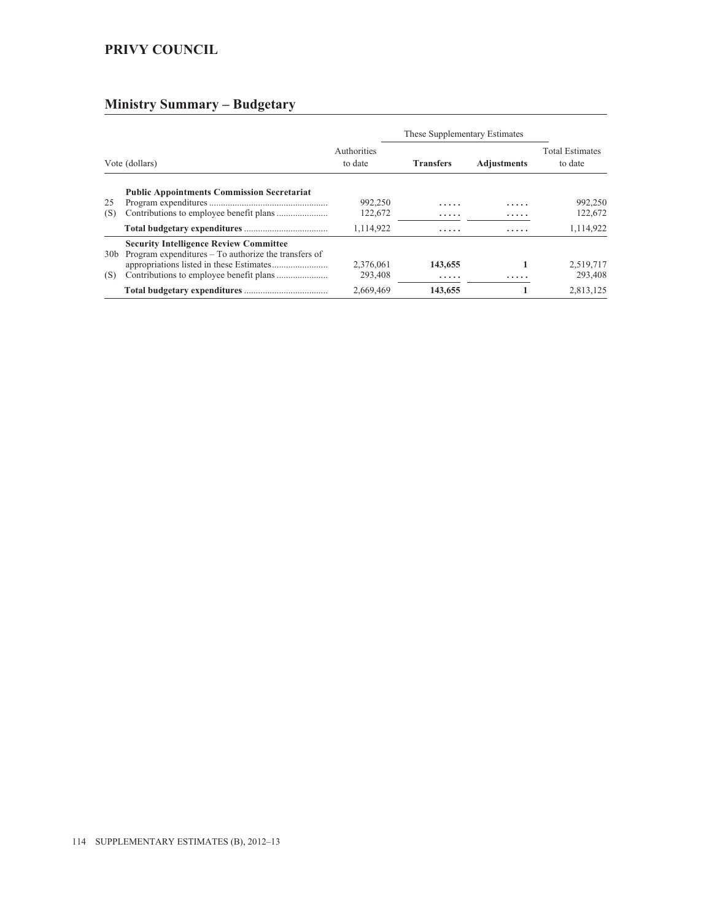## PRIVY COUNCIL

### Ministry Summary – Budgetary

| Vote (dollars) | | Authorities to date | These Supplementary Estimates | | Total Estimates to date |
|---|---|---|---|---|---|
| | | | **Transfers** | **Adjustments** | |
| | **Public Appointments Commission Secretariat** | | | | |
| 25 | Program expenditures | 992,250 | ..... | ..... | 992,250 |
| (S) | Contributions to employee benefit plans | 122,672 | ..... | ..... | 122,672 |
| | **Total budgetary expenditures** | 1,114,922 | ..... | ..... | 1,114,922 |
| | **Security Intelligence Review Committee** | | | | |
| 30b | Program expenditures – To authorize the transfers of appropriations listed in these Estimates | 2,376,061 | **143,655** | **1** | 2,519,717 |
| (S) | Contributions to employee benefit plans | 293,408 | ..... | ..... | 293,408 |
| | **Total budgetary expenditures** | 2,669,469 | **143,655** | **1** | 2,813,125 |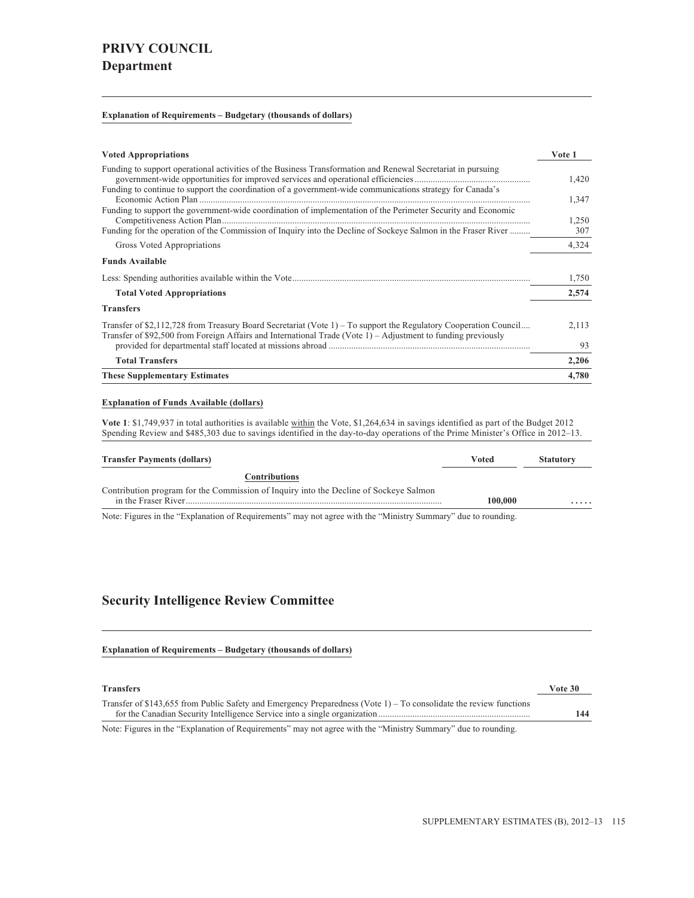# PRIVY COUNCIL

## Department

**Explanation of Requirements – Budgetary (thousands of dollars)**

| **Voted Appropriations** | **Vote 1** |
|---|---|
| Funding to support operational activities of the Business Transformation and Renewal Secretariat in pursuing government-wide opportunities for improved services and operational efficiencies | 1,420 |
| Funding to continue to support the coordination of a government-wide communications strategy for Canada's Economic Action Plan | 1,347 |
| Funding to support the government-wide coordination of implementation of the Perimeter Security and Economic Competitiveness Action Plan | 1,250 |
| Funding for the operation of the Commission of Inquiry into the Decline of Sockeye Salmon in the Fraser River | 307 |
| Gross Voted Appropriations | 4,324 |
| **Funds Available** | |
| Less: Spending authorities available within the Vote | 1,750 |
| **Total Voted Appropriations** | **2,574** |
| **Transfers** | |
| Transfer of $2,112,728 from Treasury Board Secretariat (Vote 1) – To support the Regulatory Cooperation Council | 2,113 |
| Transfer of $92,500 from Foreign Affairs and International Trade (Vote 1) – Adjustment to funding previously provided for departmental staff located at missions abroad | 93 |
| **Total Transfers** | **2,206** |
| **These Supplementary Estimates** | **4,780** |

**Explanation of Funds Available (dollars)**

**Vote 1**: $1,749,937 in total authorities is available within the Vote, $1,264,634 in savings identified as part of the Budget 2012 Spending Review and $485,303 due to savings identified in the day-to-day operations of the Prime Minister's Office in 2012–13.

| **Transfer Payments (dollars)** | **Voted** | **Statutory** |
|---|---|---|
| **Contributions** | | |
| Contribution program for the Commission of Inquiry into the Decline of Sockeye Salmon in the Fraser River | **100,000** | ..... |

Note: Figures in the "Explanation of Requirements" may not agree with the "Ministry Summary" due to rounding.

## Security Intelligence Review Committee

**Explanation of Requirements – Budgetary (thousands of dollars)**

| **Transfers** | **Vote 30** |
|---|---|
| Transfer of $143,655 from Public Safety and Emergency Preparedness (Vote 1) – To consolidate the review functions for the Canadian Security Intelligence Service into a single organization | **144** |

Note: Figures in the "Explanation of Requirements" may not agree with the "Ministry Summary" due to rounding.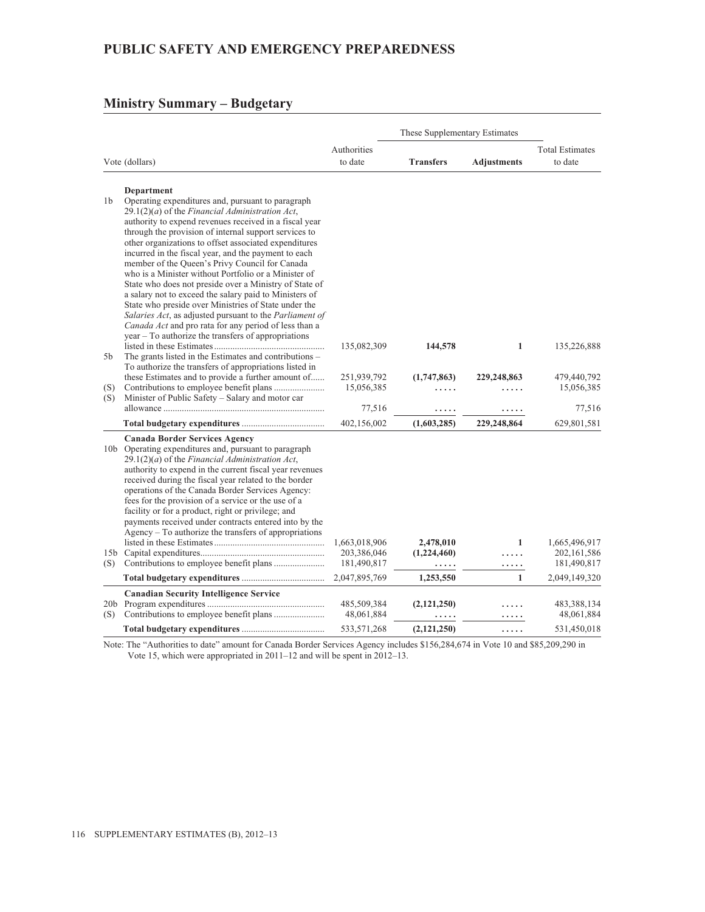# PUBLIC SAFETY AND EMERGENCY PREPAREDNESS

## Ministry Summary – Budgetary

| Vote (dollars) | | Authorities to date | These Supplementary Estimates Transfers | Adjustments | Total Estimates to date |
|---|---|---|---|---|---|
| | **Department** | | | | |
| 1b | Operating expenditures and, pursuant to paragraph 29.1(2)(*a*) of the *Financial Administration Act*, authority to expend revenues received in a fiscal year through the provision of internal support services to other organizations to offset associated expenditures incurred in the fiscal year, and the payment to each member of the Queen's Privy Council for Canada who is a Minister without Portfolio or a Minister of State who does not preside over a Ministry of State of a salary not to exceed the salary paid to Ministers of State who preside over Ministries of State under the *Salaries Act*, as adjusted pursuant to the *Parliament of Canada Act* and pro rata for any period of less than a year – To authorize the transfers of appropriations listed in these Estimates | 135,082,309 | **144,578** | **1** | 135,226,888 |
| 5b | The grants listed in the Estimates and contributions – To authorize the transfers of appropriations listed in these Estimates and to provide a further amount of | 251,939,792 | **(1,747,863)** | **229,248,863** | 479,440,792 |
| (S) | Contributions to employee benefit plans | 15,056,385 | ..... | ..... | 15,056,385 |
| (S) | Minister of Public Safety – Salary and motor car allowance | 77,516 | ..... | ..... | 77,516 |
| | **Total budgetary expenditures** | 402,156,002 | **(1,603,285)** | **229,248,864** | 629,801,581 |
| | **Canada Border Services Agency** | | | | |
| 10b | Operating expenditures and, pursuant to paragraph 29.1(2)(*a*) of the *Financial Administration Act*, authority to expend in the current fiscal year revenues received during the fiscal year related to the border operations of the Canada Border Services Agency: fees for the provision of a service or the use of a facility or for a product, right or privilege; and payments received under contracts entered into by the Agency – To authorize the transfers of appropriations listed in these Estimates | 1,663,018,906 | **2,478,010** | **1** | 1,665,496,917 |
| 15b | Capital expenditures | 203,386,046 | **(1,224,460)** | ..... | 202,161,586 |
| (S) | Contributions to employee benefit plans | 181,490,817 | ..... | ..... | 181,490,817 |
| | **Total budgetary expenditures** | 2,047,895,769 | **1,253,550** | **1** | 2,049,149,320 |
| | **Canadian Security Intelligence Service** | | | | |
| 20b | Program expenditures | 485,509,384 | **(2,121,250)** | ..... | 483,388,134 |
| (S) | Contributions to employee benefit plans | 48,061,884 | ..... | ..... | 48,061,884 |
| | **Total budgetary expenditures** | 533,571,268 | **(2,121,250)** | ..... | 531,450,018 |

Note: The "Authorities to date" amount for Canada Border Services Agency includes $156,284,674 in Vote 10 and $85,209,290 in Vote 15, which were appropriated in 2011–12 and will be spent in 2012–13.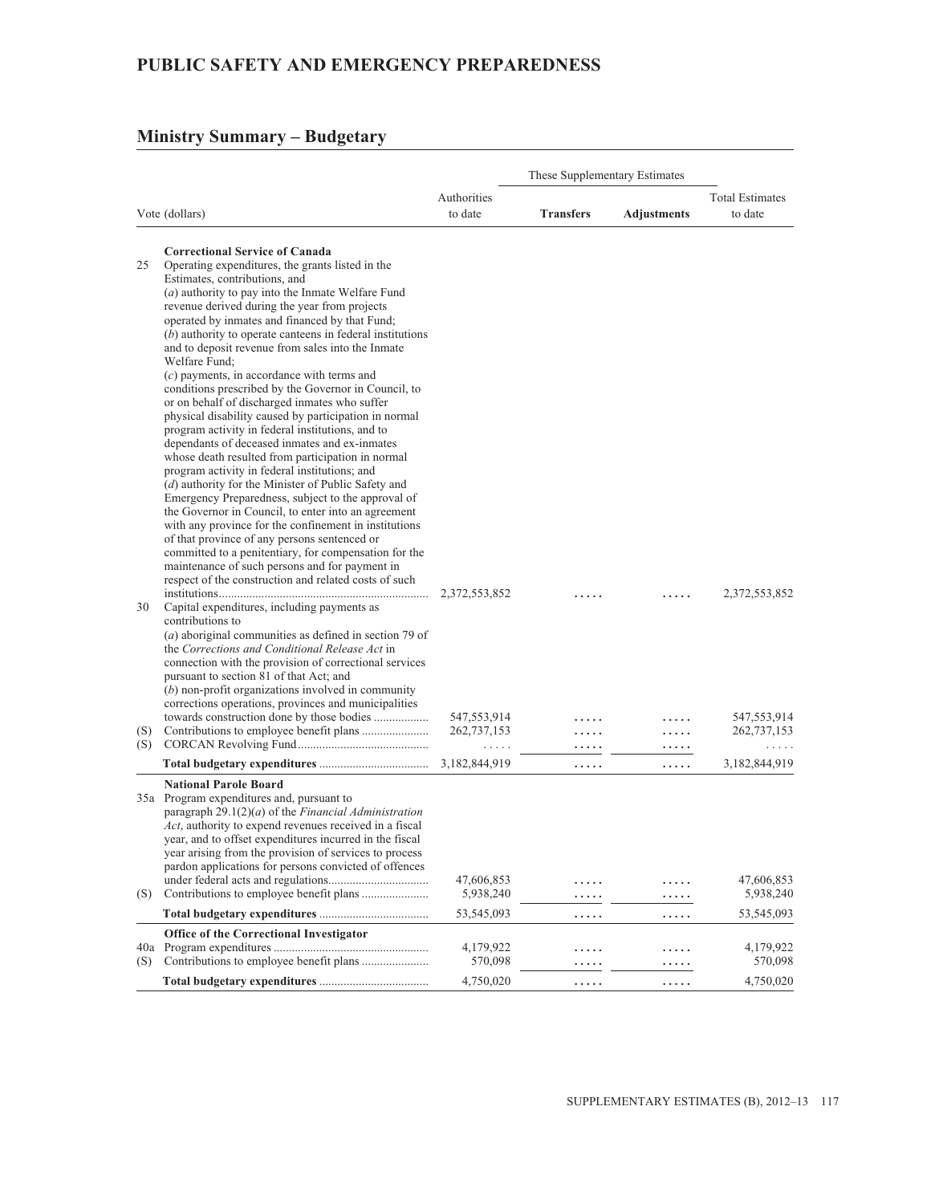## PUBLIC SAFETY AND EMERGENCY PREPAREDNESS

### Ministry Summary – Budgetary

| Vote (dollars) | | Authorities to date | These Supplementary Estimates | | Total Estimates to date |
|---|---|---|---|---|---|
| | | | **Transfers** | **Adjustments** | |
| | **Correctional Service of Canada** | | | | |
| 25 | Operating expenditures, the grants listed in the Estimates, contributions, and (*a*) authority to pay into the Inmate Welfare Fund revenue derived during the year from projects operated by inmates and financed by that Fund; (*b*) authority to operate canteens in federal institutions and to deposit revenue from sales into the Inmate Welfare Fund; (*c*) payments, in accordance with terms and conditions prescribed by the Governor in Council, to or on behalf of discharged inmates who suffer physical disability caused by participation in normal program activity in federal institutions, and to dependants of deceased inmates and ex-inmates whose death resulted from participation in normal program activity in federal institutions; and (*d*) authority for the Minister of Public Safety and Emergency Preparedness, subject to the approval of the Governor in Council, to enter into an agreement with any province for the confinement in institutions of that province of any persons sentenced or committed to a penitentiary, for compensation for the maintenance of such persons and for payment in respect of the construction and related costs of such institutions | 2,372,553,852 | ..... | ..... | 2,372,553,852 |
| 30 | Capital expenditures, including payments as contributions to (*a*) aboriginal communities as defined in section 79 of the *Corrections and Conditional Release Act* in connection with the provision of correctional services pursuant to section 81 of that Act; and (*b*) non-profit organizations involved in community corrections operations, provinces and municipalities towards construction done by those bodies | 547,553,914 | ..... | ..... | 547,553,914 |
| (S) | Contributions to employee benefit plans | 262,737,153 | ..... | ..... | 262,737,153 |
| (S) | CORCAN Revolving Fund | ..... | ..... | ..... | ..... |
| | **Total budgetary expenditures** | 3,182,844,919 | ..... | ..... | 3,182,844,919 |
| | **National Parole Board** | | | | |
| 35a | Program expenditures and, pursuant to paragraph 29.1(2)(*a*) of the *Financial Administration Act*, authority to expend revenues received in a fiscal year, and to offset expenditures incurred in the fiscal year arising from the provision of services to process pardon applications for persons convicted of offences under federal acts and regulations | 47,606,853 | ..... | ..... | 47,606,853 |
| (S) | Contributions to employee benefit plans | 5,938,240 | ..... | ..... | 5,938,240 |
| | **Total budgetary expenditures** | 53,545,093 | ..... | ..... | 53,545,093 |
| | **Office of the Correctional Investigator** | | | | |
| 40a | Program expenditures | 4,179,922 | ..... | ..... | 4,179,922 |
| (S) | Contributions to employee benefit plans | 570,098 | ..... | ..... | 570,098 |
| | **Total budgetary expenditures** | 4,750,020 | ..... | ..... | 4,750,020 |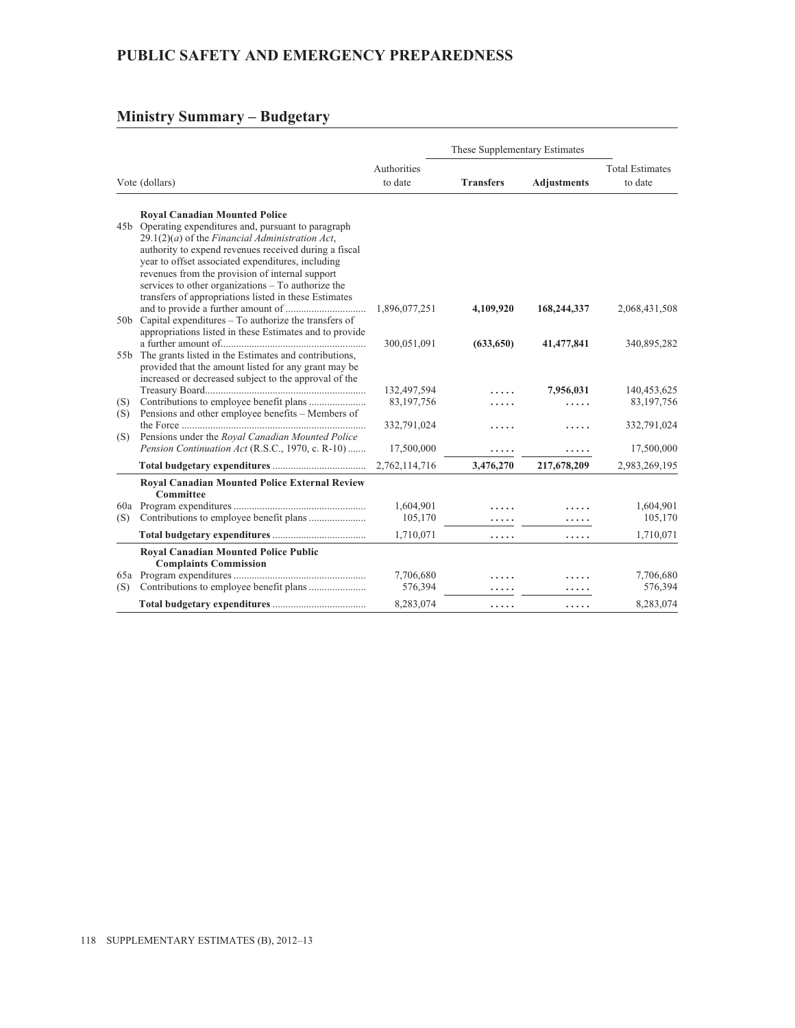# PUBLIC SAFETY AND EMERGENCY PREPAREDNESS

## Ministry Summary – Budgetary

| Vote (dollars) | | Authorities to date | These Supplementary Estimates | | Total Estimates to date |
|---|---|---|---|---|---|
| | | | **Transfers** | **Adjustments** | |
| | **Royal Canadian Mounted Police** | | | | |
| 45b | Operating expenditures and, pursuant to paragraph 29.1(2)(*a*) of the *Financial Administration Act*, authority to expend revenues received during a fiscal year to offset associated expenditures, including revenues from the provision of internal support services to other organizations – To authorize the transfers of appropriations listed in these Estimates and to provide a further amount of | 1,896,077,251 | **4,109,920** | **168,244,337** | 2,068,431,508 |
| 50b | Capital expenditures – To authorize the transfers of appropriations listed in these Estimates and to provide a further amount of | 300,051,091 | **(633,650)** | **41,477,841** | 340,895,282 |
| 55b | The grants listed in the Estimates and contributions, provided that the amount listed for any grant may be increased or decreased subject to the approval of the Treasury Board | 132,497,594 | ..... | **7,956,031** | 140,453,625 |
| (S) | Contributions to employee benefit plans | 83,197,756 | ..... | ..... | 83,197,756 |
| (S) | Pensions and other employee benefits – Members of the Force | 332,791,024 | ..... | ..... | 332,791,024 |
| (S) | Pensions under the *Royal Canadian Mounted Police Pension Continuation Act* (R.S.C., 1970, c. R-10) | 17,500,000 | ..... | ..... | 17,500,000 |
| | **Total budgetary expenditures** | 2,762,114,716 | **3,476,270** | **217,678,209** | 2,983,269,195 |
| | **Royal Canadian Mounted Police External Review Committee** | | | | |
| 60a | Program expenditures | 1,604,901 | ..... | ..... | 1,604,901 |
| (S) | Contributions to employee benefit plans | 105,170 | ..... | ..... | 105,170 |
| | **Total budgetary expenditures** | 1,710,071 | ..... | ..... | 1,710,071 |
| | **Royal Canadian Mounted Police Public Complaints Commission** | | | | |
| 65a | Program expenditures | 7,706,680 | ..... | ..... | 7,706,680 |
| (S) | Contributions to employee benefit plans | 576,394 | ..... | ..... | 576,394 |
| | **Total budgetary expenditures** | 8,283,074 | ..... | ..... | 8,283,074 |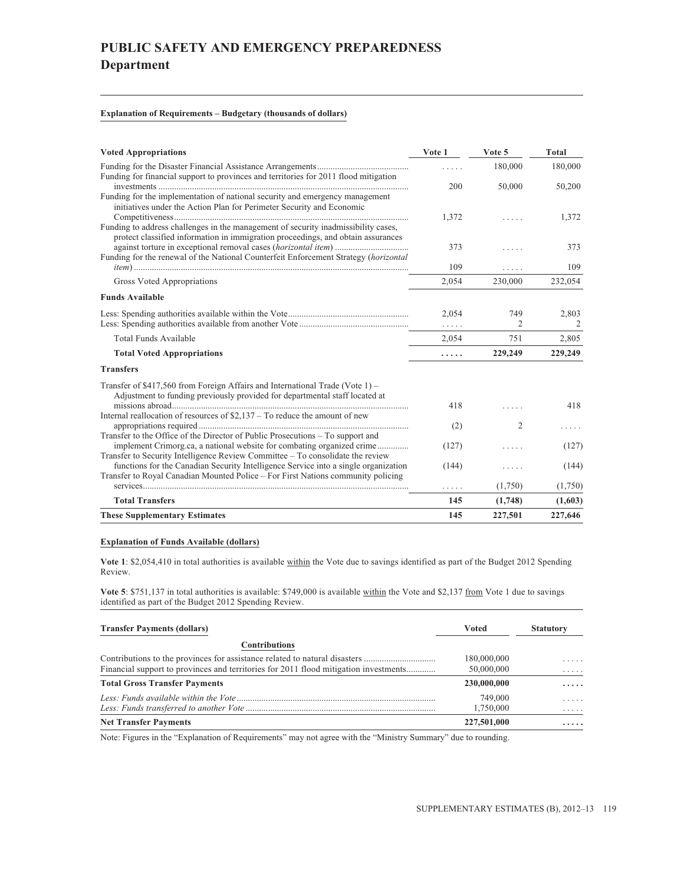# PUBLIC SAFETY AND EMERGENCY PREPAREDNESS

## Department

**Explanation of Requirements – Budgetary (thousands of dollars)**

| Voted Appropriations | Vote 1 | Vote 5 | Total |
|---|---|---|---|
| Funding for the Disaster Financial Assistance Arrangements | ..... | 180,000 | 180,000 |
| Funding for financial support to provinces and territories for 2011 flood mitigation investments | 200 | 50,000 | 50,200 |
| Funding for the implementation of national security and emergency management initiatives under the Action Plan for Perimeter Security and Economic Competitiveness | 1,372 | ..... | 1,372 |
| Funding to address challenges in the management of security inadmissibility cases, protect classified information in immigration proceedings, and obtain assurances against torture in exceptional removal cases (*horizontal item*) | 373 | ..... | 373 |
| Funding for the renewal of the National Counterfeit Enforcement Strategy (*horizontal item*) | 109 | ..... | 109 |
| Gross Voted Appropriations | 2,054 | 230,000 | 232,054 |
| **Funds Available** | | | |
| Less: Spending authorities available within the Vote | 2,054 | 749 | 2,803 |
| Less: Spending authorities available from another Vote | ..... | 2 | 2 |
| Total Funds Available | 2,054 | 751 | 2,805 |
| **Total Voted Appropriations** | **.....** | **229,249** | **229,249** |
| **Transfers** | | | |
| Transfer of $417,560 from Foreign Affairs and International Trade (Vote 1) – Adjustment to funding previously provided for departmental staff located at missions abroad | 418 | ..... | 418 |
| Internal reallocation of resources of $2,137 – To reduce the amount of new appropriations required | (2) | 2 | ..... |
| Transfer to the Office of the Director of Public Prosecutions – To support and implement Crimorg.ca, a national website for combating organized crime | (127) | ..... | (127) |
| Transfer to Security Intelligence Review Committee – To consolidate the review functions for the Canadian Security Intelligence Service into a single organization | (144) | ..... | (144) |
| Transfer to Royal Canadian Mounted Police – For First Nations community policing services | ..... | (1,750) | (1,750) |
| **Total Transfers** | **145** | **(1,748)** | **(1,603)** |
| **These Supplementary Estimates** | **145** | **227,501** | **227,646** |

**Explanation of Funds Available (dollars)**

**Vote 1**: $2,054,410 in total authorities is available within the Vote due to savings identified as part of the Budget 2012 Spending Review.

**Vote 5**: $751,137 in total authorities is available: $749,000 is available within the Vote and $2,137 from Vote 1 due to savings identified as part of the Budget 2012 Spending Review.

| Transfer Payments (dollars) | Voted | Statutory |
|---|---|---|
| **Contributions** | | |
| Contributions to the provinces for assistance related to natural disasters | 180,000,000 | ..... |
| Financial support to provinces and territories for 2011 flood mitigation investments | 50,000,000 | ..... |
| **Total Gross Transfer Payments** | **230,000,000** | **.....** |
| *Less: Funds available within the Vote* | 749,000 | ..... |
| *Less: Funds transferred to another Vote* | 1,750,000 | ..... |
| **Net Transfer Payments** | **227,501,000** | **.....** |

Note: Figures in the "Explanation of Requirements" may not agree with the "Ministry Summary" due to rounding.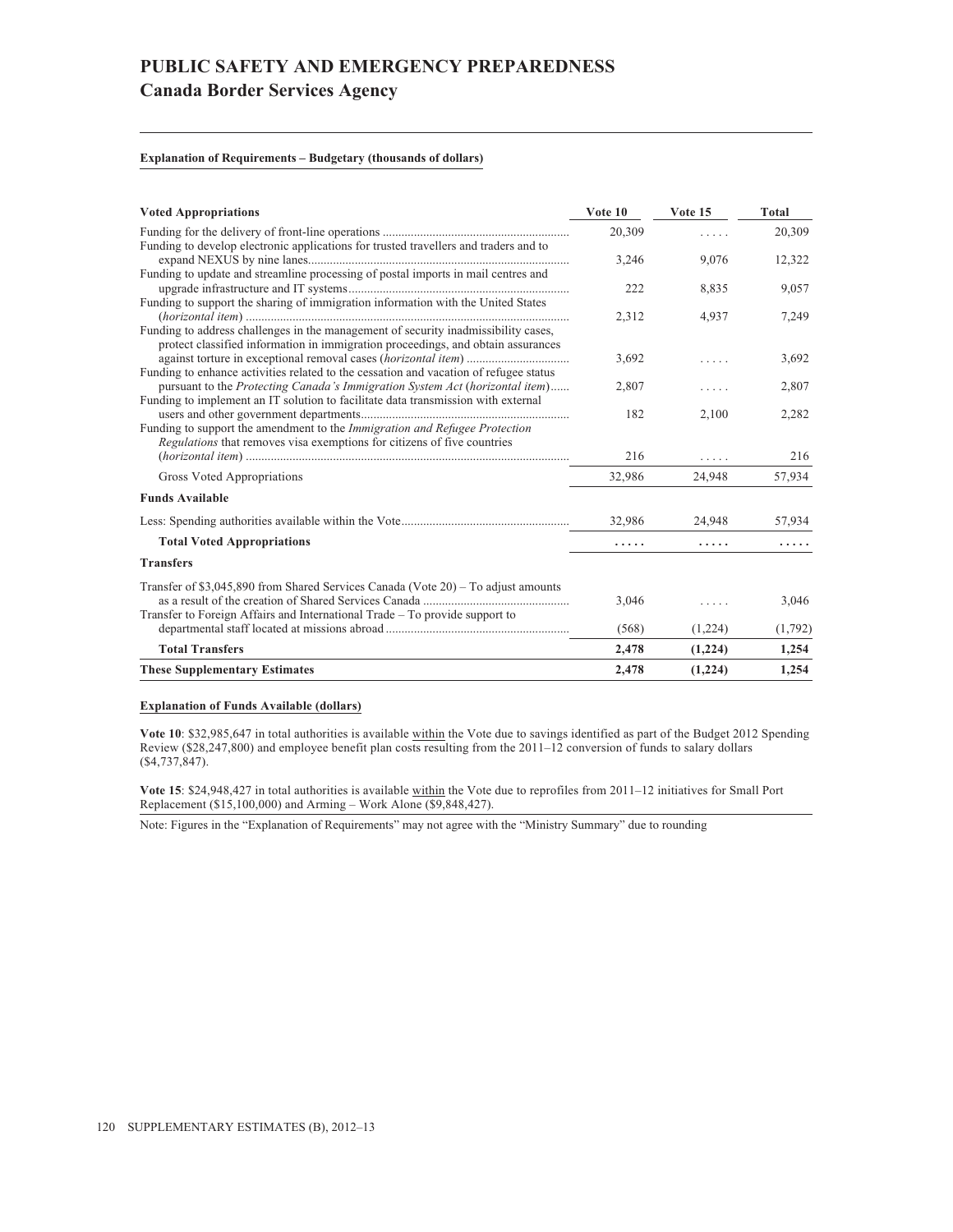# PUBLIC SAFETY AND EMERGENCY PREPAREDNESS

## Canada Border Services Agency

**Explanation of Requirements – Budgetary (thousands of dollars)**

| Voted Appropriations | Vote 10 | Vote 15 | Total |
|---|---|---|---|
| Funding for the delivery of front-line operations | 20,309 | ..... | 20,309 |
| Funding to develop electronic applications for trusted travellers and traders and to expand NEXUS by nine lanes | 3,246 | 9,076 | 12,322 |
| Funding to update and streamline processing of postal imports in mail centres and upgrade infrastructure and IT systems | 222 | 8,835 | 9,057 |
| Funding to support the sharing of immigration information with the United States (*horizontal item*) | 2,312 | 4,937 | 7,249 |
| Funding to address challenges in the management of security inadmissibility cases, protect classified information in immigration proceedings, and obtain assurances against torture in exceptional removal cases (*horizontal item*) | 3,692 | ..... | 3,692 |
| Funding to enhance activities related to the cessation and vacation of refugee status pursuant to the *Protecting Canada's Immigration System Act* (*horizontal item*) | 2,807 | ..... | 2,807 |
| Funding to implement an IT solution to facilitate data transmission with external users and other government departments | 182 | 2,100 | 2,282 |
| Funding to support the amendment to the *Immigration and Refugee Protection Regulations* that removes visa exemptions for citizens of five countries (*horizontal item*) | 216 | ..... | 216 |
| Gross Voted Appropriations | 32,986 | 24,948 | 57,934 |
| **Funds Available** | | | |
| Less: Spending authorities available within the Vote | 32,986 | 24,948 | 57,934 |
| **Total Voted Appropriations** | **.....** | **.....** | **.....** |
| **Transfers** | | | |
| Transfer of $3,045,890 from Shared Services Canada (Vote 20) – To adjust amounts as a result of the creation of Shared Services Canada | 3,046 | ..... | 3,046 |
| Transfer to Foreign Affairs and International Trade – To provide support to departmental staff located at missions abroad | (568) | (1,224) | (1,792) |
| **Total Transfers** | **2,478** | **(1,224)** | **1,254** |
| **These Supplementary Estimates** | **2,478** | **(1,224)** | **1,254** |

**Explanation of Funds Available (dollars)**

**Vote 10**: $32,985,647 in total authorities is available within the Vote due to savings identified as part of the Budget 2012 Spending Review ($28,247,800) and employee benefit plan costs resulting from the 2011–12 conversion of funds to salary dollars ($4,737,847).

**Vote 15**: $24,948,427 in total authorities is available within the Vote due to reprofiles from 2011–12 initiatives for Small Port Replacement ($15,100,000) and Arming – Work Alone ($9,848,427).

Note: Figures in the "Explanation of Requirements" may not agree with the "Ministry Summary" due to rounding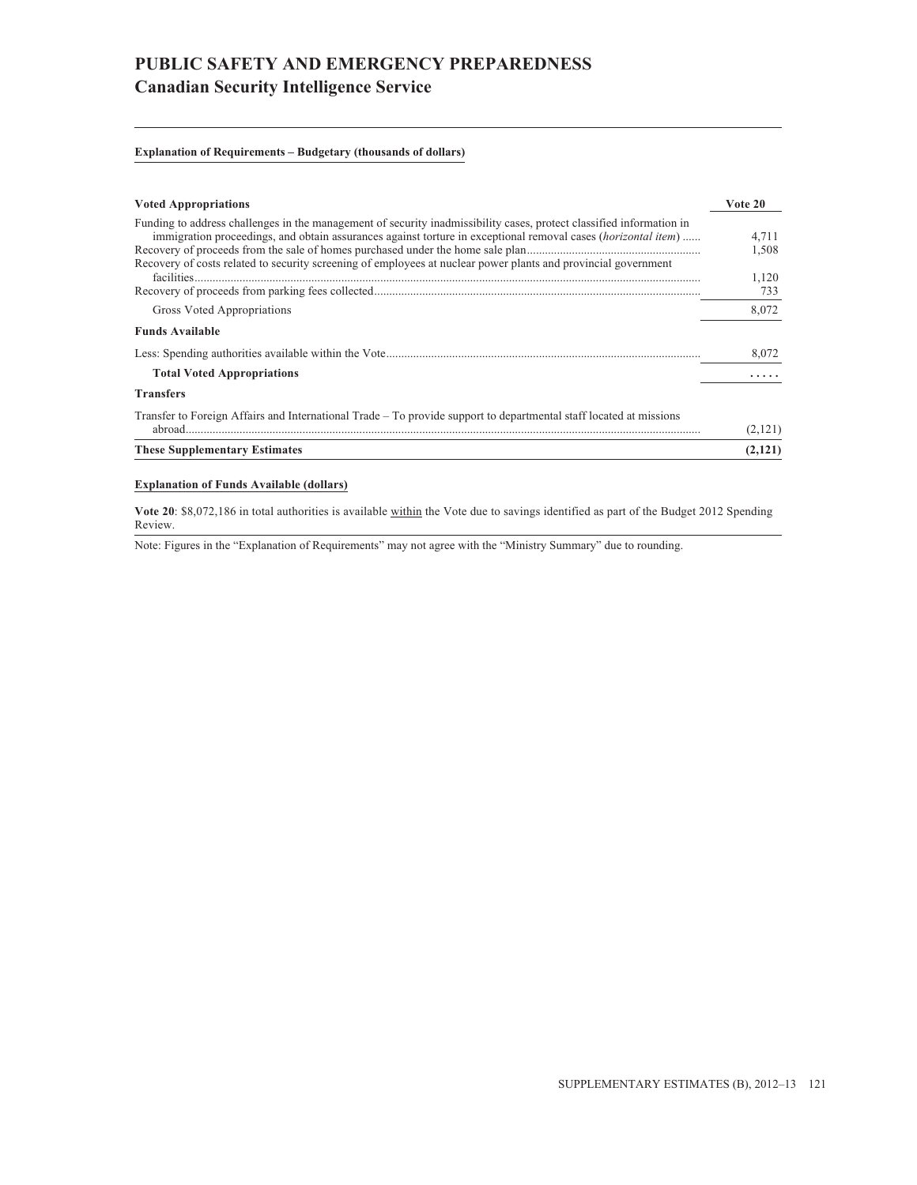# PUBLIC SAFETY AND EMERGENCY PREPAREDNESS

## Canadian Security Intelligence Service

**Explanation of Requirements – Budgetary (thousands of dollars)**

| **Voted Appropriations** | **Vote 20** |
|---|---|
| Funding to address challenges in the management of security inadmissibility cases, protect classified information in immigration proceedings, and obtain assurances against torture in exceptional removal cases (*horizontal item*) | 4,711 |
| Recovery of proceeds from the sale of homes purchased under the home sale plan | 1,508 |
| Recovery of costs related to security screening of employees at nuclear power plants and provincial government facilities | 1,120 |
| Recovery of proceeds from parking fees collected | 733 |
| Gross Voted Appropriations | 8,072 |
| **Funds Available** | |
| Less: Spending authorities available within the Vote | 8,072 |
| **Total Voted Appropriations** | ..... |
| **Transfers** | |
| Transfer to Foreign Affairs and International Trade – To provide support to departmental staff located at missions abroad | (2,121) |
| **These Supplementary Estimates** | **(2,121)** |

**Explanation of Funds Available (dollars)**

**Vote 20**: $8,072,186 in total authorities is available within the Vote due to savings identified as part of the Budget 2012 Spending Review.

Note: Figures in the "Explanation of Requirements" may not agree with the "Ministry Summary" due to rounding.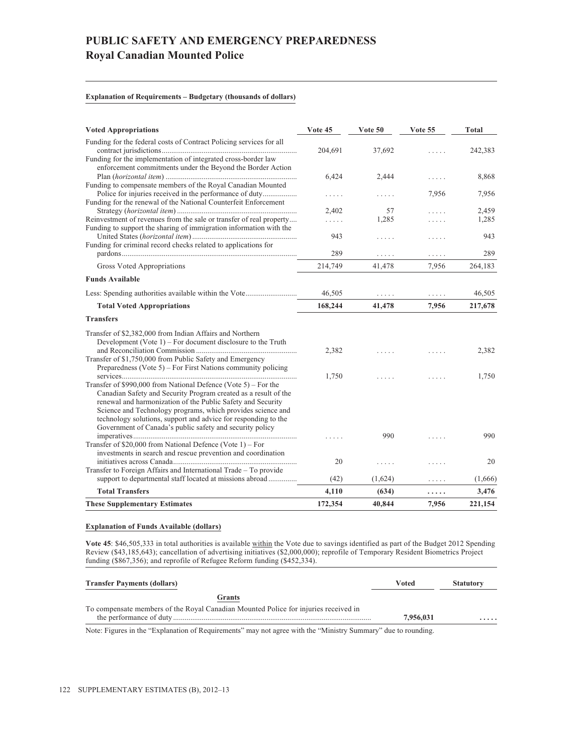# PUBLIC SAFETY AND EMERGENCY PREPAREDNESS

## Royal Canadian Mounted Police

**Explanation of Requirements – Budgetary (thousands of dollars)**

| Voted Appropriations | Vote 45 | Vote 50 | Vote 55 | Total |
|---|---|---|---|---|
| Funding for the federal costs of Contract Policing services for all contract jurisdictions | 204,691 | 37,692 | ..... | 242,383 |
| Funding for the implementation of integrated cross-border law enforcement commitments under the Beyond the Border Action Plan (*horizontal item*) | 6,424 | 2,444 | ..... | 8,868 |
| Funding to compensate members of the Royal Canadian Mounted Police for injuries received in the performance of duty | ..... | ..... | 7,956 | 7,956 |
| Funding for the renewal of the National Counterfeit Enforcement Strategy (*horizontal item*) | 2,402 | 57 | ..... | 2,459 |
| Reinvestment of revenues from the sale or transfer of real property | ..... | 1,285 | ..... | 1,285 |
| Funding to support the sharing of immigration information with the United States (*horizontal item*) | 943 | ..... | ..... | 943 |
| Funding for criminal record checks related to applications for pardons | 289 | ..... | ..... | 289 |
| Gross Voted Appropriations | 214,749 | 41,478 | 7,956 | 264,183 |
| **Funds Available** | | | | |
| Less: Spending authorities available within the Vote | 46,505 | ..... | ..... | 46,505 |
| **Total Voted Appropriations** | **168,244** | **41,478** | **7,956** | **217,678** |
| **Transfers** | | | | |
| Transfer of $2,382,000 from Indian Affairs and Northern Development (Vote 1) – For document disclosure to the Truth and Reconciliation Commission | 2,382 | ..... | ..... | 2,382 |
| Transfer of $1,750,000 from Public Safety and Emergency Preparedness (Vote 5) – For First Nations community policing services | 1,750 | ..... | ..... | 1,750 |
| Transfer of $990,000 from National Defence (Vote 5) – For the Canadian Safety and Security Program created as a result of the renewal and harmonization of the Public Safety and Security Science and Technology programs, which provides science and technology solutions, support and advice for responding to the Government of Canada's public safety and security policy imperatives | ..... | 990 | ..... | 990 |
| Transfer of $20,000 from National Defence (Vote 1) – For investments in search and rescue prevention and coordination initiatives across Canada | 20 | ..... | ..... | 20 |
| Transfer to Foreign Affairs and International Trade – To provide support to departmental staff located at missions abroad | (42) | (1,624) | ..... | (1,666) |
| **Total Transfers** | **4,110** | **(634)** | **.....** | **3,476** |
| **These Supplementary Estimates** | **172,354** | **40,844** | **7,956** | **221,154** |

**Explanation of Funds Available (dollars)**

**Vote 45**: $46,505,333 in total authorities is available within the Vote due to savings identified as part of the Budget 2012 Spending Review ($43,185,643); cancellation of advertising initiatives ($2,000,000); reprofile of Temporary Resident Biometrics Project funding ($867,356); and reprofile of Refugee Reform funding ($452,334).

| Transfer Payments (dollars) | Voted | Statutory |
|---|---|---|
| **Grants** | | |
| To compensate members of the Royal Canadian Mounted Police for injuries received in the performance of duty | **7,956,031** | **.....** |

Note: Figures in the "Explanation of Requirements" may not agree with the "Ministry Summary" due to rounding.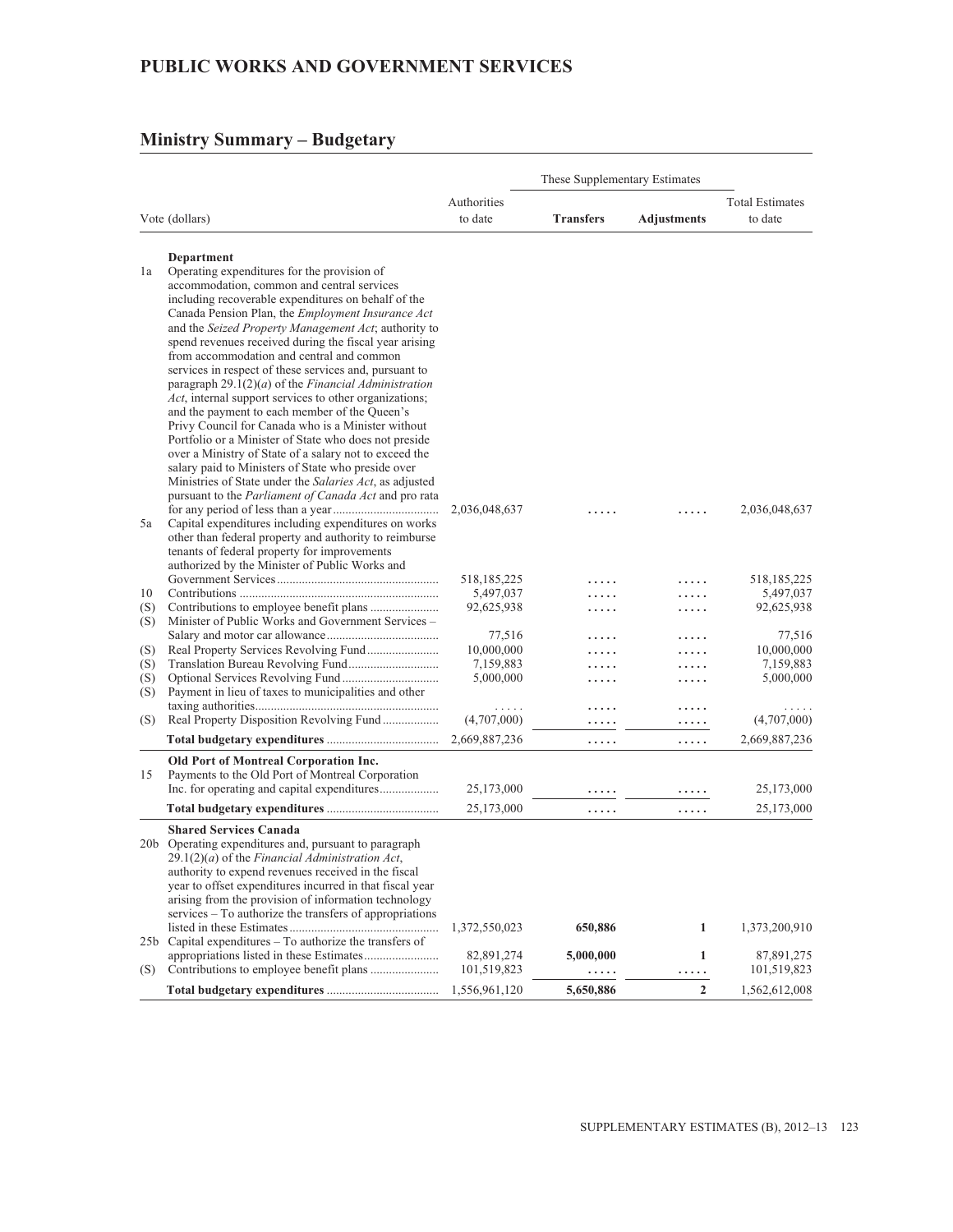# PUBLIC WORKS AND GOVERNMENT SERVICES

## Ministry Summary – Budgetary

| Vote (dollars) | | Authorities to date | These Supplementary Estimates – Transfers | These Supplementary Estimates – Adjustments | Total Estimates to date |
|---|---|---|---|---|---|
| | **Department** | | | | |
| 1a | Operating expenditures for the provision of accommodation, common and central services including recoverable expenditures on behalf of the Canada Pension Plan, the *Employment Insurance Act* and the *Seized Property Management Act*; authority to spend revenues received during the fiscal year arising from accommodation and central and common services in respect of these services and, pursuant to paragraph 29.1(2)(*a*) of the *Financial Administration Act*, internal support services to other organizations; and the payment to each member of the Queen's Privy Council for Canada who is a Minister without Portfolio or a Minister of State who does not preside over a Ministry of State of a salary not to exceed the salary paid to Ministers of State who preside over Ministries of State under the *Salaries Act*, as adjusted pursuant to the *Parliament of Canada Act* and pro rata for any period of less than a year | 2,036,048,637 | ..... | ..... | 2,036,048,637 |
| 5a | Capital expenditures including expenditures on works other than federal property and authority to reimburse tenants of federal property for improvements authorized by the Minister of Public Works and Government Services | 518,185,225 | ..... | ..... | 518,185,225 |
| 10 | Contributions | 5,497,037 | ..... | ..... | 5,497,037 |
| (S) | Contributions to employee benefit plans | 92,625,938 | ..... | ..... | 92,625,938 |
| (S) | Minister of Public Works and Government Services – Salary and motor car allowance | 77,516 | ..... | ..... | 77,516 |
| (S) | Real Property Services Revolving Fund | 10,000,000 | ..... | ..... | 10,000,000 |
| (S) | Translation Bureau Revolving Fund | 7,159,883 | ..... | ..... | 7,159,883 |
| (S) | Optional Services Revolving Fund | 5,000,000 | ..... | ..... | 5,000,000 |
| (S) | Payment in lieu of taxes to municipalities and other taxing authorities | ..... | ..... | ..... | ..... |
| (S) | Real Property Disposition Revolving Fund | (4,707,000) | ..... | ..... | (4,707,000) |
| | **Total budgetary expenditures** | 2,669,887,236 | ..... | ..... | 2,669,887,236 |
| | **Old Port of Montreal Corporation Inc.** | | | | |
| 15 | Payments to the Old Port of Montreal Corporation Inc. for operating and capital expenditures | 25,173,000 | ..... | ..... | 25,173,000 |
| | **Total budgetary expenditures** | 25,173,000 | ..... | ..... | 25,173,000 |
| | **Shared Services Canada** | | | | |
| 20b | Operating expenditures and, pursuant to paragraph 29.1(2)(*a*) of the *Financial Administration Act*, authority to expend revenues received in the fiscal year to offset expenditures incurred in that fiscal year arising from the provision of information technology services – To authorize the transfers of appropriations listed in these Estimates | 1,372,550,023 | **650,886** | **1** | 1,373,200,910 |
| 25b | Capital expenditures – To authorize the transfers of appropriations listed in these Estimates | 82,891,274 | **5,000,000** | **1** | 87,891,275 |
| (S) | Contributions to employee benefit plans | 101,519,823 | ..... | ..... | 101,519,823 |
| | **Total budgetary expenditures** | 1,556,961,120 | **5,650,886** | **2** | 1,562,612,008 |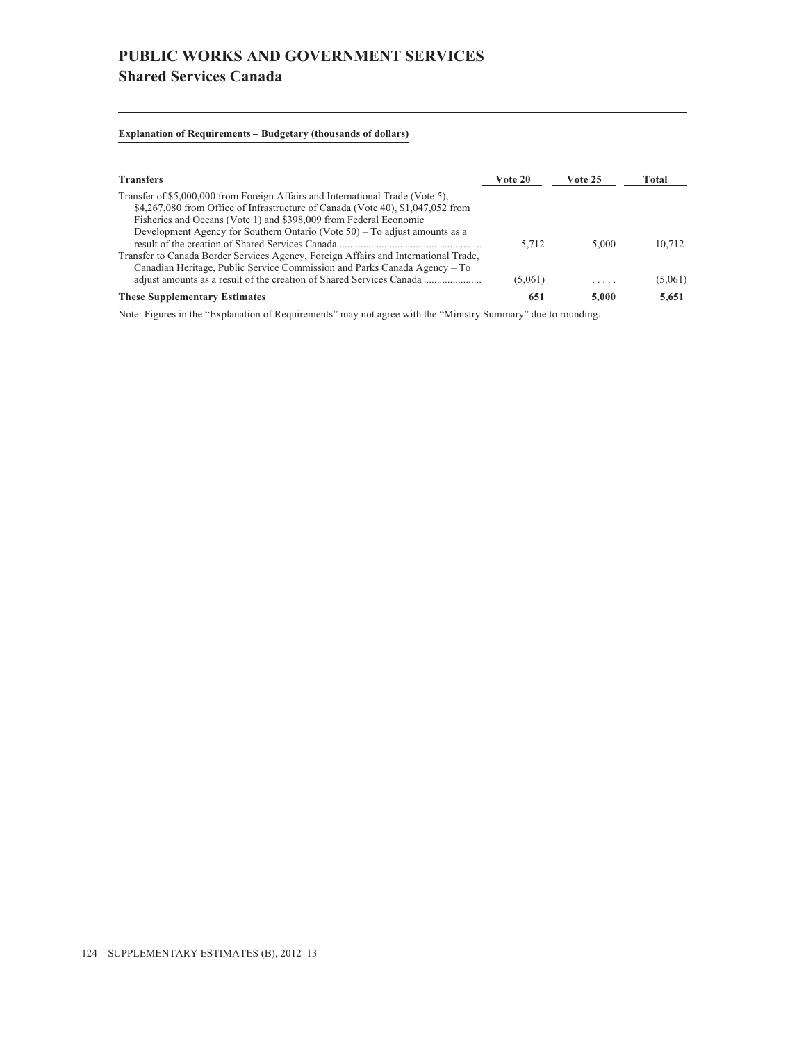# PUBLIC WORKS AND GOVERNMENT SERVICES
## Shared Services Canada

**Explanation of Requirements – Budgetary (thousands of dollars)**

| Transfers | Vote 20 | Vote 25 | Total |
|---|---|---|---|
| Transfer of $5,000,000 from Foreign Affairs and International Trade (Vote 5), $4,267,080 from Office of Infrastructure of Canada (Vote 40), $1,047,052 from Fisheries and Oceans (Vote 1) and $398,009 from Federal Economic Development Agency for Southern Ontario (Vote 50) – To adjust amounts as a result of the creation of Shared Services Canada...................................................... | 5,712 | 5,000 | 10,712 |
| Transfer to Canada Border Services Agency, Foreign Affairs and International Trade, Canadian Heritage, Public Service Commission and Parks Canada Agency – To adjust amounts as a result of the creation of Shared Services Canada ..................... | (5,061) | ..... | (5,061) |
| **These Supplementary Estimates** | **651** | **5,000** | **5,651** |

Note: Figures in the "Explanation of Requirements" may not agree with the "Ministry Summary" due to rounding.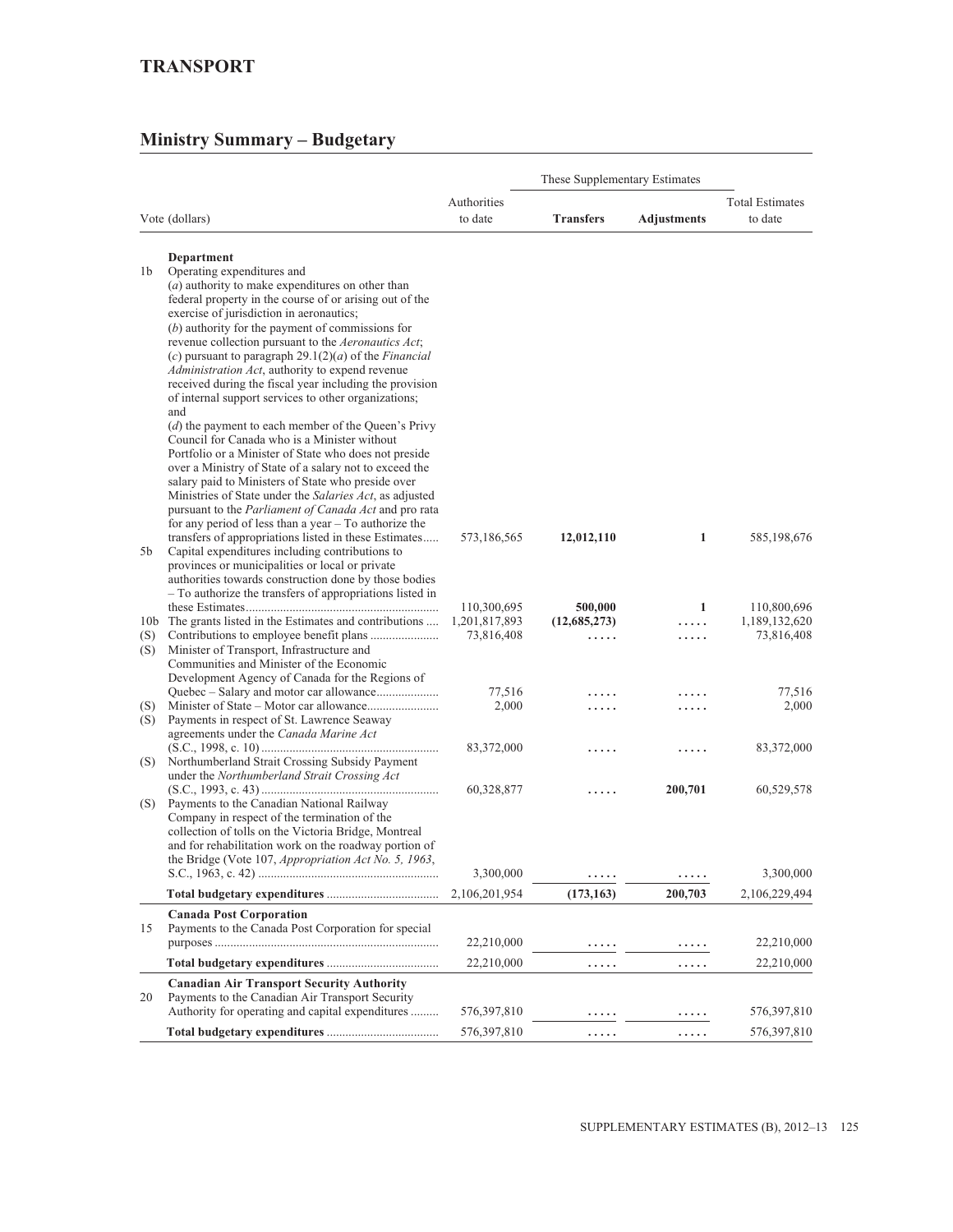## TRANSPORT

### Ministry Summary – Budgetary

| Vote (dollars) | | Authorities to date | These Supplementary Estimates | | Total Estimates to date |
|---|---|---|---|---|---|
| | | | **Transfers** | **Adjustments** | |
| | **Department** | | | | |
| 1b | Operating expenditures and (*a*) authority to make expenditures on other than federal property in the course of or arising out of the exercise of jurisdiction in aeronautics; (*b*) authority for the payment of commissions for revenue collection pursuant to the *Aeronautics Act*; (*c*) pursuant to paragraph 29.1(2)(*a*) of the *Financial Administration Act*, authority to expend revenue received during the fiscal year including the provision of internal support services to other organizations; and (*d*) the payment to each member of the Queen's Privy Council for Canada who is a Minister without Portfolio or a Minister of State who does not preside over a Ministry of State of a salary not to exceed the salary paid to Ministers of State who preside over Ministries of State under the *Salaries Act*, as adjusted pursuant to the *Parliament of Canada Act* and pro rata for any period of less than a year – To authorize the transfers of appropriations listed in these Estimates | 573,186,565 | **12,012,110** | **1** | 585,198,676 |
| 5b | Capital expenditures including contributions to provinces or municipalities or local or private authorities towards construction done by those bodies – To authorize the transfers of appropriations listed in these Estimates | 110,300,695 | **500,000** | **1** | 110,800,696 |
| 10b | The grants listed in the Estimates and contributions | 1,201,817,893 | **(12,685,273)** | ..... | 1,189,132,620 |
| (S) | Contributions to employee benefit plans | 73,816,408 | ..... | ..... | 73,816,408 |
| (S) | Minister of Transport, Infrastructure and Communities and Minister of the Economic Development Agency of Canada for the Regions of Quebec – Salary and motor car allowance | 77,516 | ..... | ..... | 77,516 |
| (S) | Minister of State – Motor car allowance | 2,000 | ..... | ..... | 2,000 |
| (S) | Payments in respect of St. Lawrence Seaway agreements under the *Canada Marine Act* (S.C., 1998, c. 10) | 83,372,000 | ..... | ..... | 83,372,000 |
| (S) | Northumberland Strait Crossing Subsidy Payment under the *Northumberland Strait Crossing Act* (S.C., 1993, c. 43) | 60,328,877 | ..... | **200,701** | 60,529,578 |
| (S) | Payments to the Canadian National Railway Company in respect of the termination of the collection of tolls on the Victoria Bridge, Montreal and for rehabilitation work on the roadway portion of the Bridge (Vote 107, *Appropriation Act No. 5, 1963*, S.C., 1963, c. 42) | 3,300,000 | ..... | ..... | 3,300,000 |
| | **Total budgetary expenditures** | 2,106,201,954 | **(173,163)** | **200,703** | 2,106,229,494 |
| | **Canada Post Corporation** | | | | |
| 15 | Payments to the Canada Post Corporation for special purposes | 22,210,000 | ..... | ..... | 22,210,000 |
| | **Total budgetary expenditures** | 22,210,000 | ..... | ..... | 22,210,000 |
| | **Canadian Air Transport Security Authority** | | | | |
| 20 | Payments to the Canadian Air Transport Security Authority for operating and capital expenditures | 576,397,810 | ..... | ..... | 576,397,810 |
| | **Total budgetary expenditures** | 576,397,810 | ..... | ..... | 576,397,810 |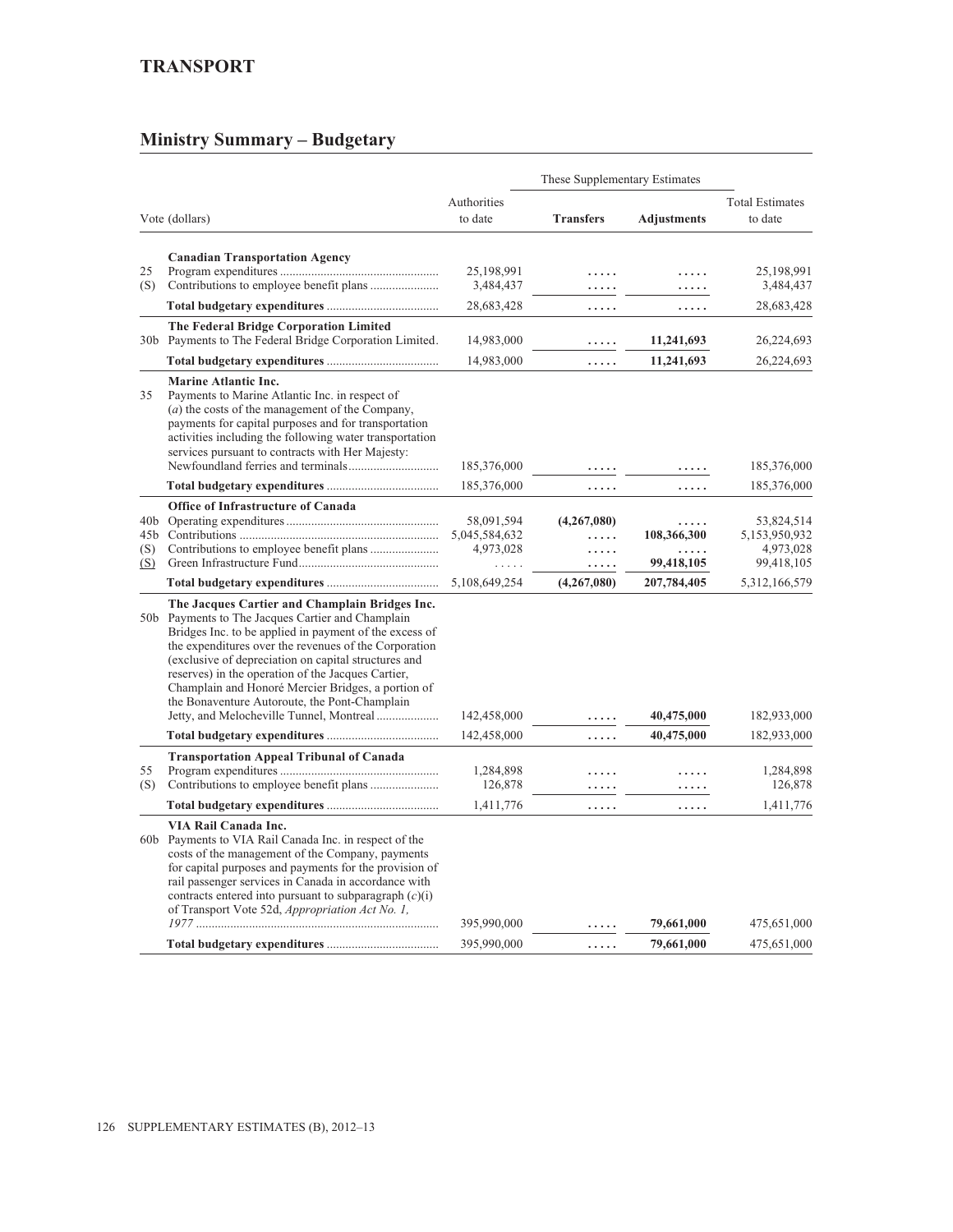## TRANSPORT

## Ministry Summary – Budgetary

| Vote (dollars) | | Authorities to date | These Supplementary Estimates | | Total Estimates to date |
|---|---|---|---|---|---|
| | | | **Transfers** | **Adjustments** | |
| | **Canadian Transportation Agency** | | | | |
| 25 | Program expenditures | 25,198,991 | ..... | ..... | 25,198,991 |
| (S) | Contributions to employee benefit plans | 3,484,437 | ..... | ..... | 3,484,437 |
| | **Total budgetary expenditures** | 28,683,428 | ..... | ..... | 28,683,428 |
| | **The Federal Bridge Corporation Limited** | | | | |
| 30b | Payments to The Federal Bridge Corporation Limited. | 14,983,000 | ..... | **11,241,693** | 26,224,693 |
| | **Total budgetary expenditures** | 14,983,000 | ..... | **11,241,693** | 26,224,693 |
| | **Marine Atlantic Inc.** | | | | |
| 35 | Payments to Marine Atlantic Inc. in respect of (*a*) the costs of the management of the Company, payments for capital purposes and for transportation activities including the following water transportation services pursuant to contracts with Her Majesty: Newfoundland ferries and terminals | 185,376,000 | ..... | ..... | 185,376,000 |
| | **Total budgetary expenditures** | 185,376,000 | ..... | ..... | 185,376,000 |
| | **Office of Infrastructure of Canada** | | | | |
| 40b | Operating expenditures | 58,091,594 | **(4,267,080)** | ..... | 53,824,514 |
| 45b | Contributions | 5,045,584,632 | ..... | **108,366,300** | 5,153,950,932 |
| (S) | Contributions to employee benefit plans | 4,973,028 | ..... | ..... | 4,973,028 |
| (S) | Green Infrastructure Fund | ..... | ..... | **99,418,105** | 99,418,105 |
| | **Total budgetary expenditures** | 5,108,649,254 | **(4,267,080)** | **207,784,405** | 5,312,166,579 |
| | **The Jacques Cartier and Champlain Bridges Inc.** | | | | |
| 50b | Payments to The Jacques Cartier and Champlain Bridges Inc. to be applied in payment of the excess of the expenditures over the revenues of the Corporation (exclusive of depreciation on capital structures and reserves) in the operation of the Jacques Cartier, Champlain and Honoré Mercier Bridges, a portion of the Bonaventure Autoroute, the Pont-Champlain Jetty, and Melocheville Tunnel, Montreal | 142,458,000 | ..... | **40,475,000** | 182,933,000 |
| | **Total budgetary expenditures** | 142,458,000 | ..... | **40,475,000** | 182,933,000 |
| | **Transportation Appeal Tribunal of Canada** | | | | |
| 55 | Program expenditures | 1,284,898 | ..... | ..... | 1,284,898 |
| (S) | Contributions to employee benefit plans | 126,878 | ..... | ..... | 126,878 |
| | **Total budgetary expenditures** | 1,411,776 | ..... | ..... | 1,411,776 |
| | **VIA Rail Canada Inc.** | | | | |
| 60b | Payments to VIA Rail Canada Inc. in respect of the costs of the management of the Company, payments for capital purposes and payments for the provision of rail passenger services in Canada in accordance with contracts entered into pursuant to subparagraph (*c*)(i) of Transport Vote 52d, *Appropriation Act No. 1, 1977* | 395,990,000 | ..... | **79,661,000** | 475,651,000 |
| | **Total budgetary expenditures** | 395,990,000 | ..... | **79,661,000** | 475,651,000 |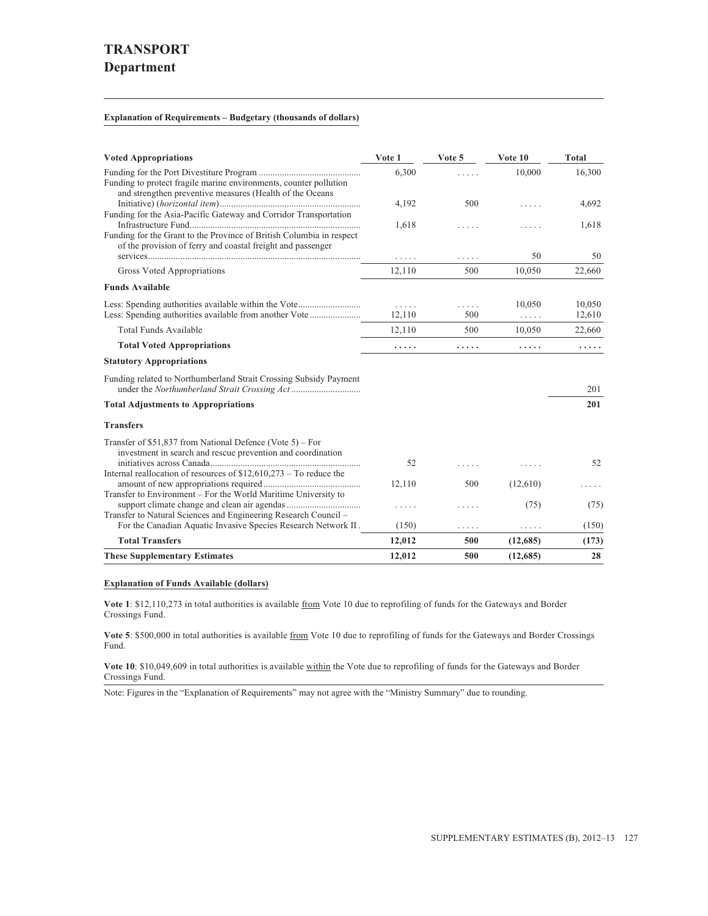# TRANSPORT
## Department

**Explanation of Requirements – Budgetary (thousands of dollars)**

| Voted Appropriations | Vote 1 | Vote 5 | Vote 10 | Total |
|---|---|---|---|---|
| Funding for the Port Divestiture Program | 6,300 | ..... | 10,000 | 16,300 |
| Funding to protect fragile marine environments, counter pollution and strengthen preventive measures (Health of the Oceans Initiative) (*horizontal item*) | 4,192 | 500 | ..... | 4,692 |
| Funding for the Asia-Pacific Gateway and Corridor Transportation Infrastructure Fund | 1,618 | ..... | ..... | 1,618 |
| Funding for the Grant to the Province of British Columbia in respect of the provision of ferry and coastal freight and passenger services | ..... | ..... | 50 | 50 |
| Gross Voted Appropriations | 12,110 | 500 | 10,050 | 22,660 |
| **Funds Available** | | | | |
| Less: Spending authorities available within the Vote | ..... | ..... | 10,050 | 10,050 |
| Less: Spending authorities available from another Vote | 12,110 | 500 | ..... | 12,610 |
| Total Funds Available | 12,110 | 500 | 10,050 | 22,660 |
| **Total Voted Appropriations** | **.....** | **.....** | **.....** | **.....** |
| **Statutory Appropriations** | | | | |
| Funding related to Northumberland Strait Crossing Subsidy Payment under the *Northumberland Strait Crossing Act* | | | | 201 |
| **Total Adjustments to Appropriations** | | | | **201** |
| **Transfers** | | | | |
| Transfer of $51,837 from National Defence (Vote 5) – For investment in search and rescue prevention and coordination initiatives across Canada | 52 | ..... | ..... | 52 |
| Internal reallocation of resources of $12,610,273 – To reduce the amount of new appropriations required | 12,110 | 500 | (12,610) | ..... |
| Transfer to Environment – For the World Maritime University to support climate change and clean air agendas | ..... | ..... | (75) | (75) |
| Transfer to Natural Sciences and Engineering Research Council – For the Canadian Aquatic Invasive Species Research Network II | (150) | ..... | ..... | (150) |
| **Total Transfers** | **12,012** | **500** | **(12,685)** | **(173)** |
| **These Supplementary Estimates** | **12,012** | **500** | **(12,685)** | **28** |

**Explanation of Funds Available (dollars)**

**Vote 1**: $12,110,273 in total authorities is available from Vote 10 due to reprofiling of funds for the Gateways and Border Crossings Fund.

**Vote 5**: $500,000 in total authorities is available from Vote 10 due to reprofiling of funds for the Gateways and Border Crossings Fund.

**Vote 10**: $10,049,609 in total authorities is available within the Vote due to reprofiling of funds for the Gateways and Border Crossings Fund.

Note: Figures in the "Explanation of Requirements" may not agree with the "Ministry Summary" due to rounding.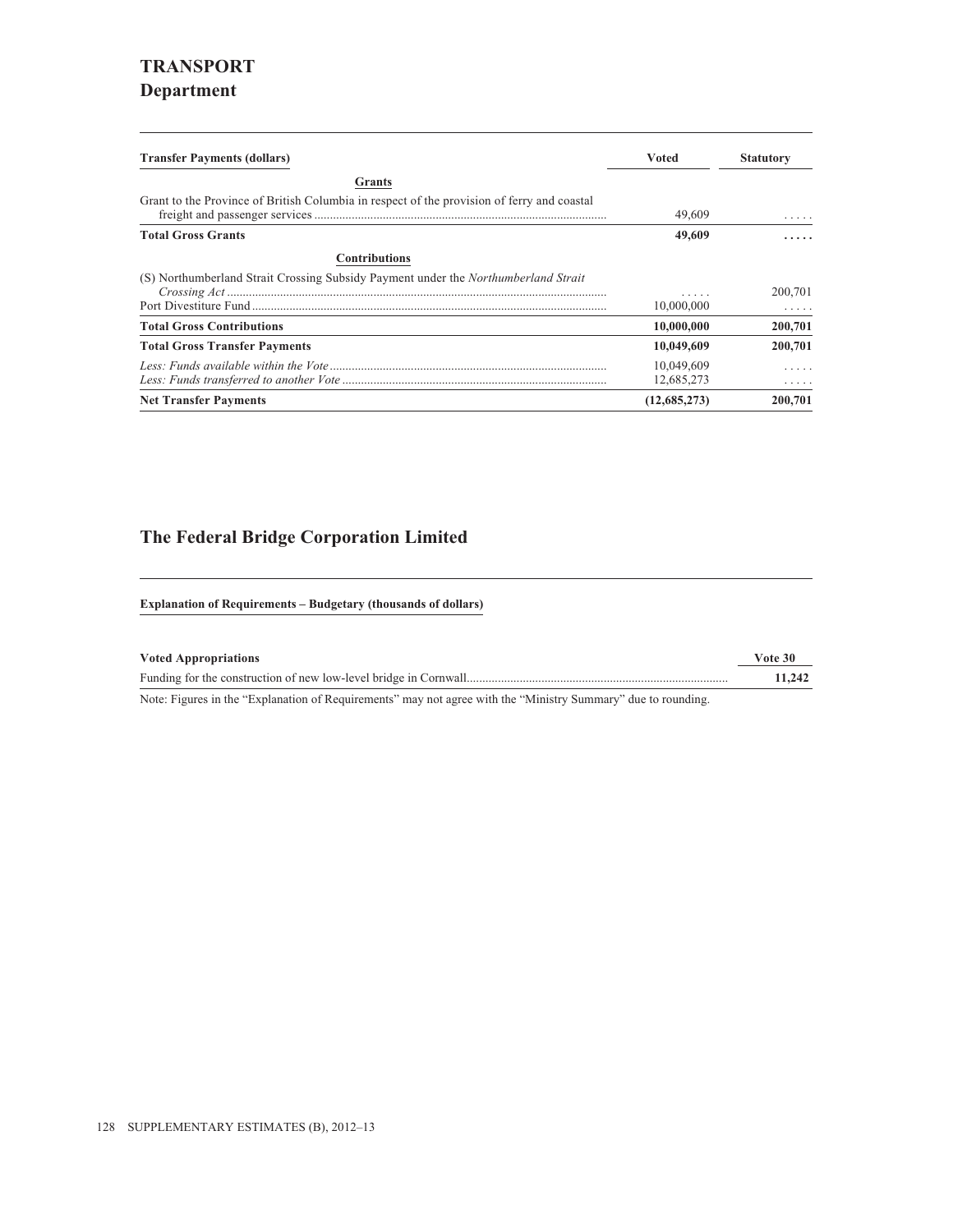# TRANSPORT
## Department

| Transfer Payments (dollars) | Voted | Statutory |
|---|---|---|
| **Grants** | | |
| Grant to the Province of British Columbia in respect of the provision of ferry and coastal freight and passenger services | 49,609 | . . . . . |
| **Total Gross Grants** | **49,609** | **. . . . .** |
| **Contributions** | | |
| (S) Northumberland Strait Crossing Subsidy Payment under the *Northumberland Strait Crossing Act* | . . . . . | 200,701 |
| Port Divestiture Fund | 10,000,000 | . . . . . |
| **Total Gross Contributions** | **10,000,000** | **200,701** |
| **Total Gross Transfer Payments** | **10,049,609** | **200,701** |
| *Less: Funds available within the Vote* | 10,049,609 | . . . . . |
| *Less: Funds transferred to another Vote* | 12,685,273 | . . . . . |
| **Net Transfer Payments** | **(12,685,273)** | **200,701** |

## The Federal Bridge Corporation Limited

**Explanation of Requirements – Budgetary (thousands of dollars)**

| Voted Appropriations | Vote 30 |
|---|---|
| Funding for the construction of new low-level bridge in Cornwall | **11,242** |

Note: Figures in the "Explanation of Requirements" may not agree with the "Ministry Summary" due to rounding.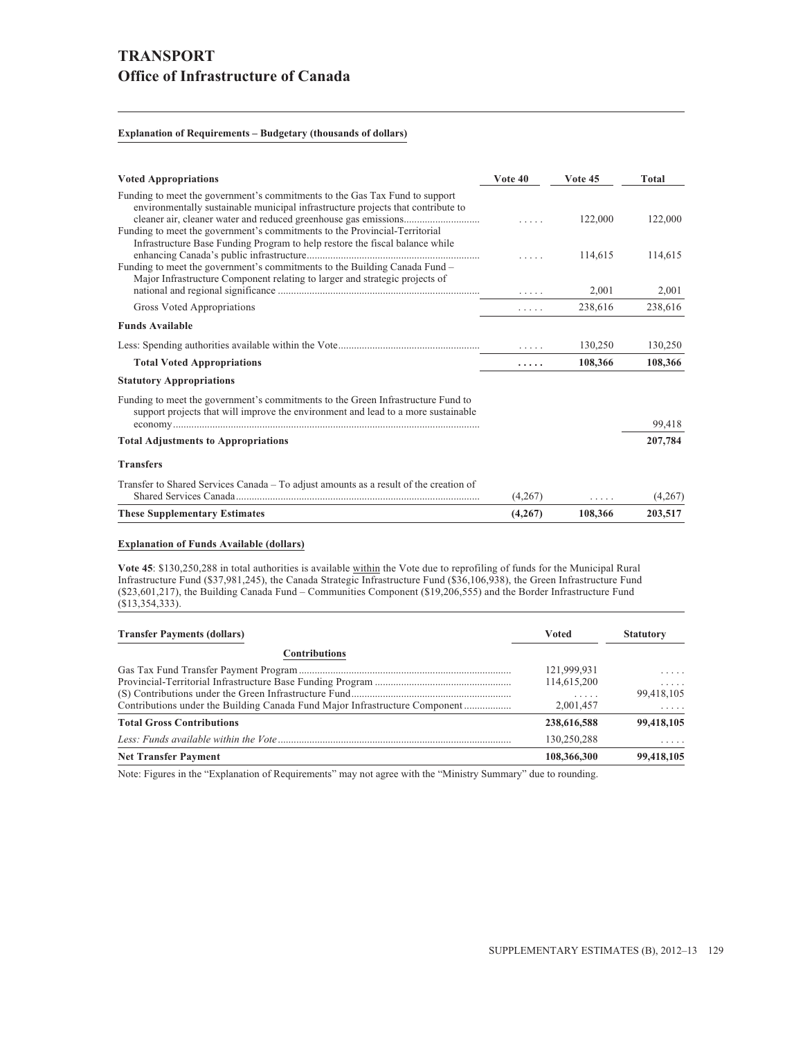# TRANSPORT

## Office of Infrastructure of Canada

**Explanation of Requirements – Budgetary (thousands of dollars)**

| **Voted Appropriations** | **Vote 40** | **Vote 45** | **Total** |
|---|---|---|---|
| Funding to meet the government's commitments to the Gas Tax Fund to support environmentally sustainable municipal infrastructure projects that contribute to cleaner air, cleaner water and reduced greenhouse gas emissions | ..... | 122,000 | 122,000 |
| Funding to meet the government's commitments to the Provincial-Territorial Infrastructure Base Funding Program to help restore the fiscal balance while enhancing Canada's public infrastructure | ..... | 114,615 | 114,615 |
| Funding to meet the government's commitments to the Building Canada Fund – Major Infrastructure Component relating to larger and strategic projects of national and regional significance | ..... | 2,001 | 2,001 |
| Gross Voted Appropriations | ..... | 238,616 | 238,616 |
| **Funds Available** | | | |
| Less: Spending authorities available within the Vote | ..... | 130,250 | 130,250 |
| **Total Voted Appropriations** | **.....** | **108,366** | **108,366** |
| **Statutory Appropriations** | | | |
| Funding to meet the government's commitments to the Green Infrastructure Fund to support projects that will improve the environment and lead to a more sustainable economy | | | 99,418 |
| **Total Adjustments to Appropriations** | | | **207,784** |
| **Transfers** | | | |
| Transfer to Shared Services Canada – To adjust amounts as a result of the creation of Shared Services Canada | (4,267) | ..... | (4,267) |
| **These Supplementary Estimates** | **(4,267)** | **108,366** | **203,517** |

**Explanation of Funds Available (dollars)**

**Vote 45**: $130,250,288 in total authorities is available within the Vote due to reprofiling of funds for the Municipal Rural Infrastructure Fund ($37,981,245), the Canada Strategic Infrastructure Fund ($36,106,938), the Green Infrastructure Fund ($23,601,217), the Building Canada Fund – Communities Component ($19,206,555) and the Border Infrastructure Fund ($13,354,333).

| **Transfer Payments (dollars)** | **Voted** | **Statutory** |
|---|---|---|
| **Contributions** | | |
| Gas Tax Fund Transfer Payment Program | 121,999,931 | ..... |
| Provincial-Territorial Infrastructure Base Funding Program | 114,615,200 | ..... |
| (S) Contributions under the Green Infrastructure Fund | ..... | 99,418,105 |
| Contributions under the Building Canada Fund Major Infrastructure Component | 2,001,457 | ..... |
| **Total Gross Contributions** | **238,616,588** | **99,418,105** |
| *Less: Funds available within the Vote* | 130,250,288 | ..... |
| **Net Transfer Payment** | **108,366,300** | **99,418,105** |

Note: Figures in the "Explanation of Requirements" may not agree with the "Ministry Summary" due to rounding.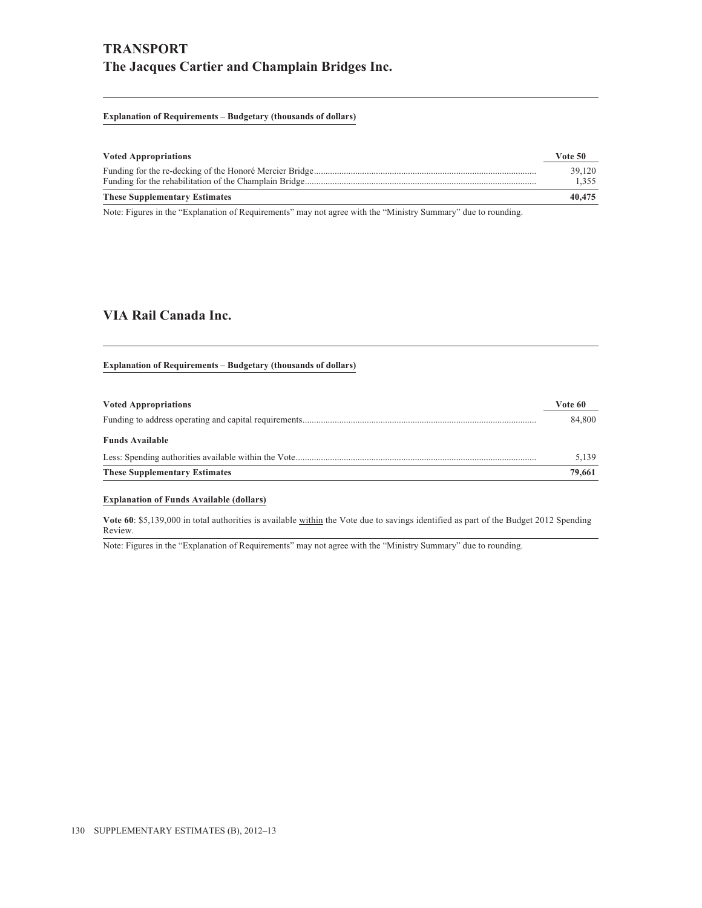# TRANSPORT

## The Jacques Cartier and Champlain Bridges Inc.

**Explanation of Requirements – Budgetary (thousands of dollars)**

| **Voted Appropriations** | **Vote 50** |
|---|---|
| Funding for the re-decking of the Honoré Mercier Bridge | 39,120 |
| Funding for the rehabilitation of the Champlain Bridge | 1,355 |
| **These Supplementary Estimates** | **40,475** |

Note: Figures in the "Explanation of Requirements" may not agree with the "Ministry Summary" due to rounding.

## VIA Rail Canada Inc.

**Explanation of Requirements – Budgetary (thousands of dollars)**

| **Voted Appropriations** | **Vote 60** |
|---|---|
| Funding to address operating and capital requirements | 84,800 |
| **Funds Available** | |
| Less: Spending authorities available within the Vote | 5,139 |
| **These Supplementary Estimates** | **79,661** |

**Explanation of Funds Available (dollars)**

**Vote 60**: $5,139,000 in total authorities is available within the Vote due to savings identified as part of the Budget 2012 Spending Review.

Note: Figures in the "Explanation of Requirements" may not agree with the "Ministry Summary" due to rounding.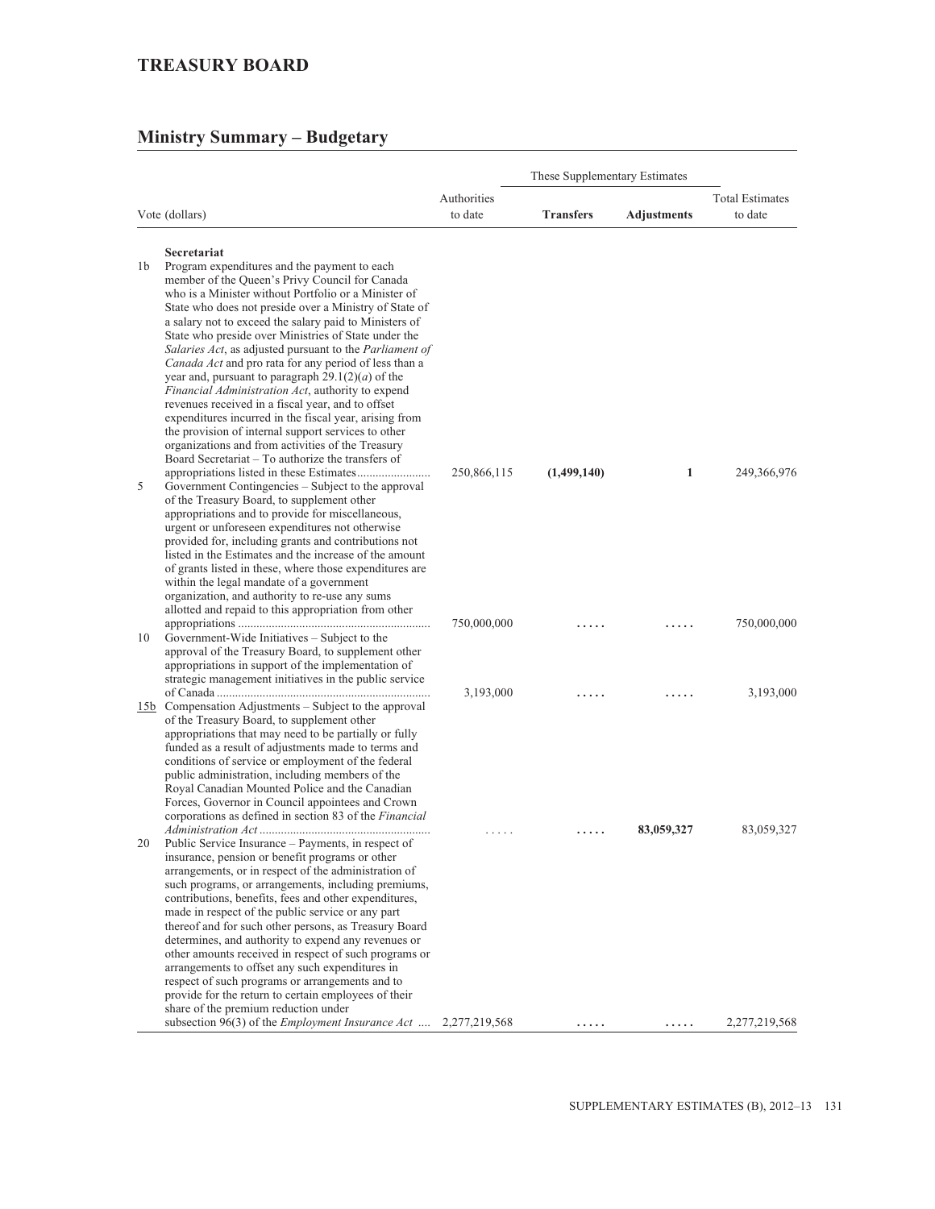## TREASURY BOARD

## Ministry Summary – Budgetary

| Vote (dollars) | | Authorities to date | These Supplementary Estimates | | Total Estimates to date |
|---|---|---|---|---|---|
| | | | **Transfers** | **Adjustments** | |
| | **Secretariat** | | | | |
| 1b | Program expenditures and the payment to each member of the Queen's Privy Council for Canada who is a Minister without Portfolio or a Minister of State who does not preside over a Ministry of State of a salary not to exceed the salary paid to Ministers of State who preside over Ministries of State under the *Salaries Act*, as adjusted pursuant to the *Parliament of Canada Act* and pro rata for any period of less than a year and, pursuant to paragraph 29.1(2)(*a*) of the *Financial Administration Act*, authority to expend revenues received in a fiscal year, and to offset expenditures incurred in the fiscal year, arising from the provision of internal support services to other organizations and from activities of the Treasury Board Secretariat – To authorize the transfers of appropriations listed in these Estimates | 250,866,115 | **(1,499,140)** | **1** | 249,366,976 |
| 5 | Government Contingencies – Subject to the approval of the Treasury Board, to supplement other appropriations and to provide for miscellaneous, urgent or unforeseen expenditures not otherwise provided for, including grants and contributions not listed in the Estimates and the increase of the amount of grants listed in these, where those expenditures are within the legal mandate of a government organization, and authority to re-use any sums allotted and repaid to this appropriation from other appropriations | 750,000,000 | ..... | ..... | 750,000,000 |
| 10 | Government-Wide Initiatives – Subject to the approval of the Treasury Board, to supplement other appropriations in support of the implementation of strategic management initiatives in the public service of Canada | 3,193,000 | ..... | ..... | 3,193,000 |
| 15b | Compensation Adjustments – Subject to the approval of the Treasury Board, to supplement other appropriations that may need to be partially or fully funded as a result of adjustments made to terms and conditions of service or employment of the federal public administration, including members of the Royal Canadian Mounted Police and the Canadian Forces, Governor in Council appointees and Crown corporations as defined in section 83 of the *Financial Administration Act* | ..... | ..... | **83,059,327** | 83,059,327 |
| 20 | Public Service Insurance – Payments, in respect of insurance, pension or benefit programs or other arrangements, or in respect of the administration of such programs, or arrangements, including premiums, contributions, benefits, fees and other expenditures, made in respect of the public service or any part thereof and for such other persons, as Treasury Board determines, and authority to expend any revenues or other amounts received in respect of such programs or arrangements to offset any such expenditures in respect of such programs or arrangements and to provide for the return to certain employees of their share of the premium reduction under subsection 96(3) of the *Employment Insurance Act* | 2,277,219,568 | ..... | ..... | 2,277,219,568 |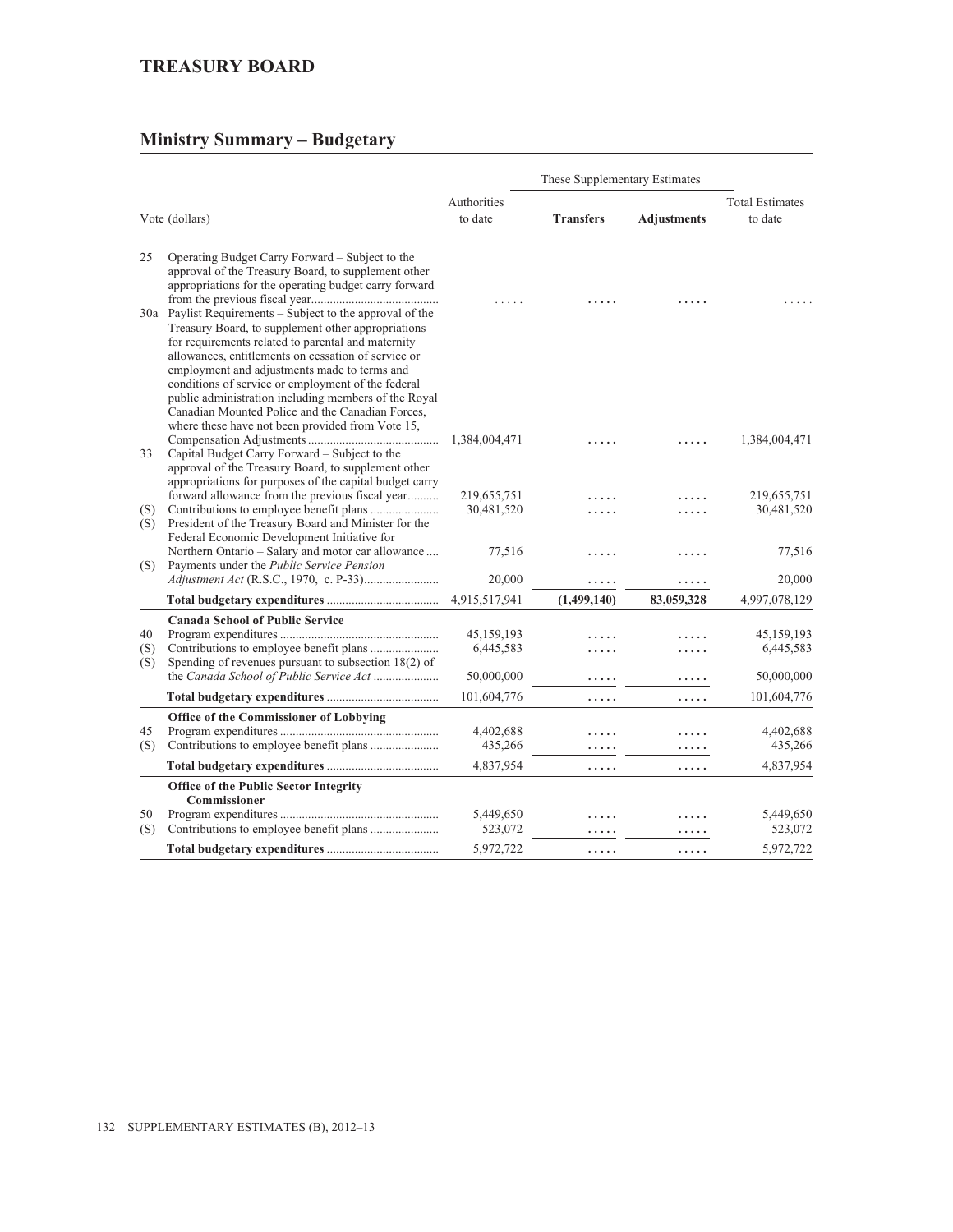## TREASURY BOARD

### Ministry Summary – Budgetary

| Vote (dollars) | | Authorities to date | These Supplementary Estimates Transfers | Adjustments | Total Estimates to date |
|---|---|---|---|---|---|
| 25 | Operating Budget Carry Forward – Subject to the approval of the Treasury Board, to supplement other appropriations for the operating budget carry forward from the previous fiscal year | ..... | ..... | ..... | ..... |
| 30a | Paylist Requirements – Subject to the approval of the Treasury Board, to supplement other appropriations for requirements related to parental and maternity allowances, entitlements on cessation of service or employment and adjustments made to terms and conditions of service or employment of the federal public administration including members of the Royal Canadian Mounted Police and the Canadian Forces, where these have not been provided from Vote 15, Compensation Adjustments | 1,384,004,471 | ..... | ..... | 1,384,004,471 |
| 33 | Capital Budget Carry Forward – Subject to the approval of the Treasury Board, to supplement other appropriations for purposes of the capital budget carry forward allowance from the previous fiscal year | 219,655,751 | ..... | ..... | 219,655,751 |
| (S) | Contributions to employee benefit plans | 30,481,520 | ..... | ..... | 30,481,520 |
| (S) | President of the Treasury Board and Minister for the Federal Economic Development Initiative for Northern Ontario – Salary and motor car allowance | 77,516 | ..... | ..... | 77,516 |
| (S) | Payments under the *Public Service Pension Adjustment Act* (R.S.C., 1970, c. P-33) | 20,000 | ..... | ..... | 20,000 |
| | **Total budgetary expenditures** | 4,915,517,941 | **(1,499,140)** | **83,059,328** | 4,997,078,129 |
| | **Canada School of Public Service** | | | | |
| 40 | Program expenditures | 45,159,193 | ..... | ..... | 45,159,193 |
| (S) | Contributions to employee benefit plans | 6,445,583 | ..... | ..... | 6,445,583 |
| (S) | Spending of revenues pursuant to subsection 18(2) of the *Canada School of Public Service Act* | 50,000,000 | ..... | ..... | 50,000,000 |
| | **Total budgetary expenditures** | 101,604,776 | ..... | ..... | 101,604,776 |
| | **Office of the Commissioner of Lobbying** | | | | |
| 45 | Program expenditures | 4,402,688 | ..... | ..... | 4,402,688 |
| (S) | Contributions to employee benefit plans | 435,266 | ..... | ..... | 435,266 |
| | **Total budgetary expenditures** | 4,837,954 | ..... | ..... | 4,837,954 |
| | **Office of the Public Sector Integrity Commissioner** | | | | |
| 50 | Program expenditures | 5,449,650 | ..... | ..... | 5,449,650 |
| (S) | Contributions to employee benefit plans | 523,072 | ..... | ..... | 523,072 |
| | **Total budgetary expenditures** | 5,972,722 | ..... | ..... | 5,972,722 |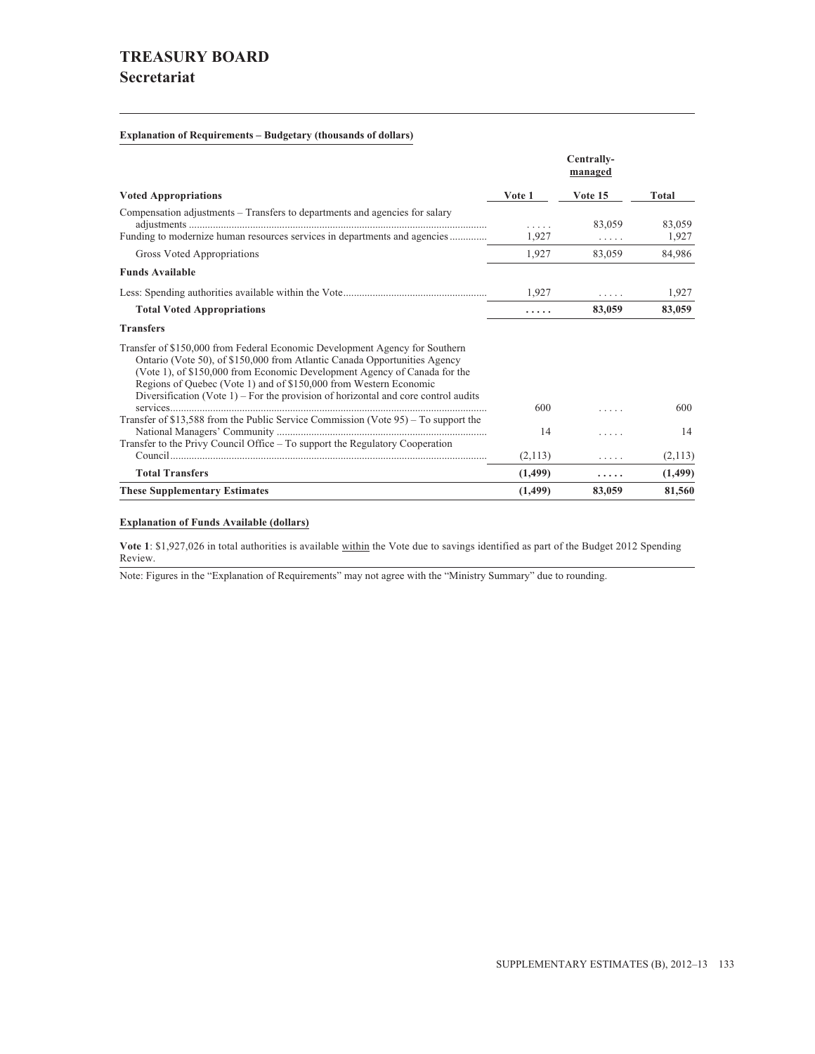# TREASURY BOARD

## Secretariat

**Explanation of Requirements – Budgetary (thousands of dollars)**

| | | Centrally-managed | |
|---|---|---|---|
| **Voted Appropriations** | **Vote 1** | **Vote 15** | **Total** |
| Compensation adjustments – Transfers to departments and agencies for salary adjustments | ..... | 83,059 | 83,059 |
| Funding to modernize human resources services in departments and agencies | 1,927 | ..... | 1,927 |
| Gross Voted Appropriations | 1,927 | 83,059 | 84,986 |
| **Funds Available** | | | |
| Less: Spending authorities available within the Vote | 1,927 | ..... | 1,927 |
| **Total Voted Appropriations** | **.....** | **83,059** | **83,059** |
| **Transfers** | | | |
| Transfer of $150,000 from Federal Economic Development Agency for Southern Ontario (Vote 50), of $150,000 from Atlantic Canada Opportunities Agency (Vote 1), of $150,000 from Economic Development Agency of Canada for the Regions of Quebec (Vote 1) and of $150,000 from Western Economic Diversification (Vote 1) – For the provision of horizontal and core control audits services | 600 | ..... | 600 |
| Transfer of $13,588 from the Public Service Commission (Vote 95) – To support the National Managers' Community | 14 | ..... | 14 |
| Transfer to the Privy Council Office – To support the Regulatory Cooperation Council | (2,113) | ..... | (2,113) |
| **Total Transfers** | **(1,499)** | **.....** | **(1,499)** |
| **These Supplementary Estimates** | **(1,499)** | **83,059** | **81,560** |

**Explanation of Funds Available (dollars)**

**Vote 1**: $1,927,026 in total authorities is available within the Vote due to savings identified as part of the Budget 2012 Spending Review.

Note: Figures in the "Explanation of Requirements" may not agree with the "Ministry Summary" due to rounding.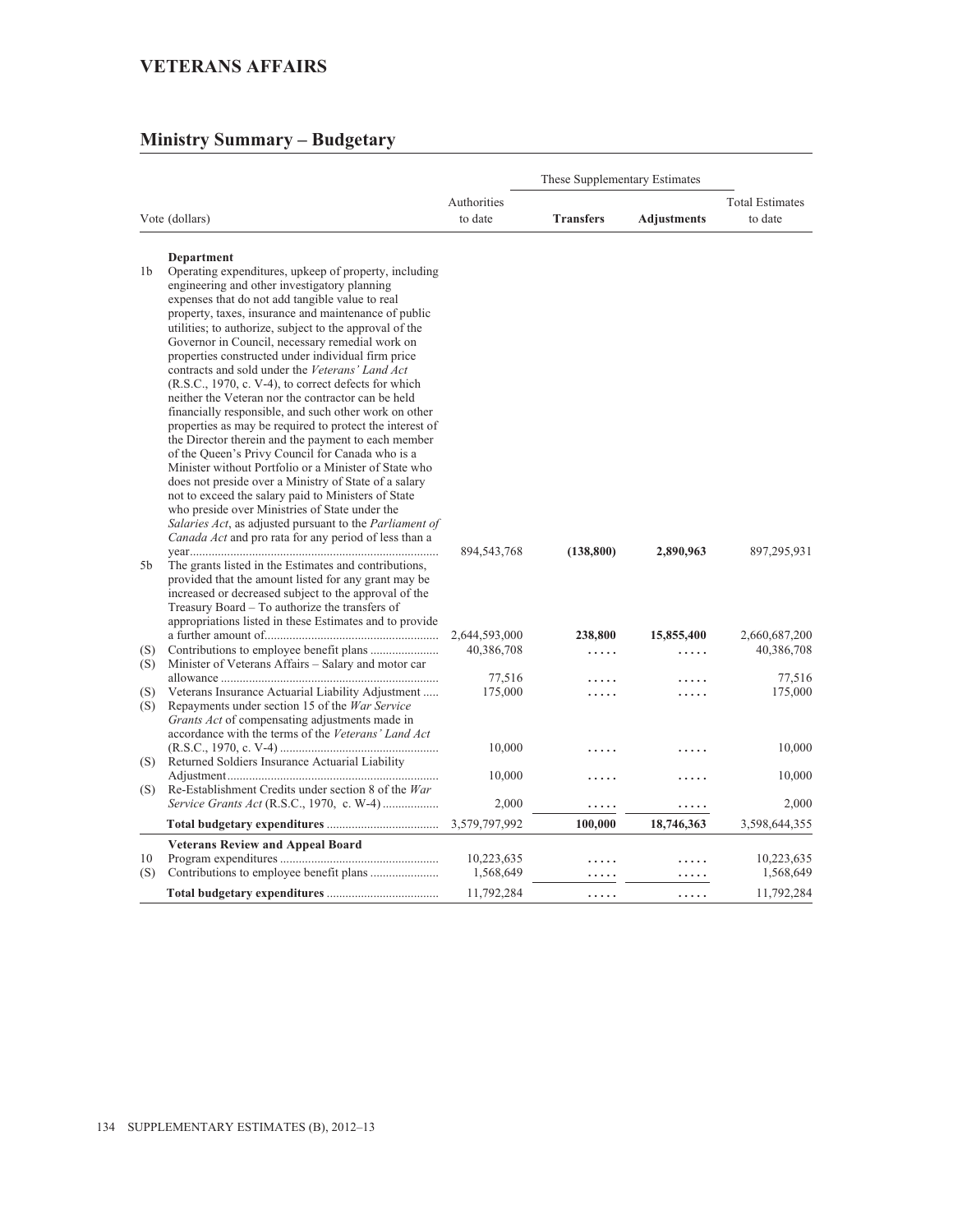# VETERANS AFFAIRS

## Ministry Summary – Budgetary

| Vote (dollars) | | Authorities to date | These Supplementary Estimates | | Total Estimates to date |
|---|---|---|---|---|---|
| | | | **Transfers** | **Adjustments** | |
| | **Department** | | | | |
| 1b | Operating expenditures, upkeep of property, including engineering and other investigatory planning expenses that do not add tangible value to real property, taxes, insurance and maintenance of public utilities; to authorize, subject to the approval of the Governor in Council, necessary remedial work on properties constructed under individual firm price contracts and sold under the *Veterans' Land Act* (R.S.C., 1970, c. V-4), to correct defects for which neither the Veteran nor the contractor can be held financially responsible, and such other work on other properties as may be required to protect the interest of the Director therein and the payment to each member of the Queen's Privy Council for Canada who is a Minister without Portfolio or a Minister of State who does not preside over a Ministry of State of a salary not to exceed the salary paid to Ministers of State who preside over Ministries of State under the *Salaries Act*, as adjusted pursuant to the *Parliament of Canada Act* and pro rata for any period of less than a year | 894,543,768 | **(138,800)** | **2,890,963** | 897,295,931 |
| 5b | The grants listed in the Estimates and contributions, provided that the amount listed for any grant may be increased or decreased subject to the approval of the Treasury Board – To authorize the transfers of appropriations listed in these Estimates and to provide a further amount of | 2,644,593,000 | **238,800** | **15,855,400** | 2,660,687,200 |
| (S) | Contributions to employee benefit plans | 40,386,708 | ..... | ..... | 40,386,708 |
| (S) | Minister of Veterans Affairs – Salary and motor car allowance | 77,516 | ..... | ..... | 77,516 |
| (S) | Veterans Insurance Actuarial Liability Adjustment | 175,000 | ..... | ..... | 175,000 |
| (S) | Repayments under section 15 of the *War Service Grants Act* of compensating adjustments made in accordance with the terms of the *Veterans' Land Act* (R.S.C., 1970, c. V-4) | 10,000 | ..... | ..... | 10,000 |
| (S) | Returned Soldiers Insurance Actuarial Liability Adjustment | 10,000 | ..... | ..... | 10,000 |
| (S) | Re-Establishment Credits under section 8 of the *War Service Grants Act* (R.S.C., 1970, c. W-4) | 2,000 | ..... | ..... | 2,000 |
| | **Total budgetary expenditures** | 3,579,797,992 | **100,000** | **18,746,363** | 3,598,644,355 |
| | **Veterans Review and Appeal Board** | | | | |
| 10 | Program expenditures | 10,223,635 | ..... | ..... | 10,223,635 |
| (S) | Contributions to employee benefit plans | 1,568,649 | ..... | ..... | 1,568,649 |
| | **Total budgetary expenditures** | 11,792,284 | ..... | ..... | 11,792,284 |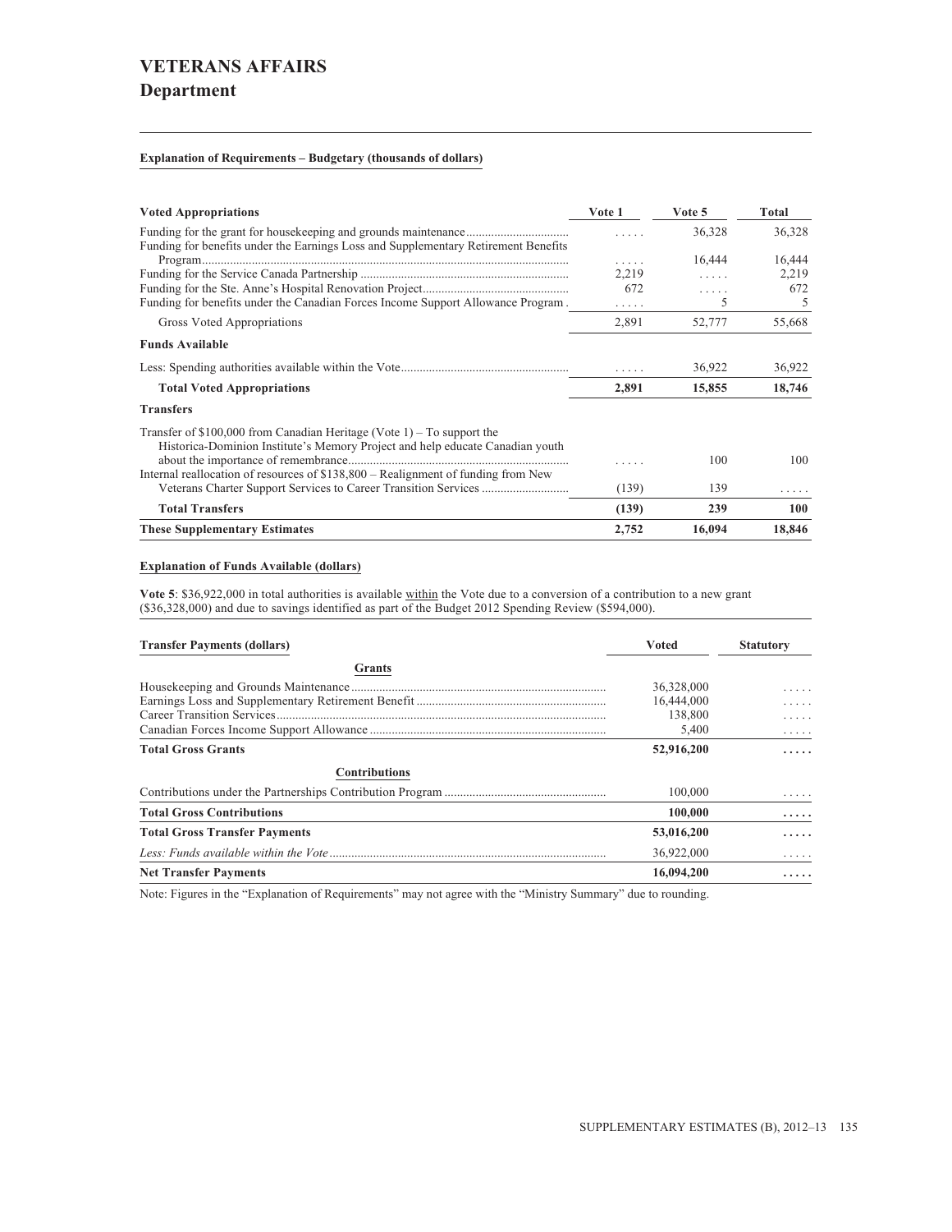# VETERANS AFFAIRS
## Department

**Explanation of Requirements – Budgetary (thousands of dollars)**

| Voted Appropriations | Vote 1 | Vote 5 | Total |
|---|---|---|---|
| Funding for the grant for housekeeping and grounds maintenance | ..... | 36,328 | 36,328 |
| Funding for benefits under the Earnings Loss and Supplementary Retirement Benefits Program | ..... | 16,444 | 16,444 |
| Funding for the Service Canada Partnership | 2,219 | ..... | 2,219 |
| Funding for the Ste. Anne's Hospital Renovation Project | 672 | ..... | 672 |
| Funding for benefits under the Canadian Forces Income Support Allowance Program | ..... | 5 | 5 |
| Gross Voted Appropriations | 2,891 | 52,777 | 55,668 |
| **Funds Available** | | | |
| Less: Spending authorities available within the Vote | ..... | 36,922 | 36,922 |
| **Total Voted Appropriations** | **2,891** | **15,855** | **18,746** |
| **Transfers** | | | |
| Transfer of $100,000 from Canadian Heritage (Vote 1) – To support the Historica-Dominion Institute's Memory Project and help educate Canadian youth about the importance of remembrance | ..... | 100 | 100 |
| Internal reallocation of resources of $138,800 – Realignment of funding from New Veterans Charter Support Services to Career Transition Services | (139) | 139 | ..... |
| **Total Transfers** | **(139)** | **239** | **100** |
| **These Supplementary Estimates** | **2,752** | **16,094** | **18,846** |

**Explanation of Funds Available (dollars)**

**Vote 5**: $36,922,000 in total authorities is available within the Vote due to a conversion of a contribution to a new grant ($36,328,000) and due to savings identified as part of the Budget 2012 Spending Review ($594,000).

| Transfer Payments (dollars) | Voted | Statutory |
|---|---|---|
| **Grants** | | |
| Housekeeping and Grounds Maintenance | 36,328,000 | ..... |
| Earnings Loss and Supplementary Retirement Benefit | 16,444,000 | ..... |
| Career Transition Services | 138,800 | ..... |
| Canadian Forces Income Support Allowance | 5,400 | ..... |
| **Total Gross Grants** | **52,916,200** | **.....** |
| **Contributions** | | |
| Contributions under the Partnerships Contribution Program | 100,000 | ..... |
| **Total Gross Contributions** | **100,000** | **.....** |
| **Total Gross Transfer Payments** | **53,016,200** | **.....** |
| *Less: Funds available within the Vote* | 36,922,000 | ..... |
| **Net Transfer Payments** | **16,094,200** | **.....** |

Note: Figures in the "Explanation of Requirements" may not agree with the "Ministry Summary" due to rounding.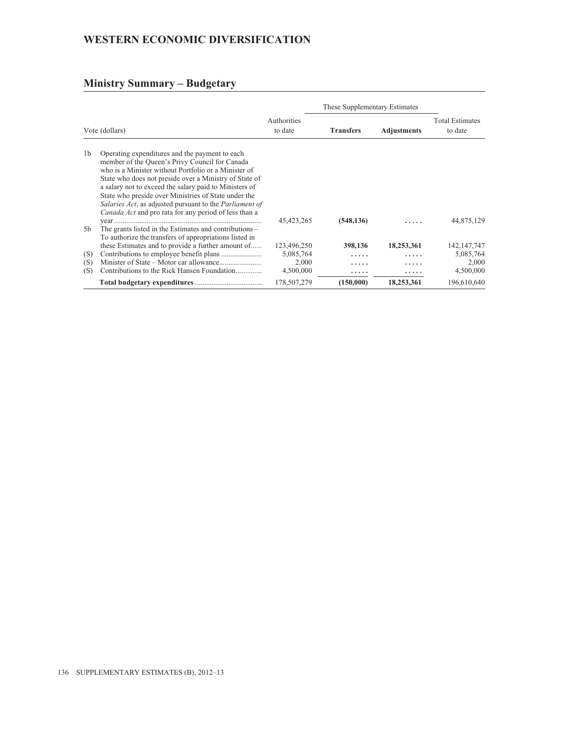# WESTERN ECONOMIC DIVERSIFICATION

## Ministry Summary – Budgetary

| Vote (dollars) | | Authorities to date | These Supplementary Estimates | | Total Estimates to date |
|---|---|---|---|---|---|
| | | | **Transfers** | **Adjustments** | |
| 1b | Operating expenditures and the payment to each member of the Queen's Privy Council for Canada who is a Minister without Portfolio or a Minister of State who does not preside over a Ministry of State of a salary not to exceed the salary paid to Ministers of State who preside over Ministries of State under the *Salaries Act*, as adjusted pursuant to the *Parliament of Canada Act* and pro rata for any period of less than a year | 45,423,265 | **(548,136)** | ..... | 44,875,129 |
| 5b | The grants listed in the Estimates and contributions – To authorize the transfers of appropriations listed in these Estimates and to provide a further amount of | 123,496,250 | **398,136** | **18,253,361** | 142,147,747 |
| (S) | Contributions to employee benefit plans | 5,085,764 | ..... | ..... | 5,085,764 |
| (S) | Minister of State – Motor car allowance | 2,000 | ..... | ..... | 2,000 |
| (S) | Contributions to the Rick Hansen Foundation | 4,500,000 | ..... | ..... | 4,500,000 |
| | **Total budgetary expenditures** | 178,507,279 | **(150,000)** | **18,253,361** | 196,610,640 |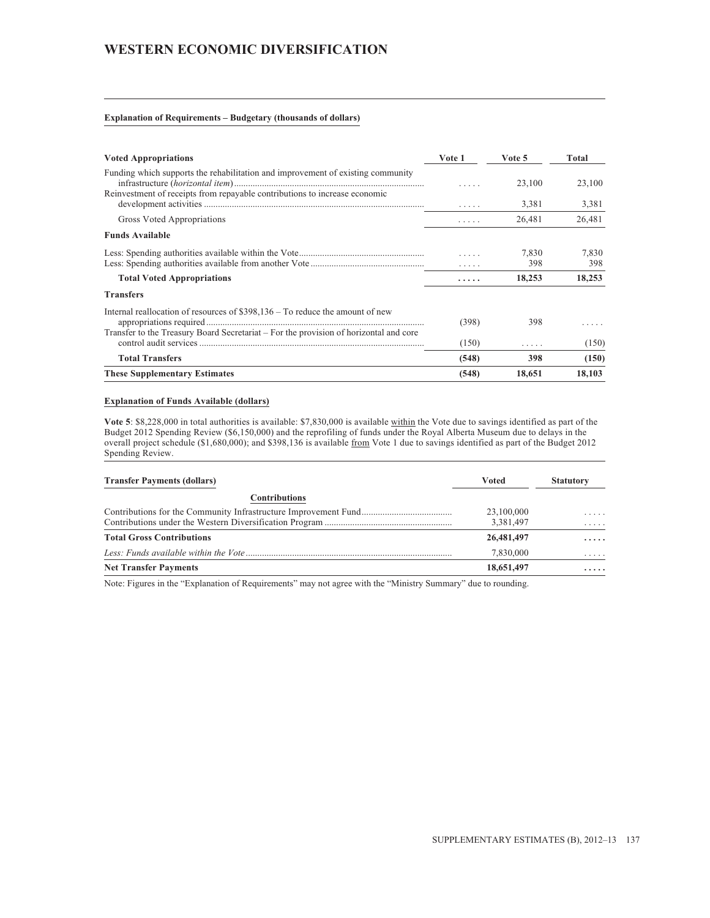# WESTERN ECONOMIC DIVERSIFICATION

**Explanation of Requirements – Budgetary (thousands of dollars)**

| Voted Appropriations | Vote 1 | Vote 5 | Total |
|---|---|---|---|
| Funding which supports the rehabilitation and improvement of existing community infrastructure (*horizontal item*) | ..... | 23,100 | 23,100 |
| Reinvestment of receipts from repayable contributions to increase economic development activities | ..... | 3,381 | 3,381 |
| Gross Voted Appropriations | ..... | 26,481 | 26,481 |
| **Funds Available** | | | |
| Less: Spending authorities available within the Vote | ..... | 7,830 | 7,830 |
| Less: Spending authorities available from another Vote | ..... | 398 | 398 |
| **Total Voted Appropriations** | **.....** | **18,253** | **18,253** |
| **Transfers** | | | |
| Internal reallocation of resources of $398,136 – To reduce the amount of new appropriations required | (398) | 398 | ..... |
| Transfer to the Treasury Board Secretariat – For the provision of horizontal and core control audit services | (150) | ..... | (150) |
| **Total Transfers** | **(548)** | **398** | **(150)** |
| **These Supplementary Estimates** | **(548)** | **18,651** | **18,103** |

**Explanation of Funds Available (dollars)**

**Vote 5**: $8,228,000 in total authorities is available: $7,830,000 is available within the Vote due to savings identified as part of the Budget 2012 Spending Review ($6,150,000) and the reprofiling of funds under the Royal Alberta Museum due to delays in the overall project schedule ($1,680,000); and $398,136 is available from Vote 1 due to savings identified as part of the Budget 2012 Spending Review.

| Transfer Payments (dollars) | Voted | Statutory |
|---|---|---|
| **Contributions** | | |
| Contributions for the Community Infrastructure Improvement Fund | 23,100,000 | ..... |
| Contributions under the Western Diversification Program | 3,381,497 | ..... |
| **Total Gross Contributions** | **26,481,497** | **.....** |
| *Less: Funds available within the Vote* | 7,830,000 | ..... |
| **Net Transfer Payments** | **18,651,497** | **.....** |

Note: Figures in the “Explanation of Requirements” may not agree with the “Ministry Summary” due to rounding.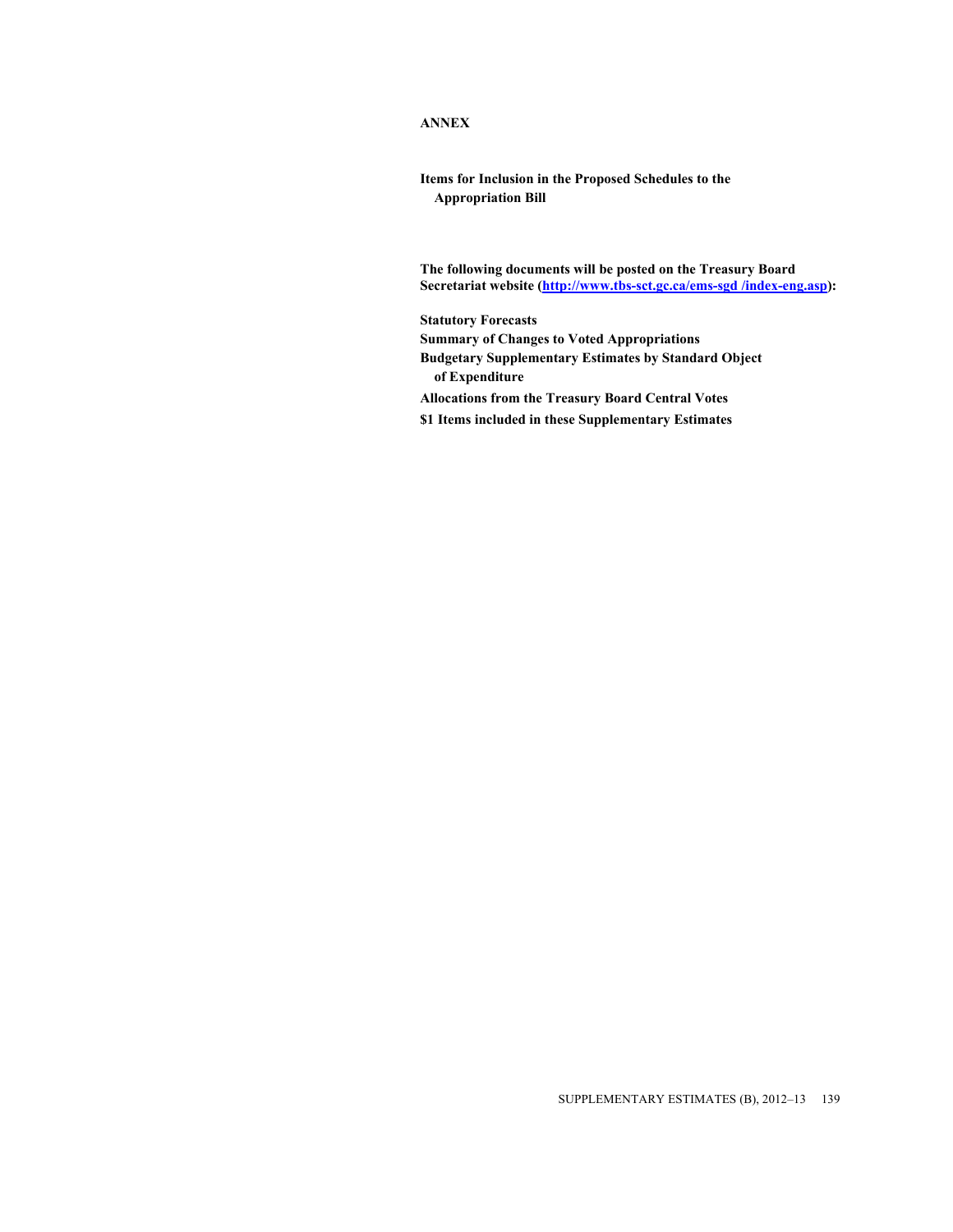# ANNEX

## Items for Inclusion in the Proposed Schedules to the Appropriation Bill

**The following documents will be posted on the Treasury Board Secretariat website ([http://www.tbs-sct.gc.ca/ems-sgd /index-eng.asp](http://www.tbs-sct.gc.ca/ems-sgd/index-eng.asp)):**

**Statutory Forecasts**

**Summary of Changes to Voted Appropriations**

**Budgetary Supplementary Estimates by Standard Object of Expenditure**

**Allocations from the Treasury Board Central Votes**

**$1 Items included in these Supplementary Estimates**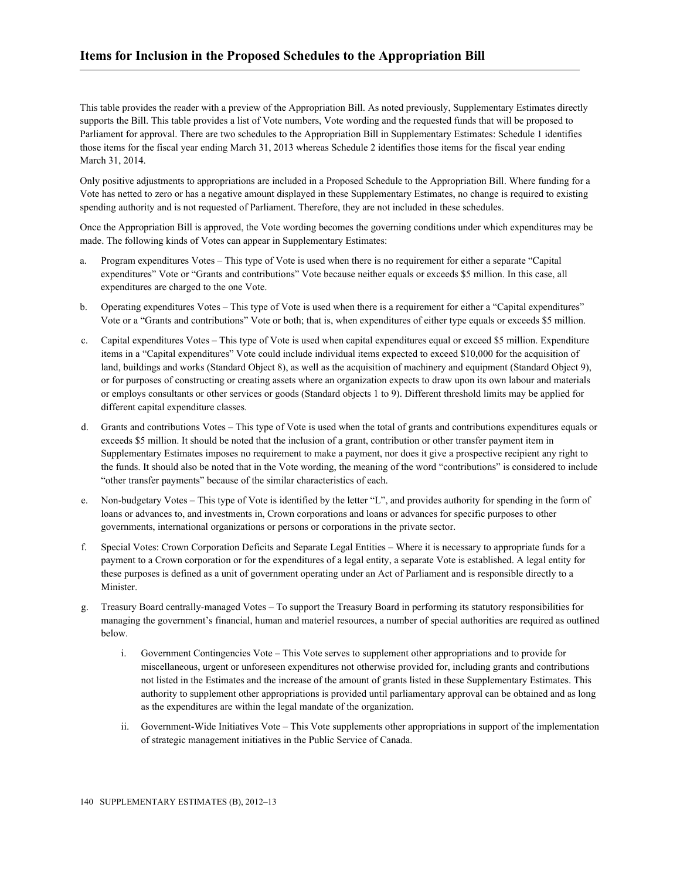## Items for Inclusion in the Proposed Schedules to the Appropriation Bill

This table provides the reader with a preview of the Appropriation Bill. As noted previously, Supplementary Estimates directly supports the Bill. This table provides a list of Vote numbers, Vote wording and the requested funds that will be proposed to Parliament for approval. There are two schedules to the Appropriation Bill in Supplementary Estimates: Schedule 1 identifies those items for the fiscal year ending March 31, 2013 whereas Schedule 2 identifies those items for the fiscal year ending March 31, 2014.

Only positive adjustments to appropriations are included in a Proposed Schedule to the Appropriation Bill. Where funding for a Vote has netted to zero or has a negative amount displayed in these Supplementary Estimates, no change is required to existing spending authority and is not requested of Parliament. Therefore, they are not included in these schedules.

Once the Appropriation Bill is approved, the Vote wording becomes the governing conditions under which expenditures may be made. The following kinds of Votes can appear in Supplementary Estimates:

a. Program expenditures Votes – This type of Vote is used when there is no requirement for either a separate "Capital expenditures" Vote or "Grants and contributions" Vote because neither equals or exceeds $5 million. In this case, all expenditures are charged to the one Vote.

b. Operating expenditures Votes – This type of Vote is used when there is a requirement for either a "Capital expenditures" Vote or a "Grants and contributions" Vote or both; that is, when expenditures of either type equals or exceeds $5 million.

c. Capital expenditures Votes – This type of Vote is used when capital expenditures equal or exceed $5 million. Expenditure items in a "Capital expenditures" Vote could include individual items expected to exceed $10,000 for the acquisition of land, buildings and works (Standard Object 8), as well as the acquisition of machinery and equipment (Standard Object 9), or for purposes of constructing or creating assets where an organization expects to draw upon its own labour and materials or employs consultants or other services or goods (Standard objects 1 to 9). Different threshold limits may be applied for different capital expenditure classes.

d. Grants and contributions Votes – This type of Vote is used when the total of grants and contributions expenditures equals or exceeds $5 million. It should be noted that the inclusion of a grant, contribution or other transfer payment item in Supplementary Estimates imposes no requirement to make a payment, nor does it give a prospective recipient any right to the funds. It should also be noted that in the Vote wording, the meaning of the word "contributions" is considered to include "other transfer payments" because of the similar characteristics of each.

e. Non-budgetary Votes – This type of Vote is identified by the letter "L", and provides authority for spending in the form of loans or advances to, and investments in, Crown corporations and loans or advances for specific purposes to other governments, international organizations or persons or corporations in the private sector.

f. Special Votes: Crown Corporation Deficits and Separate Legal Entities – Where it is necessary to appropriate funds for a payment to a Crown corporation or for the expenditures of a legal entity, a separate Vote is established. A legal entity for these purposes is defined as a unit of government operating under an Act of Parliament and is responsible directly to a Minister.

g. Treasury Board centrally-managed Votes – To support the Treasury Board in performing its statutory responsibilities for managing the government's financial, human and materiel resources, a number of special authorities are required as outlined below.

   i. Government Contingencies Vote – This Vote serves to supplement other appropriations and to provide for miscellaneous, urgent or unforeseen expenditures not otherwise provided for, including grants and contributions not listed in the Estimates and the increase of the amount of grants listed in these Supplementary Estimates. This authority to supplement other appropriations is provided until parliamentary approval can be obtained and as long as the expenditures are within the legal mandate of the organization.

   ii. Government-Wide Initiatives Vote – This Vote supplements other appropriations in support of the implementation of strategic management initiatives in the Public Service of Canada.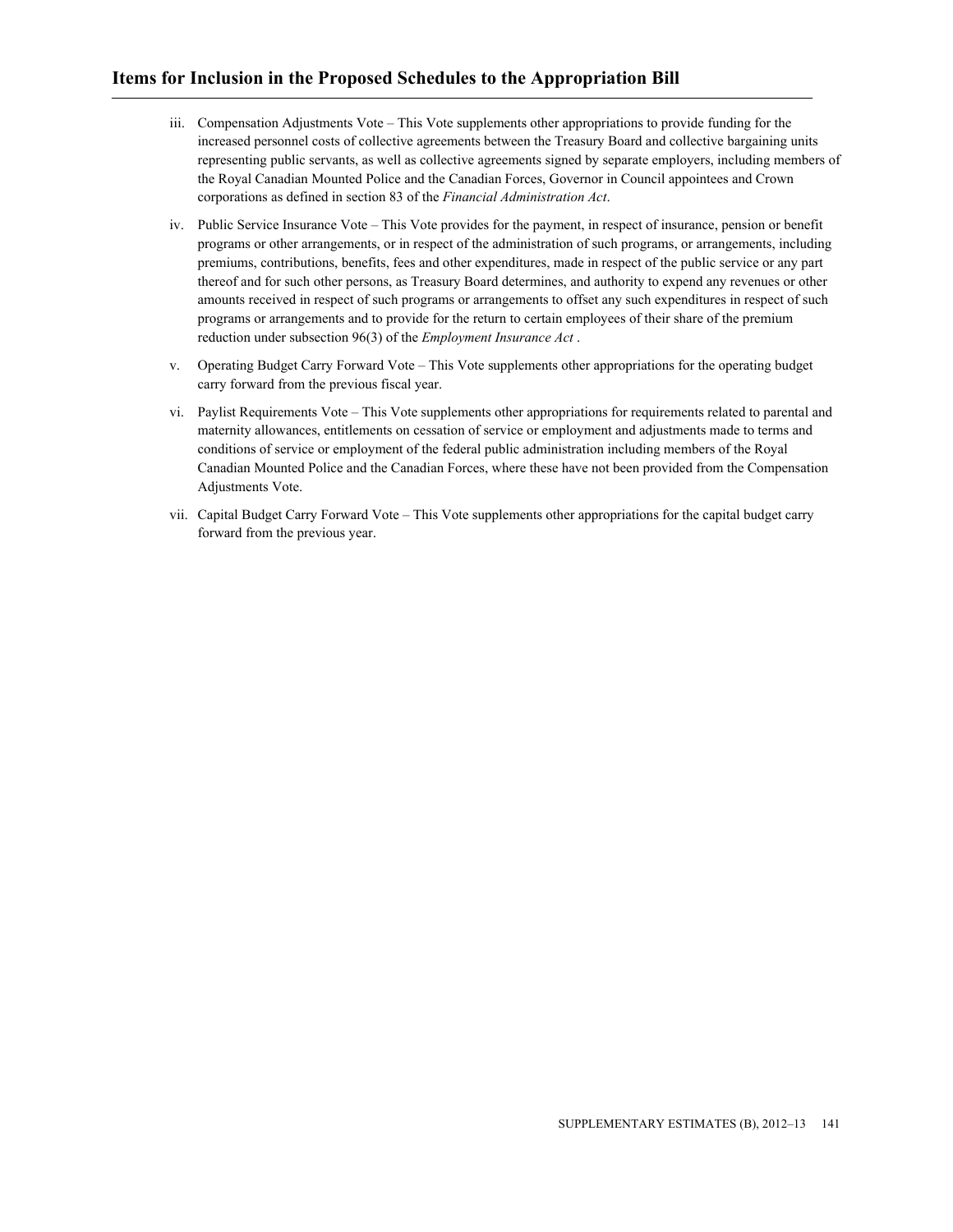## Items for Inclusion in the Proposed Schedules to the Appropriation Bill

iii. Compensation Adjustments Vote – This Vote supplements other appropriations to provide funding for the increased personnel costs of collective agreements between the Treasury Board and collective bargaining units representing public servants, as well as collective agreements signed by separate employers, including members of the Royal Canadian Mounted Police and the Canadian Forces, Governor in Council appointees and Crown corporations as defined in section 83 of the *Financial Administration Act*.

iv. Public Service Insurance Vote – This Vote provides for the payment, in respect of insurance, pension or benefit programs or other arrangements, or in respect of the administration of such programs, or arrangements, including premiums, contributions, benefits, fees and other expenditures, made in respect of the public service or any part thereof and for such other persons, as Treasury Board determines, and authority to expend any revenues or other amounts received in respect of such programs or arrangements to offset any such expenditures in respect of such programs or arrangements and to provide for the return to certain employees of their share of the premium reduction under subsection 96(3) of the *Employment Insurance Act* .

v. Operating Budget Carry Forward Vote – This Vote supplements other appropriations for the operating budget carry forward from the previous fiscal year.

vi. Paylist Requirements Vote – This Vote supplements other appropriations for requirements related to parental and maternity allowances, entitlements on cessation of service or employment and adjustments made to terms and conditions of service or employment of the federal public administration including members of the Royal Canadian Mounted Police and the Canadian Forces, where these have not been provided from the Compensation Adjustments Vote.

vii. Capital Budget Carry Forward Vote – This Vote supplements other appropriations for the capital budget carry forward from the previous year.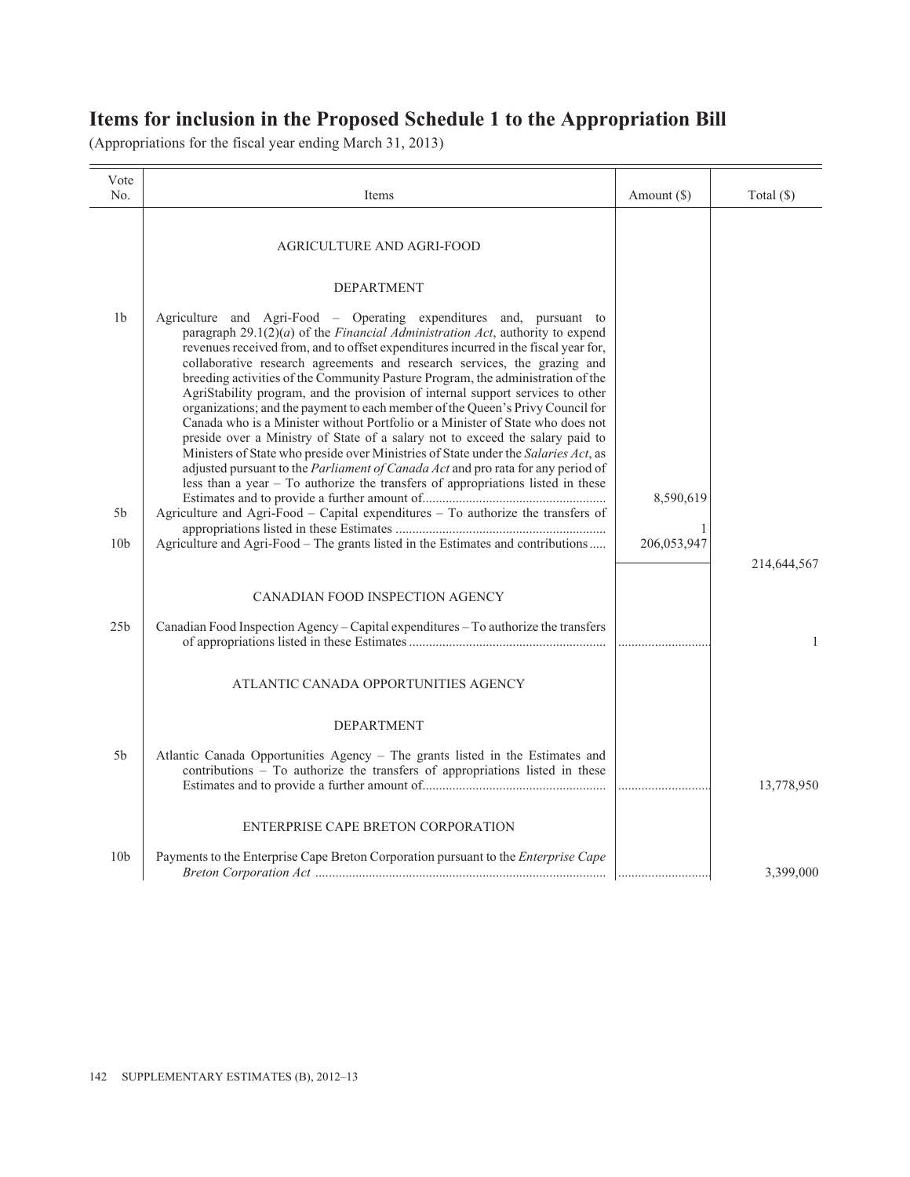# Items for inclusion in the Proposed Schedule 1 to the Appropriation Bill

(Appropriations for the fiscal year ending March 31, 2013)

| Vote No. | Items | Amount ($) | Total ($) |
|---|---|---|---|
| | AGRICULTURE AND AGRI-FOOD | | |
| | DEPARTMENT | | |
| 1b | Agriculture and Agri-Food – Operating expenditures and, pursuant to paragraph 29.1(2)(*a*) of the *Financial Administration Act*, authority to expend revenues received from, and to offset expenditures incurred in the fiscal year for, collaborative research agreements and research services, the grazing and breeding activities of the Community Pasture Program, the administration of the AgriStability program, and the provision of internal support services to other organizations; and the payment to each member of the Queen's Privy Council for Canada who is a Minister without Portfolio or a Minister of State who does not preside over a Ministry of State of a salary not to exceed the salary paid to Ministers of State who preside over Ministries of State under the *Salaries Act*, as adjusted pursuant to the *Parliament of Canada Act* and pro rata for any period of less than a year – To authorize the transfers of appropriations listed in these Estimates and to provide a further amount of | 8,590,619 | |
| 5b | Agriculture and Agri-Food – Capital expenditures – To authorize the transfers of appropriations listed in these Estimates | 1 | |
| 10b | Agriculture and Agri-Food – The grants listed in the Estimates and contributions | 206,053,947 | |
| | | | 214,644,567 |
| | CANADIAN FOOD INSPECTION AGENCY | | |
| 25b | Canadian Food Inspection Agency – Capital expenditures – To authorize the transfers of appropriations listed in these Estimates | | 1 |
| | ATLANTIC CANADA OPPORTUNITIES AGENCY | | |
| | DEPARTMENT | | |
| 5b | Atlantic Canada Opportunities Agency – The grants listed in the Estimates and contributions – To authorize the transfers of appropriations listed in these Estimates and to provide a further amount of | | 13,778,950 |
| | ENTERPRISE CAPE BRETON CORPORATION | | |
| 10b | Payments to the Enterprise Cape Breton Corporation pursuant to the *Enterprise Cape Breton Corporation Act* | | 3,399,000 |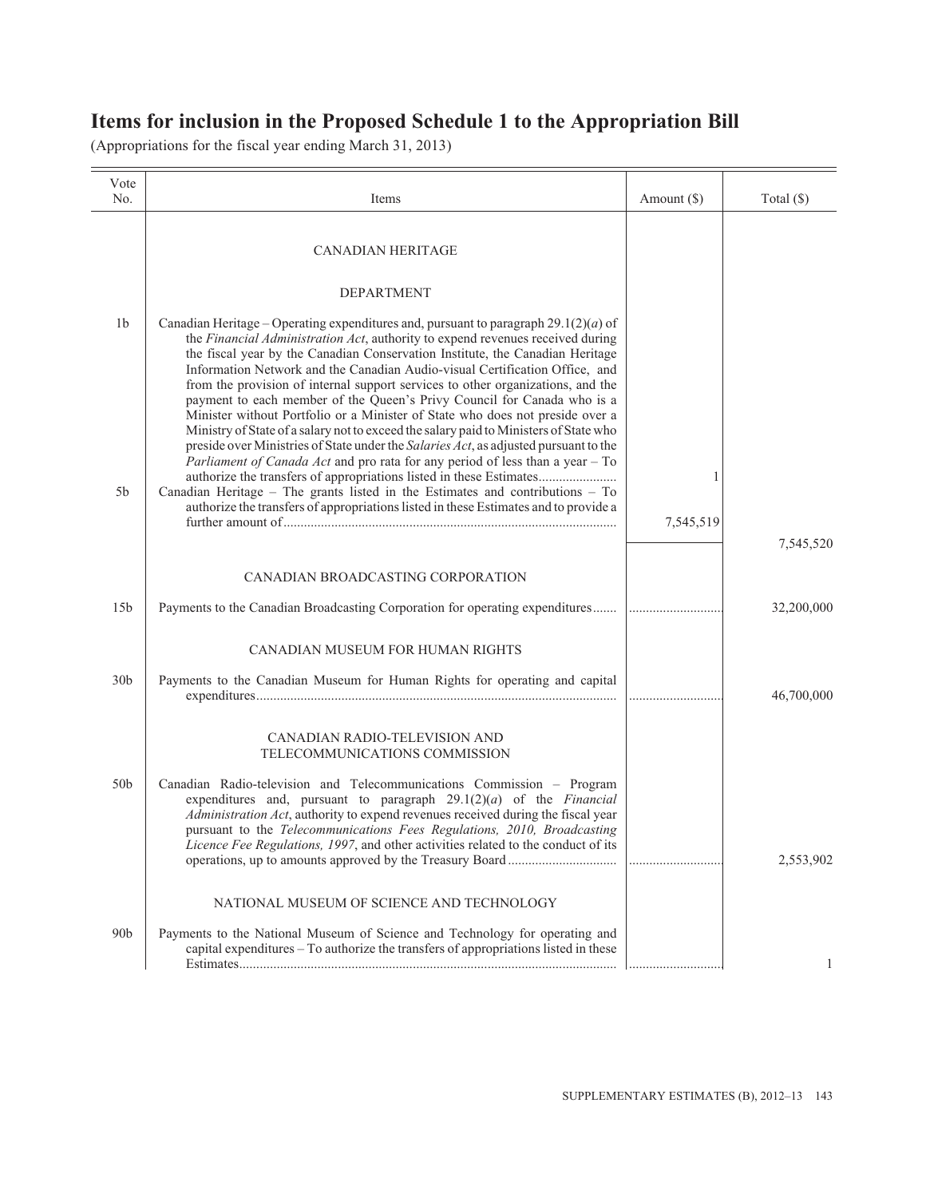# Items for inclusion in the Proposed Schedule 1 to the Appropriation Bill

(Appropriations for the fiscal year ending March 31, 2013)

| Vote No. | Items | Amount ($) | Total ($) |
|---|---|---|---|
| | CANADIAN HERITAGE | | |
| | DEPARTMENT | | |
| 1b | Canadian Heritage – Operating expenditures and, pursuant to paragraph 29.1(2)(*a*) of the *Financial Administration Act*, authority to expend revenues received during the fiscal year by the Canadian Conservation Institute, the Canadian Heritage Information Network and the Canadian Audio-visual Certification Office, and from the provision of internal support services to other organizations, and the payment to each member of the Queen's Privy Council for Canada who is a Minister without Portfolio or a Minister of State who does not preside over a Ministry of State of a salary not to exceed the salary paid to Ministers of State who preside over Ministries of State under the *Salaries Act*, as adjusted pursuant to the *Parliament of Canada Act* and pro rata for any period of less than a year – To authorize the transfers of appropriations listed in these Estimates | 1 | |
| 5b | Canadian Heritage – The grants listed in the Estimates and contributions – To authorize the transfers of appropriations listed in these Estimates and to provide a further amount of | 7,545,519 | |
| | | | 7,545,520 |
| | CANADIAN BROADCASTING CORPORATION | | |
| 15b | Payments to the Canadian Broadcasting Corporation for operating expenditures | | 32,200,000 |
| | CANADIAN MUSEUM FOR HUMAN RIGHTS | | |
| 30b | Payments to the Canadian Museum for Human Rights for operating and capital expenditures | | 46,700,000 |
| | CANADIAN RADIO-TELEVISION AND TELECOMMUNICATIONS COMMISSION | | |
| 50b | Canadian Radio-television and Telecommunications Commission – Program expenditures and, pursuant to paragraph 29.1(2)(*a*) of the *Financial Administration Act*, authority to expend revenues received during the fiscal year pursuant to the *Telecommunications Fees Regulations, 2010, Broadcasting Licence Fee Regulations, 1997*, and other activities related to the conduct of its operations, up to amounts approved by the Treasury Board | | 2,553,902 |
| | NATIONAL MUSEUM OF SCIENCE AND TECHNOLOGY | | |
| 90b | Payments to the National Museum of Science and Technology for operating and capital expenditures – To authorize the transfers of appropriations listed in these Estimates | | 1 |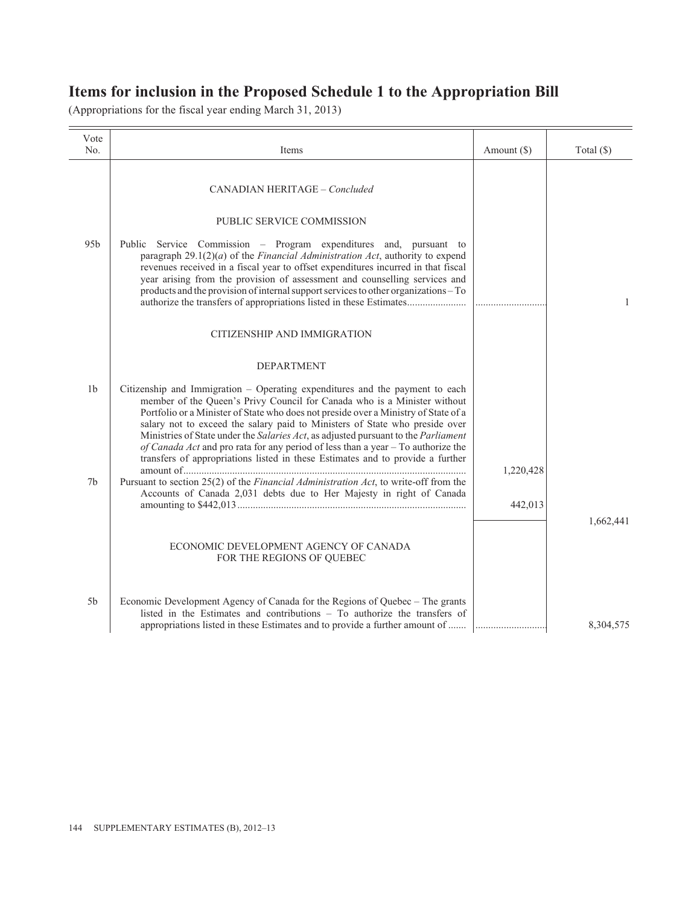# Items for inclusion in the Proposed Schedule 1 to the Appropriation Bill

(Appropriations for the fiscal year ending March 31, 2013)

| Vote No. | Items | Amount ($) | Total ($) |
|---|---|---|---|
| | CANADIAN HERITAGE – *Concluded* | | |
| | PUBLIC SERVICE COMMISSION | | |
| 95b | Public Service Commission – Program expenditures and, pursuant to paragraph 29.1(2)(*a*) of the *Financial Administration Act*, authority to expend revenues received in a fiscal year to offset expenditures incurred in that fiscal year arising from the provision of assessment and counselling services and products and the provision of internal support services to other organizations – To authorize the transfers of appropriations listed in these Estimates | ............................ | 1 |
| | CITIZENSHIP AND IMMIGRATION | | |
| | DEPARTMENT | | |
| 1b | Citizenship and Immigration – Operating expenditures and the payment to each member of the Queen's Privy Council for Canada who is a Minister without Portfolio or a Minister of State who does not preside over a Ministry of State of a salary not to exceed the salary paid to Ministers of State who preside over Ministries of State under the *Salaries Act*, as adjusted pursuant to the *Parliament of Canada Act* and pro rata for any period of less than a year – To authorize the transfers of appropriations listed in these Estimates and to provide a further amount of | 1,220,428 | |
| 7b | Pursuant to section 25(2) of the *Financial Administration Act*, to write-off from the Accounts of Canada 2,031 debts due to Her Majesty in right of Canada amounting to $442,013 | 442,013 | |
| | | | 1,662,441 |
| | ECONOMIC DEVELOPMENT AGENCY OF CANADA FOR THE REGIONS OF QUEBEC | | |
| 5b | Economic Development Agency of Canada for the Regions of Quebec – The grants listed in the Estimates and contributions – To authorize the transfers of appropriations listed in these Estimates and to provide a further amount of | ............................ | 8,304,575 |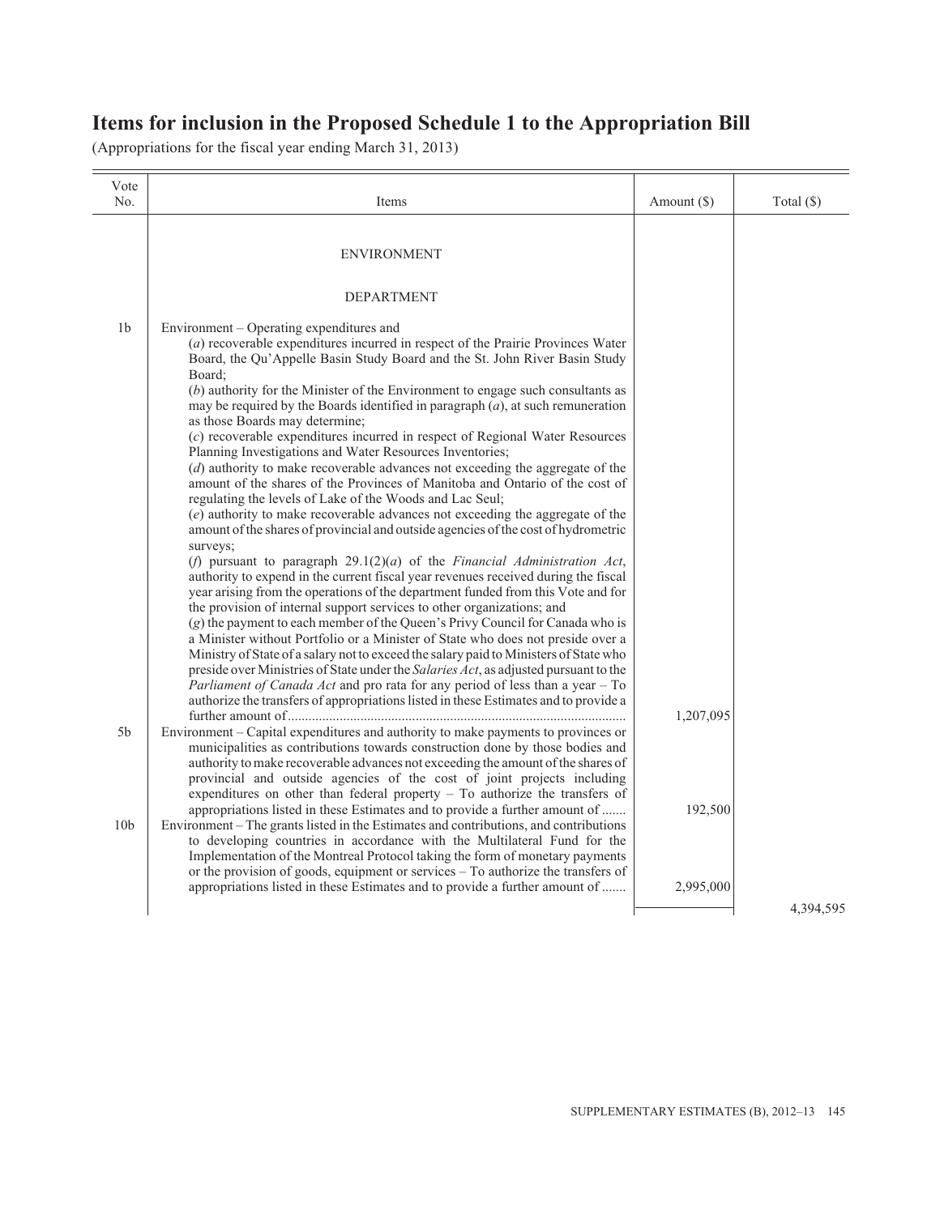# Items for inclusion in the Proposed Schedule 1 to the Appropriation Bill

(Appropriations for the fiscal year ending March 31, 2013)

| Vote No. | Items | Amount ($) | Total ($) |
|---|---|---|---|
| | ENVIRONMENT | | |
| | DEPARTMENT | | |
| 1b | Environment – Operating expenditures and (*a*) recoverable expenditures incurred in respect of the Prairie Provinces Water Board, the Qu'Appelle Basin Study Board and the St. John River Basin Study Board; (*b*) authority for the Minister of the Environment to engage such consultants as may be required by the Boards identified in paragraph (*a*), at such remuneration as those Boards may determine; (*c*) recoverable expenditures incurred in respect of Regional Water Resources Planning Investigations and Water Resources Inventories; (*d*) authority to make recoverable advances not exceeding the aggregate of the amount of the shares of the Provinces of Manitoba and Ontario of the cost of regulating the levels of Lake of the Woods and Lac Seul; (*e*) authority to make recoverable advances not exceeding the aggregate of the amount of the shares of provincial and outside agencies of the cost of hydrometric surveys; (*f*) pursuant to paragraph 29.1(2)(*a*) of the *Financial Administration Act*, authority to expend in the current fiscal year revenues received during the fiscal year arising from the operations of the department funded from this Vote and for the provision of internal support services to other organizations; and (*g*) the payment to each member of the Queen's Privy Council for Canada who is a Minister without Portfolio or a Minister of State who does not preside over a Ministry of State of a salary not to exceed the salary paid to Ministers of State who preside over Ministries of State under the *Salaries Act*, as adjusted pursuant to the *Parliament of Canada Act* and pro rata for any period of less than a year – To authorize the transfers of appropriations listed in these Estimates and to provide a further amount of | 1,207,095 | |
| 5b | Environment – Capital expenditures and authority to make payments to provinces or municipalities as contributions towards construction done by those bodies and authority to make recoverable advances not exceeding the amount of the shares of provincial and outside agencies of the cost of joint projects including expenditures on other than federal property – To authorize the transfers of appropriations listed in these Estimates and to provide a further amount of | 192,500 | |
| 10b | Environment – The grants listed in the Estimates and contributions, and contributions to developing countries in accordance with the Multilateral Fund for the Implementation of the Montreal Protocol taking the form of monetary payments or the provision of goods, equipment or services – To authorize the transfers of appropriations listed in these Estimates and to provide a further amount of | 2,995,000 | |
| | | | 4,394,595 |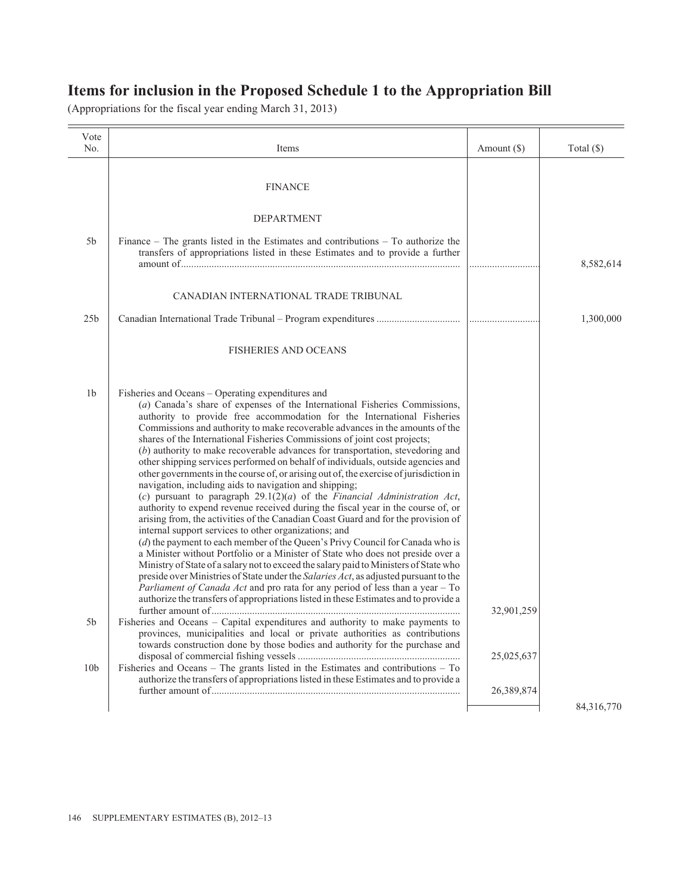# Items for inclusion in the Proposed Schedule 1 to the Appropriation Bill

(Appropriations for the fiscal year ending March 31, 2013)

| Vote No. | Items | Amount ($) | Total ($) |
|---|---|---|---|
| | FINANCE | | |
| | DEPARTMENT | | |
| 5b | Finance – The grants listed in the Estimates and contributions – To authorize the transfers of appropriations listed in these Estimates and to provide a further amount of | | 8,582,614 |
| | CANADIAN INTERNATIONAL TRADE TRIBUNAL | | |
| 25b | Canadian International Trade Tribunal – Program expenditures | | 1,300,000 |
| | FISHERIES AND OCEANS | | |
| 1b | Fisheries and Oceans – Operating expenditures and (*a*) Canada's share of expenses of the International Fisheries Commissions, authority to provide free accommodation for the International Fisheries Commissions and authority to make recoverable advances in the amounts of the shares of the International Fisheries Commissions of joint cost projects; (*b*) authority to make recoverable advances for transportation, stevedoring and other shipping services performed on behalf of individuals, outside agencies and other governments in the course of, or arising out of, the exercise of jurisdiction in navigation, including aids to navigation and shipping; (*c*) pursuant to paragraph 29.1(2)(*a*) of the *Financial Administration Act*, authority to expend revenue received during the fiscal year in the course of, or arising from, the activities of the Canadian Coast Guard and for the provision of internal support services to other organizations; and (*d*) the payment to each member of the Queen's Privy Council for Canada who is a Minister without Portfolio or a Minister of State who does not preside over a Ministry of State of a salary not to exceed the salary paid to Ministers of State who preside over Ministries of State under the *Salaries Act*, as adjusted pursuant to the *Parliament of Canada Act* and pro rata for any period of less than a year – To authorize the transfers of appropriations listed in these Estimates and to provide a further amount of | 32,901,259 | |
| 5b | Fisheries and Oceans – Capital expenditures and authority to make payments to provinces, municipalities and local or private authorities as contributions towards construction done by those bodies and authority for the purchase and disposal of commercial fishing vessels | 25,025,637 | |
| 10b | Fisheries and Oceans – The grants listed in the Estimates and contributions – To authorize the transfers of appropriations listed in these Estimates and to provide a further amount of | 26,389,874 | |
| | | | 84,316,770 |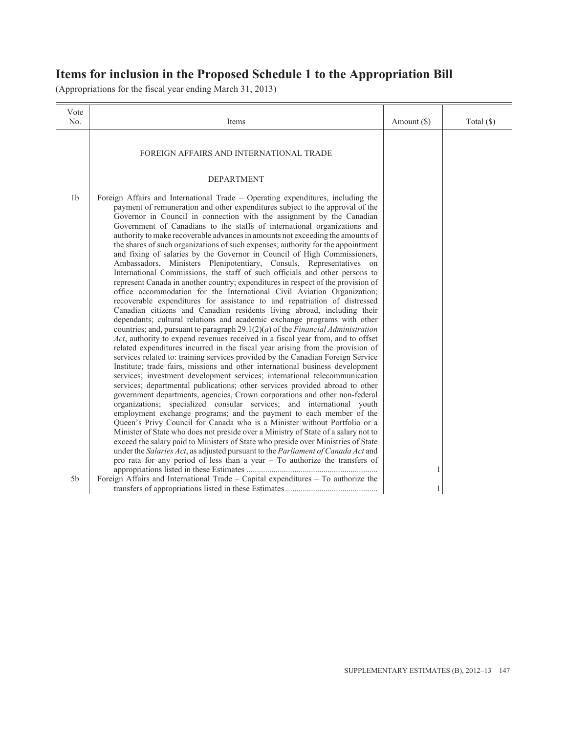# Items for inclusion in the Proposed Schedule 1 to the Appropriation Bill

(Appropriations for the fiscal year ending March 31, 2013)

| Vote No. | Items | Amount ($) | Total ($) |
|---|---|---|---|
| | FOREIGN AFFAIRS AND INTERNATIONAL TRADE | | |
| | DEPARTMENT | | |
| 1b | Foreign Affairs and International Trade – Operating expenditures, including the payment of remuneration and other expenditures subject to the approval of the Governor in Council in connection with the assignment by the Canadian Government of Canadians to the staffs of international organizations and authority to make recoverable advances in amounts not exceeding the amounts of the shares of such organizations of such expenses; authority for the appointment and fixing of salaries by the Governor in Council of High Commissioners, Ambassadors, Ministers Plenipotentiary, Consuls, Representatives on International Commissions, the staff of such officials and other persons to represent Canada in another country; expenditures in respect of the provision of office accommodation for the International Civil Aviation Organization; recoverable expenditures for assistance to and repatriation of distressed Canadian citizens and Canadian residents living abroad, including their dependants; cultural relations and academic exchange programs with other countries; and, pursuant to paragraph 29.1(2)(*a*) of the *Financial Administration Act*, authority to expend revenues received in a fiscal year from, and to offset related expenditures incurred in the fiscal year arising from the provision of services related to: training services provided by the Canadian Foreign Service Institute; trade fairs, missions and other international business development services; investment development services; international telecommunication services; departmental publications; other services provided abroad to other government departments, agencies, Crown corporations and other non-federal organizations; specialized consular services; and international youth employment exchange programs; and the payment to each member of the Queen's Privy Council for Canada who is a Minister without Portfolio or a Minister of State who does not preside over a Ministry of State of a salary not to exceed the salary paid to Ministers of State who preside over Ministries of State under the *Salaries Act*, as adjusted pursuant to the *Parliament of Canada Act* and pro rata for any period of less than a year – To authorize the transfers of appropriations listed in these Estimates | 1 | |
| 5b | Foreign Affairs and International Trade – Capital expenditures – To authorize the transfers of appropriations listed in these Estimates | 1 | |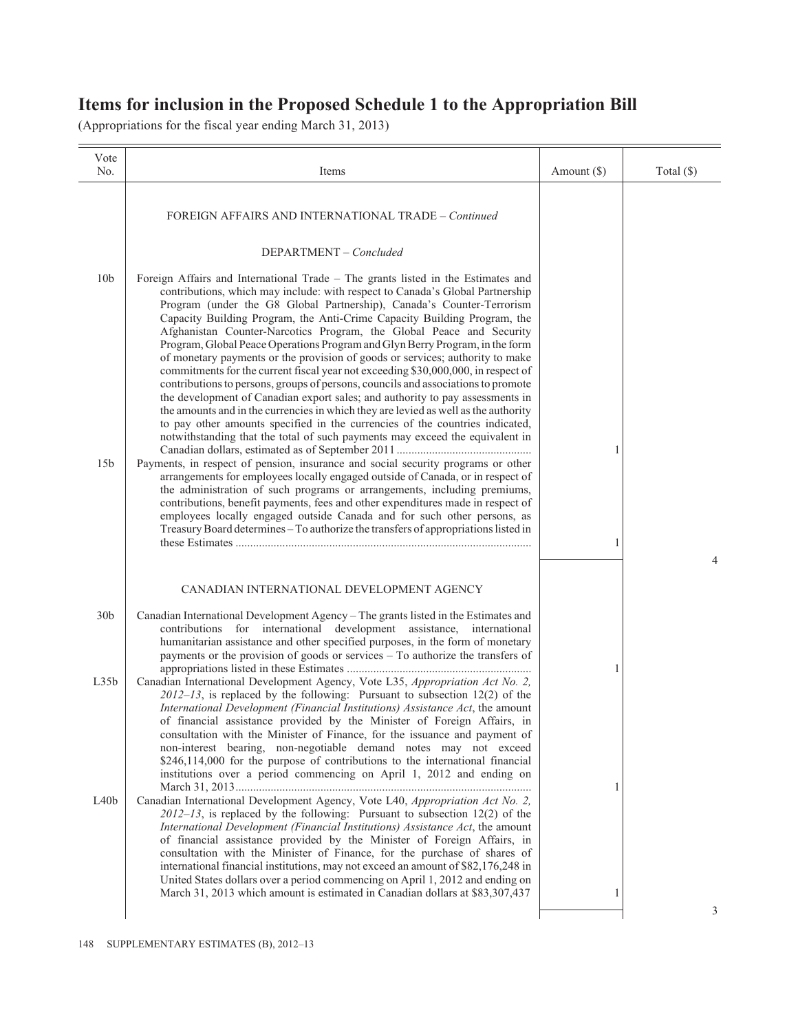# Items for inclusion in the Proposed Schedule 1 to the Appropriation Bill

(Appropriations for the fiscal year ending March 31, 2013)

| Vote No. | Items | Amount ($) | Total ($) |
|---|---|---|---|
| | FOREIGN AFFAIRS AND INTERNATIONAL TRADE – *Continued* | | |
| | DEPARTMENT – *Concluded* | | |
| 10b | Foreign Affairs and International Trade – The grants listed in the Estimates and contributions, which may include: with respect to Canada's Global Partnership Program (under the G8 Global Partnership), Canada's Counter-Terrorism Capacity Building Program, the Anti-Crime Capacity Building Program, the Afghanistan Counter-Narcotics Program, the Global Peace and Security Program, Global Peace Operations Program and Glyn Berry Program, in the form of monetary payments or the provision of goods or services; authority to make commitments for the current fiscal year not exceeding $30,000,000, in respect of contributions to persons, groups of persons, councils and associations to promote the development of Canadian export sales; and authority to pay assessments in the amounts and in the currencies in which they are levied as well as the authority to pay other amounts specified in the currencies of the countries indicated, notwithstanding that the total of such payments may exceed the equivalent in Canadian dollars, estimated as of September 2011 | 1 | |
| 15b | Payments, in respect of pension, insurance and social security programs or other arrangements for employees locally engaged outside of Canada, or in respect of the administration of such programs or arrangements, including premiums, contributions, benefit payments, fees and other expenditures made in respect of employees locally engaged outside Canada and for such other persons, as Treasury Board determines – To authorize the transfers of appropriations listed in these Estimates | 1 | |
| | | | 4 |
| | CANADIAN INTERNATIONAL DEVELOPMENT AGENCY | | |
| 30b | Canadian International Development Agency – The grants listed in the Estimates and contributions for international development assistance, international humanitarian assistance and other specified purposes, in the form of monetary payments or the provision of goods or services – To authorize the transfers of appropriations listed in these Estimates | 1 | |
| L35b | Canadian International Development Agency, Vote L35, *Appropriation Act No. 2, 2012–13*, is replaced by the following: Pursuant to subsection 12(2) of the *International Development (Financial Institutions) Assistance Act*, the amount of financial assistance provided by the Minister of Foreign Affairs, in consultation with the Minister of Finance, for the issuance and payment of non-interest bearing, non-negotiable demand notes may not exceed $246,114,000 for the purpose of contributions to the international financial institutions over a period commencing on April 1, 2012 and ending on March 31, 2013 | 1 | |
| L40b | Canadian International Development Agency, Vote L40, *Appropriation Act No. 2, 2012–13*, is replaced by the following: Pursuant to subsection 12(2) of the *International Development (Financial Institutions) Assistance Act*, the amount of financial assistance provided by the Minister of Foreign Affairs, in consultation with the Minister of Finance, for the purchase of shares of international financial institutions, may not exceed an amount of $82,176,248 in United States dollars over a period commencing on April 1, 2012 and ending on March 31, 2013 which amount is estimated in Canadian dollars at $83,307,437 | 1 | |
| | | | 3 |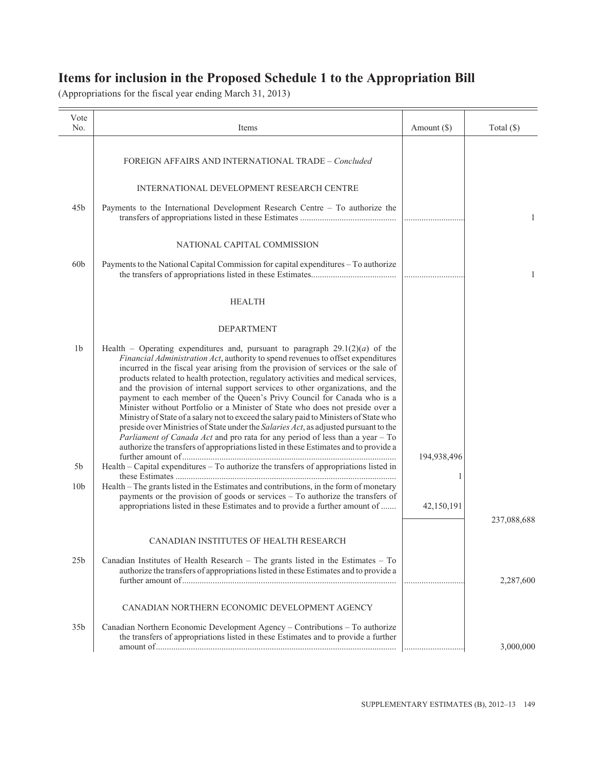# Items for inclusion in the Proposed Schedule 1 to the Appropriation Bill

(Appropriations for the fiscal year ending March 31, 2013)

| Vote No. | Items | Amount ($) | Total ($) |
|---|---|---|---|
| | FOREIGN AFFAIRS AND INTERNATIONAL TRADE – *Concluded* | | |
| | INTERNATIONAL DEVELOPMENT RESEARCH CENTRE | | |
| 45b | Payments to the International Development Research Centre – To authorize the transfers of appropriations listed in these Estimates | | 1 |
| | NATIONAL CAPITAL COMMISSION | | |
| 60b | Payments to the National Capital Commission for capital expenditures – To authorize the transfers of appropriations listed in these Estimates | | 1 |
| | HEALTH | | |
| | DEPARTMENT | | |
| 1b | Health – Operating expenditures and, pursuant to paragraph 29.1(2)(*a*) of the *Financial Administration Act*, authority to spend revenues to offset expenditures incurred in the fiscal year arising from the provision of services or the sale of products related to health protection, regulatory activities and medical services, and the provision of internal support services to other organizations, and the payment to each member of the Queen's Privy Council for Canada who is a Minister without Portfolio or a Minister of State who does not preside over a Ministry of State of a salary not to exceed the salary paid to Ministers of State who preside over Ministries of State under the *Salaries Act*, as adjusted pursuant to the *Parliament of Canada Act* and pro rata for any period of less than a year – To authorize the transfers of appropriations listed in these Estimates and to provide a further amount of | 194,938,496 | |
| 5b | Health – Capital expenditures – To authorize the transfers of appropriations listed in these Estimates | 1 | |
| 10b | Health – The grants listed in the Estimates and contributions, in the form of monetary payments or the provision of goods or services – To authorize the transfers of appropriations listed in these Estimates and to provide a further amount of | 42,150,191 | |
| | | | 237,088,688 |
| | CANADIAN INSTITUTES OF HEALTH RESEARCH | | |
| 25b | Canadian Institutes of Health Research – The grants listed in the Estimates – To authorize the transfers of appropriations listed in these Estimates and to provide a further amount of | | 2,287,600 |
| | CANADIAN NORTHERN ECONOMIC DEVELOPMENT AGENCY | | |
| 35b | Canadian Northern Economic Development Agency – Contributions – To authorize the transfers of appropriations listed in these Estimates and to provide a further amount of | | 3,000,000 |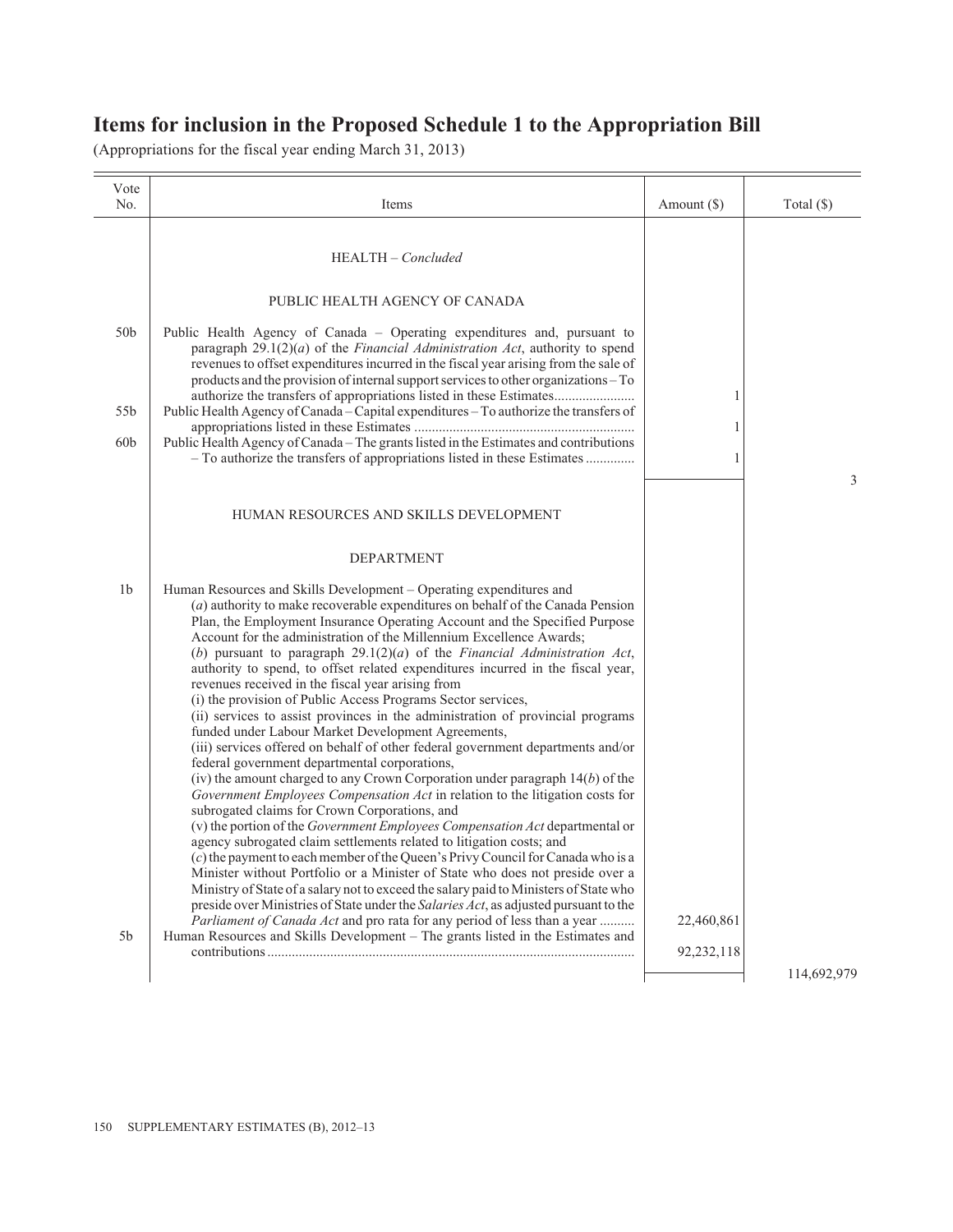# Items for inclusion in the Proposed Schedule 1 to the Appropriation Bill

(Appropriations for the fiscal year ending March 31, 2013)

| Vote No. | Items | Amount ($) | Total ($) |
|---|---|---|---|
| | HEALTH – *Concluded* | | |
| | PUBLIC HEALTH AGENCY OF CANADA | | |
| 50b | Public Health Agency of Canada – Operating expenditures and, pursuant to paragraph 29.1(2)(*a*) of the *Financial Administration Act*, authority to spend revenues to offset expenditures incurred in the fiscal year arising from the sale of products and the provision of internal support services to other organizations – To authorize the transfers of appropriations listed in these Estimates....................... | 1 | |
| 55b | Public Health Agency of Canada – Capital expenditures – To authorize the transfers of appropriations listed in these Estimates .............................................................. | 1 | |
| 60b | Public Health Agency of Canada – The grants listed in the Estimates and contributions – To authorize the transfers of appropriations listed in these Estimates .............. | 1 | |
| | | | 3 |
| | HUMAN RESOURCES AND SKILLS DEVELOPMENT | | |
| | DEPARTMENT | | |
| 1b | Human Resources and Skills Development – Operating expenditures and (*a*) authority to make recoverable expenditures on behalf of the Canada Pension Plan, the Employment Insurance Operating Account and the Specified Purpose Account for the administration of the Millennium Excellence Awards; (*b*) pursuant to paragraph 29.1(2)(*a*) of the *Financial Administration Act*, authority to spend, to offset related expenditures incurred in the fiscal year, revenues received in the fiscal year arising from (i) the provision of Public Access Programs Sector services, (ii) services to assist provinces in the administration of provincial programs funded under Labour Market Development Agreements, (iii) services offered on behalf of other federal government departments and/or federal government departmental corporations, (iv) the amount charged to any Crown Corporation under paragraph 14(*b*) of the *Government Employees Compensation Act* in relation to the litigation costs for subrogated claims for Crown Corporations, and (v) the portion of the *Government Employees Compensation Act* departmental or agency subrogated claim settlements related to litigation costs; and (*c*) the payment to each member of the Queen's Privy Council for Canada who is a Minister without Portfolio or a Minister of State who does not preside over a Ministry of State of a salary not to exceed the salary paid to Ministers of State who preside over Ministries of State under the *Salaries Act*, as adjusted pursuant to the *Parliament of Canada Act* and pro rata for any period of less than a year .......... | 22,460,861 | |
| 5b | Human Resources and Skills Development – The grants listed in the Estimates and contributions ......................................................................................................... | 92,232,118 | |
| | | | 114,692,979 |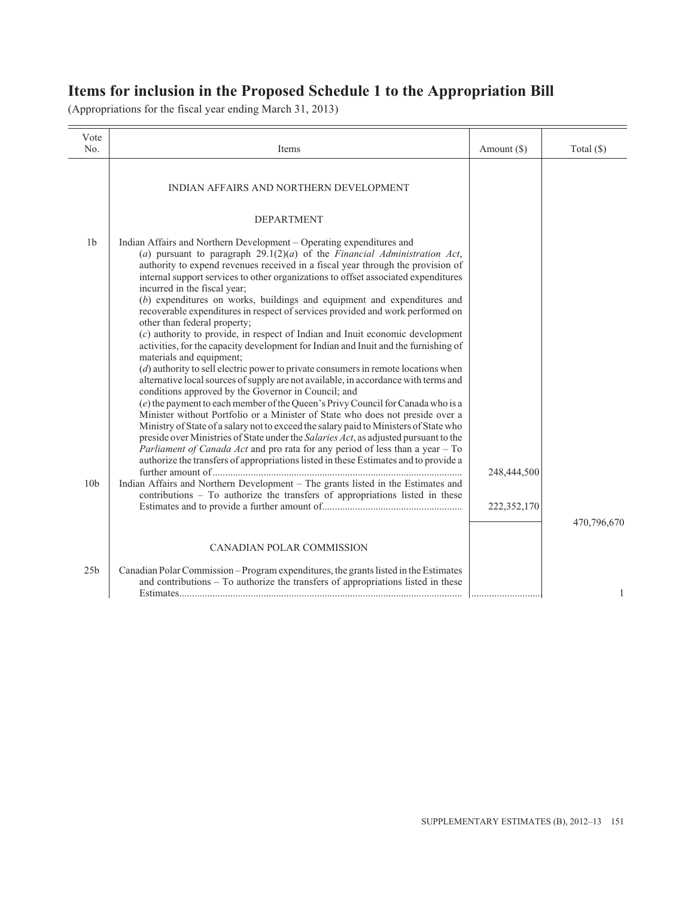# Items for inclusion in the Proposed Schedule 1 to the Appropriation Bill

(Appropriations for the fiscal year ending March 31, 2013)

| Vote No. | Items | Amount ($) | Total ($) |
|---|---|---|---|
| | INDIAN AFFAIRS AND NORTHERN DEVELOPMENT | | |
| | DEPARTMENT | | |
| 1b | Indian Affairs and Northern Development – Operating expenditures and (*a*) pursuant to paragraph 29.1(2)(*a*) of the *Financial Administration Act*, authority to expend revenues received in a fiscal year through the provision of internal support services to other organizations to offset associated expenditures incurred in the fiscal year; (*b*) expenditures on works, buildings and equipment and expenditures and recoverable expenditures in respect of services provided and work performed on other than federal property; (*c*) authority to provide, in respect of Indian and Inuit economic development activities, for the capacity development for Indian and Inuit and the furnishing of materials and equipment; (*d*) authority to sell electric power to private consumers in remote locations when alternative local sources of supply are not available, in accordance with terms and conditions approved by the Governor in Council; and (*e*) the payment to each member of the Queen's Privy Council for Canada who is a Minister without Portfolio or a Minister of State who does not preside over a Ministry of State of a salary not to exceed the salary paid to Ministers of State who preside over Ministries of State under the *Salaries Act*, as adjusted pursuant to the *Parliament of Canada Act* and pro rata for any period of less than a year – To authorize the transfers of appropriations listed in these Estimates and to provide a further amount of | 248,444,500 | |
| 10b | Indian Affairs and Northern Development – The grants listed in the Estimates and contributions – To authorize the transfers of appropriations listed in these Estimates and to provide a further amount of | 222,352,170 | |
| | | | 470,796,670 |
| | CANADIAN POLAR COMMISSION | | |
| 25b | Canadian Polar Commission – Program expenditures, the grants listed in the Estimates and contributions – To authorize the transfers of appropriations listed in these Estimates | | 1 |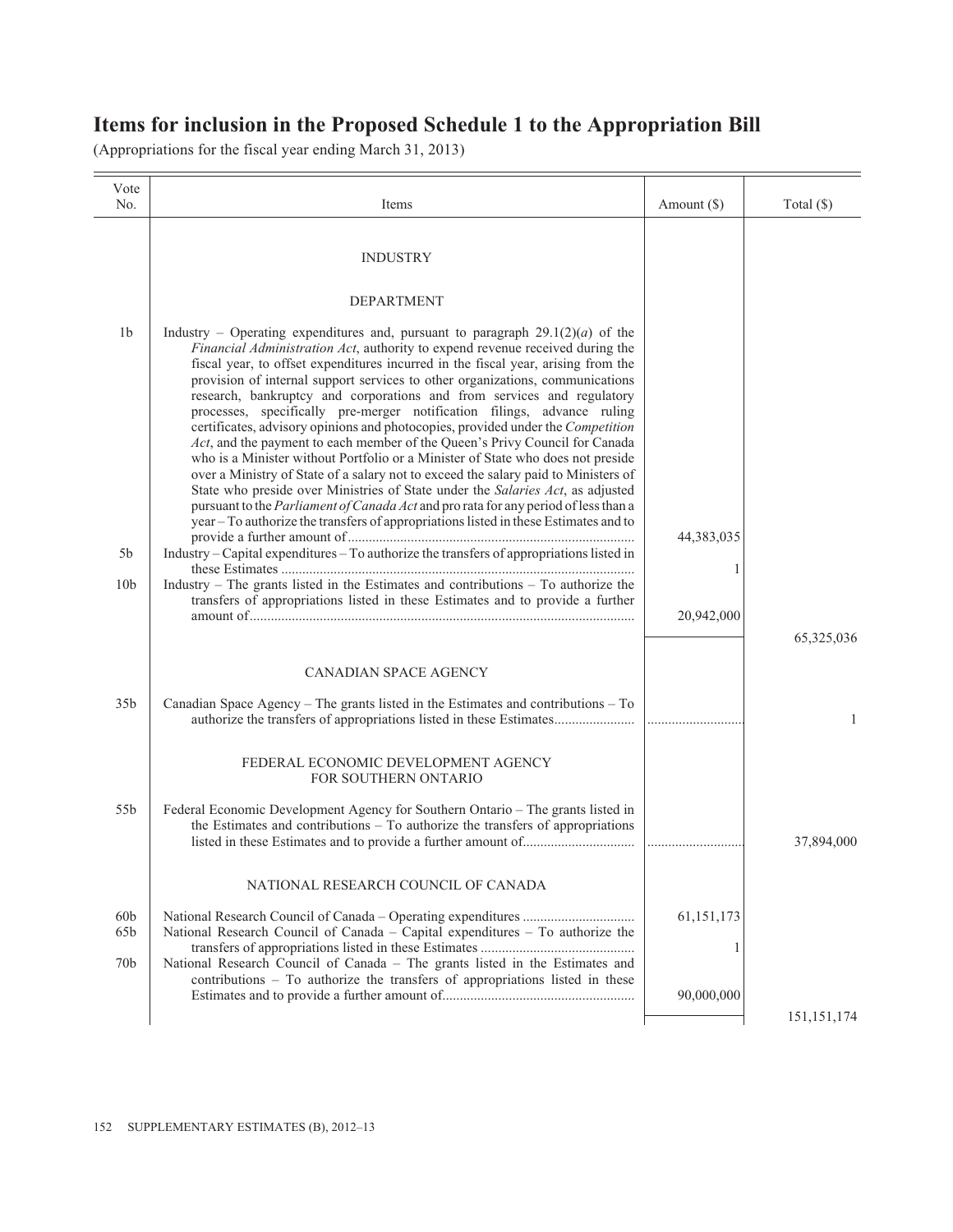# Items for inclusion in the Proposed Schedule 1 to the Appropriation Bill

(Appropriations for the fiscal year ending March 31, 2013)

| Vote No. | Items | Amount ($) | Total ($) |
|---|---|---|---|
| | INDUSTRY | | |
| | DEPARTMENT | | |
| 1b | Industry – Operating expenditures and, pursuant to paragraph 29.1(2)(*a*) of the *Financial Administration Act*, authority to expend revenue received during the fiscal year, to offset expenditures incurred in the fiscal year, arising from the provision of internal support services to other organizations, communications research, bankruptcy and corporations and from services and regulatory processes, specifically pre-merger notification filings, advance ruling certificates, advisory opinions and photocopies, provided under the *Competition Act*, and the payment to each member of the Queen's Privy Council for Canada who is a Minister without Portfolio or a Minister of State who does not preside over a Ministry of State of a salary not to exceed the salary paid to Ministers of State who preside over Ministries of State under the *Salaries Act*, as adjusted pursuant to the *Parliament of Canada Act* and pro rata for any period of less than a year – To authorize the transfers of appropriations listed in these Estimates and to provide a further amount of | 44,383,035 | |
| 5b | Industry – Capital expenditures – To authorize the transfers of appropriations listed in these Estimates | 1 | |
| 10b | Industry – The grants listed in the Estimates and contributions – To authorize the transfers of appropriations listed in these Estimates and to provide a further amount of | 20,942,000 | |
| | | | 65,325,036 |
| | CANADIAN SPACE AGENCY | | |
| 35b | Canadian Space Agency – The grants listed in the Estimates and contributions – To authorize the transfers of appropriations listed in these Estimates | | 1 |
| | FEDERAL ECONOMIC DEVELOPMENT AGENCY FOR SOUTHERN ONTARIO | | |
| 55b | Federal Economic Development Agency for Southern Ontario – The grants listed in the Estimates and contributions – To authorize the transfers of appropriations listed in these Estimates and to provide a further amount of | | 37,894,000 |
| | NATIONAL RESEARCH COUNCIL OF CANADA | | |
| 60b | National Research Council of Canada – Operating expenditures | 61,151,173 | |
| 65b | National Research Council of Canada – Capital expenditures – To authorize the transfers of appropriations listed in these Estimates | 1 | |
| 70b | National Research Council of Canada – The grants listed in the Estimates and contributions – To authorize the transfers of appropriations listed in these Estimates and to provide a further amount of | 90,000,000 | |
| | | | 151,151,174 |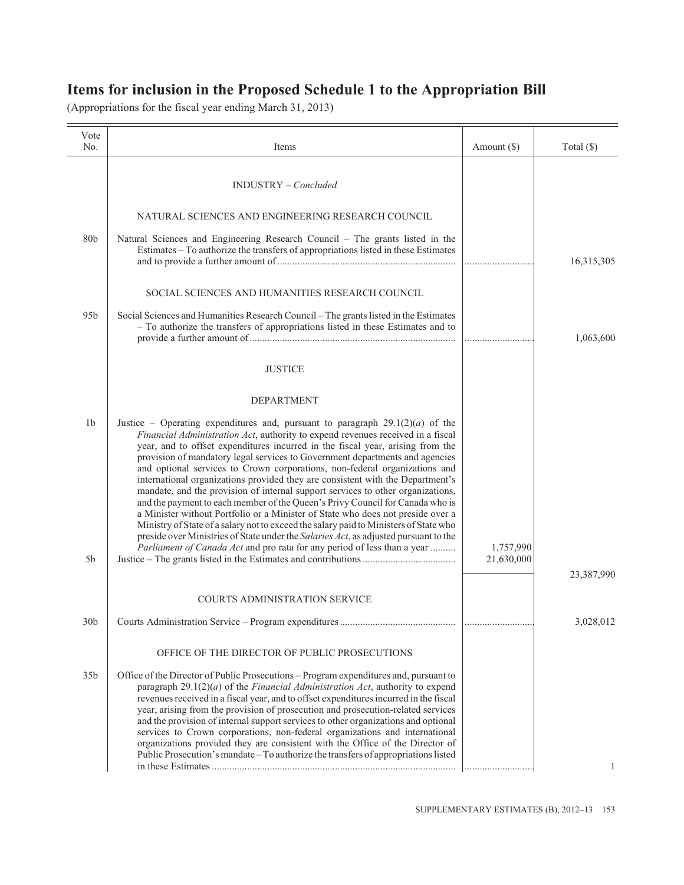# Items for inclusion in the Proposed Schedule 1 to the Appropriation Bill

(Appropriations for the fiscal year ending March 31, 2013)

| Vote No. | Items | Amount ($) | Total ($) |
|---|---|---|---|
| | INDUSTRY – *Concluded* | | |
| | NATURAL SCIENCES AND ENGINEERING RESEARCH COUNCIL | | |
| 80b | Natural Sciences and Engineering Research Council – The grants listed in the Estimates – To authorize the transfers of appropriations listed in these Estimates and to provide a further amount of | | 16,315,305 |
| | SOCIAL SCIENCES AND HUMANITIES RESEARCH COUNCIL | | |
| 95b | Social Sciences and Humanities Research Council – The grants listed in the Estimates – To authorize the transfers of appropriations listed in these Estimates and to provide a further amount of | | 1,063,600 |
| | JUSTICE | | |
| | DEPARTMENT | | |
| 1b | Justice – Operating expenditures and, pursuant to paragraph 29.1(2)(*a*) of the *Financial Administration Act*, authority to expend revenues received in a fiscal year, and to offset expenditures incurred in the fiscal year, arising from the provision of mandatory legal services to Government departments and agencies and optional services to Crown corporations, non-federal organizations and international organizations provided they are consistent with the Department's mandate, and the provision of internal support services to other organizations, and the payment to each member of the Queen's Privy Council for Canada who is a Minister without Portfolio or a Minister of State who does not preside over a Ministry of State of a salary not to exceed the salary paid to Ministers of State who preside over Ministries of State under the *Salaries Act*, as adjusted pursuant to the *Parliament of Canada Act* and pro rata for any period of less than a year | 1,757,990 | |
| 5b | Justice – The grants listed in the Estimates and contributions | 21,630,000 | |
| | | | 23,387,990 |
| | COURTS ADMINISTRATION SERVICE | | |
| 30b | Courts Administration Service – Program expenditures | | 3,028,012 |
| | OFFICE OF THE DIRECTOR OF PUBLIC PROSECUTIONS | | |
| 35b | Office of the Director of Public Prosecutions – Program expenditures and, pursuant to paragraph 29.1(2)(*a*) of the *Financial Administration Act*, authority to expend revenues received in a fiscal year, and to offset expenditures incurred in the fiscal year, arising from the provision of prosecution and prosecution-related services and the provision of internal support services to other organizations and optional services to Crown corporations, non-federal organizations and international organizations provided they are consistent with the Office of the Director of Public Prosecution's mandate – To authorize the transfers of appropriations listed in these Estimates | | 1 |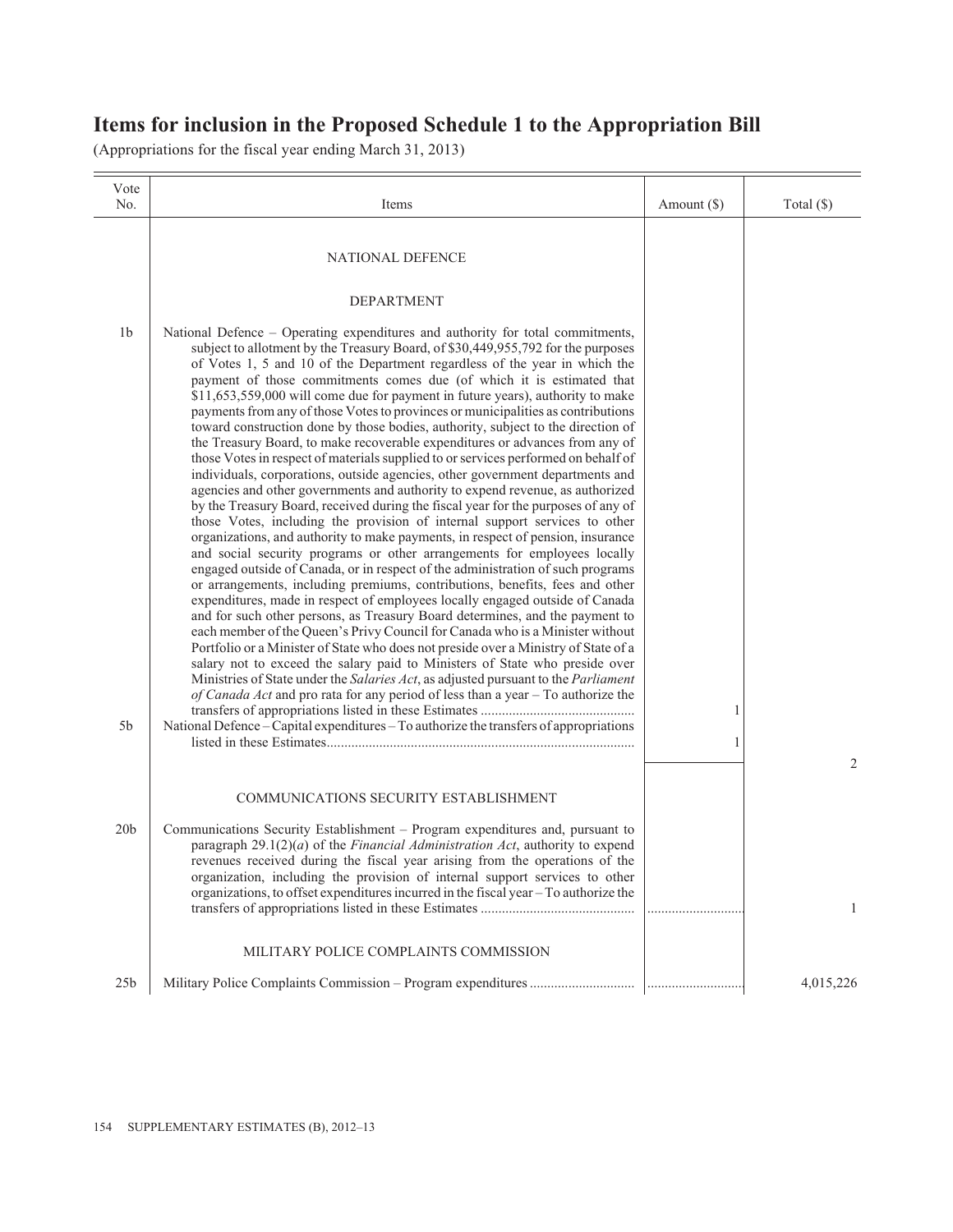# Items for inclusion in the Proposed Schedule 1 to the Appropriation Bill

(Appropriations for the fiscal year ending March 31, 2013)

| Vote No. | Items | Amount ($) | Total ($) |
|---|---|---|---|
| | NATIONAL DEFENCE | | |
| | DEPARTMENT | | |
| 1b | National Defence – Operating expenditures and authority for total commitments, subject to allotment by the Treasury Board, of $30,449,955,792 for the purposes of Votes 1, 5 and 10 of the Department regardless of the year in which the payment of those commitments comes due (of which it is estimated that $11,653,559,000 will come due for payment in future years), authority to make payments from any of those Votes to provinces or municipalities as contributions toward construction done by those bodies, authority, subject to the direction of the Treasury Board, to make recoverable expenditures or advances from any of those Votes in respect of materials supplied to or services performed on behalf of individuals, corporations, outside agencies, other government departments and agencies and other governments and authority to expend revenue, as authorized by the Treasury Board, received during the fiscal year for the purposes of any of those Votes, including the provision of internal support services to other organizations, and authority to make payments, in respect of pension, insurance and social security programs or other arrangements for employees locally engaged outside of Canada, or in respect of the administration of such programs or arrangements, including premiums, contributions, benefits, fees and other expenditures, made in respect of employees locally engaged outside of Canada and for such other persons, as Treasury Board determines, and the payment to each member of the Queen's Privy Council for Canada who is a Minister without Portfolio or a Minister of State who does not preside over a Ministry of State of a salary not to exceed the salary paid to Ministers of State who preside over Ministries of State under the *Salaries Act*, as adjusted pursuant to the *Parliament of Canada Act* and pro rata for any period of less than a year – To authorize the transfers of appropriations listed in these Estimates | 1 | |
| 5b | National Defence – Capital expenditures – To authorize the transfers of appropriations listed in these Estimates | 1 | |
| | | | 2 |
| | COMMUNICATIONS SECURITY ESTABLISHMENT | | |
| 20b | Communications Security Establishment – Program expenditures and, pursuant to paragraph 29.1(2)(*a*) of the *Financial Administration Act*, authority to expend revenues received during the fiscal year arising from the operations of the organization, including the provision of internal support services to other organizations, to offset expenditures incurred in the fiscal year – To authorize the transfers of appropriations listed in these Estimates | | 1 |
| | MILITARY POLICE COMPLAINTS COMMISSION | | |
| 25b | Military Police Complaints Commission – Program expenditures | | 4,015,226 |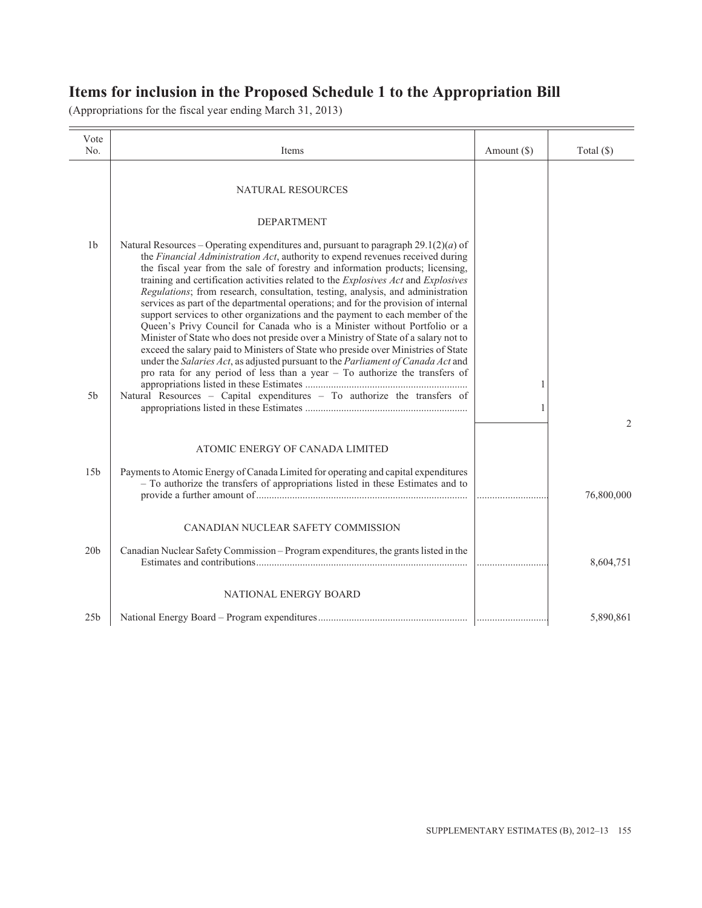## Items for inclusion in the Proposed Schedule 1 to the Appropriation Bill

(Appropriations for the fiscal year ending March 31, 2013)

| Vote No. | Items | Amount ($) | Total ($) |
|---|---|---|---|
| | NATURAL RESOURCES | | |
| | DEPARTMENT | | |
| 1b | Natural Resources – Operating expenditures and, pursuant to paragraph 29.1(2)(*a*) of the *Financial Administration Act*, authority to expend revenues received during the fiscal year from the sale of forestry and information products; licensing, training and certification activities related to the *Explosives Act* and *Explosives Regulations*; from research, consultation, testing, analysis, and administration services as part of the departmental operations; and for the provision of internal support services to other organizations and the payment to each member of the Queen's Privy Council for Canada who is a Minister without Portfolio or a Minister of State who does not preside over a Ministry of State of a salary not to exceed the salary paid to Ministers of State who preside over Ministries of State under the *Salaries Act*, as adjusted pursuant to the *Parliament of Canada Act* and pro rata for any period of less than a year – To authorize the transfers of appropriations listed in these Estimates | 1 | |
| 5b | Natural Resources – Capital expenditures – To authorize the transfers of appropriations listed in these Estimates | 1 | |
| | | | 2 |
| | ATOMIC ENERGY OF CANADA LIMITED | | |
| 15b | Payments to Atomic Energy of Canada Limited for operating and capital expenditures – To authorize the transfers of appropriations listed in these Estimates and to provide a further amount of | | 76,800,000 |
| | CANADIAN NUCLEAR SAFETY COMMISSION | | |
| 20b | Canadian Nuclear Safety Commission – Program expenditures, the grants listed in the Estimates and contributions | | 8,604,751 |
| | NATIONAL ENERGY BOARD | | |
| 25b | National Energy Board – Program expenditures | | 5,890,861 |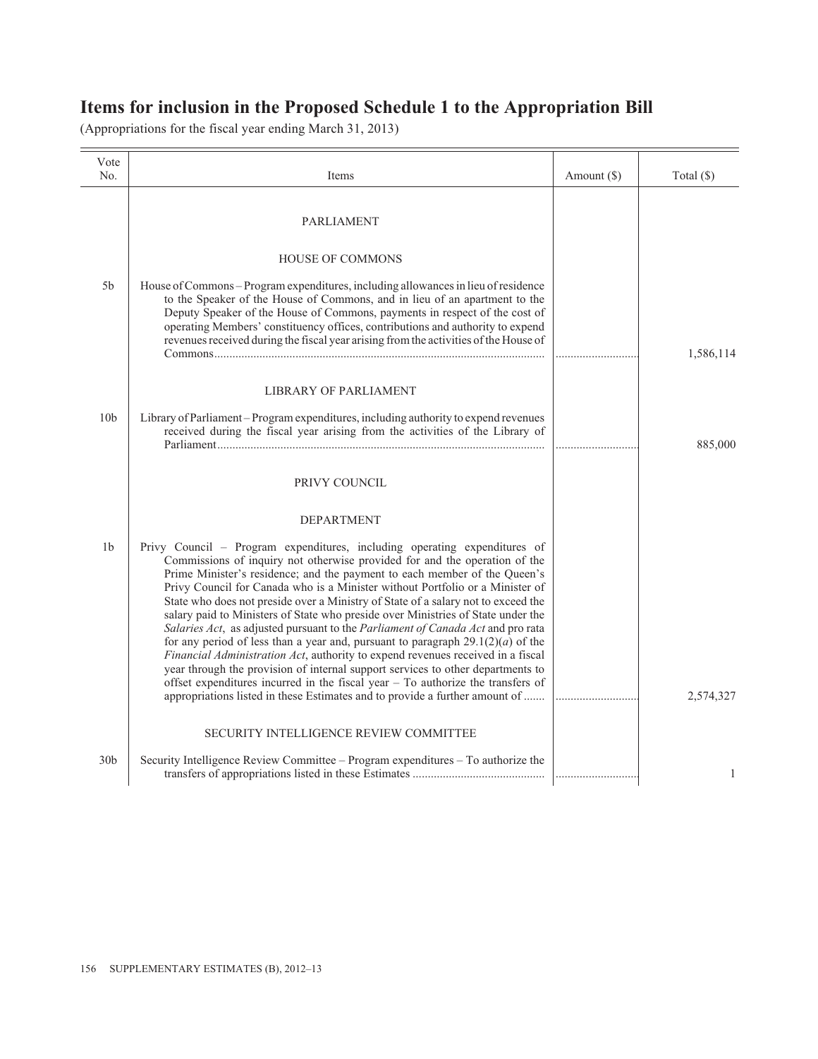# Items for inclusion in the Proposed Schedule 1 to the Appropriation Bill

(Appropriations for the fiscal year ending March 31, 2013)

| Vote No. | Items | Amount ($) | Total ($) |
|---|---|---|---|
| | PARLIAMENT | | |
| | HOUSE OF COMMONS | | |
| 5b | House of Commons – Program expenditures, including allowances in lieu of residence to the Speaker of the House of Commons, and in lieu of an apartment to the Deputy Speaker of the House of Commons, payments in respect of the cost of operating Members' constituency offices, contributions and authority to expend revenues received during the fiscal year arising from the activities of the House of Commons | ............................ | 1,586,114 |
| | LIBRARY OF PARLIAMENT | | |
| 10b | Library of Parliament – Program expenditures, including authority to expend revenues received during the fiscal year arising from the activities of the Library of Parliament | ............................ | 885,000 |
| | PRIVY COUNCIL | | |
| | DEPARTMENT | | |
| 1b | Privy Council – Program expenditures, including operating expenditures of Commissions of inquiry not otherwise provided for and the operation of the Prime Minister's residence; and the payment to each member of the Queen's Privy Council for Canada who is a Minister without Portfolio or a Minister of State who does not preside over a Ministry of State of a salary not to exceed the salary paid to Ministers of State who preside over Ministries of State under the *Salaries Act*, as adjusted pursuant to the *Parliament of Canada Act* and pro rata for any period of less than a year and, pursuant to paragraph 29.1(2)(*a*) of the *Financial Administration Act*, authority to expend revenues received in a fiscal year through the provision of internal support services to other departments to offset expenditures incurred in the fiscal year – To authorize the transfers of appropriations listed in these Estimates and to provide a further amount of | ............................ | 2,574,327 |
| | SECURITY INTELLIGENCE REVIEW COMMITTEE | | |
| 30b | Security Intelligence Review Committee – Program expenditures – To authorize the transfers of appropriations listed in these Estimates | ............................ | 1 |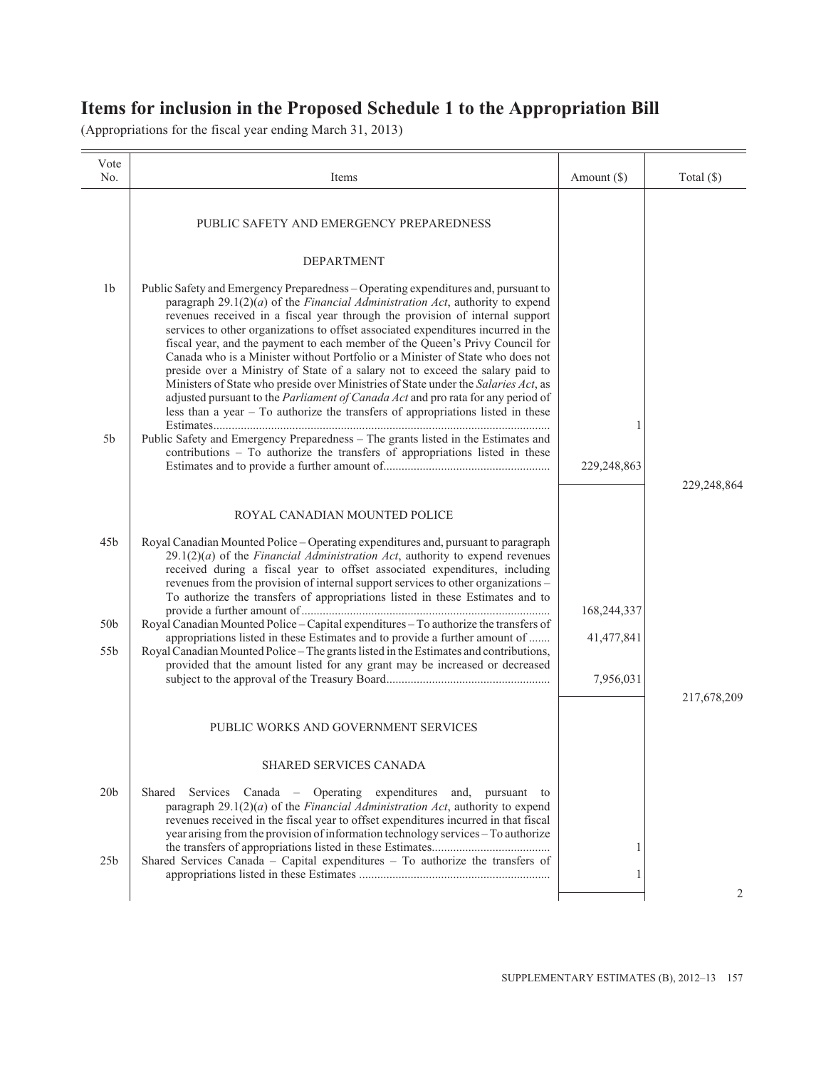# Items for inclusion in the Proposed Schedule 1 to the Appropriation Bill

(Appropriations for the fiscal year ending March 31, 2013)

| Vote No. | Items | Amount ($) | Total ($) |
|---|---|---|---|
| | PUBLIC SAFETY AND EMERGENCY PREPAREDNESS | | |
| | DEPARTMENT | | |
| 1b | Public Safety and Emergency Preparedness – Operating expenditures and, pursuant to paragraph 29.1(2)(*a*) of the *Financial Administration Act*, authority to expend revenues received in a fiscal year through the provision of internal support services to other organizations to offset associated expenditures incurred in the fiscal year, and the payment to each member of the Queen's Privy Council for Canada who is a Minister without Portfolio or a Minister of State who does not preside over a Ministry of State of a salary not to exceed the salary paid to Ministers of State who preside over Ministries of State under the *Salaries Act*, as adjusted pursuant to the *Parliament of Canada Act* and pro rata for any period of less than a year – To authorize the transfers of appropriations listed in these Estimates | 1 | |
| 5b | Public Safety and Emergency Preparedness – The grants listed in the Estimates and contributions – To authorize the transfers of appropriations listed in these Estimates and to provide a further amount of | 229,248,863 | |
| | | | 229,248,864 |
| | ROYAL CANADIAN MOUNTED POLICE | | |
| 45b | Royal Canadian Mounted Police – Operating expenditures and, pursuant to paragraph 29.1(2)(*a*) of the *Financial Administration Act*, authority to expend revenues received during a fiscal year to offset associated expenditures, including revenues from the provision of internal support services to other organizations – To authorize the transfers of appropriations listed in these Estimates and to provide a further amount of | 168,244,337 | |
| 50b | Royal Canadian Mounted Police – Capital expenditures – To authorize the transfers of appropriations listed in these Estimates and to provide a further amount of | 41,477,841 | |
| 55b | Royal Canadian Mounted Police – The grants listed in the Estimates and contributions, provided that the amount listed for any grant may be increased or decreased subject to the approval of the Treasury Board | 7,956,031 | |
| | | | 217,678,209 |
| | PUBLIC WORKS AND GOVERNMENT SERVICES | | |
| | SHARED SERVICES CANADA | | |
| 20b | Shared Services Canada – Operating expenditures and, pursuant to paragraph 29.1(2)(*a*) of the *Financial Administration Act*, authority to expend revenues received in the fiscal year to offset expenditures incurred in that fiscal year arising from the provision of information technology services – To authorize the transfers of appropriations listed in these Estimates | 1 | |
| 25b | Shared Services Canada – Capital expenditures – To authorize the transfers of appropriations listed in these Estimates | 1 | |
| | | | 2 |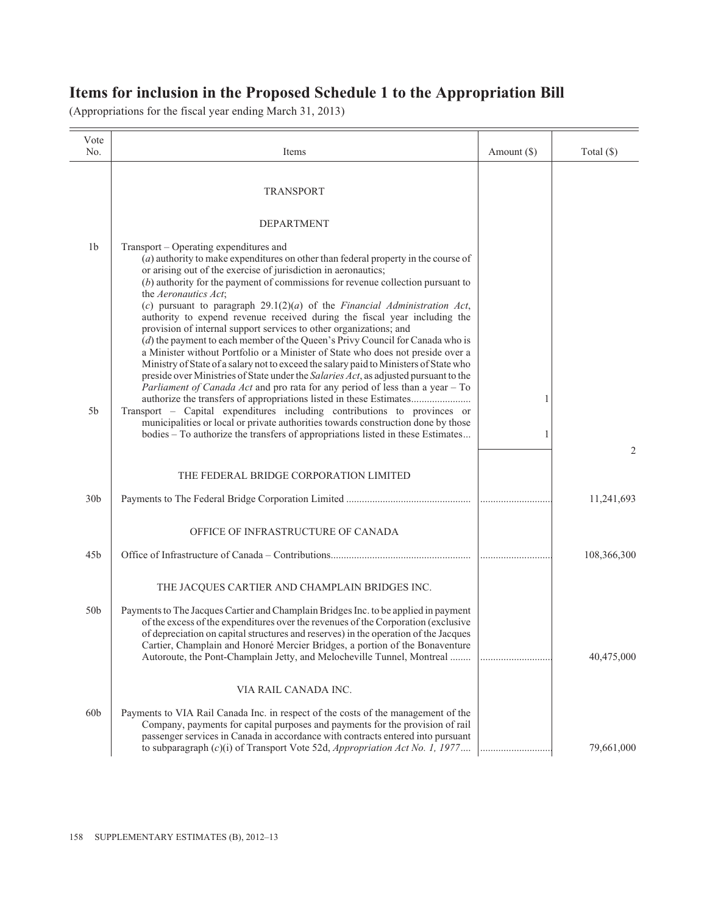## Items for inclusion in the Proposed Schedule 1 to the Appropriation Bill

(Appropriations for the fiscal year ending March 31, 2013)

| Vote No. | Items | Amount ($) | Total ($) |
|---|---|---|---|
| | TRANSPORT | | |
| | DEPARTMENT | | |
| 1b | Transport – Operating expenditures and (*a*) authority to make expenditures on other than federal property in the course of or arising out of the exercise of jurisdiction in aeronautics; (*b*) authority for the payment of commissions for revenue collection pursuant to the *Aeronautics Act*; (*c*) pursuant to paragraph 29.1(2)(*a*) of the *Financial Administration Act*, authority to expend revenue received during the fiscal year including the provision of internal support services to other organizations; and (*d*) the payment to each member of the Queen's Privy Council for Canada who is a Minister without Portfolio or a Minister of State who does not preside over a Ministry of State of a salary not to exceed the salary paid to Ministers of State who preside over Ministries of State under the *Salaries Act*, as adjusted pursuant to the *Parliament of Canada Act* and pro rata for any period of less than a year – To authorize the transfers of appropriations listed in these Estimates | 1 | |
| 5b | Transport – Capital expenditures including contributions to provinces or municipalities or local or private authorities towards construction done by those bodies – To authorize the transfers of appropriations listed in these Estimates | 1 | |
| | | | 2 |
| | THE FEDERAL BRIDGE CORPORATION LIMITED | | |
| 30b | Payments to The Federal Bridge Corporation Limited | | 11,241,693 |
| | OFFICE OF INFRASTRUCTURE OF CANADA | | |
| 45b | Office of Infrastructure of Canada – Contributions | | 108,366,300 |
| | THE JACQUES CARTIER AND CHAMPLAIN BRIDGES INC. | | |
| 50b | Payments to The Jacques Cartier and Champlain Bridges Inc. to be applied in payment of the excess of the expenditures over the revenues of the Corporation (exclusive of depreciation on capital structures and reserves) in the operation of the Jacques Cartier, Champlain and Honoré Mercier Bridges, a portion of the Bonaventure Autoroute, the Pont-Champlain Jetty, and Melocheville Tunnel, Montreal | | 40,475,000 |
| | VIA RAIL CANADA INC. | | |
| 60b | Payments to VIA Rail Canada Inc. in respect of the costs of the management of the Company, payments for capital purposes and payments for the provision of rail passenger services in Canada in accordance with contracts entered into pursuant to subparagraph (*c*)(i) of Transport Vote 52d, *Appropriation Act No. 1, 1977* | | 79,661,000 |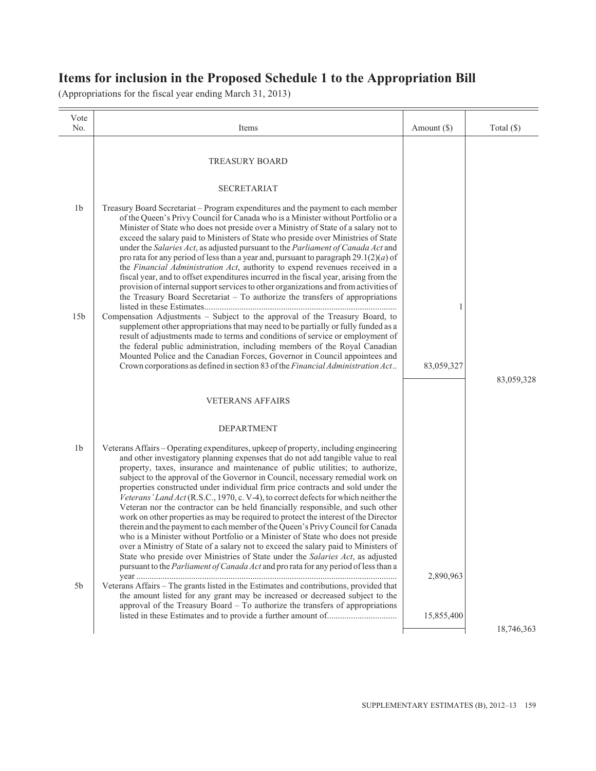# Items for inclusion in the Proposed Schedule 1 to the Appropriation Bill

(Appropriations for the fiscal year ending March 31, 2013)

| Vote No. | Items | Amount ($) | Total ($) |
|---|---|---|---|
| | TREASURY BOARD | | |
| | SECRETARIAT | | |
| 1b | Treasury Board Secretariat – Program expenditures and the payment to each member of the Queen's Privy Council for Canada who is a Minister without Portfolio or a Minister of State who does not preside over a Ministry of State of a salary not to exceed the salary paid to Ministers of State who preside over Ministries of State under the *Salaries Act*, as adjusted pursuant to the *Parliament of Canada Act* and pro rata for any period of less than a year and, pursuant to paragraph 29.1(2)(*a*) of the *Financial Administration Act*, authority to expend revenues received in a fiscal year, and to offset expenditures incurred in the fiscal year, arising from the provision of internal support services to other organizations and from activities of the Treasury Board Secretariat – To authorize the transfers of appropriations listed in these Estimates | 1 | |
| 15b | Compensation Adjustments – Subject to the approval of the Treasury Board, to supplement other appropriations that may need to be partially or fully funded as a result of adjustments made to terms and conditions of service or employment of the federal public administration, including members of the Royal Canadian Mounted Police and the Canadian Forces, Governor in Council appointees and Crown corporations as defined in section 83 of the *Financial Administration Act* | 83,059,327 | |
| | | | 83,059,328 |
| | VETERANS AFFAIRS | | |
| | DEPARTMENT | | |
| 1b | Veterans Affairs – Operating expenditures, upkeep of property, including engineering and other investigatory planning expenses that do not add tangible value to real property, taxes, insurance and maintenance of public utilities; to authorize, subject to the approval of the Governor in Council, necessary remedial work on properties constructed under individual firm price contracts and sold under the *Veterans' Land Act* (R.S.C., 1970, c. V-4), to correct defects for which neither the Veteran nor the contractor can be held financially responsible, and such other work on other properties as may be required to protect the interest of the Director therein and the payment to each member of the Queen's Privy Council for Canada who is a Minister without Portfolio or a Minister of State who does not preside over a Ministry of State of a salary not to exceed the salary paid to Ministers of State who preside over Ministries of State under the *Salaries Act*, as adjusted pursuant to the *Parliament of Canada Act* and pro rata for any period of less than a year | 2,890,963 | |
| 5b | Veterans Affairs – The grants listed in the Estimates and contributions, provided that the amount listed for any grant may be increased or decreased subject to the approval of the Treasury Board – To authorize the transfers of appropriations listed in these Estimates and to provide a further amount of | 15,855,400 | |
| | | | 18,746,363 |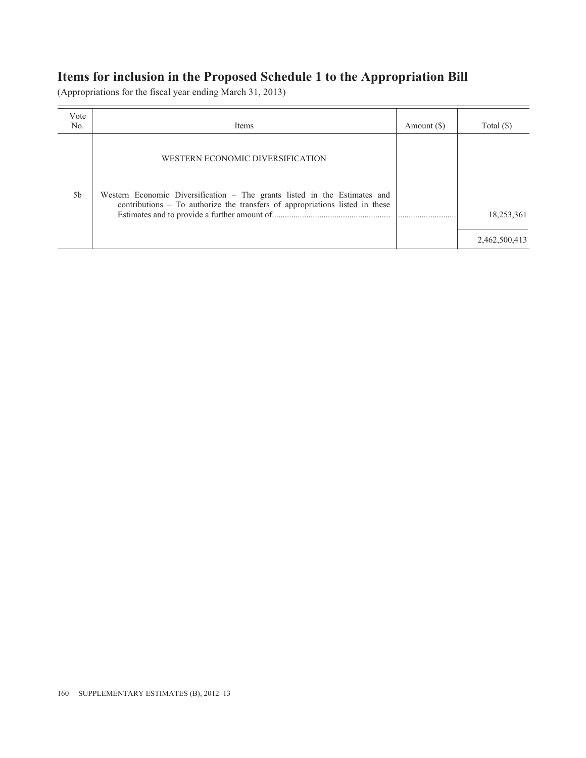## Items for inclusion in the Proposed Schedule 1 to the Appropriation Bill

(Appropriations for the fiscal year ending March 31, 2013)

| Vote No. | Items | Amount ($) | Total ($) |
|---|---|---|---|
| | WESTERN ECONOMIC DIVERSIFICATION | | |
| 5b | Western Economic Diversification – The grants listed in the Estimates and contributions – To authorize the transfers of appropriations listed in these Estimates and to provide a further amount of...................................................... | ............................ | 18,253,361 |
| | | | 2,462,500,413 |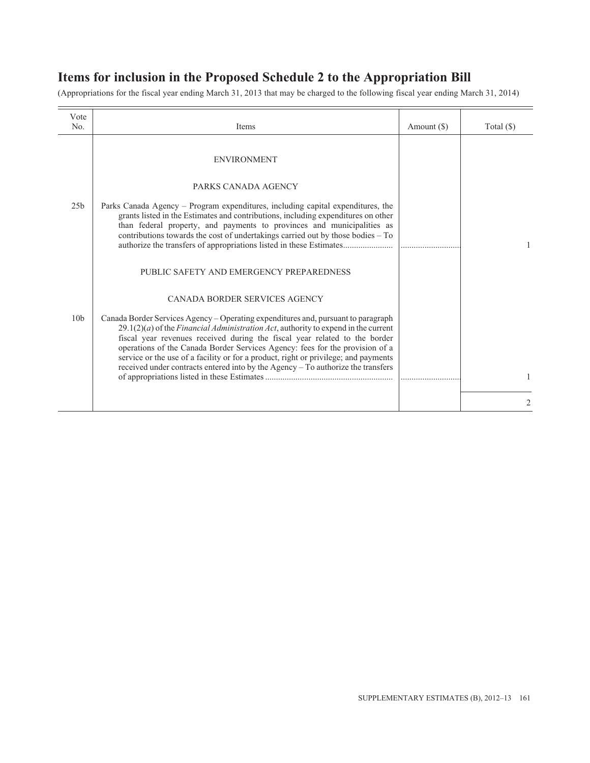## Items for inclusion in the Proposed Schedule 2 to the Appropriation Bill

(Appropriations for the fiscal year ending March 31, 2013 that may be charged to the following fiscal year ending March 31, 2014)

| Vote No. | Items | Amount ($) | Total ($) |
|---|---|---|---|
| | ENVIRONMENT | | |
| | PARKS CANADA AGENCY | | |
| 25b | Parks Canada Agency – Program expenditures, including capital expenditures, the grants listed in the Estimates and contributions, including expenditures on other than federal property, and payments to provinces and municipalities as contributions towards the cost of undertakings carried out by those bodies – To authorize the transfers of appropriations listed in these Estimates | ............................ | 1 |
| | PUBLIC SAFETY AND EMERGENCY PREPAREDNESS | | |
| | CANADA BORDER SERVICES AGENCY | | |
| 10b | Canada Border Services Agency – Operating expenditures and, pursuant to paragraph 29.1(2)(*a*) of the *Financial Administration Act*, authority to expend in the current fiscal year revenues received during the fiscal year related to the border operations of the Canada Border Services Agency: fees for the provision of a service or the use of a facility or for a product, right or privilege; and payments received under contracts entered into by the Agency – To authorize the transfers of appropriations listed in these Estimates | ............................ | 1 |
| | | | 2 |